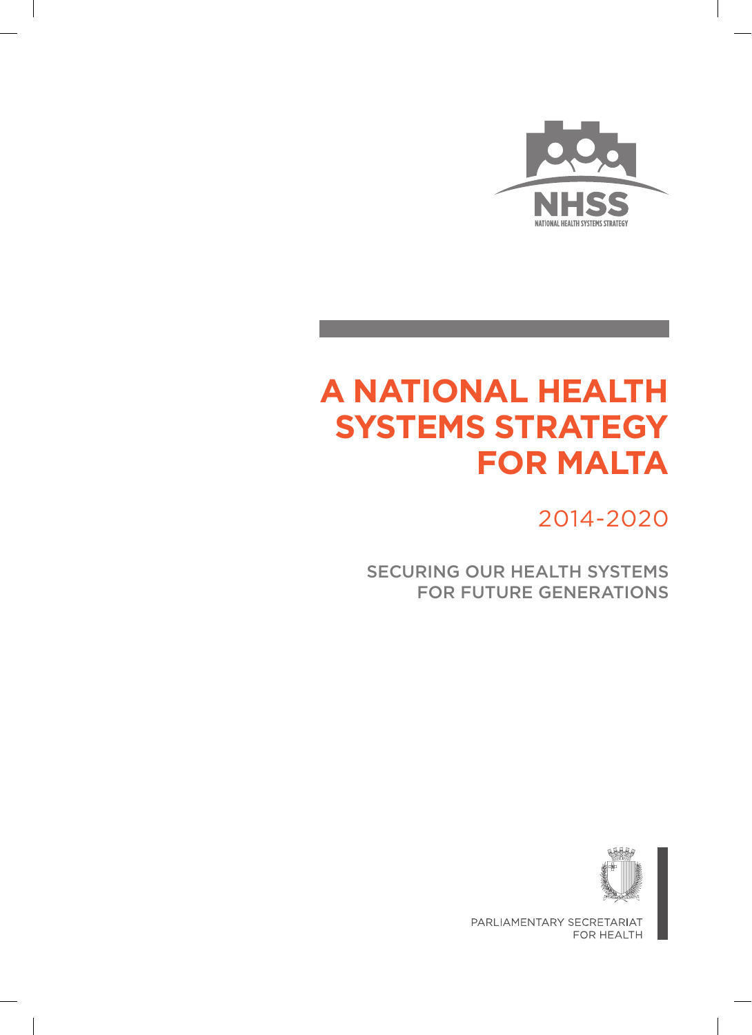NHSS

NATIONAL HEALTH SYSTEMS STRATEGY

# A NATIONAL HEALTH SYSTEMS STRATEGY FOR MALTA

## 2014-2020

SECURING OUR HEALTH SYSTEMS FOR FUTURE GENERATIONS

PARLIAMENTARY SECRETARIAT FOR HEALTH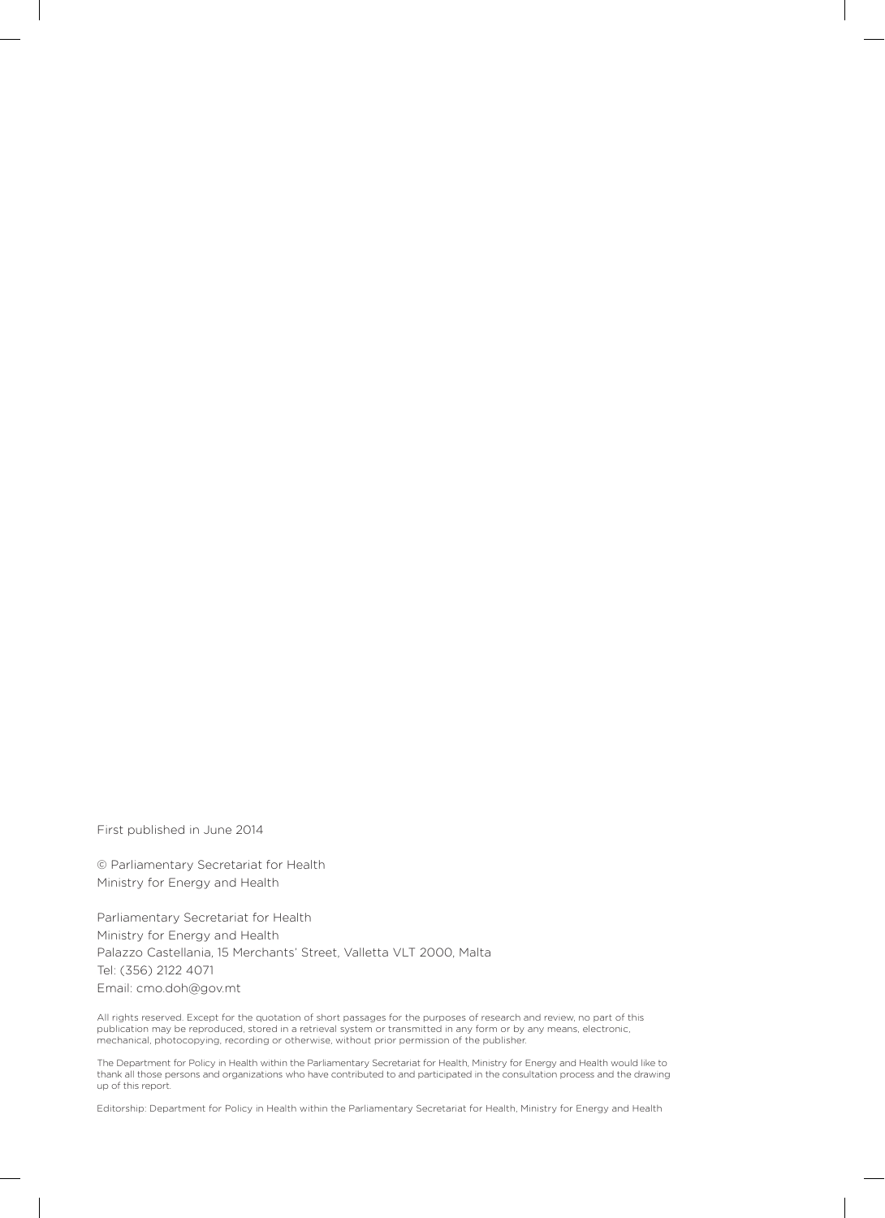First published in June 2014

© Parliamentary Secretariat for Health
Ministry for Energy and Health

Parliamentary Secretariat for Health
Ministry for Energy and Health
Palazzo Castellania, 15 Merchants' Street, Valletta VLT 2000, Malta
Tel: (356) 2122 4071
Email: cmo.doh@gov.mt

All rights reserved. Except for the quotation of short passages for the purposes of research and review, no part of this publication may be reproduced, stored in a retrieval system or transmitted in any form or by any means, electronic, mechanical, photocopying, recording or otherwise, without prior permission of the publisher.

The Department for Policy in Health within the Parliamentary Secretariat for Health, Ministry for Energy and Health would like to thank all those persons and organizations who have contributed to and participated in the consultation process and the drawing up of this report.

Editorship: Department for Policy in Health within the Parliamentary Secretariat for Health, Ministry for Energy and Health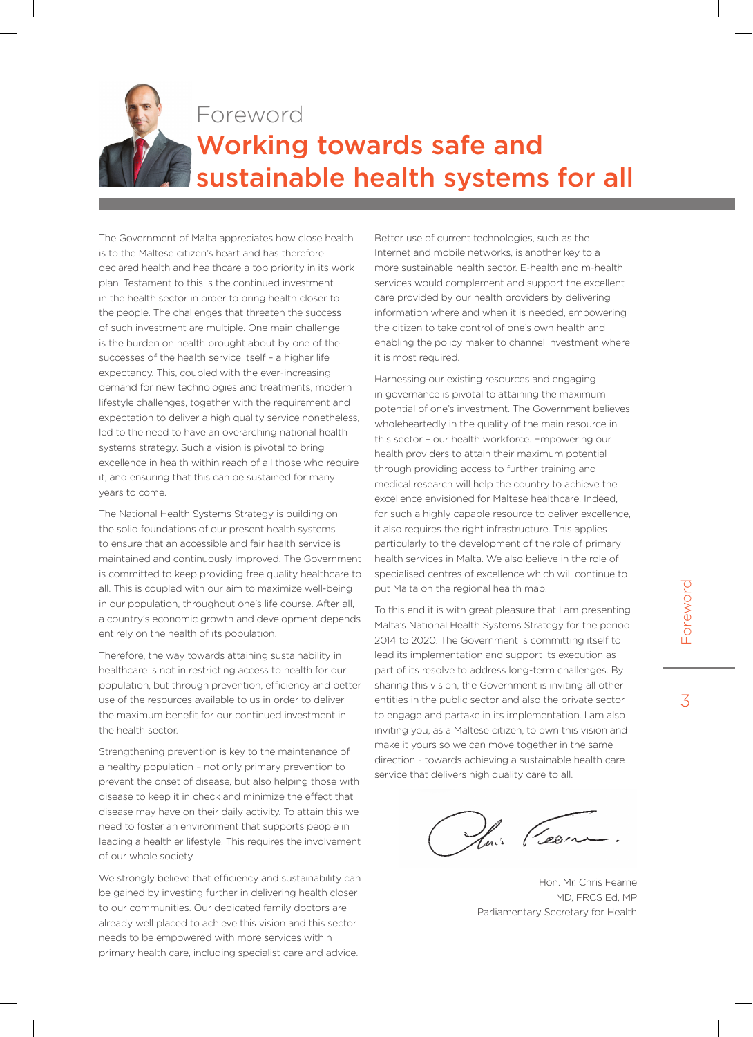# Foreword

## Working towards safe and sustainable health systems for all

The Government of Malta appreciates how close health is to the Maltese citizen's heart and has therefore declared health and healthcare a top priority in its work plan. Testament to this is the continued investment in the health sector in order to bring health closer to the people. The challenges that threaten the success of such investment are multiple. One main challenge is the burden on health brought about by one of the successes of the health service itself – a higher life expectancy. This, coupled with the ever-increasing demand for new technologies and treatments, modern lifestyle challenges, together with the requirement and expectation to deliver a high quality service nonetheless, led to the need to have an overarching national health systems strategy. Such a vision is pivotal to bring excellence in health within reach of all those who require it, and ensuring that this can be sustained for many years to come.

The National Health Systems Strategy is building on the solid foundations of our present health systems to ensure that an accessible and fair health service is maintained and continuously improved. The Government is committed to keep providing free quality healthcare to all. This is coupled with our aim to maximize well-being in our population, throughout one's life course. After all, a country's economic growth and development depends entirely on the health of its population.

Therefore, the way towards attaining sustainability in healthcare is not in restricting access to health for our population, but through prevention, efficiency and better use of the resources available to us in order to deliver the maximum benefit for our continued investment in the health sector.

Strengthening prevention is key to the maintenance of a healthy population – not only primary prevention to prevent the onset of disease, but also helping those with disease to keep it in check and minimize the effect that disease may have on their daily activity. To attain this we need to foster an environment that supports people in leading a healthier lifestyle. This requires the involvement of our whole society.

We strongly believe that efficiency and sustainability can be gained by investing further in delivering health closer to our communities. Our dedicated family doctors are already well placed to achieve this vision and this sector needs to be empowered with more services within primary health care, including specialist care and advice.

Better use of current technologies, such as the Internet and mobile networks, is another key to a more sustainable health sector. E-health and m-health services would complement and support the excellent care provided by our health providers by delivering information where and when it is needed, empowering the citizen to take control of one's own health and enabling the policy maker to channel investment where it is most required.

Harnessing our existing resources and engaging in governance is pivotal to attaining the maximum potential of one's investment. The Government believes wholeheartedly in the quality of the main resource in this sector – our health workforce. Empowering our health providers to attain their maximum potential through providing access to further training and medical research will help the country to achieve the excellence envisioned for Maltese healthcare. Indeed, for such a highly capable resource to deliver excellence, it also requires the right infrastructure. This applies particularly to the development of the role of primary health services in Malta. We also believe in the role of specialised centres of excellence which will continue to put Malta on the regional health map.

To this end it is with great pleasure that I am presenting Malta's National Health Systems Strategy for the period 2014 to 2020. The Government is committing itself to lead its implementation and support its execution as part of its resolve to address long-term challenges. By sharing this vision, the Government is inviting all other entities in the public sector and also the private sector to engage and partake in its implementation. I am also inviting you, as a Maltese citizen, to own this vision and make it yours so we can move together in the same direction - towards achieving a sustainable health care service that delivers high quality care to all.

Hon. Mr. Chris Fearne
MD, FRCS Ed, MP
Parliamentary Secretary for Health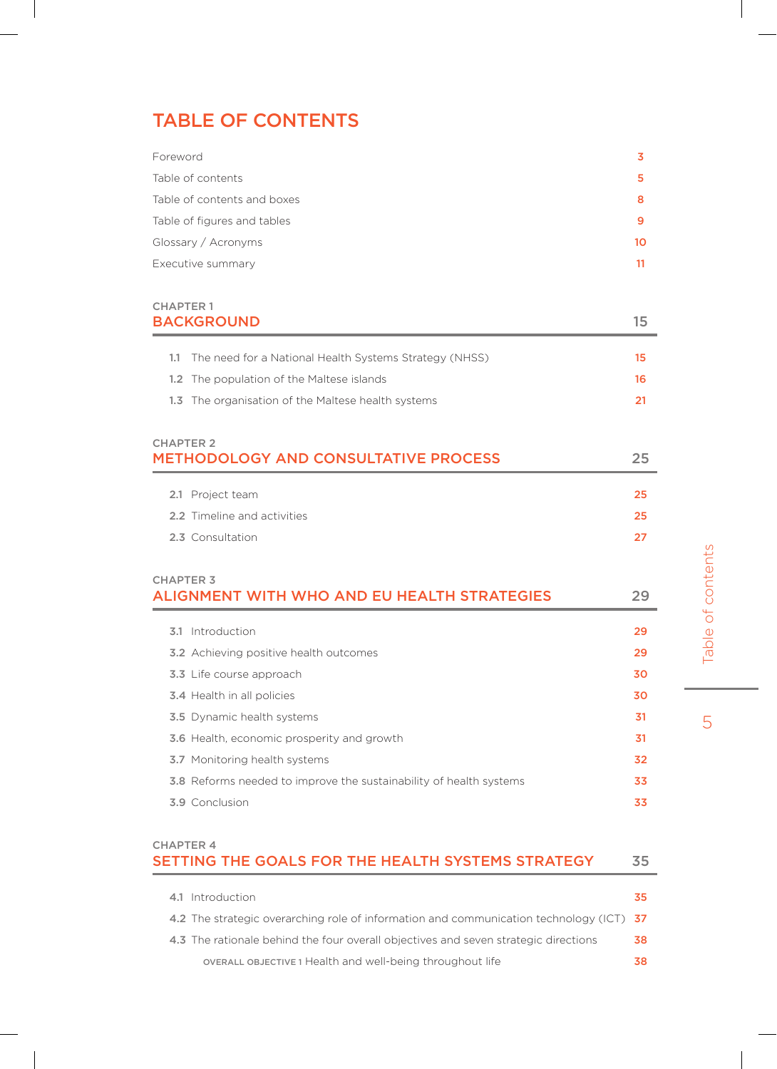# TABLE OF CONTENTS

| | |
|---|---|
| Foreword | 3 |
| Table of contents | 5 |
| Table of contents and boxes | 8 |
| Table of figures and tables | 9 |
| Glossary / Acronyms | 10 |
| Executive summary | 11 |

## CHAPTER 1 BACKGROUND — 15

| | | |
|---|---|---|
| 1.1 | The need for a National Health Systems Strategy (NHSS) | 15 |
| 1.2 | The population of the Maltese islands | 16 |
| 1.3 | The organisation of the Maltese health systems | 21 |

## CHAPTER 2 METHODOLOGY AND CONSULTATIVE PROCESS — 25

| | | |
|---|---|---|
| 2.1 | Project team | 25 |
| 2.2 | Timeline and activities | 25 |
| 2.3 | Consultation | 27 |

## CHAPTER 3 ALIGNMENT WITH WHO AND EU HEALTH STRATEGIES — 29

| | | |
|---|---|---|
| 3.1 | Introduction | 29 |
| 3.2 | Achieving positive health outcomes | 29 |
| 3.3 | Life course approach | 30 |
| 3.4 | Health in all policies | 30 |
| 3.5 | Dynamic health systems | 31 |
| 3.6 | Health, economic prosperity and growth | 31 |
| 3.7 | Monitoring health systems | 32 |
| 3.8 | Reforms needed to improve the sustainability of health systems | 33 |
| 3.9 | Conclusion | 33 |

## CHAPTER 4 SETTING THE GOALS FOR THE HEALTH SYSTEMS STRATEGY — 35

| | | |
|---|---|---|
| 4.1 | Introduction | 35 |
| 4.2 | The strategic overarching role of information and communication technology (ICT) | 37 |
| 4.3 | The rationale behind the four overall objectives and seven strategic directions | 38 |
| | OVERALL OBJECTIVE 1 Health and well-being throughout life | 38 |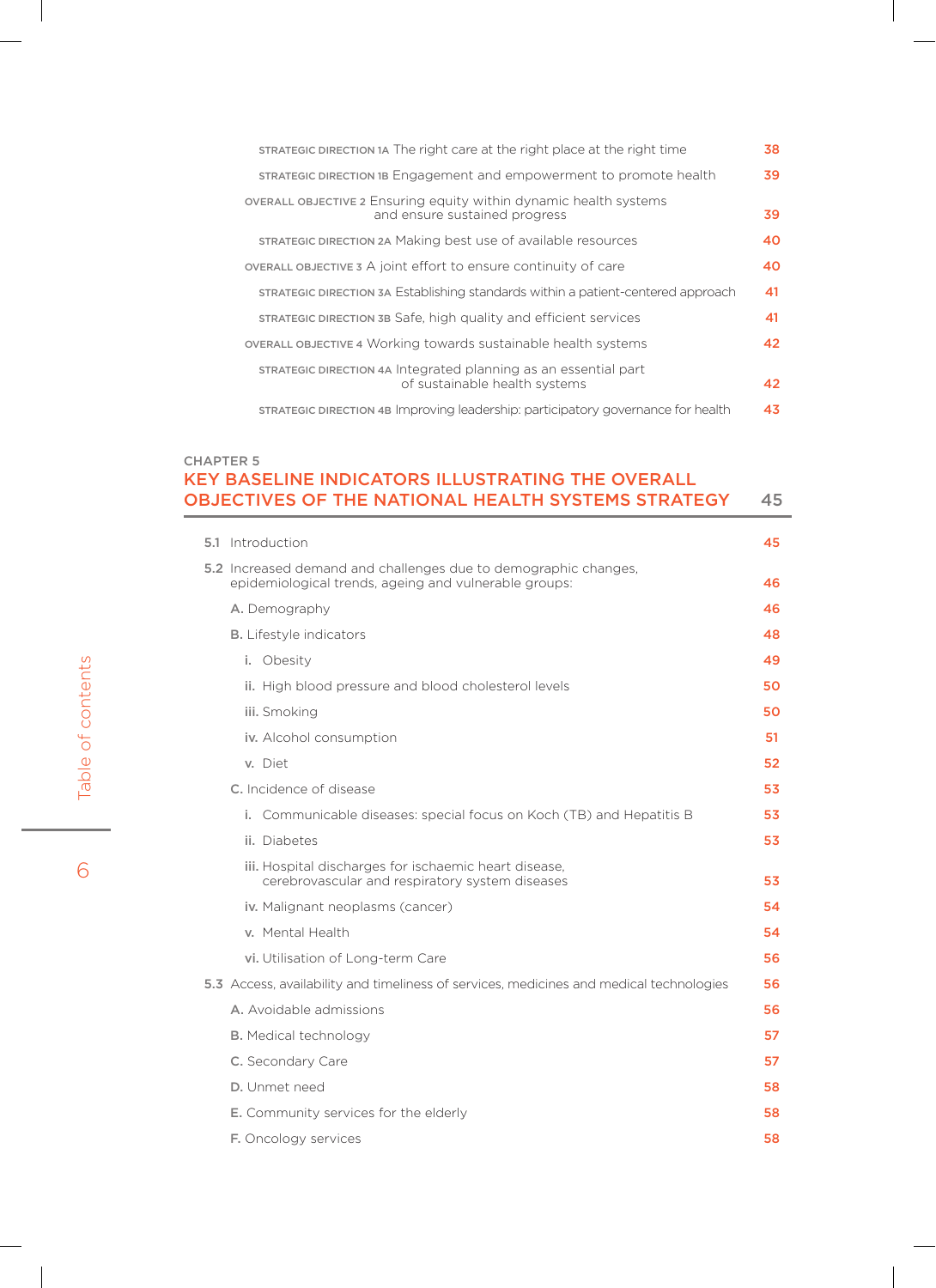STRATEGIC DIRECTION 1A The right care at the right place at the right time — 38

STRATEGIC DIRECTION 1B Engagement and empowerment to promote health — 39

OVERALL OBJECTIVE 2 Ensuring equity within dynamic health systems and ensure sustained progress — 39

STRATEGIC DIRECTION 2A Making best use of available resources — 40

OVERALL OBJECTIVE 3 A joint effort to ensure continuity of care — 40

STRATEGIC DIRECTION 3A Establishing standards within a patient-centered approach — 41

STRATEGIC DIRECTION 3B Safe, high quality and efficient services — 41

OVERALL OBJECTIVE 4 Working towards sustainable health systems — 42

STRATEGIC DIRECTION 4A Integrated planning as an essential part of sustainable health systems — 42

STRATEGIC DIRECTION 4B Improving leadership: participatory governance for health — 43

## CHAPTER 5
## KEY BASELINE INDICATORS ILLUSTRATING THE OVERALL OBJECTIVES OF THE NATIONAL HEALTH SYSTEMS STRATEGY — 45

- 5.1 Introduction — 45
- 5.2 Increased demand and challenges due to demographic changes, epidemiological trends, ageing and vulnerable groups: — 46
  - A. Demography — 46
  - B. Lifestyle indicators — 48
    - i. Obesity — 49
    - ii. High blood pressure and blood cholesterol levels — 50
    - iii. Smoking — 50
    - iv. Alcohol consumption — 51
    - v. Diet — 52
  - C. Incidence of disease — 53
    - i. Communicable diseases: special focus on Koch (TB) and Hepatitis B — 53
    - ii. Diabetes — 53
    - iii. Hospital discharges for ischaemic heart disease, cerebrovascular and respiratory system diseases — 53
    - iv. Malignant neoplasms (cancer) — 54
    - v. Mental Health — 54
    - vi. Utilisation of Long-term Care — 56
- 5.3 Access, availability and timeliness of services, medicines and medical technologies — 56
  - A. Avoidable admissions — 56
  - B. Medical technology — 57
  - C. Secondary Care — 57
  - D. Unmet need — 58
  - E. Community services for the elderly — 58
  - F. Oncology services — 58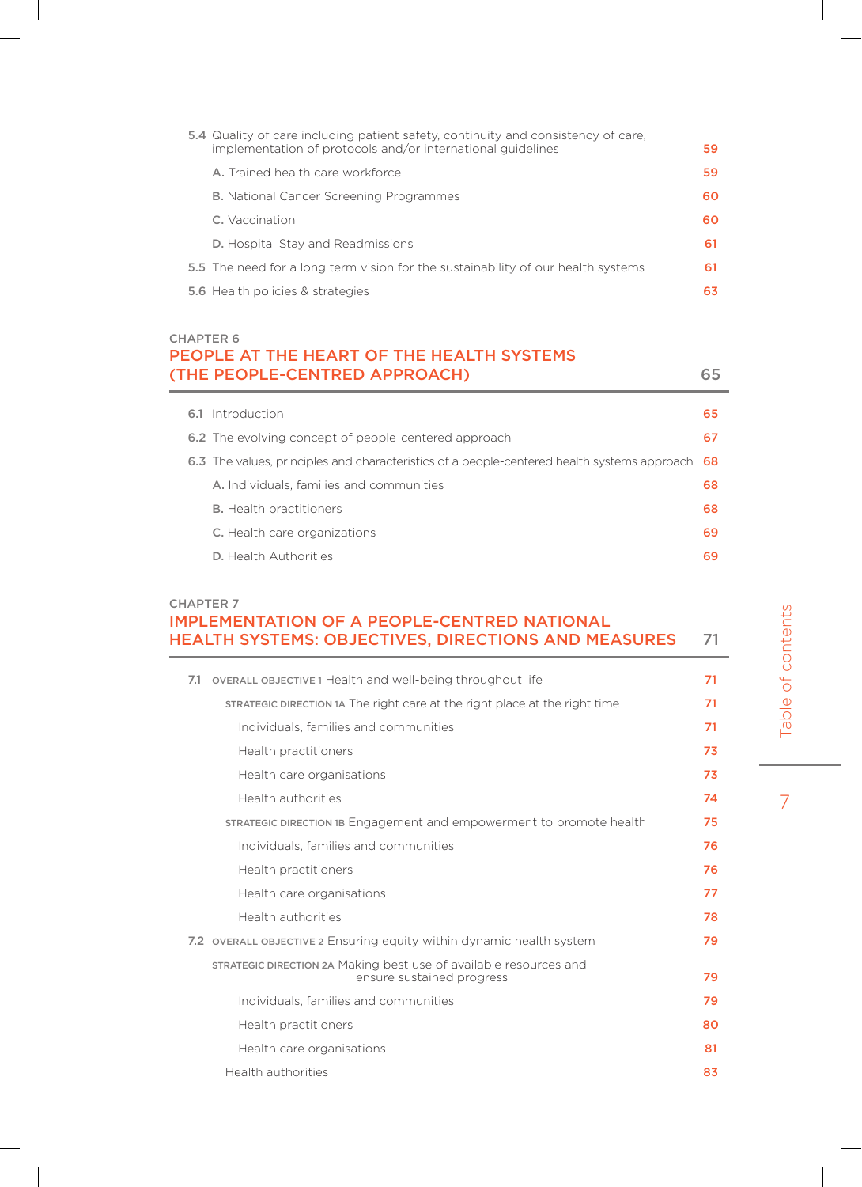5.4 Quality of care including patient safety, continuity and consistency of care, implementation of protocols and/or international guidelines — 59

- A. Trained health care workforce — 59
- B. National Cancer Screening Programmes — 60
- C. Vaccination — 60
- D. Hospital Stay and Readmissions — 61

5.5 The need for a long term vision for the sustainability of our health systems — 61

5.6 Health policies & strategies — 63

## CHAPTER 6
## PEOPLE AT THE HEART OF THE HEALTH SYSTEMS (THE PEOPLE-CENTRED APPROACH) — 65

6.1 Introduction — 65

6.2 The evolving concept of people-centered approach — 67

6.3 The values, principles and characteristics of a people-centered health systems approach — 68

- A. Individuals, families and communities — 68
- B. Health practitioners — 68
- C. Health care organizations — 69
- D. Health Authorities — 69

## CHAPTER 7
## IMPLEMENTATION OF A PEOPLE-CENTRED NATIONAL HEALTH SYSTEMS: OBJECTIVES, DIRECTIONS AND MEASURES — 71

7.1 OVERALL OBJECTIVE 1 Health and well-being throughout life — 71

- STRATEGIC DIRECTION 1A The right care at the right place at the right time — 71
  - Individuals, families and communities — 71
  - Health practitioners — 73
  - Health care organisations — 73
  - Health authorities — 74
- STRATEGIC DIRECTION 1B Engagement and empowerment to promote health — 75
  - Individuals, families and communities — 76
  - Health practitioners — 76
  - Health care organisations — 77
  - Health authorities — 78

7.2 OVERALL OBJECTIVE 2 Ensuring equity within dynamic health system — 79

- STRATEGIC DIRECTION 2A Making best use of available resources and ensure sustained progress — 79
  - Individuals, families and communities — 79
  - Health practitioners — 80
  - Health care organisations — 81
  - Health authorities — 83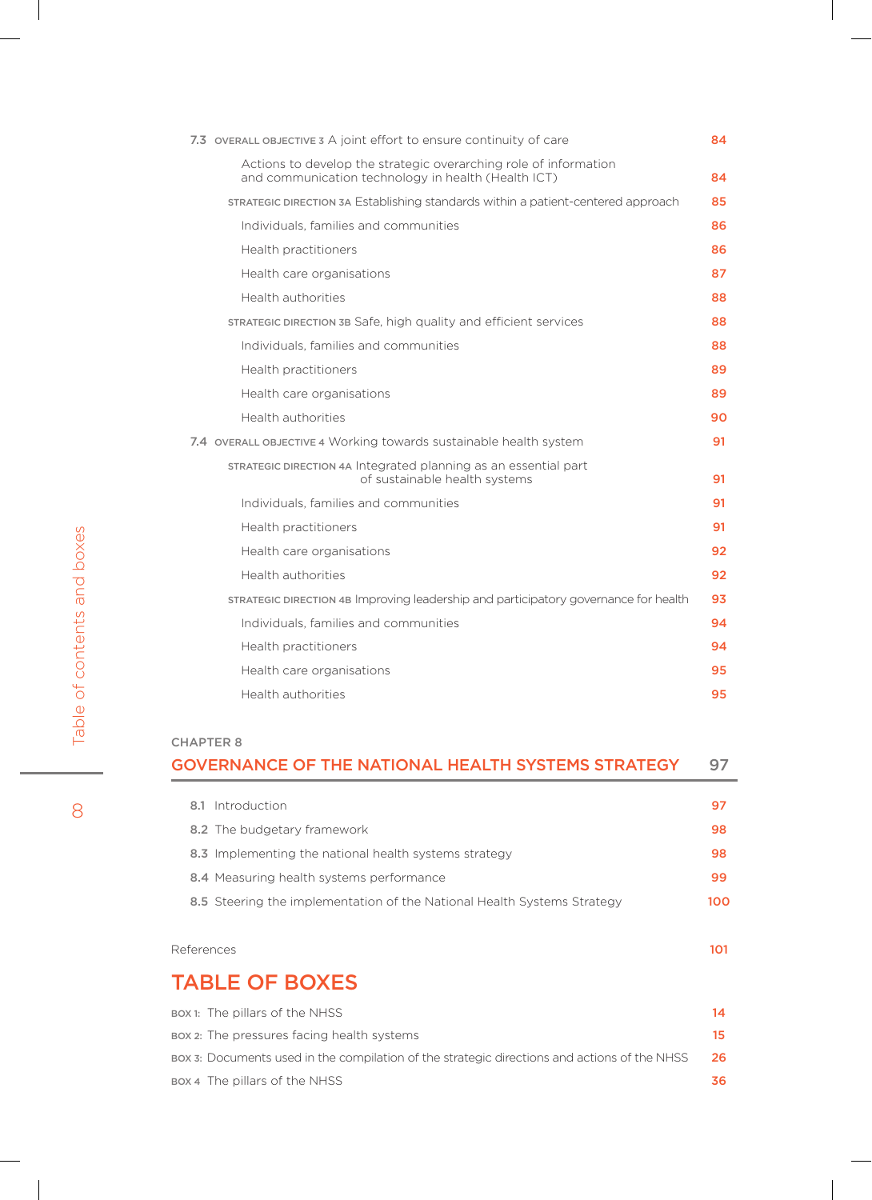7.3 OVERALL OBJECTIVE 3 A joint effort to ensure continuity of care 84

Actions to develop the strategic overarching role of information and communication technology in health (Health ICT) 84

STRATEGIC DIRECTION 3A Establishing standards within a patient-centered approach 85

Individuals, families and communities 86

Health practitioners 86

Health care organisations 87

Health authorities 88

STRATEGIC DIRECTION 3B Safe, high quality and efficient services 88

Individuals, families and communities 88

Health practitioners 89

Health care organisations 89

Health authorities 90

7.4 OVERALL OBJECTIVE 4 Working towards sustainable health system 91

STRATEGIC DIRECTION 4A Integrated planning as an essential part of sustainable health systems 91

Individuals, families and communities 91

Health practitioners 91

Health care organisations 92

Health authorities 92

STRATEGIC DIRECTION 4B Improving leadership and participatory governance for health 93

Individuals, families and communities 94

Health practitioners 94

Health care organisations 95

Health authorities 95

CHAPTER 8

## GOVERNANCE OF THE NATIONAL HEALTH SYSTEMS STRATEGY 97

8.1 Introduction 97

8.2 The budgetary framework 98

8.3 Implementing the national health systems strategy 98

8.4 Measuring health systems performance 99

8.5 Steering the implementation of the National Health Systems Strategy 100

References 101

## TABLE OF BOXES

BOX 1: The pillars of the NHSS 14

BOX 2: The pressures facing health systems 15

BOX 3: Documents used in the compilation of the strategic directions and actions of the NHSS 26

BOX 4 The pillars of the NHSS 36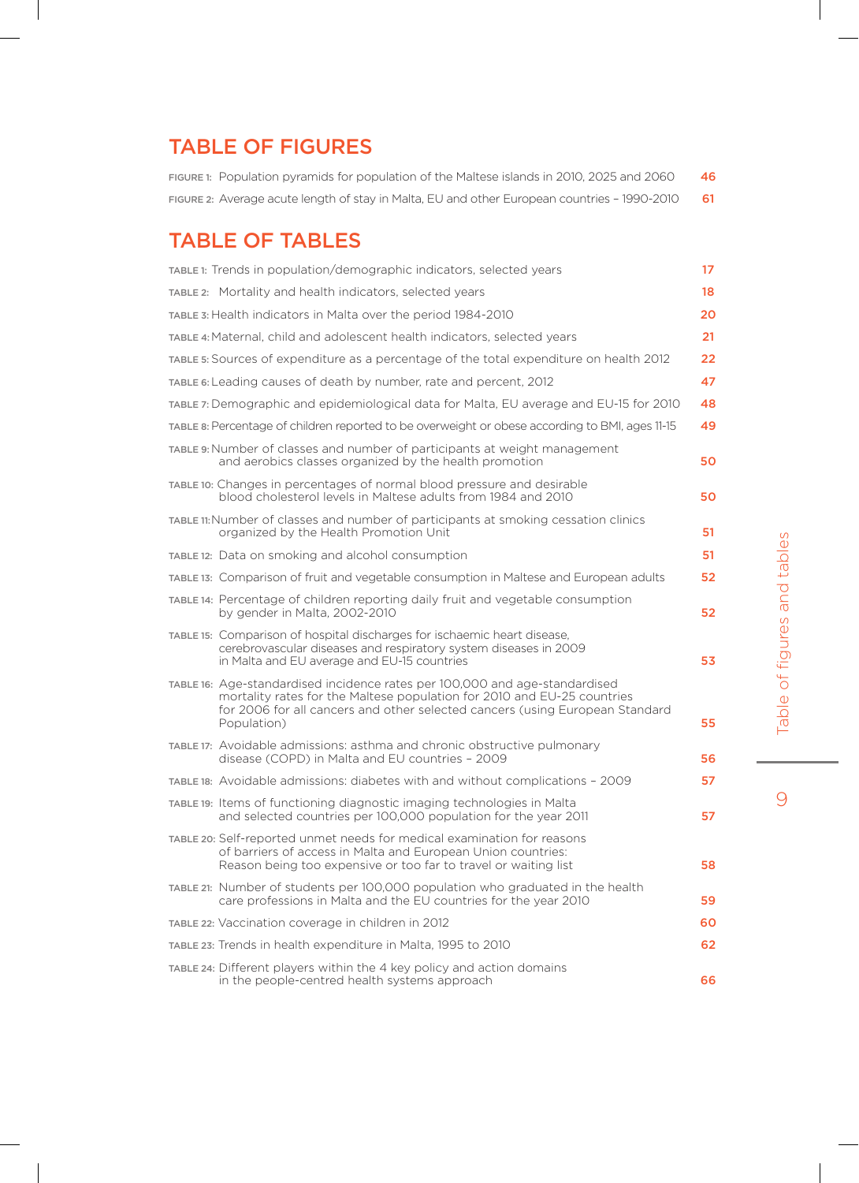# TABLE OF FIGURES

| | |
|---|---|
| FIGURE 1: Population pyramids for population of the Maltese islands in 2010, 2025 and 2060 | 46 |
| FIGURE 2: Average acute length of stay in Malta, EU and other European countries – 1990-2010 | 61 |

# TABLE OF TABLES

| | |
|---|---|
| TABLE 1: Trends in population/demographic indicators, selected years | 17 |
| TABLE 2: Mortality and health indicators, selected years | 18 |
| TABLE 3: Health indicators in Malta over the period 1984-2010 | 20 |
| TABLE 4: Maternal, child and adolescent health indicators, selected years | 21 |
| TABLE 5: Sources of expenditure as a percentage of the total expenditure on health 2012 | 22 |
| TABLE 6: Leading causes of death by number, rate and percent, 2012 | 47 |
| TABLE 7: Demographic and epidemiological data for Malta, EU average and EU-15 for 2010 | 48 |
| TABLE 8: Percentage of children reported to be overweight or obese according to BMI, ages 11-15 | 49 |
| TABLE 9: Number of classes and number of participants at weight management and aerobics classes organized by the health promotion | 50 |
| TABLE 10: Changes in percentages of normal blood pressure and desirable blood cholesterol levels in Maltese adults from 1984 and 2010 | 50 |
| TABLE 11: Number of classes and number of participants at smoking cessation clinics organized by the Health Promotion Unit | 51 |
| TABLE 12: Data on smoking and alcohol consumption | 51 |
| TABLE 13: Comparison of fruit and vegetable consumption in Maltese and European adults | 52 |
| TABLE 14: Percentage of children reporting daily fruit and vegetable consumption by gender in Malta, 2002-2010 | 52 |
| TABLE 15: Comparison of hospital discharges for ischaemic heart disease, cerebrovascular diseases and respiratory system diseases in 2009 in Malta and EU average and EU-15 countries | 53 |
| TABLE 16: Age-standardised incidence rates per 100,000 and age-standardised mortality rates for the Maltese population for 2010 and EU-25 countries for 2006 for all cancers and other selected cancers (using European Standard Population) | 55 |
| TABLE 17: Avoidable admissions: asthma and chronic obstructive pulmonary disease (COPD) in Malta and EU countries – 2009 | 56 |
| TABLE 18: Avoidable admissions: diabetes with and without complications – 2009 | 57 |
| TABLE 19: Items of functioning diagnostic imaging technologies in Malta and selected countries per 100,000 population for the year 2011 | 57 |
| TABLE 20: Self-reported unmet needs for medical examination for reasons of barriers of access in Malta and European Union countries: Reason being too expensive or too far to travel or waiting list | 58 |
| TABLE 21: Number of students per 100,000 population who graduated in the health care professions in Malta and the EU countries for the year 2010 | 59 |
| TABLE 22: Vaccination coverage in children in 2012 | 60 |
| TABLE 23: Trends in health expenditure in Malta, 1995 to 2010 | 62 |
| TABLE 24: Different players within the 4 key policy and action domains in the people-centred health systems approach | 66 |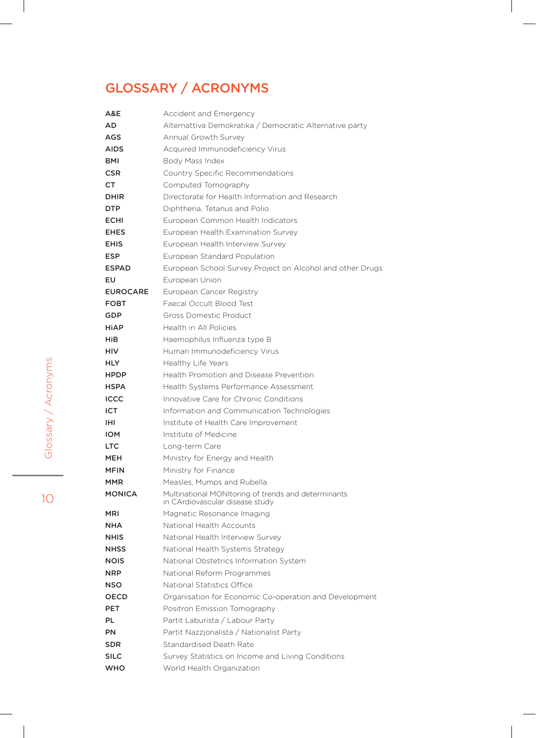# GLOSSARY / ACRONYMS

| | |
|---|---|
| **A&E** | Accident and Emergency |
| **AD** | Alternattiva Demokratika / Democratic Alternative party |
| **AGS** | Annual Growth Survey |
| **AIDS** | Acquired Immunodeficiency Virus |
| **BMI** | Body Mass Index |
| **CSR** | Country Specific Recommendations |
| **CT** | Computed Tomography |
| **DHIR** | Directorate for Health Information and Research |
| **DTP** | Diphtheria, Tetanus and Polio |
| **ECHI** | European Common Health Indicators |
| **EHES** | European Health Examination Survey |
| **EHIS** | European Health Interview Survey |
| **ESP** | European Standard Population |
| **ESPAD** | European School Survey Project on Alcohol and other Drugs |
| **EU** | European Union |
| **EUROCARE** | European Cancer Registry |
| **FOBT** | Faecal Occult Blood Test |
| **GDP** | Gross Domestic Product |
| **HiAP** | Health in All Policies |
| **HiB** | Haemophilus Influenza type B |
| **HIV** | Human Immunodeficiency Virus |
| **HLY** | Healthy Life Years |
| **HPDP** | Health Promotion and Disease Prevention |
| **HSPA** | Health Systems Performance Assessment |
| **ICCC** | Innovative Care for Chronic Conditions |
| **ICT** | Information and Communication Technologies |
| **IHI** | Institute of Health Care Improvement |
| **IOM** | Institute of Medicine |
| **LTC** | Long-term Care |
| **MEH** | Ministry for Energy and Health |
| **MFIN** | Ministry for Finance |
| **MMR** | Measles, Mumps and Rubella |
| **MONICA** | Multinational MONItoring of trends and determinants in CArdiovascular disease study |
| **MRI** | Magnetic Resonance Imaging |
| **NHA** | National Health Accounts |
| **NHIS** | National Health Interview Survey |
| **NHSS** | National Health Systems Strategy |
| **NOIS** | National Obstetrics Information System |
| **NRP** | National Reform Programmes |
| **NSO** | National Statistics Office |
| **OECD** | Organisation for Economic Co-operation and Development |
| **PET** | Positron Emission Tomography |
| **PL** | Partit Laburista / Labour Party |
| **PN** | Partit Nazzjonalista / Nationalist Party |
| **SDR** | Standardised Death Rate |
| **SILC** | Survey Statistics on Income and Living Conditions |
| **WHO** | World Health Organization |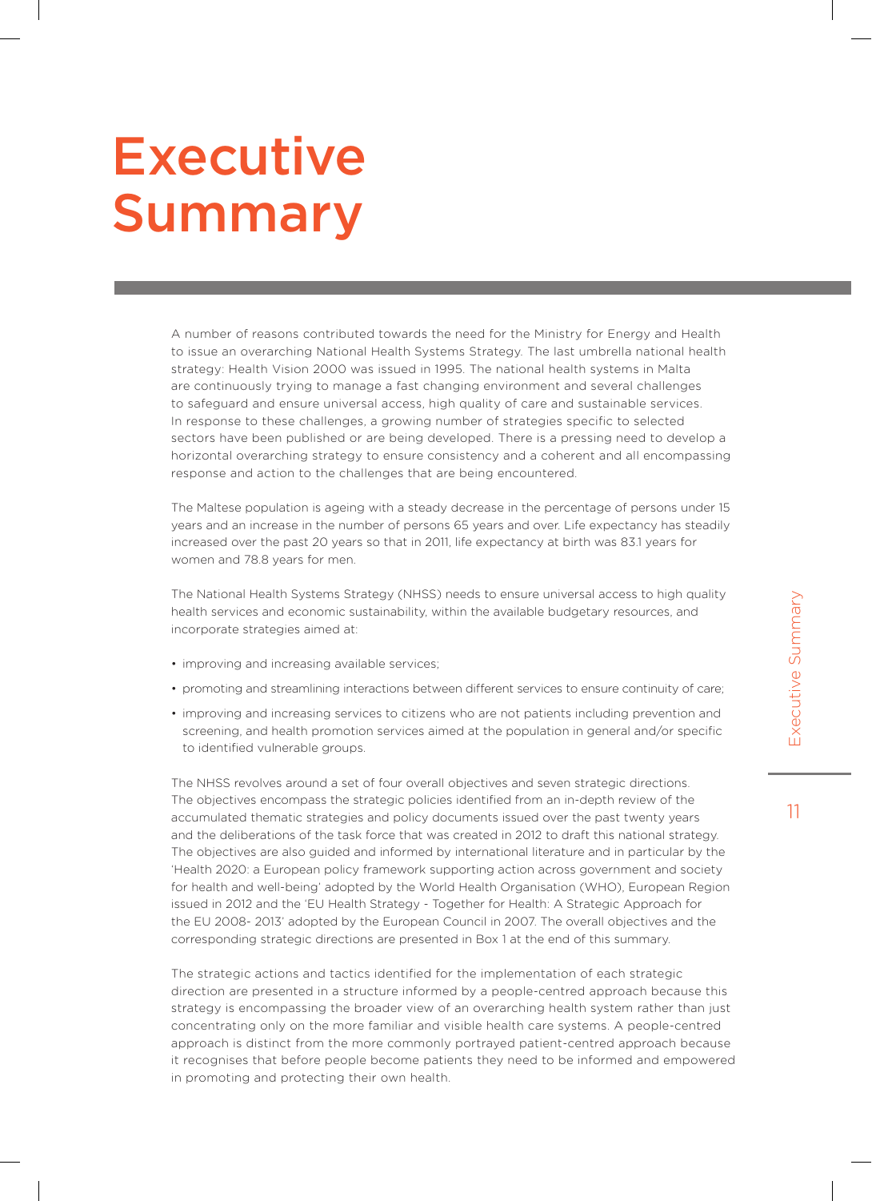# Executive Summary

A number of reasons contributed towards the need for the Ministry for Energy and Health to issue an overarching National Health Systems Strategy. The last umbrella national health strategy: Health Vision 2000 was issued in 1995. The national health systems in Malta are continuously trying to manage a fast changing environment and several challenges to safeguard and ensure universal access, high quality of care and sustainable services. In response to these challenges, a growing number of strategies specific to selected sectors have been published or are being developed. There is a pressing need to develop a horizontal overarching strategy to ensure consistency and a coherent and all encompassing response and action to the challenges that are being encountered.

The Maltese population is ageing with a steady decrease in the percentage of persons under 15 years and an increase in the number of persons 65 years and over. Life expectancy has steadily increased over the past 20 years so that in 2011, life expectancy at birth was 83.1 years for women and 78.8 years for men.

The National Health Systems Strategy (NHSS) needs to ensure universal access to high quality health services and economic sustainability, within the available budgetary resources, and incorporate strategies aimed at:

- improving and increasing available services;
- promoting and streamlining interactions between different services to ensure continuity of care;
- improving and increasing services to citizens who are not patients including prevention and screening, and health promotion services aimed at the population in general and/or specific to identified vulnerable groups.

The NHSS revolves around a set of four overall objectives and seven strategic directions. The objectives encompass the strategic policies identified from an in-depth review of the accumulated thematic strategies and policy documents issued over the past twenty years and the deliberations of the task force that was created in 2012 to draft this national strategy. The objectives are also guided and informed by international literature and in particular by the 'Health 2020: a European policy framework supporting action across government and society for health and well-being' adopted by the World Health Organisation (WHO), European Region issued in 2012 and the 'EU Health Strategy - Together for Health: A Strategic Approach for the EU 2008- 2013' adopted by the European Council in 2007. The overall objectives and the corresponding strategic directions are presented in Box 1 at the end of this summary.

The strategic actions and tactics identified for the implementation of each strategic direction are presented in a structure informed by a people-centred approach because this strategy is encompassing the broader view of an overarching health system rather than just concentrating only on the more familiar and visible health care systems. A people-centred approach is distinct from the more commonly portrayed patient-centred approach because it recognises that before people become patients they need to be informed and empowered in promoting and protecting their own health.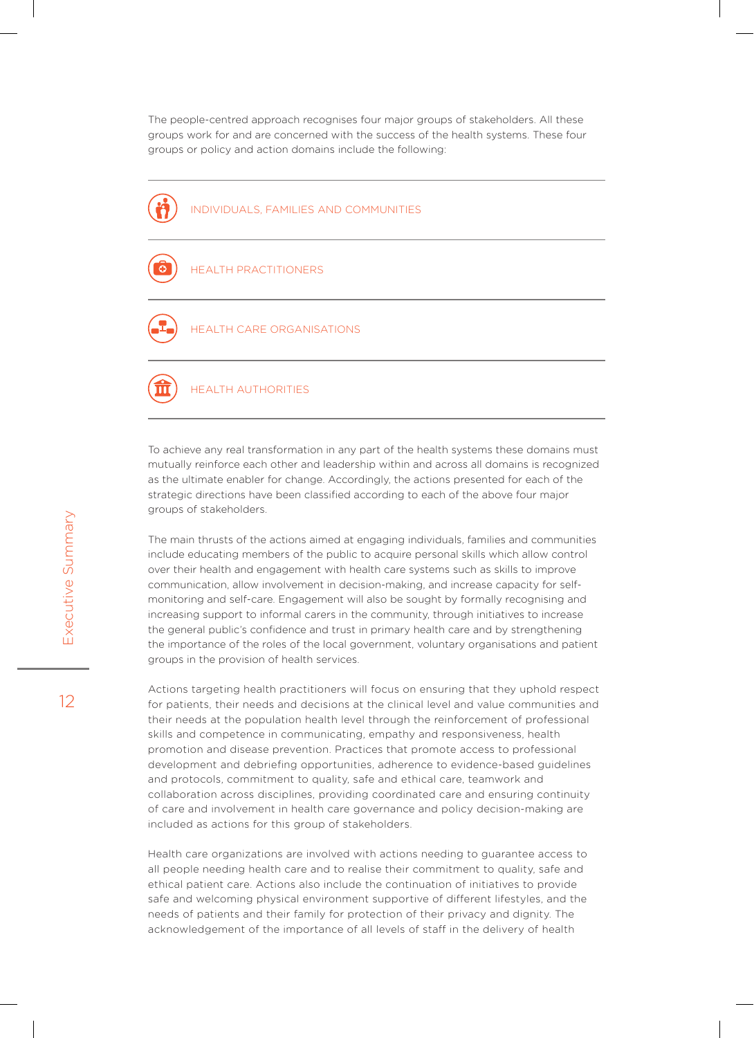The people-centred approach recognises four major groups of stakeholders. All these groups work for and are concerned with the success of the health systems. These four groups or policy and action domains include the following:

- INDIVIDUALS, FAMILIES AND COMMUNITIES
- HEALTH PRACTITIONERS
- HEALTH CARE ORGANISATIONS
- HEALTH AUTHORITIES

To achieve any real transformation in any part of the health systems these domains must mutually reinforce each other and leadership within and across all domains is recognized as the ultimate enabler for change. Accordingly, the actions presented for each of the strategic directions have been classified according to each of the above four major groups of stakeholders.

The main thrusts of the actions aimed at engaging individuals, families and communities include educating members of the public to acquire personal skills which allow control over their health and engagement with health care systems such as skills to improve communication, allow involvement in decision-making, and increase capacity for self-monitoring and self-care. Engagement will also be sought by formally recognising and increasing support to informal carers in the community, through initiatives to increase the general public's confidence and trust in primary health care and by strengthening the importance of the roles of the local government, voluntary organisations and patient groups in the provision of health services.

Actions targeting health practitioners will focus on ensuring that they uphold respect for patients, their needs and decisions at the clinical level and value communities and their needs at the population health level through the reinforcement of professional skills and competence in communicating, empathy and responsiveness, health promotion and disease prevention. Practices that promote access to professional development and debriefing opportunities, adherence to evidence-based guidelines and protocols, commitment to quality, safe and ethical care, teamwork and collaboration across disciplines, providing coordinated care and ensuring continuity of care and involvement in health care governance and policy decision-making are included as actions for this group of stakeholders.

Health care organizations are involved with actions needing to guarantee access to all people needing health care and to realise their commitment to quality, safe and ethical patient care. Actions also include the continuation of initiatives to provide safe and welcoming physical environment supportive of different lifestyles, and the needs of patients and their family for protection of their privacy and dignity. The acknowledgement of the importance of all levels of staff in the delivery of health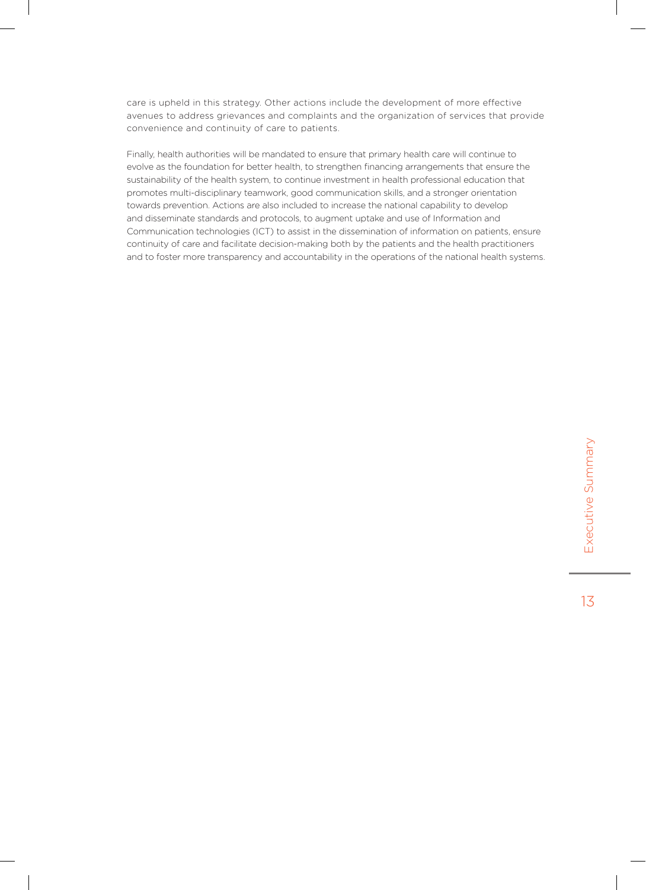care is upheld in this strategy. Other actions include the development of more effective avenues to address grievances and complaints and the organization of services that provide convenience and continuity of care to patients.

Finally, health authorities will be mandated to ensure that primary health care will continue to evolve as the foundation for better health, to strengthen financing arrangements that ensure the sustainability of the health system, to continue investment in health professional education that promotes multi-disciplinary teamwork, good communication skills, and a stronger orientation towards prevention. Actions are also included to increase the national capability to develop and disseminate standards and protocols, to augment uptake and use of Information and Communication technologies (ICT) to assist in the dissemination of information on patients, ensure continuity of care and facilitate decision-making both by the patients and the health practitioners and to foster more transparency and accountability in the operations of the national health systems.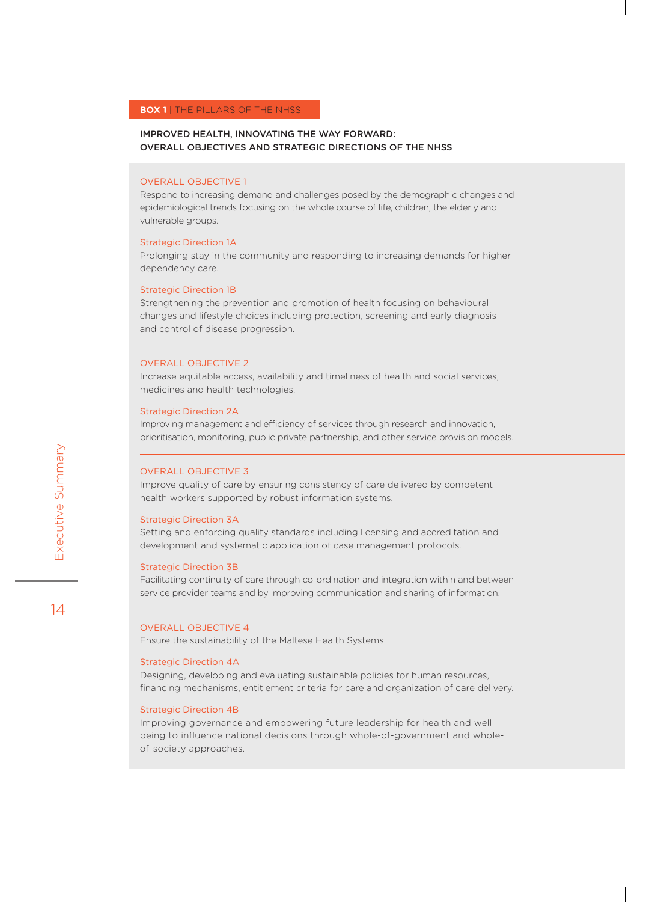**BOX 1** | THE PILLARS OF THE NHSS

**IMPROVED HEALTH, INNOVATING THE WAY FORWARD:**
**OVERALL OBJECTIVES AND STRATEGIC DIRECTIONS OF THE NHSS**

### OVERALL OBJECTIVE 1

Respond to increasing demand and challenges posed by the demographic changes and epidemiological trends focusing on the whole course of life, children, the elderly and vulnerable groups.

#### Strategic Direction 1A

Prolonging stay in the community and responding to increasing demands for higher dependency care.

#### Strategic Direction 1B

Strengthening the prevention and promotion of health focusing on behavioural changes and lifestyle choices including protection, screening and early diagnosis and control of disease progression.

---

### OVERALL OBJECTIVE 2

Increase equitable access, availability and timeliness of health and social services, medicines and health technologies.

#### Strategic Direction 2A

Improving management and efficiency of services through research and innovation, prioritisation, monitoring, public private partnership, and other service provision models.

---

### OVERALL OBJECTIVE 3

Improve quality of care by ensuring consistency of care delivered by competent health workers supported by robust information systems.

#### Strategic Direction 3A

Setting and enforcing quality standards including licensing and accreditation and development and systematic application of case management protocols.

#### Strategic Direction 3B

Facilitating continuity of care through co-ordination and integration within and between service provider teams and by improving communication and sharing of information.

---

### OVERALL OBJECTIVE 4

Ensure the sustainability of the Maltese Health Systems.

#### Strategic Direction 4A

Designing, developing and evaluating sustainable policies for human resources, financing mechanisms, entitlement criteria for care and organization of care delivery.

#### Strategic Direction 4B

Improving governance and empowering future leadership for health and well-being to influence national decisions through whole-of-government and whole-of-society approaches.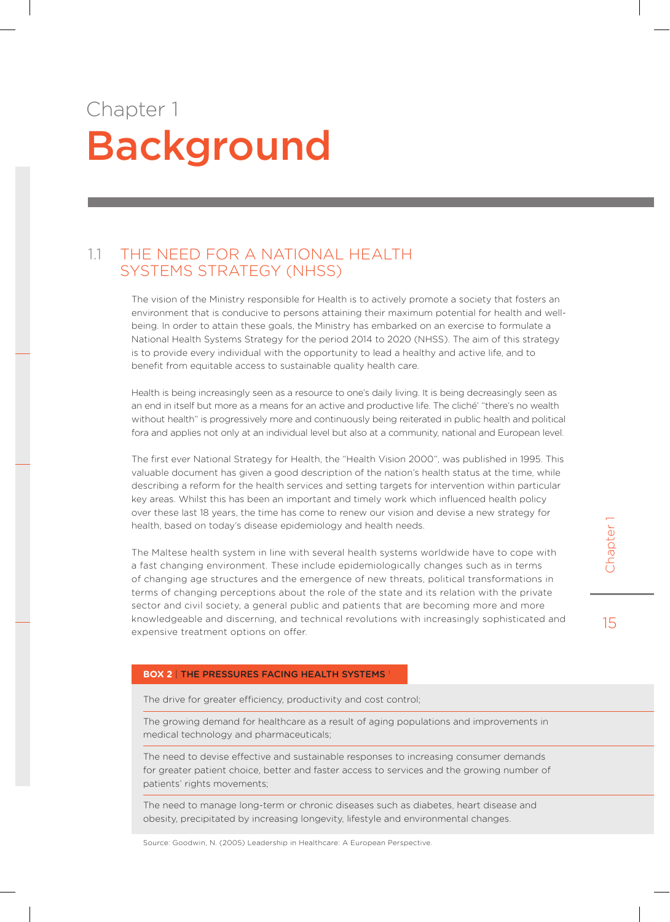Chapter 1

# Background

## 1.1 THE NEED FOR A NATIONAL HEALTH SYSTEMS STRATEGY (NHSS)

The vision of the Ministry responsible for Health is to actively promote a society that fosters an environment that is conducive to persons attaining their maximum potential for health and well-being. In order to attain these goals, the Ministry has embarked on an exercise to formulate a National Health Systems Strategy for the period 2014 to 2020 (NHSS). The aim of this strategy is to provide every individual with the opportunity to lead a healthy and active life, and to benefit from equitable access to sustainable quality health care.

Health is being increasingly seen as a resource to one's daily living. It is being decreasingly seen as an end in itself but more as a means for an active and productive life. The cliché' "there's no wealth without health" is progressively more and continuously being reiterated in public health and political fora and applies not only at an individual level but also at a community, national and European level.

The first ever National Strategy for Health, the "Health Vision 2000", was published in 1995. This valuable document has given a good description of the nation's health status at the time, while describing a reform for the health services and setting targets for intervention within particular key areas. Whilst this has been an important and timely work which influenced health policy over these last 18 years, the time has come to renew our vision and devise a new strategy for health, based on today's disease epidemiology and health needs.

The Maltese health system in line with several health systems worldwide have to cope with a fast changing environment. These include epidemiologically changes such as in terms of changing age structures and the emergence of new threats, political transformations in terms of changing perceptions about the role of the state and its relation with the private sector and civil society, a general public and patients that are becoming more and more knowledgeable and discerning, and technical revolutions with increasingly sophisticated and expensive treatment options on offer.

**BOX 2 | THE PRESSURES FACING HEALTH SYSTEMS** [1]

- The drive for greater efficiency, productivity and cost control;
- The growing demand for healthcare as a result of aging populations and improvements in medical technology and pharmaceuticals;
- The need to devise effective and sustainable responses to increasing consumer demands for greater patient choice, better and faster access to services and the growing number of patients' rights movements;
- The need to manage long-term or chronic diseases such as diabetes, heart disease and obesity, precipitated by increasing longevity, lifestyle and environmental changes.

Source: Goodwin, N. (2005) Leadership in Healthcare: A European Perspective.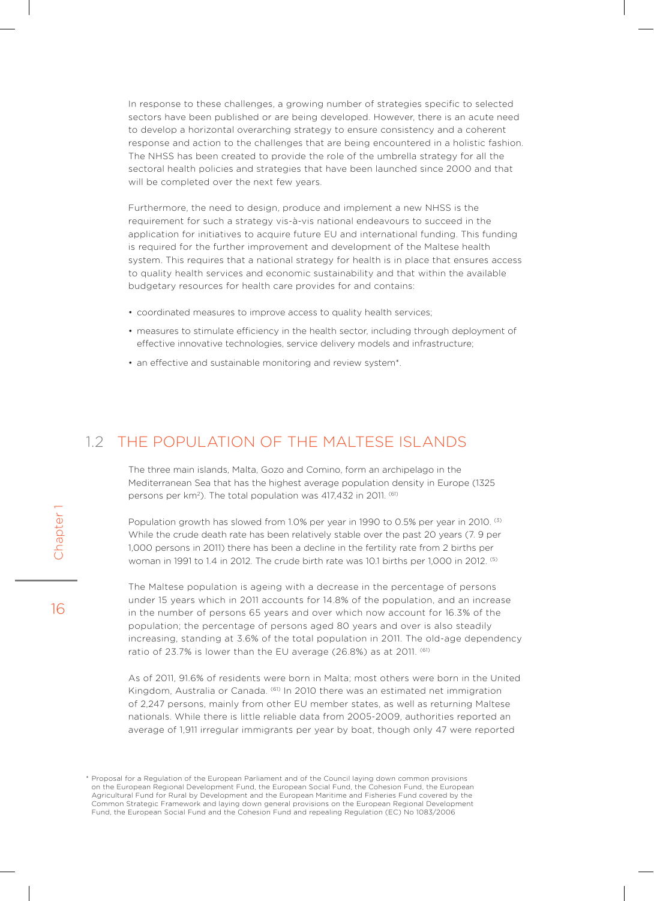In response to these challenges, a growing number of strategies specific to selected sectors have been published or are being developed. However, there is an acute need to develop a horizontal overarching strategy to ensure consistency and a coherent response and action to the challenges that are being encountered in a holistic fashion. The NHSS has been created to provide the role of the umbrella strategy for all the sectoral health policies and strategies that have been launched since 2000 and that will be completed over the next few years.

Furthermore, the need to design, produce and implement a new NHSS is the requirement for such a strategy vis-à-vis national endeavours to succeed in the application for initiatives to acquire future EU and international funding. This funding is required for the further improvement and development of the Maltese health system. This requires that a national strategy for health is in place that ensures access to quality health services and economic sustainability and that within the available budgetary resources for health care provides for and contains:

- coordinated measures to improve access to quality health services;
- measures to stimulate efficiency in the health sector, including through deployment of effective innovative technologies, service delivery models and infrastructure;
- an effective and sustainable monitoring and review system*.

## 1.2 THE POPULATION OF THE MALTESE ISLANDS

The three main islands, Malta, Gozo and Comino, form an archipelago in the Mediterranean Sea that has the highest average population density in Europe (1325 persons per km$^2$). The total population was 417,432 in 2011. [61]

Population growth has slowed from 1.0% per year in 1990 to 0.5% per year in 2010. [3] While the crude death rate has been relatively stable over the past 20 years (7. 9 per 1,000 persons in 2011) there has been a decline in the fertility rate from 2 births per woman in 1991 to 1.4 in 2012. The crude birth rate was 10.1 births per 1,000 in 2012. [5]

The Maltese population is ageing with a decrease in the percentage of persons under 15 years which in 2011 accounts for 14.8% of the population, and an increase in the number of persons 65 years and over which now account for 16.3% of the population; the percentage of persons aged 80 years and over is also steadily increasing, standing at 3.6% of the total population in 2011. The old-age dependency ratio of 23.7% is lower than the EU average (26.8%) as at 2011. [61]

As of 2011, 91.6% of residents were born in Malta; most others were born in the United Kingdom, Australia or Canada. [61] In 2010 there was an estimated net immigration of 2,247 persons, mainly from other EU member states, as well as returning Maltese nationals. While there is little reliable data from 2005-2009, authorities reported an average of 1,911 irregular immigrants per year by boat, though only 47 were reported

* Proposal for a Regulation of the European Parliament and of the Council laying down common provisions on the European Regional Development Fund, the European Social Fund, the Cohesion Fund, the European Agricultural Fund for Rural by Development and the European Maritime and Fisheries Fund covered by the Common Strategic Framework and laying down general provisions on the European Regional Development Fund, the European Social Fund and the Cohesion Fund and repealing Regulation (EC) No 1083/2006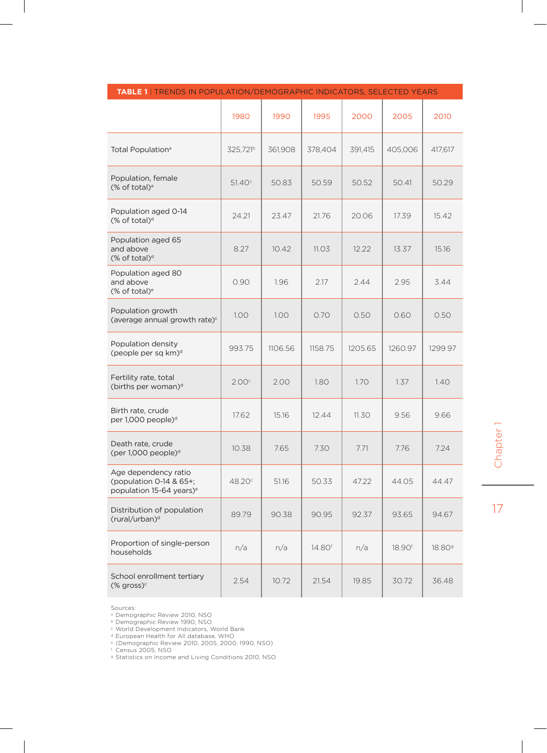**TABLE 1** | TRENDS IN POPULATION/DEMOGRAPHIC INDICATORS, SELECTED YEARS

| | 1980 | 1990 | 1995 | 2000 | 2005 | 2010 |
|---|---|---|---|---|---|---|
| Total Population[a] | 325,721[b] | 361,908 | 378,404 | 391,415 | 405,006 | 417,617 |
| Population, female (% of total)[a] | 51.40[c] | 50.83 | 50.59 | 50.52 | 50.41 | 50.29 |
| Population aged 0-14 (% of total)[d] | 24.21 | 23.47 | 21.76 | 20.06 | 17.39 | 15.42 |
| Population aged 65 and above (% of total)[d] | 8.27 | 10.42 | 11.03 | 12.22 | 13.37 | 15.16 |
| Population aged 80 and above (% of total)[e] | 0.90 | 1.96 | 2.17 | 2.44 | 2.95 | 3.44 |
| Population growth (average annual growth rate)[c] | 1.00 | 1.00 | 0.70 | 0.50 | 0.60 | 0.50 |
| Population density (people per sq km)[d] | 993.75 | 1106.56 | 1158.75 | 1205.65 | 1260.97 | 1299.97 |
| Fertility rate, total (births per woman)[d] | 2.00[c] | 2.00 | 1.80 | 1.70 | 1.37 | 1.40 |
| Birth rate, crude per 1,000 people)[d] | 17.62 | 15.16 | 12.44 | 11.30 | 9.56 | 9.66 |
| Death rate, crude (per 1,000 people)[d] | 10.38 | 7.65 | 7.30 | 7.71 | 7.76 | 7.24 |
| Age dependency ratio (population 0-14 & 65+; population 15-64 years)[e] | 48.20[c] | 51.16 | 50.33 | 47.22 | 44.05 | 44.47 |
| Distribution of population (rural/urban)[d] | 89.79 | 90.38 | 90.95 | 92.37 | 93.65 | 94.67 |
| Proportion of single-person households | n/a | n/a | 14.80[f] | n/a | 18.90[f] | 18.80[g] |
| School enrollment tertiary (% gross)[c] | 2.54 | 10.72 | 21.54 | 19.85 | 30.72 | 36.48 |

Sources:
[a] Demographic Review 2010, NSO
[b] Demographic Review 1990, NSO
[c] World Development Indicators, World Bank
[d] European Health for All database, WHO
[e] (Demographic Review 2010, 2005, 2000, 1990, NSO)
[f] Census 2005, NSO
[g] Statistics on Income and Living Conditions 2010, NSO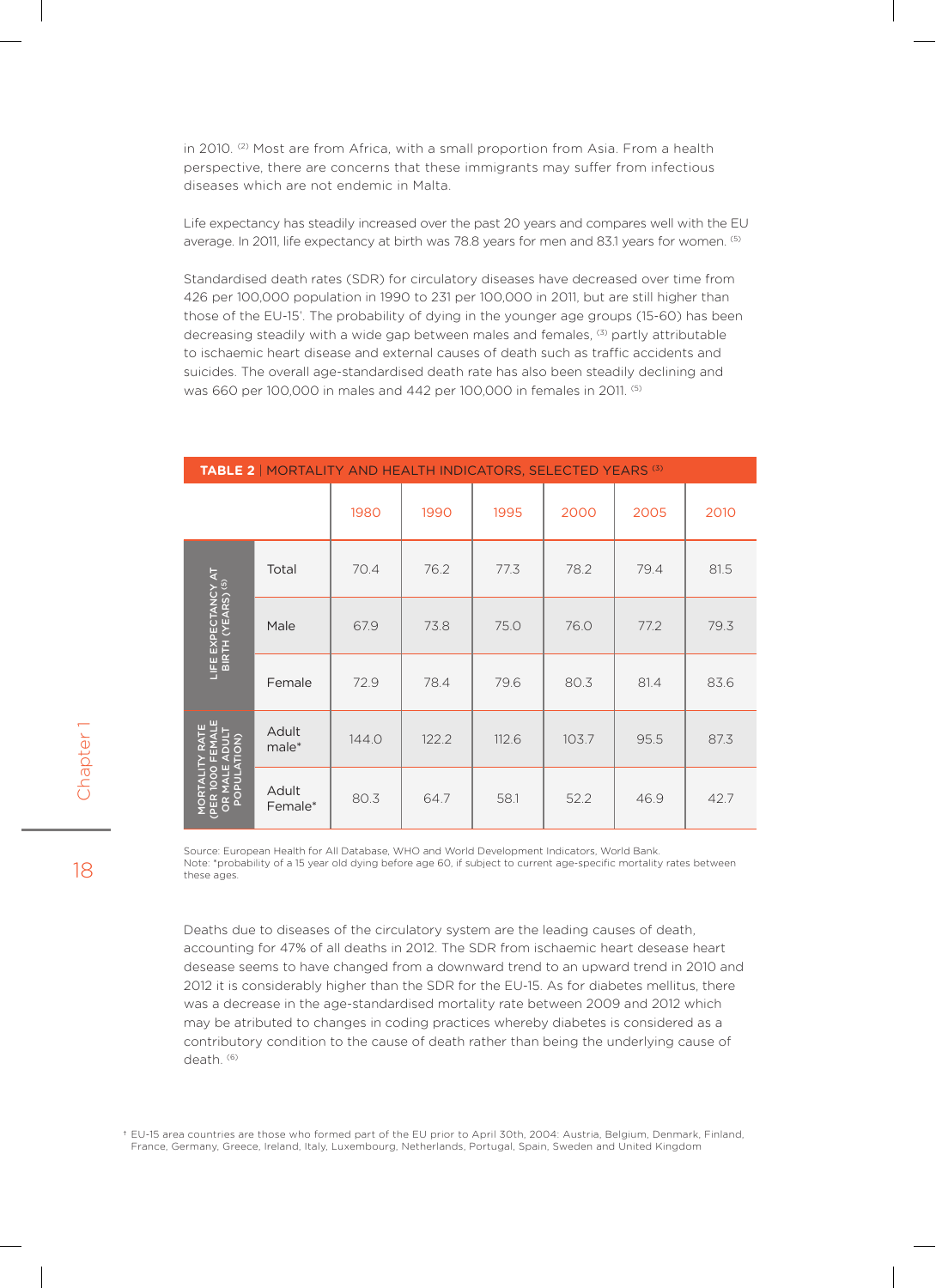in 2010. [2] Most are from Africa, with a small proportion from Asia. From a health perspective, there are concerns that these immigrants may suffer from infectious diseases which are not endemic in Malta.

Life expectancy has steadily increased over the past 20 years and compares well with the EU average. In 2011, life expectancy at birth was 78.8 years for men and 83.1 years for women. [5]

Standardised death rates (SDR) for circulatory diseases have decreased over time from 426 per 100,000 population in 1990 to 231 per 100,000 in 2011, but are still higher than those of the EU-15†. The probability of dying in the younger age groups (15-60) has been decreasing steadily with a wide gap between males and females, [3] partly attributable to ischaemic heart disease and external causes of death such as traffic accidents and suicides. The overall age-standardised death rate has also been steadily declining and was 660 per 100,000 in males and 442 per 100,000 in females in 2011. [5]

**TABLE 2** | MORTALITY AND HEALTH INDICATORS, SELECTED YEARS [3]

| | | 1980 | 1990 | 1995 | 2000 | 2005 | 2010 |
|---|---|---|---|---|---|---|---|
| LIFE EXPECTANCY AT BIRTH (YEARS) [5] | Total | 70.4 | 76.2 | 77.3 | 78.2 | 79.4 | 81.5 |
| | Male | 67.9 | 73.8 | 75.0 | 76.0 | 77.2 | 79.3 |
| | Female | 72.9 | 78.4 | 79.6 | 80.3 | 81.4 | 83.6 |
| MORTALITY RATE (PER 1000 FEMALE OR MALE ADULT POPULATION) | Adult male* | 144.0 | 122.2 | 112.6 | 103.7 | 95.5 | 87.3 |
| | Adult Female* | 80.3 | 64.7 | 58.1 | 52.2 | 46.9 | 42.7 |

Source: European Health for All Database, WHO and World Development Indicators, World Bank.
Note: *probability of a 15 year old dying before age 60, if subject to current age-specific mortality rates between these ages.

Deaths due to diseases of the circulatory system are the leading causes of death, accounting for 47% of all deaths in 2012. The SDR from ischaemic heart desease heart desease seems to have changed from a downward trend to an upward trend in 2010 and 2012 it is considerably higher than the SDR for the EU-15. As for diabetes mellitus, there was a decrease in the age-standardised mortality rate between 2009 and 2012 which may be atributed to changes in coding practices whereby diabetes is considered as a contributory condition to the cause of death rather than being the underlying cause of death. [6]

† EU-15 area countries are those who formed part of the EU prior to April 30th, 2004: Austria, Belgium, Denmark, Finland, France, Germany, Greece, Ireland, Italy, Luxembourg, Netherlands, Portugal, Spain, Sweden and United Kingdom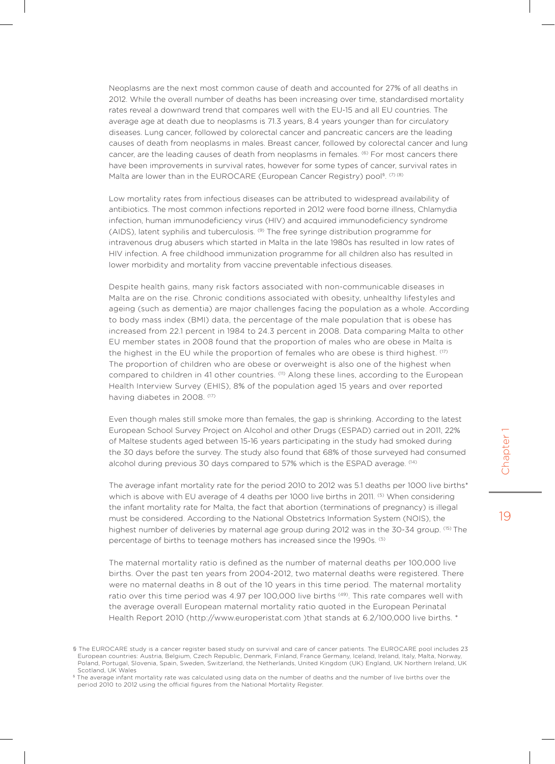Neoplasms are the next most common cause of death and accounted for 27% of all deaths in 2012. While the overall number of deaths has been increasing over time, standardised mortality rates reveal a downward trend that compares well with the EU-15 and all EU countries. The average age at death due to neoplasms is 71.3 years, 8.4 years younger than for circulatory diseases. Lung cancer, followed by colorectal cancer and pancreatic cancers are the leading causes of death from neoplasms in males. Breast cancer, followed by colorectal cancer and lung cancer, are the leading causes of death from neoplasms in females. (6) For most cancers there have been improvements in survival rates, however for some types of cancer, survival rates in Malta are lower than in the EUROCARE (European Cancer Registry) pool§. (7) (8)

Low mortality rates from infectious diseases can be attributed to widespread availability of antibiotics. The most common infections reported in 2012 were food borne illness, Chlamydia infection, human immunodeficiency virus (HIV) and acquired immunodeficiency syndrome (AIDS), latent syphilis and tuberculosis. (9) The free syringe distribution programme for intravenous drug abusers which started in Malta in the late 1980s has resulted in low rates of HIV infection. A free childhood immunization programme for all children also has resulted in lower morbidity and mortality from vaccine preventable infectious diseases.

Despite health gains, many risk factors associated with non-communicable diseases in Malta are on the rise. Chronic conditions associated with obesity, unhealthy lifestyles and ageing (such as dementia) are major challenges facing the population as a whole. According to body mass index (BMI) data, the percentage of the male population that is obese has increased from 22.1 percent in 1984 to 24.3 percent in 2008. Data comparing Malta to other EU member states in 2008 found that the proportion of males who are obese in Malta is the highest in the EU while the proportion of females who are obese is third highest. (17) The proportion of children who are obese or overweight is also one of the highest when compared to children in 41 other countries. (11) Along these lines, according to the European Health Interview Survey (EHIS), 8% of the population aged 15 years and over reported having diabetes in 2008. (17)

Even though males still smoke more than females, the gap is shrinking. According to the latest European School Survey Project on Alcohol and other Drugs (ESPAD) carried out in 2011, 22% of Maltese students aged between 15-16 years participating in the study had smoked during the 30 days before the survey. The study also found that 68% of those surveyed had consumed alcohol during previous 30 days compared to 57% which is the ESPAD average. (14)

The average infant mortality rate for the period 2010 to 2012 was 5.1 deaths per 1000 live births* which is above with EU average of 4 deaths per 1000 live births in 2011. (5) When considering the infant mortality rate for Malta, the fact that abortion (terminations of pregnancy) is illegal must be considered. According to the National Obstetrics Information System (NOIS), the highest number of deliveries by maternal age group during 2012 was in the 30-34 group. (15) The percentage of births to teenage mothers has increased since the 1990s. (5)

The maternal mortality ratio is defined as the number of maternal deaths per 100,000 live births. Over the past ten years from 2004-2012, two maternal deaths were registered. There were no maternal deaths in 8 out of the 10 years in this time period. The maternal mortality ratio over this time period was 4.97 per 100,000 live births (49). This rate compares well with the average overall European maternal mortality ratio quoted in the European Perinatal Health Report 2010 (http://www.europeristat.com )that stands at 6.2/100,000 live births. *

§ The EUROCARE study is a cancer register based study on survival and care of cancer patients. The EUROCARE pool includes 23 European countries: Austria, Belgium, Czech Republic, Denmark, Finland, France Germany, Iceland, Ireland, Italy, Malta, Norway, Poland, Portugal, Slovenia, Spain, Sweden, Switzerland, the Netherlands, United Kingdom (UK) England, UK Northern Ireland, UK Scotland, UK Wales

\* The average infant mortality rate was calculated using data on the number of deaths and the number of live births over the period 2010 to 2012 using the official figures from the National Mortality Register.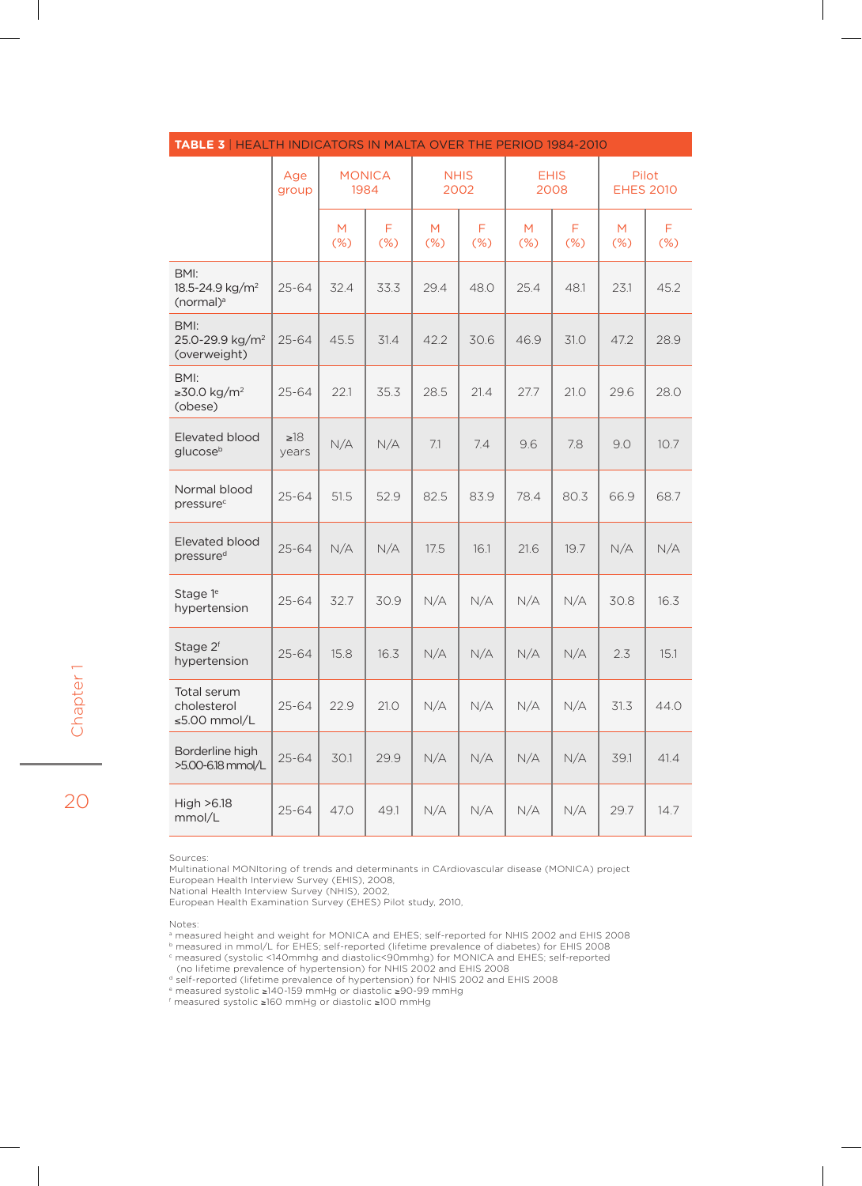**TABLE 3** | HEALTH INDICATORS IN MALTA OVER THE PERIOD 1984-2010

| | Age group | MONICA 1984 | | NHIS 2002 | | EHIS 2008 | | Pilot EHES 2010 | |
|---|---|---|---|---|---|---|---|---|---|
| | | M (%) | F (%) | M (%) | F (%) | M (%) | F (%) | M (%) | F (%) |
| BMI: 18.5-24.9 kg/m² (normal)[a] | 25-64 | 32.4 | 33.3 | 29.4 | 48.0 | 25.4 | 48.1 | 23.1 | 45.2 |
| BMI: 25.0-29.9 kg/m² (overweight) | 25-64 | 45.5 | 31.4 | 42.2 | 30.6 | 46.9 | 31.0 | 47.2 | 28.9 |
| BMI: ≥30.0 kg/m² (obese) | 25-64 | 22.1 | 35.3 | 28.5 | 21.4 | 27.7 | 21.0 | 29.6 | 28.0 |
| Elevated blood glucose[b] | ≥18 years | N/A | N/A | 7.1 | 7.4 | 9.6 | 7.8 | 9.0 | 10.7 |
| Normal blood pressure[c] | 25-64 | 51.5 | 52.9 | 82.5 | 83.9 | 78.4 | 80.3 | 66.9 | 68.7 |
| Elevated blood pressure[d] | 25-64 | N/A | N/A | 17.5 | 16.1 | 21.6 | 19.7 | N/A | N/A |
| Stage 1[e] hypertension | 25-64 | 32.7 | 30.9 | N/A | N/A | N/A | N/A | 30.8 | 16.3 |
| Stage 2[f] hypertension | 25-64 | 15.8 | 16.3 | N/A | N/A | N/A | N/A | 2.3 | 15.1 |
| Total serum cholesterol ≤5.00 mmol/L | 25-64 | 22.9 | 21.0 | N/A | N/A | N/A | N/A | 31.3 | 44.0 |
| Borderline high >5.00-6.18 mmol/L | 25-64 | 30.1 | 29.9 | N/A | N/A | N/A | N/A | 39.1 | 41.4 |
| High >6.18 mmol/L | 25-64 | 47.0 | 49.1 | N/A | N/A | N/A | N/A | 29.7 | 14.7 |

Sources:
Multinational MONItoring of trends and determinants in CArdiovascular disease (MONICA) project
European Health Interview Survey (EHIS), 2008,
National Health Interview Survey (NHIS), 2002,
European Health Examination Survey (EHES) Pilot study, 2010,

Notes:
[a] measured height and weight for MONICA and EHES; self-reported for NHIS 2002 and EHIS 2008
[b] measured in mmol/L for EHES; self-reported (lifetime prevalence of diabetes) for EHIS 2008
[c] measured (systolic <140mmhg and diastolic<90mmhg) for MONICA and EHES; self-reported (no lifetime prevalence of hypertension) for NHIS 2002 and EHIS 2008
[d] self-reported (lifetime prevalence of hypertension) for NHIS 2002 and EHIS 2008
[e] measured systolic ≥140-159 mmHg or diastolic ≥90-99 mmHg
[f] measured systolic ≥160 mmHg or diastolic ≥100 mmHg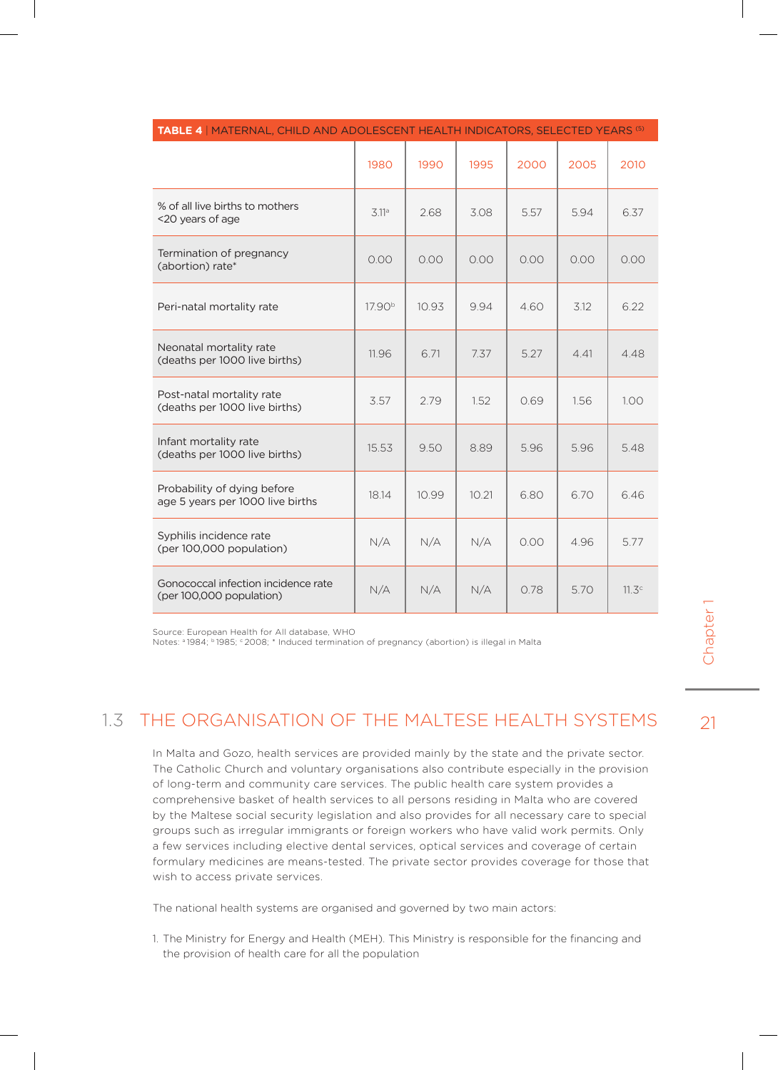**TABLE 4** | MATERNAL, CHILD AND ADOLESCENT HEALTH INDICATORS, SELECTED YEARS [5]

| | 1980 | 1990 | 1995 | 2000 | 2005 | 2010 |
|---|---|---|---|---|---|---|
| % of all live births to mothers <20 years of age | 3.11[a] | 2.68 | 3.08 | 5.57 | 5.94 | 6.37 |
| Termination of pregnancy (abortion) rate* | 0.00 | 0.00 | 0.00 | 0.00 | 0.00 | 0.00 |
| Peri-natal mortality rate | 17.90[b] | 10.93 | 9.94 | 4.60 | 3.12 | 6.22 |
| Neonatal mortality rate (deaths per 1000 live births) | 11.96 | 6.71 | 7.37 | 5.27 | 4.41 | 4.48 |
| Post-natal mortality rate (deaths per 1000 live births) | 3.57 | 2.79 | 1.52 | 0.69 | 1.56 | 1.00 |
| Infant mortality rate (deaths per 1000 live births) | 15.53 | 9.50 | 8.89 | 5.96 | 5.96 | 5.48 |
| Probability of dying before age 5 years per 1000 live births | 18.14 | 10.99 | 10.21 | 6.80 | 6.70 | 6.46 |
| Syphilis incidence rate (per 100,000 population) | N/A | N/A | N/A | 0.00 | 4.96 | 5.77 |
| Gonococcal infection incidence rate (per 100,000 population) | N/A | N/A | N/A | 0.78 | 5.70 | 11.3[c] |

Source: European Health for All database, WHO
Notes: [a] 1984; [b] 1985; [c] 2008; * Induced termination of pregnancy (abortion) is illegal in Malta

## 1.3 THE ORGANISATION OF THE MALTESE HEALTH SYSTEMS

In Malta and Gozo, health services are provided mainly by the state and the private sector. The Catholic Church and voluntary organisations also contribute especially in the provision of long-term and community care services. The public health care system provides a comprehensive basket of health services to all persons residing in Malta who are covered by the Maltese social security legislation and also provides for all necessary care to special groups such as irregular immigrants or foreign workers who have valid work permits. Only a few services including elective dental services, optical services and coverage of certain formulary medicines are means-tested. The private sector provides coverage for those that wish to access private services.

The national health systems are organised and governed by two main actors:

1. The Ministry for Energy and Health (MEH). This Ministry is responsible for the financing and the provision of health care for all the population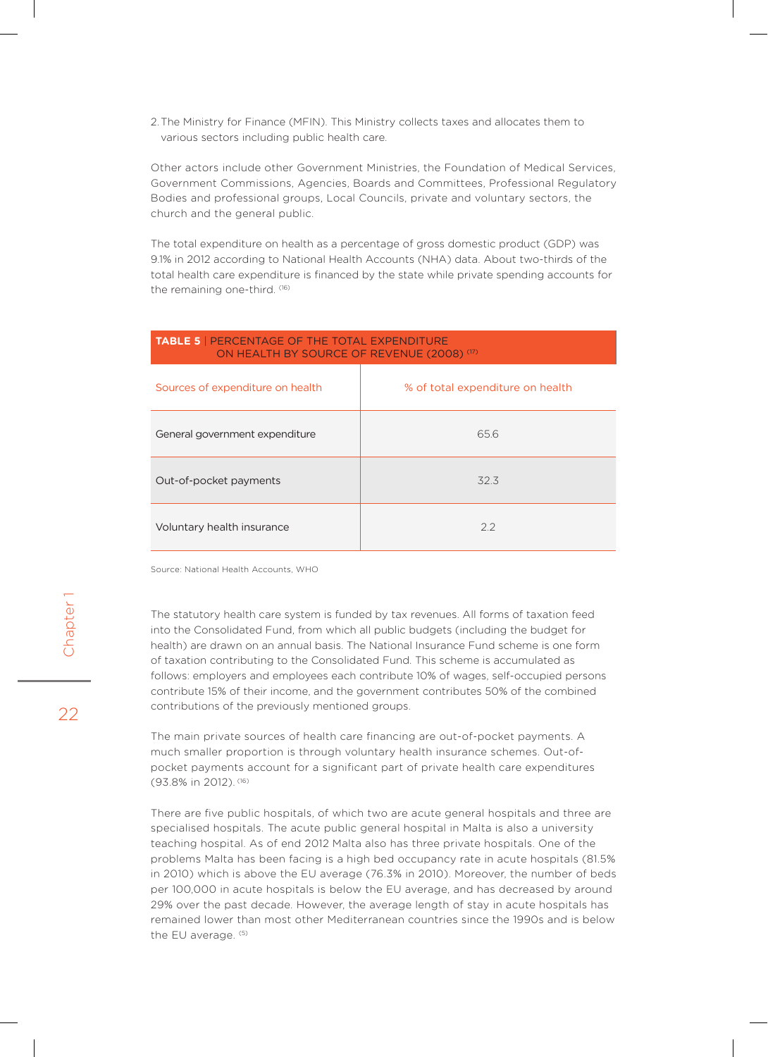2. The Ministry for Finance (MFIN). This Ministry collects taxes and allocates them to various sectors including public health care.

Other actors include other Government Ministries, the Foundation of Medical Services, Government Commissions, Agencies, Boards and Committees, Professional Regulatory Bodies and professional groups, Local Councils, private and voluntary sectors, the church and the general public.

The total expenditure on health as a percentage of gross domestic product (GDP) was 9.1% in 2012 according to National Health Accounts (NHA) data. About two-thirds of the total health care expenditure is financed by the state while private spending accounts for the remaining one-third. [16]

**TABLE 5** | PERCENTAGE OF THE TOTAL EXPENDITURE ON HEALTH BY SOURCE OF REVENUE (2008) [17]

| Sources of expenditure on health | % of total expenditure on health |
| --- | --- |
| General government expenditure | 65.6 |
| Out-of-pocket payments | 32.3 |
| Voluntary health insurance | 2.2 |

Source: National Health Accounts, WHO

The statutory health care system is funded by tax revenues. All forms of taxation feed into the Consolidated Fund, from which all public budgets (including the budget for health) are drawn on an annual basis. The National Insurance Fund scheme is one form of taxation contributing to the Consolidated Fund. This scheme is accumulated as follows: employers and employees each contribute 10% of wages, self-occupied persons contribute 15% of their income, and the government contributes 50% of the combined contributions of the previously mentioned groups.

The main private sources of health care financing are out-of-pocket payments. A much smaller proportion is through voluntary health insurance schemes. Out-of-pocket payments account for a significant part of private health care expenditures (93.8% in 2012). [16]

There are five public hospitals, of which two are acute general hospitals and three are specialised hospitals. The acute public general hospital in Malta is also a university teaching hospital. As of end 2012 Malta also has three private hospitals. One of the problems Malta has been facing is a high bed occupancy rate in acute hospitals (81.5% in 2010) which is above the EU average (76.3% in 2010). Moreover, the number of beds per 100,000 in acute hospitals is below the EU average, and has decreased by around 29% over the past decade. However, the average length of stay in acute hospitals has remained lower than most other Mediterranean countries since the 1990s and is below the EU average. [5]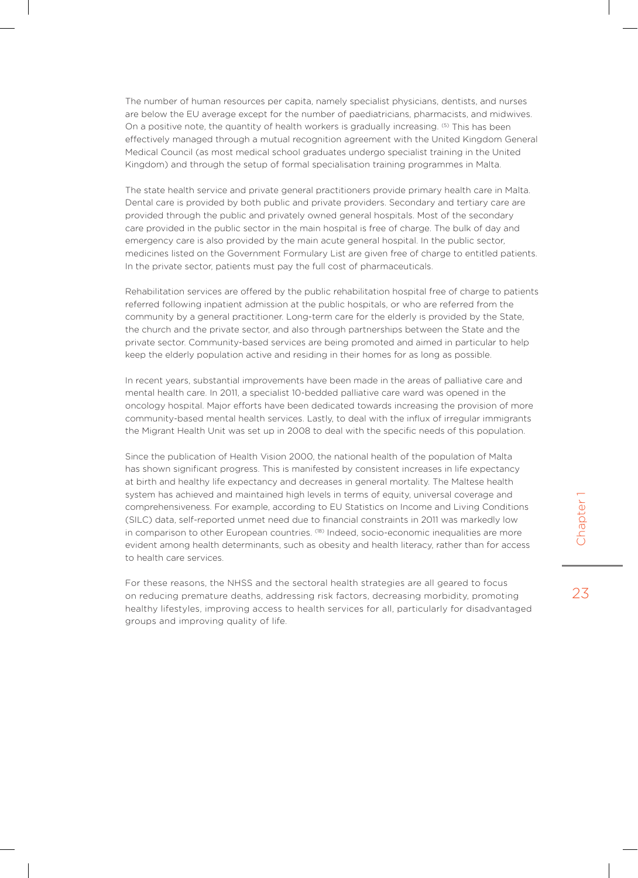The number of human resources per capita, namely specialist physicians, dentists, and nurses are below the EU average except for the number of paediatricians, pharmacists, and midwives. On a positive note, the quantity of health workers is gradually increasing. [5] This has been effectively managed through a mutual recognition agreement with the United Kingdom General Medical Council (as most medical school graduates undergo specialist training in the United Kingdom) and through the setup of formal specialisation training programmes in Malta.

The state health service and private general practitioners provide primary health care in Malta. Dental care is provided by both public and private providers. Secondary and tertiary care are provided through the public and privately owned general hospitals. Most of the secondary care provided in the public sector in the main hospital is free of charge. The bulk of day and emergency care is also provided by the main acute general hospital. In the public sector, medicines listed on the Government Formulary List are given free of charge to entitled patients. In the private sector, patients must pay the full cost of pharmaceuticals.

Rehabilitation services are offered by the public rehabilitation hospital free of charge to patients referred following inpatient admission at the public hospitals, or who are referred from the community by a general practitioner. Long-term care for the elderly is provided by the State, the church and the private sector, and also through partnerships between the State and the private sector. Community-based services are being promoted and aimed in particular to help keep the elderly population active and residing in their homes for as long as possible.

In recent years, substantial improvements have been made in the areas of palliative care and mental health care. In 2011, a specialist 10-bedded palliative care ward was opened in the oncology hospital. Major efforts have been dedicated towards increasing the provision of more community-based mental health services. Lastly, to deal with the influx of irregular immigrants the Migrant Health Unit was set up in 2008 to deal with the specific needs of this population.

Since the publication of Health Vision 2000, the national health of the population of Malta has shown significant progress. This is manifested by consistent increases in life expectancy at birth and healthy life expectancy and decreases in general mortality. The Maltese health system has achieved and maintained high levels in terms of equity, universal coverage and comprehensiveness. For example, according to EU Statistics on Income and Living Conditions (SILC) data, self-reported unmet need due to financial constraints in 2011 was markedly low in comparison to other European countries. [18] Indeed, socio-economic inequalities are more evident among health determinants, such as obesity and health literacy, rather than for access to health care services.

For these reasons, the NHSS and the sectoral health strategies are all geared to focus on reducing premature deaths, addressing risk factors, decreasing morbidity, promoting healthy lifestyles, improving access to health services for all, particularly for disadvantaged groups and improving quality of life.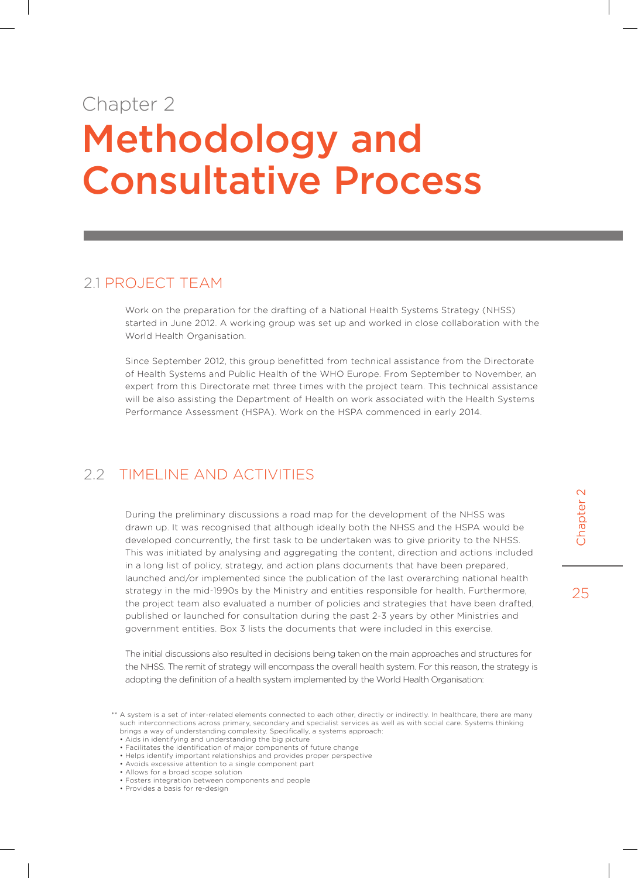Chapter 2

# Methodology and Consultative Process

## 2.1 PROJECT TEAM

Work on the preparation for the drafting of a National Health Systems Strategy (NHSS) started in June 2012. A working group was set up and worked in close collaboration with the World Health Organisation.

Since September 2012, this group benefitted from technical assistance from the Directorate of Health Systems and Public Health of the WHO Europe. From September to November, an expert from this Directorate met three times with the project team. This technical assistance will be also assisting the Department of Health on work associated with the Health Systems Performance Assessment (HSPA). Work on the HSPA commenced in early 2014.

## 2.2 TIMELINE AND ACTIVITIES

During the preliminary discussions a road map for the development of the NHSS was drawn up. It was recognised that although ideally both the NHSS and the HSPA would be developed concurrently, the first task to be undertaken was to give priority to the NHSS. This was initiated by analysing and aggregating the content, direction and actions included in a long list of policy, strategy, and action plans documents that have been prepared, launched and/or implemented since the publication of the last overarching national health strategy in the mid-1990s by the Ministry and entities responsible for health. Furthermore, the project team also evaluated a number of policies and strategies that have been drafted, published or launched for consultation during the past 2-3 years by other Ministries and government entities. Box 3 lists the documents that were included in this exercise.

The initial discussions also resulted in decisions being taken on the main approaches and structures for the NHSS. The remit of strategy will encompass the overall health system. For this reason, the strategy is adopting the definition of a health system implemented by the World Health Organisation:

** A system is a set of inter-related elements connected to each other, directly or indirectly. In healthcare, there are many such interconnections across primary, secondary and specialist services as well as with social care. Systems thinking brings a way of understanding complexity. Specifically, a systems approach:

- Aids in identifying and understanding the big picture
- Facilitates the identification of major components of future change
- Helps identify important relationships and provides proper perspective
- Avoids excessive attention to a single component part
- Allows for a broad scope solution
- Fosters integration between components and people
- Provides a basis for re-design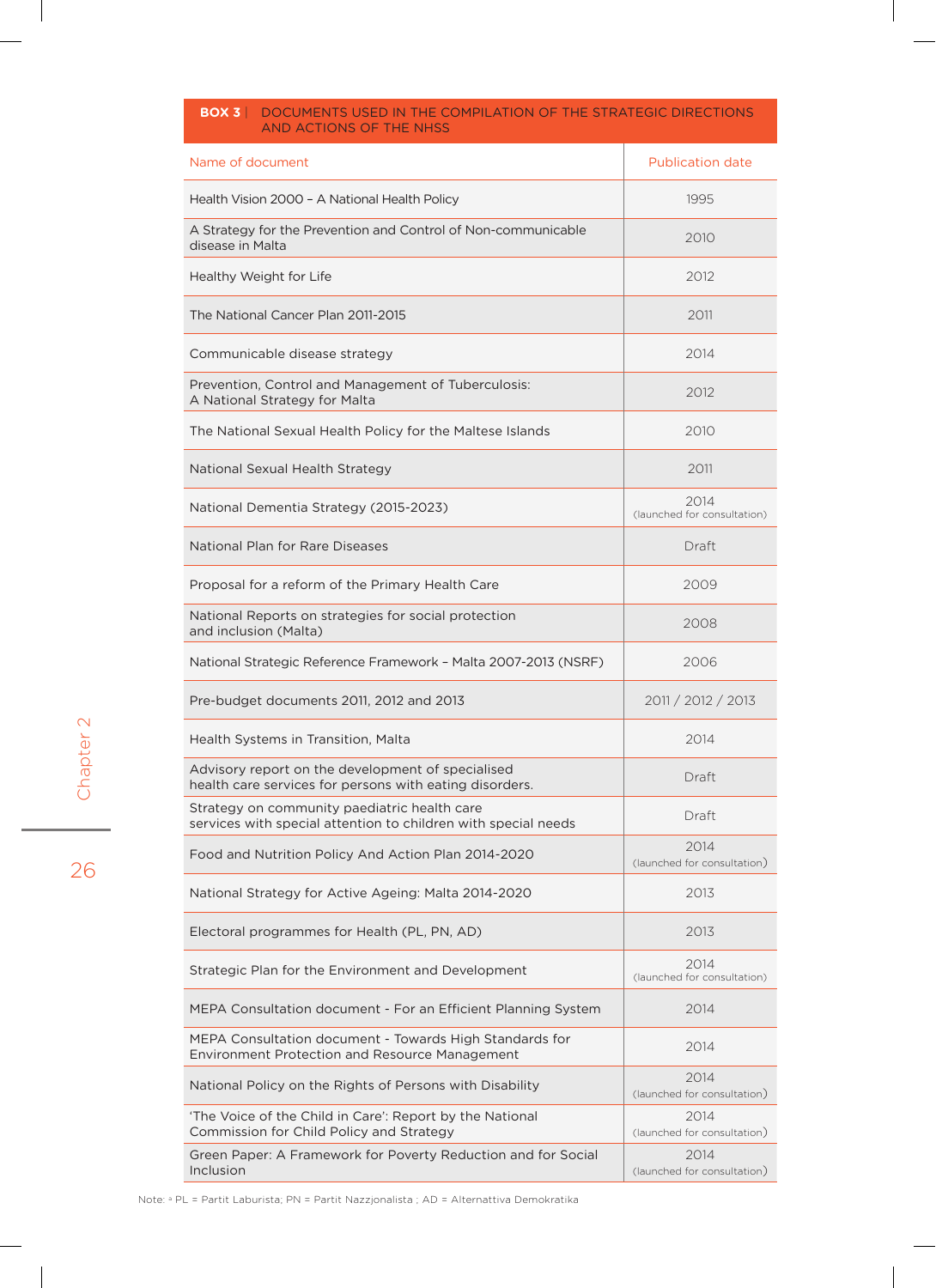**BOX 3** | DOCUMENTS USED IN THE COMPILATION OF THE STRATEGIC DIRECTIONS AND ACTIONS OF THE NHSS

| Name of document | Publication date |
|---|---|
| Health Vision 2000 – A National Health Policy | 1995 |
| A Strategy for the Prevention and Control of Non-communicable disease in Malta | 2010 |
| Healthy Weight for Life | 2012 |
| The National Cancer Plan 2011-2015 | 2011 |
| Communicable disease strategy | 2014 |
| Prevention, Control and Management of Tuberculosis: A National Strategy for Malta | 2012 |
| The National Sexual Health Policy for the Maltese Islands | 2010 |
| National Sexual Health Strategy | 2011 |
| National Dementia Strategy (2015-2023) | 2014 (launched for consultation) |
| National Plan for Rare Diseases | Draft |
| Proposal for a reform of the Primary Health Care | 2009 |
| National Reports on strategies for social protection and inclusion (Malta) | 2008 |
| National Strategic Reference Framework – Malta 2007-2013 (NSRF) | 2006 |
| Pre-budget documents 2011, 2012 and 2013 | 2011 / 2012 / 2013 |
| Health Systems in Transition, Malta | 2014 |
| Advisory report on the development of specialised health care services for persons with eating disorders. | Draft |
| Strategy on community paediatric health care services with special attention to children with special needs | Draft |
| Food and Nutrition Policy And Action Plan 2014-2020 | 2014 (launched for consultation) |
| National Strategy for Active Ageing: Malta 2014-2020 | 2013 |
| Electoral programmes for Health (PL, PN, AD) | 2013 |
| Strategic Plan for the Environment and Development | 2014 (launched for consultation) |
| MEPA Consultation document - For an Efficient Planning System | 2014 |
| MEPA Consultation document - Towards High Standards for Environment Protection and Resource Management | 2014 |
| National Policy on the Rights of Persons with Disability | 2014 (launched for consultation) |
| 'The Voice of the Child in Care': Report by the National Commission for Child Policy and Strategy | 2014 (launched for consultation) |
| Green Paper: A Framework for Poverty Reduction and for Social Inclusion | 2014 (launched for consultation) |

Note: [a] PL = Partit Laburista; PN = Partit Nazzjonalista ; AD = Alternattiva Demokratika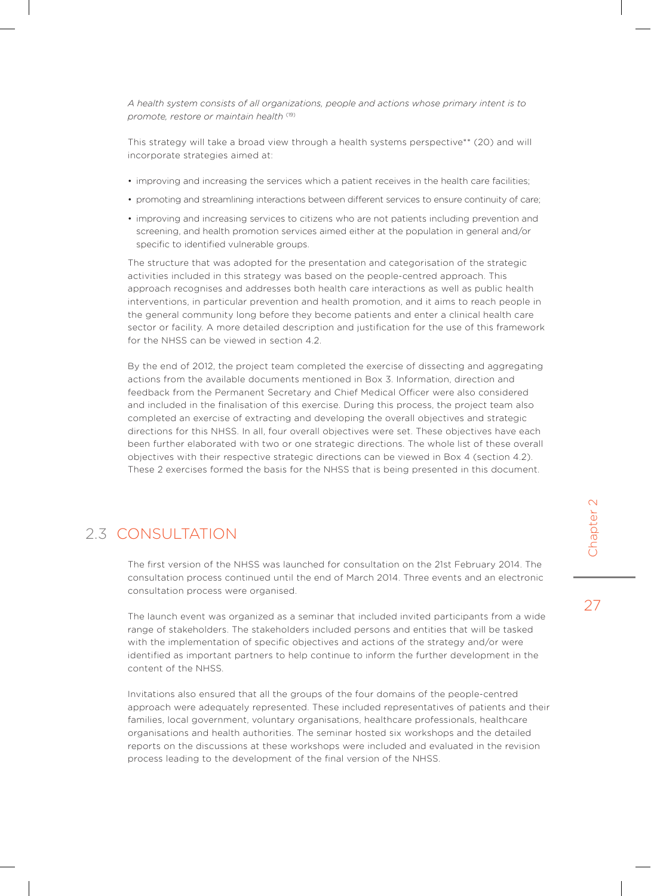*A health system consists of all organizations, people and actions whose primary intent is to promote, restore or maintain health* [19]

This strategy will take a broad view through a health systems perspective** (20) and will incorporate strategies aimed at:

- improving and increasing the services which a patient receives in the health care facilities;
- promoting and streamlining interactions between different services to ensure continuity of care;
- improving and increasing services to citizens who are not patients including prevention and screening, and health promotion services aimed either at the population in general and/or specific to identified vulnerable groups.

The structure that was adopted for the presentation and categorisation of the strategic activities included in this strategy was based on the people-centred approach. This approach recognises and addresses both health care interactions as well as public health interventions, in particular prevention and health promotion, and it aims to reach people in the general community long before they become patients and enter a clinical health care sector or facility. A more detailed description and justification for the use of this framework for the NHSS can be viewed in section 4.2.

By the end of 2012, the project team completed the exercise of dissecting and aggregating actions from the available documents mentioned in Box 3. Information, direction and feedback from the Permanent Secretary and Chief Medical Officer were also considered and included in the finalisation of this exercise. During this process, the project team also completed an exercise of extracting and developing the overall objectives and strategic directions for this NHSS. In all, four overall objectives were set. These objectives have each been further elaborated with two or one strategic directions. The whole list of these overall objectives with their respective strategic directions can be viewed in Box 4 (section 4.2). These 2 exercises formed the basis for the NHSS that is being presented in this document.

## 2.3 CONSULTATION

The first version of the NHSS was launched for consultation on the 21st February 2014. The consultation process continued until the end of March 2014. Three events and an electronic consultation process were organised.

The launch event was organized as a seminar that included invited participants from a wide range of stakeholders. The stakeholders included persons and entities that will be tasked with the implementation of specific objectives and actions of the strategy and/or were identified as important partners to help continue to inform the further development in the content of the NHSS.

Invitations also ensured that all the groups of the four domains of the people-centred approach were adequately represented. These included representatives of patients and their families, local government, voluntary organisations, healthcare professionals, healthcare organisations and health authorities. The seminar hosted six workshops and the detailed reports on the discussions at these workshops were included and evaluated in the revision process leading to the development of the final version of the NHSS.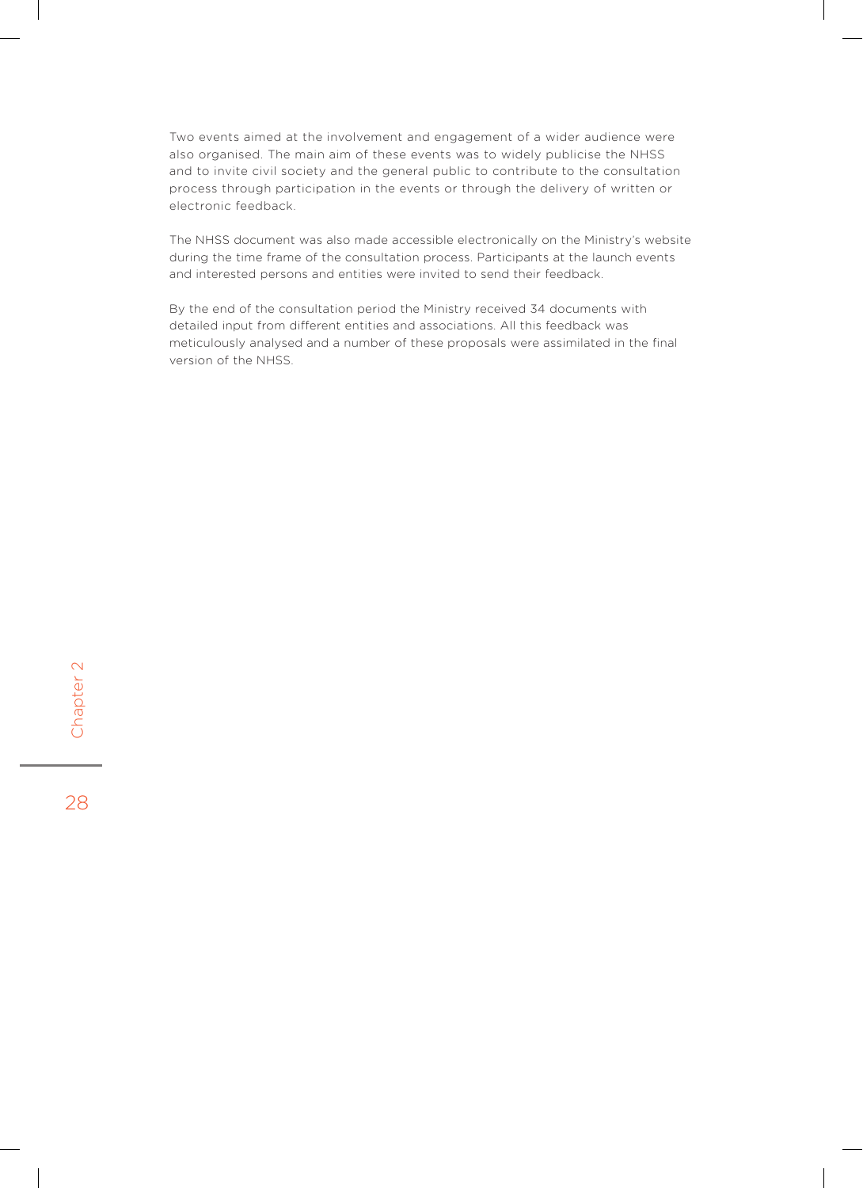Two events aimed at the involvement and engagement of a wider audience were also organised. The main aim of these events was to widely publicise the NHSS and to invite civil society and the general public to contribute to the consultation process through participation in the events or through the delivery of written or electronic feedback.

The NHSS document was also made accessible electronically on the Ministry's website during the time frame of the consultation process. Participants at the launch events and interested persons and entities were invited to send their feedback.

By the end of the consultation period the Ministry received 34 documents with detailed input from different entities and associations. All this feedback was meticulously analysed and a number of these proposals were assimilated in the final version of the NHSS.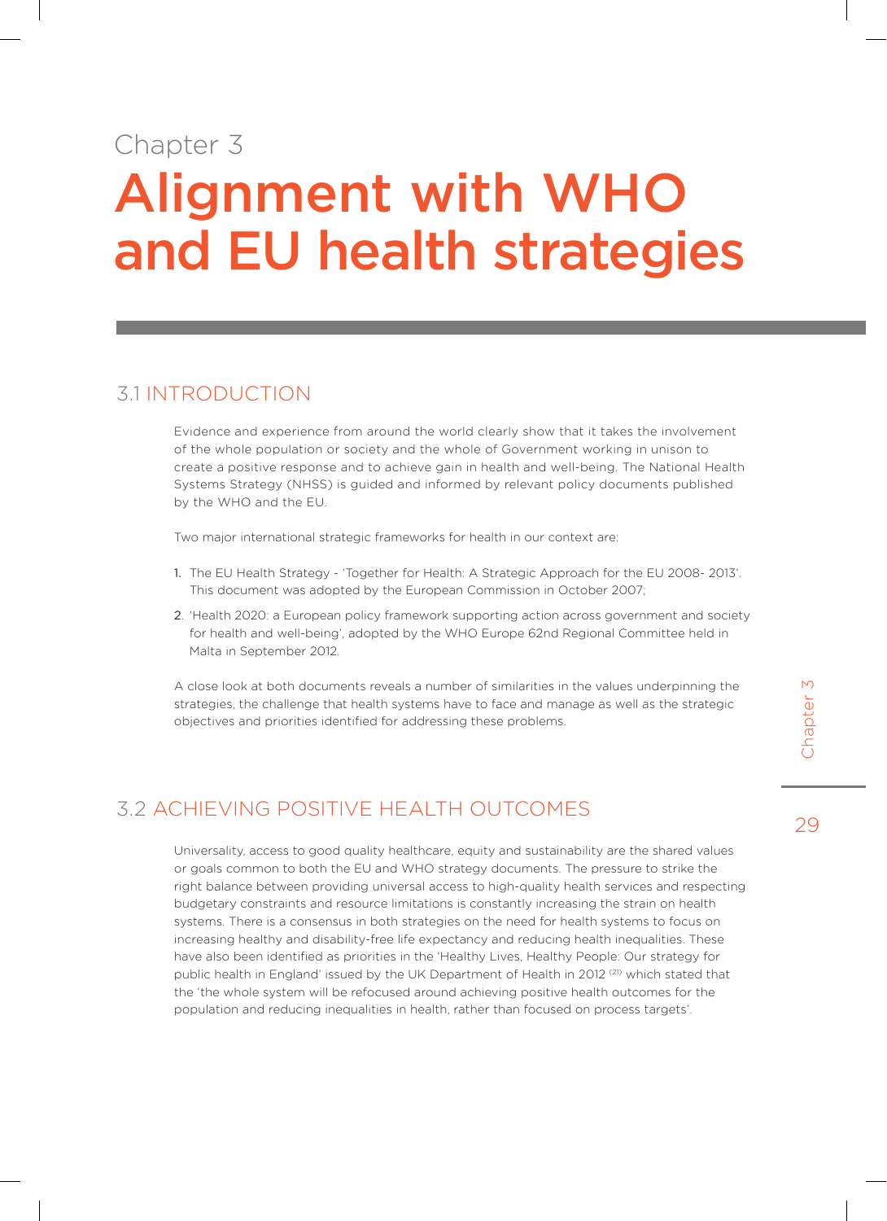Chapter 3

# Alignment with WHO and EU health strategies

## 3.1 INTRODUCTION

Evidence and experience from around the world clearly show that it takes the involvement of the whole population or society and the whole of Government working in unison to create a positive response and to achieve gain in health and well-being. The National Health Systems Strategy (NHSS) is guided and informed by relevant policy documents published by the WHO and the EU.

Two major international strategic frameworks for health in our context are:

1. The EU Health Strategy - 'Together for Health: A Strategic Approach for the EU 2008- 2013'. This document was adopted by the European Commission in October 2007;
2. 'Health 2020: a European policy framework supporting action across government and society for health and well-being', adopted by the WHO Europe 62nd Regional Committee held in Malta in September 2012.

A close look at both documents reveals a number of similarities in the values underpinning the strategies, the challenge that health systems have to face and manage as well as the strategic objectives and priorities identified for addressing these problems.

## 3.2 ACHIEVING POSITIVE HEALTH OUTCOMES

Universality, access to good quality healthcare, equity and sustainability are the shared values or goals common to both the EU and WHO strategy documents. The pressure to strike the right balance between providing universal access to high-quality health services and respecting budgetary constraints and resource limitations is constantly increasing the strain on health systems. There is a consensus in both strategies on the need for health systems to focus on increasing healthy and disability-free life expectancy and reducing health inequalities. These have also been identified as priorities in the 'Healthy Lives, Healthy People: Our strategy for public health in England' issued by the UK Department of Health in 2012 [21] which stated that the 'the whole system will be refocused around achieving positive health outcomes for the population and reducing inequalities in health, rather than focused on process targets'.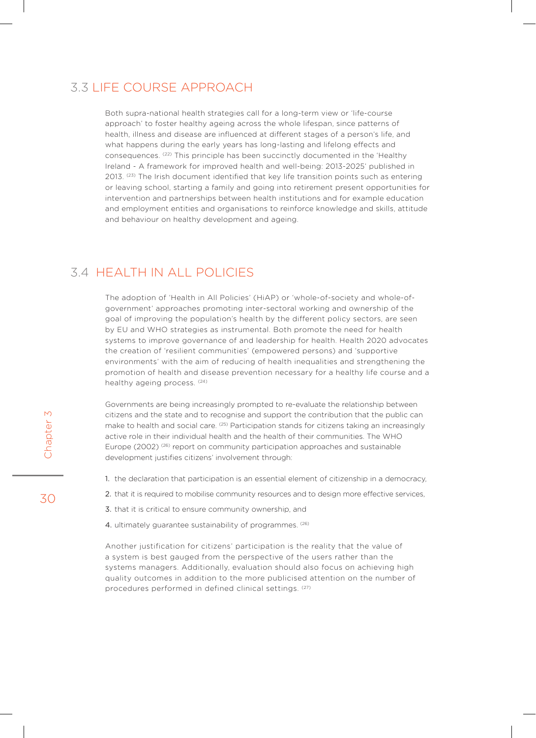## 3.3 LIFE COURSE APPROACH

Both supra-national health strategies call for a long-term view or 'life-course approach' to foster healthy ageing across the whole lifespan, since patterns of health, illness and disease are influenced at different stages of a person's life, and what happens during the early years has long-lasting and lifelong effects and consequences. [22] This principle has been succinctly documented in the 'Healthy Ireland - A framework for improved health and well-being: 2013-2025' published in 2013. [23] The Irish document identified that key life transition points such as entering or leaving school, starting a family and going into retirement present opportunities for intervention and partnerships between health institutions and for example education and employment entities and organisations to reinforce knowledge and skills, attitude and behaviour on healthy development and ageing.

## 3.4 HEALTH IN ALL POLICIES

The adoption of 'Health in All Policies' (HiAP) or 'whole-of-society and whole-of-government' approaches promoting inter-sectoral working and ownership of the goal of improving the population's health by the different policy sectors, are seen by EU and WHO strategies as instrumental. Both promote the need for health systems to improve governance of and leadership for health. Health 2020 advocates the creation of 'resilient communities' (empowered persons) and 'supportive environments' with the aim of reducing of health inequalities and strengthening the promotion of health and disease prevention necessary for a healthy life course and a healthy ageing process. [24]

Governments are being increasingly prompted to re-evaluate the relationship between citizens and the state and to recognise and support the contribution that the public can make to health and social care. [25] Participation stands for citizens taking an increasingly active role in their individual health and the health of their communities. The WHO Europe (2002) [26] report on community participation approaches and sustainable development justifies citizens' involvement through:

1. the declaration that participation is an essential element of citizenship in a democracy,
2. that it is required to mobilise community resources and to design more effective services,
3. that it is critical to ensure community ownership, and
4. ultimately guarantee sustainability of programmes. [26]

Another justification for citizens' participation is the reality that the value of a system is best gauged from the perspective of the users rather than the systems managers. Additionally, evaluation should also focus on achieving high quality outcomes in addition to the more publicised attention on the number of procedures performed in defined clinical settings. [27]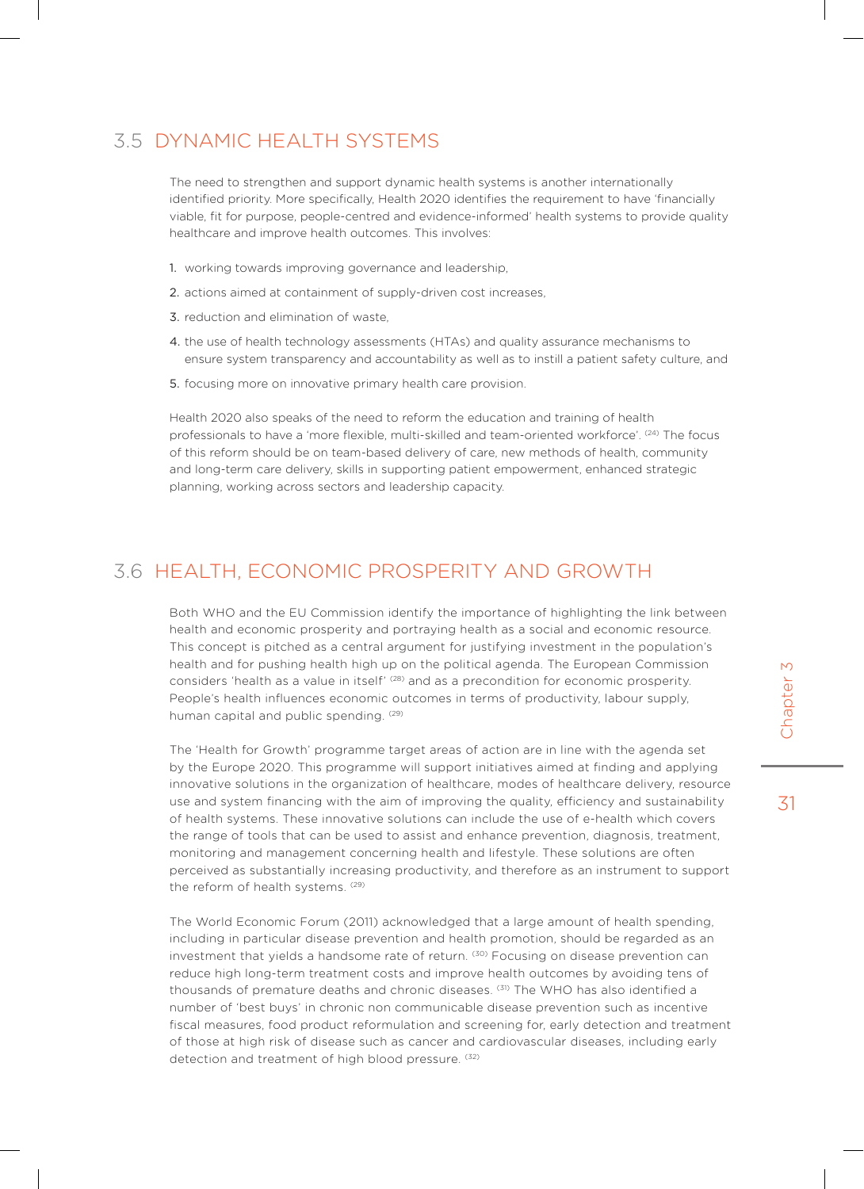## 3.5 DYNAMIC HEALTH SYSTEMS

The need to strengthen and support dynamic health systems is another internationally identified priority. More specifically, Health 2020 identifies the requirement to have 'financially viable, fit for purpose, people-centred and evidence-informed' health systems to provide quality healthcare and improve health outcomes. This involves:

1. working towards improving governance and leadership,
2. actions aimed at containment of supply-driven cost increases,
3. reduction and elimination of waste,
4. the use of health technology assessments (HTAs) and quality assurance mechanisms to ensure system transparency and accountability as well as to instill a patient safety culture, and
5. focusing more on innovative primary health care provision.

Health 2020 also speaks of the need to reform the education and training of health professionals to have a 'more flexible, multi-skilled and team-oriented workforce'. (24) The focus of this reform should be on team-based delivery of care, new methods of health, community and long-term care delivery, skills in supporting patient empowerment, enhanced strategic planning, working across sectors and leadership capacity.

## 3.6 HEALTH, ECONOMIC PROSPERITY AND GROWTH

Both WHO and the EU Commission identify the importance of highlighting the link between health and economic prosperity and portraying health as a social and economic resource. This concept is pitched as a central argument for justifying investment in the population's health and for pushing health high up on the political agenda. The European Commission considers 'health as a value in itself' (28) and as a precondition for economic prosperity. People's health influences economic outcomes in terms of productivity, labour supply, human capital and public spending. (29)

The 'Health for Growth' programme target areas of action are in line with the agenda set by the Europe 2020. This programme will support initiatives aimed at finding and applying innovative solutions in the organization of healthcare, modes of healthcare delivery, resource use and system financing with the aim of improving the quality, efficiency and sustainability of health systems. These innovative solutions can include the use of e-health which covers the range of tools that can be used to assist and enhance prevention, diagnosis, treatment, monitoring and management concerning health and lifestyle. These solutions are often perceived as substantially increasing productivity, and therefore as an instrument to support the reform of health systems. (29)

The World Economic Forum (2011) acknowledged that a large amount of health spending, including in particular disease prevention and health promotion, should be regarded as an investment that yields a handsome rate of return. (30) Focusing on disease prevention can reduce high long-term treatment costs and improve health outcomes by avoiding tens of thousands of premature deaths and chronic diseases. (31) The WHO has also identified a number of 'best buys' in chronic non communicable disease prevention such as incentive fiscal measures, food product reformulation and screening for, early detection and treatment of those at high risk of disease such as cancer and cardiovascular diseases, including early detection and treatment of high blood pressure. (32)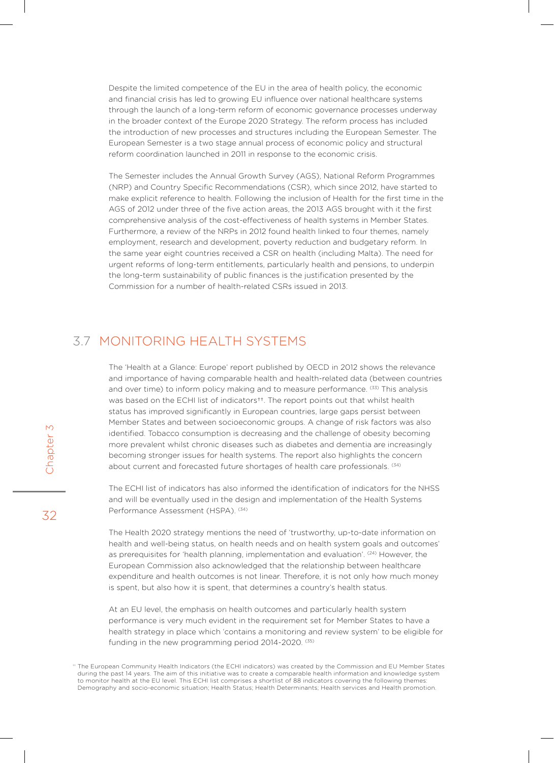Despite the limited competence of the EU in the area of health policy, the economic and financial crisis has led to growing EU influence over national healthcare systems through the launch of a long-term reform of economic governance processes underway in the broader context of the Europe 2020 Strategy. The reform process has included the introduction of new processes and structures including the European Semester. The European Semester is a two stage annual process of economic policy and structural reform coordination launched in 2011 in response to the economic crisis.

The Semester includes the Annual Growth Survey (AGS), National Reform Programmes (NRP) and Country Specific Recommendations (CSR), which since 2012, have started to make explicit reference to health. Following the inclusion of Health for the first time in the AGS of 2012 under three of the five action areas, the 2013 AGS brought with it the first comprehensive analysis of the cost-effectiveness of health systems in Member States. Furthermore, a review of the NRPs in 2012 found health linked to four themes, namely employment, research and development, poverty reduction and budgetary reform. In the same year eight countries received a CSR on health (including Malta). The need for urgent reforms of long-term entitlements, particularly health and pensions, to underpin the long-term sustainability of public finances is the justification presented by the Commission for a number of health-related CSRs issued in 2013.

## 3.7 MONITORING HEALTH SYSTEMS

The 'Health at a Glance: Europe' report published by OECD in 2012 shows the relevance and importance of having comparable health and health-related data (between countries and over time) to inform policy making and to measure performance. (33) This analysis was based on the ECHI list of indicators††. The report points out that whilst health status has improved significantly in European countries, large gaps persist between Member States and between socioeconomic groups. A change of risk factors was also identified. Tobacco consumption is decreasing and the challenge of obesity becoming more prevalent whilst chronic diseases such as diabetes and dementia are increasingly becoming stronger issues for health systems. The report also highlights the concern about current and forecasted future shortages of health care professionals. (34)

The ECHI list of indicators has also informed the identification of indicators for the NHSS and will be eventually used in the design and implementation of the Health Systems Performance Assessment (HSPA). (34)

The Health 2020 strategy mentions the need of 'trustworthy, up-to-date information on health and well-being status, on health needs and on health system goals and outcomes' as prerequisites for 'health planning, implementation and evaluation'. (24) However, the European Commission also acknowledged that the relationship between healthcare expenditure and health outcomes is not linear. Therefore, it is not only how much money is spent, but also how it is spent, that determines a country's health status.

At an EU level, the emphasis on health outcomes and particularly health system performance is very much evident in the requirement set for Member States to have a health strategy in place which 'contains a monitoring and review system' to be eligible for funding in the new programming period 2014-2020. (35)

†† The European Community Health Indicators (the ECHI indicators) was created by the Commission and EU Member States during the past 14 years. The aim of this initiative was to create a comparable health information and knowledge system to monitor health at the EU level. This ECHI list comprises a shortlist of 88 indicators covering the following themes: Demography and socio-economic situation; Health Status; Health Determinants; Health services and Health promotion.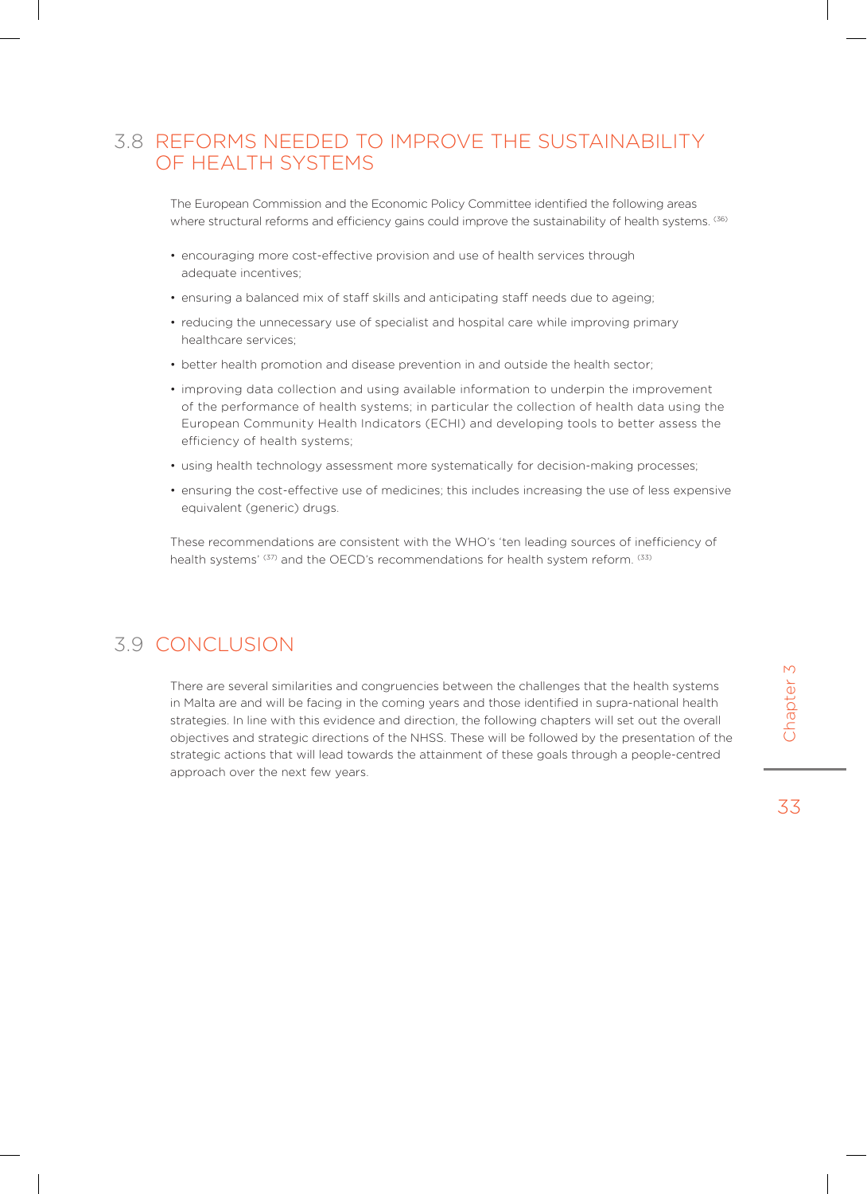## 3.8 REFORMS NEEDED TO IMPROVE THE SUSTAINABILITY OF HEALTH SYSTEMS

The European Commission and the Economic Policy Committee identified the following areas where structural reforms and efficiency gains could improve the sustainability of health systems. [36]

- encouraging more cost-effective provision and use of health services through adequate incentives;
- ensuring a balanced mix of staff skills and anticipating staff needs due to ageing;
- reducing the unnecessary use of specialist and hospital care while improving primary healthcare services;
- better health promotion and disease prevention in and outside the health sector;
- improving data collection and using available information to underpin the improvement of the performance of health systems; in particular the collection of health data using the European Community Health Indicators (ECHI) and developing tools to better assess the efficiency of health systems;
- using health technology assessment more systematically for decision-making processes;
- ensuring the cost-effective use of medicines; this includes increasing the use of less expensive equivalent (generic) drugs.

These recommendations are consistent with the WHO's 'ten leading sources of inefficiency of health systems' [37] and the OECD's recommendations for health system reform. [33]

## 3.9 CONCLUSION

There are several similarities and congruencies between the challenges that the health systems in Malta are and will be facing in the coming years and those identified in supra-national health strategies. In line with this evidence and direction, the following chapters will set out the overall objectives and strategic directions of the NHSS. These will be followed by the presentation of the strategic actions that will lead towards the attainment of these goals through a people-centred approach over the next few years.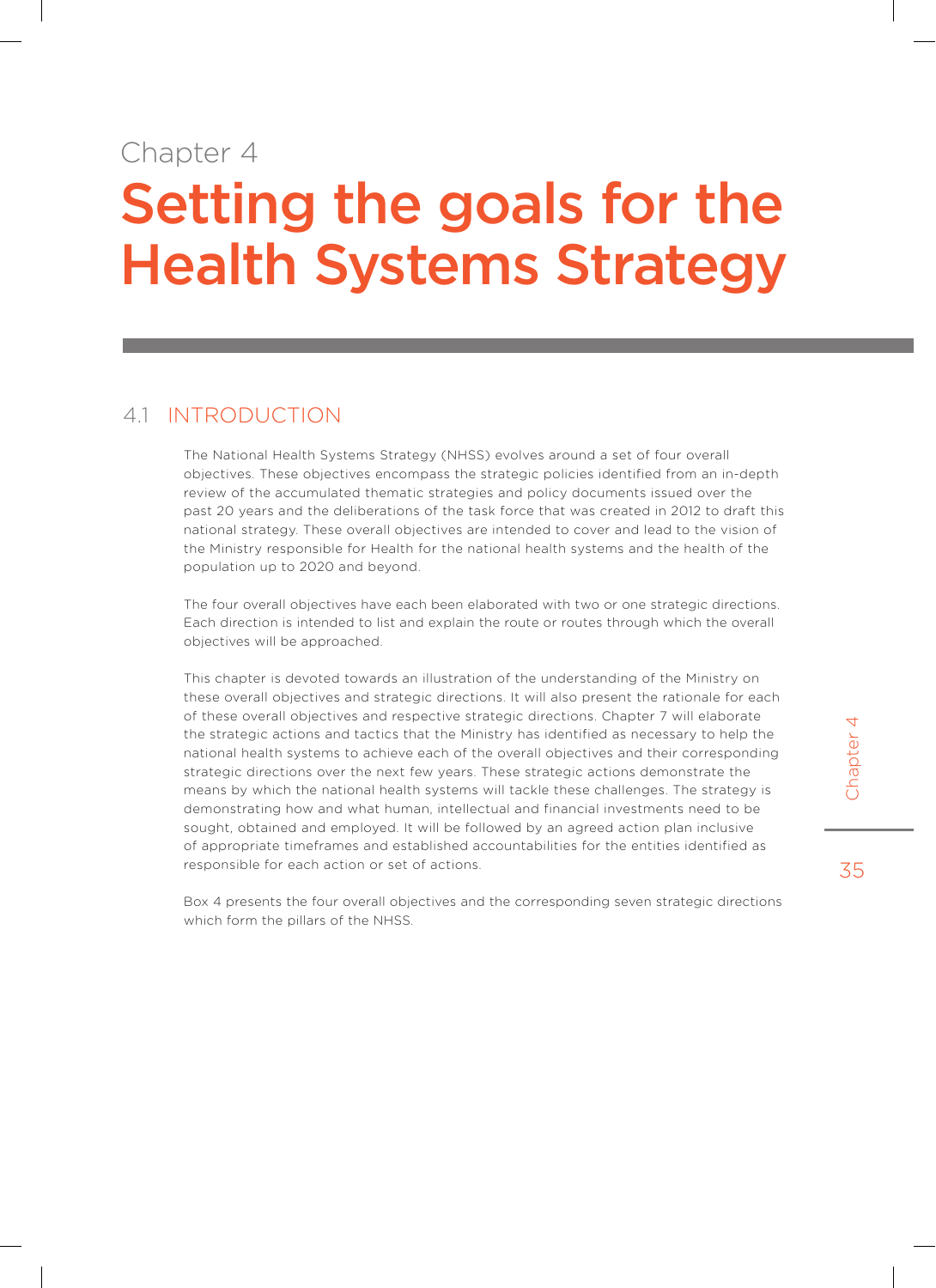Chapter 4

# Setting the goals for the Health Systems Strategy

## 4.1 INTRODUCTION

The National Health Systems Strategy (NHSS) evolves around a set of four overall objectives. These objectives encompass the strategic policies identified from an in-depth review of the accumulated thematic strategies and policy documents issued over the past 20 years and the deliberations of the task force that was created in 2012 to draft this national strategy. These overall objectives are intended to cover and lead to the vision of the Ministry responsible for Health for the national health systems and the health of the population up to 2020 and beyond.

The four overall objectives have each been elaborated with two or one strategic directions. Each direction is intended to list and explain the route or routes through which the overall objectives will be approached.

This chapter is devoted towards an illustration of the understanding of the Ministry on these overall objectives and strategic directions. It will also present the rationale for each of these overall objectives and respective strategic directions. Chapter 7 will elaborate the strategic actions and tactics that the Ministry has identified as necessary to help the national health systems to achieve each of the overall objectives and their corresponding strategic directions over the next few years. These strategic actions demonstrate the means by which the national health systems will tackle these challenges. The strategy is demonstrating how and what human, intellectual and financial investments need to be sought, obtained and employed. It will be followed by an agreed action plan inclusive of appropriate timeframes and established accountabilities for the entities identified as responsible for each action or set of actions.

Box 4 presents the four overall objectives and the corresponding seven strategic directions which form the pillars of the NHSS.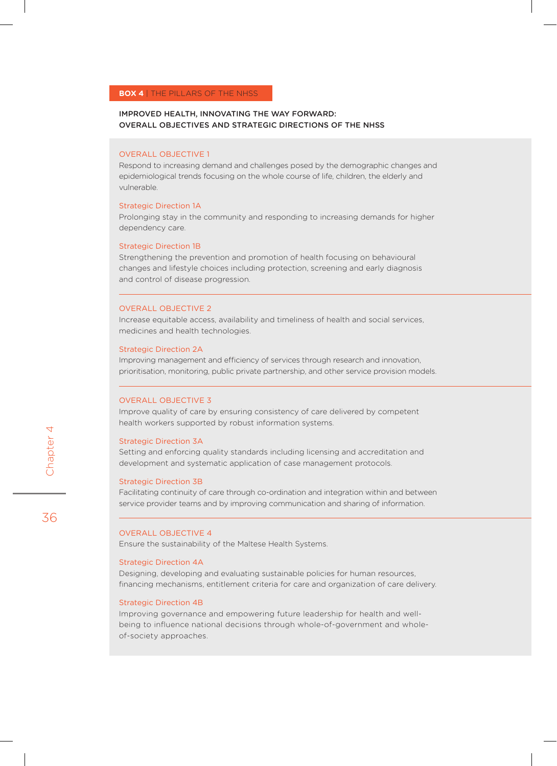**BOX 4** | THE PILLARS OF THE NHSS

**IMPROVED HEALTH, INNOVATING THE WAY FORWARD:
OVERALL OBJECTIVES AND STRATEGIC DIRECTIONS OF THE NHSS**

### OVERALL OBJECTIVE 1

Respond to increasing demand and challenges posed by the demographic changes and epidemiological trends focusing on the whole course of life, children, the elderly and vulnerable.

#### Strategic Direction 1A

Prolonging stay in the community and responding to increasing demands for higher dependency care.

#### Strategic Direction 1B

Strengthening the prevention and promotion of health focusing on behavioural changes and lifestyle choices including protection, screening and early diagnosis and control of disease progression.

---

### OVERALL OBJECTIVE 2

Increase equitable access, availability and timeliness of health and social services, medicines and health technologies.

#### Strategic Direction 2A

Improving management and efficiency of services through research and innovation, prioritisation, monitoring, public private partnership, and other service provision models.

---

### OVERALL OBJECTIVE 3

Improve quality of care by ensuring consistency of care delivered by competent health workers supported by robust information systems.

#### Strategic Direction 3A

Setting and enforcing quality standards including licensing and accreditation and development and systematic application of case management protocols.

#### Strategic Direction 3B

Facilitating continuity of care through co-ordination and integration within and between service provider teams and by improving communication and sharing of information.

---

### OVERALL OBJECTIVE 4

Ensure the sustainability of the Maltese Health Systems.

#### Strategic Direction 4A

Designing, developing and evaluating sustainable policies for human resources, financing mechanisms, entitlement criteria for care and organization of care delivery.

#### Strategic Direction 4B

Improving governance and empowering future leadership for health and well-being to influence national decisions through whole-of-government and whole-of-society approaches.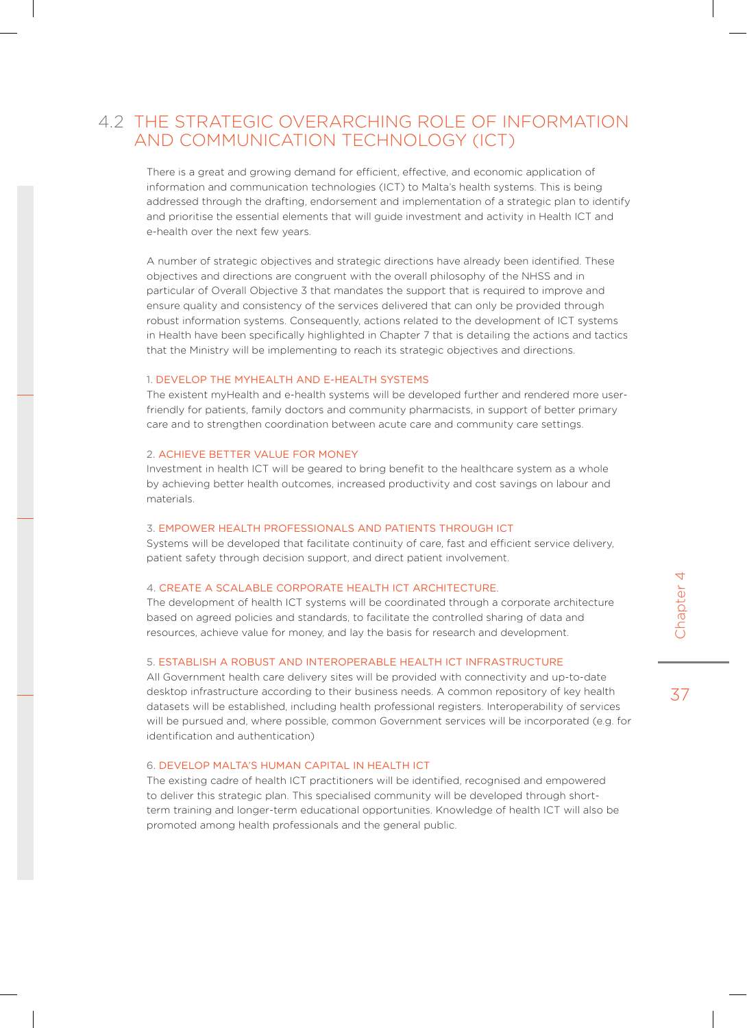## 4.2 THE STRATEGIC OVERARCHING ROLE OF INFORMATION AND COMMUNICATION TECHNOLOGY (ICT)

There is a great and growing demand for efficient, effective, and economic application of information and communication technologies (ICT) to Malta's health systems. This is being addressed through the drafting, endorsement and implementation of a strategic plan to identify and prioritise the essential elements that will guide investment and activity in Health ICT and e-health over the next few years.

A number of strategic objectives and strategic directions have already been identified. These objectives and directions are congruent with the overall philosophy of the NHSS and in particular of Overall Objective 3 that mandates the support that is required to improve and ensure quality and consistency of the services delivered that can only be provided through robust information systems. Consequently, actions related to the development of ICT systems in Health have been specifically highlighted in Chapter 7 that is detailing the actions and tactics that the Ministry will be implementing to reach its strategic objectives and directions.

1. DEVELOP THE MYHEALTH AND E-HEALTH SYSTEMS

The existent myHealth and e-health systems will be developed further and rendered more user-friendly for patients, family doctors and community pharmacists, in support of better primary care and to strengthen coordination between acute care and community care settings.

2. ACHIEVE BETTER VALUE FOR MONEY

Investment in health ICT will be geared to bring benefit to the healthcare system as a whole by achieving better health outcomes, increased productivity and cost savings on labour and materials.

3. EMPOWER HEALTH PROFESSIONALS AND PATIENTS THROUGH ICT

Systems will be developed that facilitate continuity of care, fast and efficient service delivery, patient safety through decision support, and direct patient involvement.

4. CREATE A SCALABLE CORPORATE HEALTH ICT ARCHITECTURE.

The development of health ICT systems will be coordinated through a corporate architecture based on agreed policies and standards, to facilitate the controlled sharing of data and resources, achieve value for money, and lay the basis for research and development.

5. ESTABLISH A ROBUST AND INTEROPERABLE HEALTH ICT INFRASTRUCTURE

All Government health care delivery sites will be provided with connectivity and up-to-date desktop infrastructure according to their business needs. A common repository of key health datasets will be established, including health professional registers. Interoperability of services will be pursued and, where possible, common Government services will be incorporated (e.g. for identification and authentication)

6. DEVELOP MALTA'S HUMAN CAPITAL IN HEALTH ICT

The existing cadre of health ICT practitioners will be identified, recognised and empowered to deliver this strategic plan. This specialised community will be developed through short-term training and longer-term educational opportunities. Knowledge of health ICT will also be promoted among health professionals and the general public.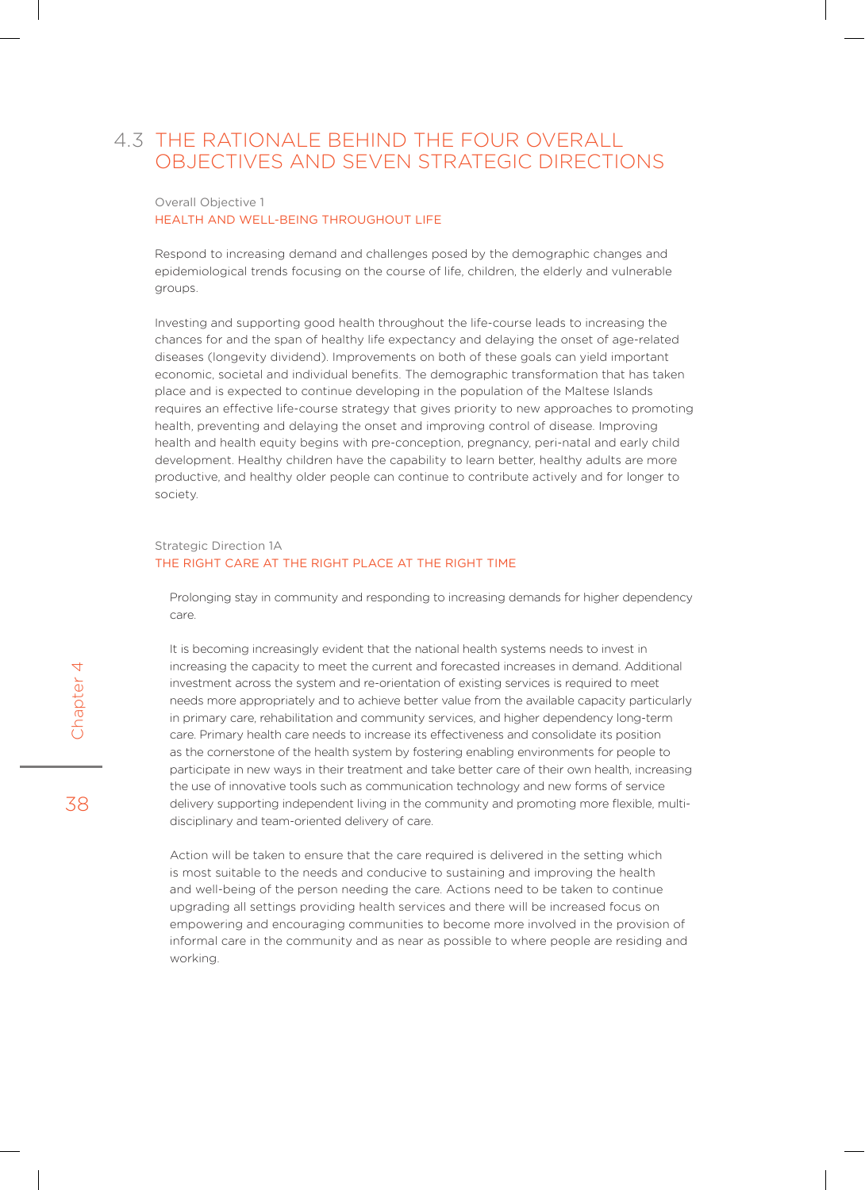## 4.3 THE RATIONALE BEHIND THE FOUR OVERALL OBJECTIVES AND SEVEN STRATEGIC DIRECTIONS

### Overall Objective 1
### HEALTH AND WELL-BEING THROUGHOUT LIFE

Respond to increasing demand and challenges posed by the demographic changes and epidemiological trends focusing on the course of life, children, the elderly and vulnerable groups.

Investing and supporting good health throughout the life-course leads to increasing the chances for and the span of healthy life expectancy and delaying the onset of age-related diseases (longevity dividend). Improvements on both of these goals can yield important economic, societal and individual benefits. The demographic transformation that has taken place and is expected to continue developing in the population of the Maltese Islands requires an effective life-course strategy that gives priority to new approaches to promoting health, preventing and delaying the onset and improving control of disease. Improving health and health equity begins with pre-conception, pregnancy, peri-natal and early child development. Healthy children have the capability to learn better, healthy adults are more productive, and healthy older people can continue to contribute actively and for longer to society.

#### Strategic Direction 1A
#### THE RIGHT CARE AT THE RIGHT PLACE AT THE RIGHT TIME

Prolonging stay in community and responding to increasing demands for higher dependency care.

It is becoming increasingly evident that the national health systems needs to invest in increasing the capacity to meet the current and forecasted increases in demand. Additional investment across the system and re-orientation of existing services is required to meet needs more appropriately and to achieve better value from the available capacity particularly in primary care, rehabilitation and community services, and higher dependency long-term care. Primary health care needs to increase its effectiveness and consolidate its position as the cornerstone of the health system by fostering enabling environments for people to participate in new ways in their treatment and take better care of their own health, increasing the use of innovative tools such as communication technology and new forms of service delivery supporting independent living in the community and promoting more flexible, multi-disciplinary and team-oriented delivery of care.

Action will be taken to ensure that the care required is delivered in the setting which is most suitable to the needs and conducive to sustaining and improving the health and well-being of the person needing the care. Actions need to be taken to continue upgrading all settings providing health services and there will be increased focus on empowering and encouraging communities to become more involved in the provision of informal care in the community and as near as possible to where people are residing and working.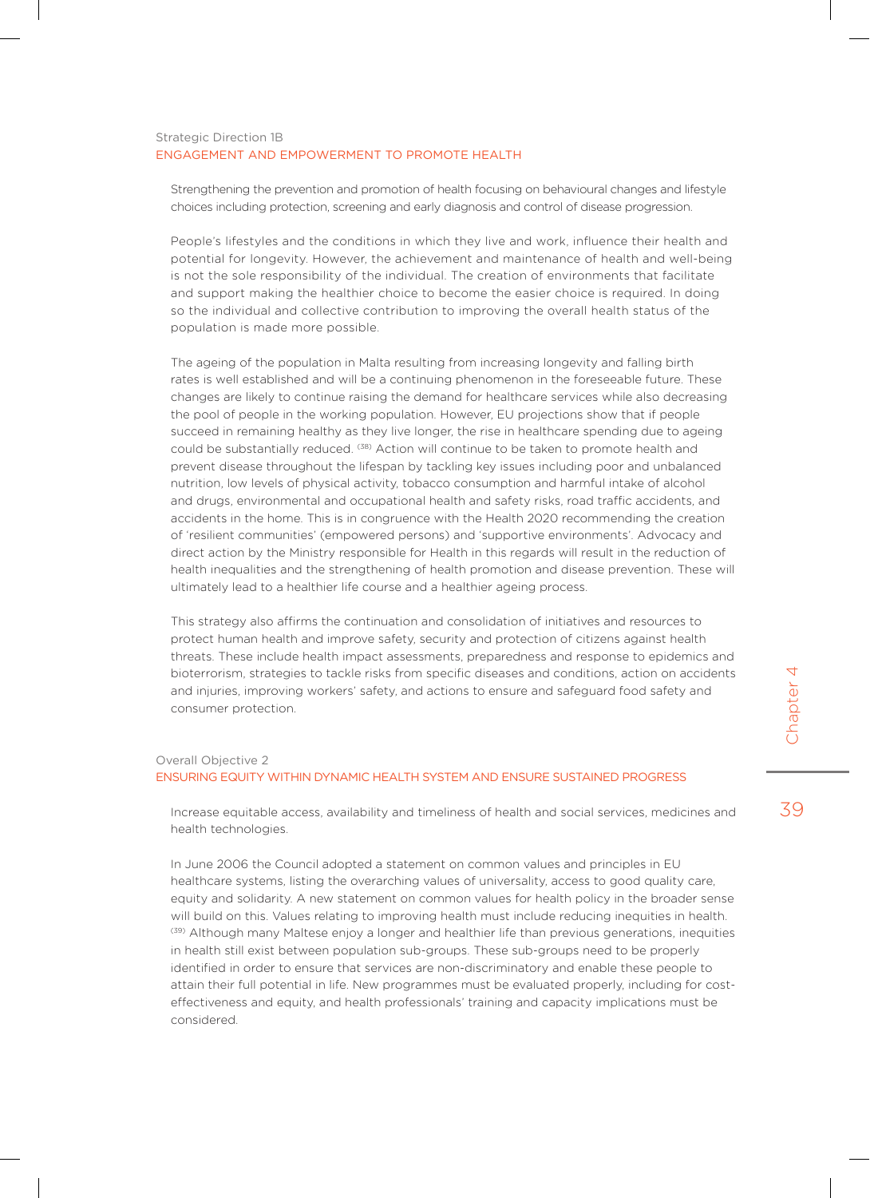Strategic Direction 1B

### ENGAGEMENT AND EMPOWERMENT TO PROMOTE HEALTH

Strengthening the prevention and promotion of health focusing on behavioural changes and lifestyle choices including protection, screening and early diagnosis and control of disease progression.

People's lifestyles and the conditions in which they live and work, influence their health and potential for longevity. However, the achievement and maintenance of health and well-being is not the sole responsibility of the individual. The creation of environments that facilitate and support making the healthier choice to become the easier choice is required. In doing so the individual and collective contribution to improving the overall health status of the population is made more possible.

The ageing of the population in Malta resulting from increasing longevity and falling birth rates is well established and will be a continuing phenomenon in the foreseeable future. These changes are likely to continue raising the demand for healthcare services while also decreasing the pool of people in the working population. However, EU projections show that if people succeed in remaining healthy as they live longer, the rise in healthcare spending due to ageing could be substantially reduced. [38] Action will continue to be taken to promote health and prevent disease throughout the lifespan by tackling key issues including poor and unbalanced nutrition, low levels of physical activity, tobacco consumption and harmful intake of alcohol and drugs, environmental and occupational health and safety risks, road traffic accidents, and accidents in the home. This is in congruence with the Health 2020 recommending the creation of 'resilient communities' (empowered persons) and 'supportive environments'. Advocacy and direct action by the Ministry responsible for Health in this regards will result in the reduction of health inequalities and the strengthening of health promotion and disease prevention. These will ultimately lead to a healthier life course and a healthier ageing process.

This strategy also affirms the continuation and consolidation of initiatives and resources to protect human health and improve safety, security and protection of citizens against health threats. These include health impact assessments, preparedness and response to epidemics and bioterrorism, strategies to tackle risks from specific diseases and conditions, action on accidents and injuries, improving workers' safety, and actions to ensure and safeguard food safety and consumer protection.

Overall Objective 2

### ENSURING EQUITY WITHIN DYNAMIC HEALTH SYSTEM AND ENSURE SUSTAINED PROGRESS

Increase equitable access, availability and timeliness of health and social services, medicines and health technologies.

In June 2006 the Council adopted a statement on common values and principles in EU healthcare systems, listing the overarching values of universality, access to good quality care, equity and solidarity. A new statement on common values for health policy in the broader sense will build on this. Values relating to improving health must include reducing inequities in health. [39] Although many Maltese enjoy a longer and healthier life than previous generations, inequities in health still exist between population sub-groups. These sub-groups need to be properly identified in order to ensure that services are non-discriminatory and enable these people to attain their full potential in life. New programmes must be evaluated properly, including for cost-effectiveness and equity, and health professionals' training and capacity implications must be considered.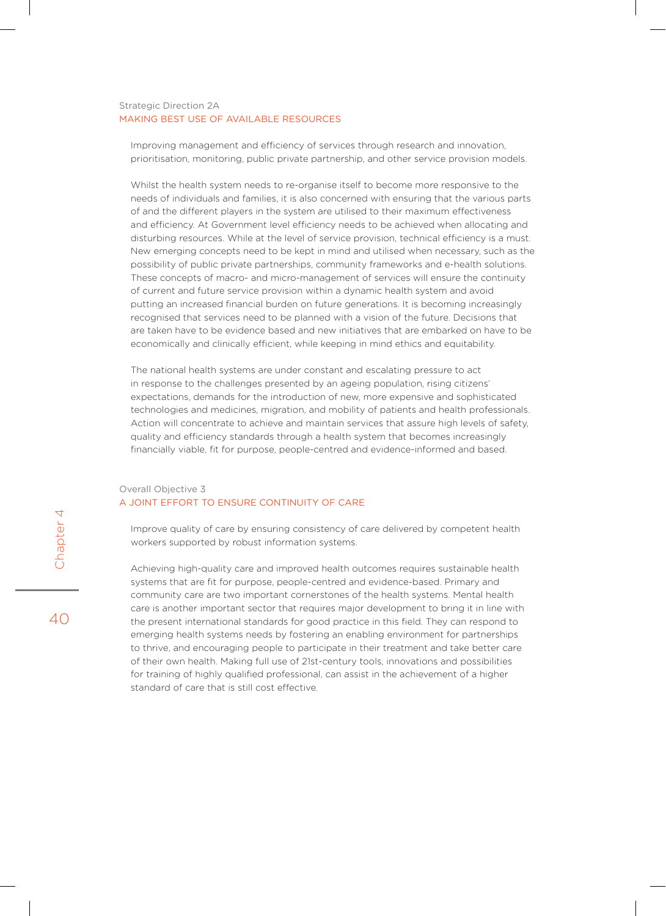Strategic Direction 2A

## MAKING BEST USE OF AVAILABLE RESOURCES

Improving management and efficiency of services through research and innovation, prioritisation, monitoring, public private partnership, and other service provision models.

Whilst the health system needs to re-organise itself to become more responsive to the needs of individuals and families, it is also concerned with ensuring that the various parts of and the different players in the system are utilised to their maximum effectiveness and efficiency. At Government level efficiency needs to be achieved when allocating and disturbing resources. While at the level of service provision, technical efficiency is a must. New emerging concepts need to be kept in mind and utilised when necessary, such as the possibility of public private partnerships, community frameworks and e-health solutions. These concepts of macro- and micro-management of services will ensure the continuity of current and future service provision within a dynamic health system and avoid putting an increased financial burden on future generations. It is becoming increasingly recognised that services need to be planned with a vision of the future. Decisions that are taken have to be evidence based and new initiatives that are embarked on have to be economically and clinically efficient, while keeping in mind ethics and equitability.

The national health systems are under constant and escalating pressure to act in response to the challenges presented by an ageing population, rising citizens' expectations, demands for the introduction of new, more expensive and sophisticated technologies and medicines, migration, and mobility of patients and health professionals. Action will concentrate to achieve and maintain services that assure high levels of safety, quality and efficiency standards through a health system that becomes increasingly financially viable, fit for purpose, people-centred and evidence-informed and based.

Overall Objective 3

## A JOINT EFFORT TO ENSURE CONTINUITY OF CARE

Improve quality of care by ensuring consistency of care delivered by competent health workers supported by robust information systems.

Achieving high-quality care and improved health outcomes requires sustainable health systems that are fit for purpose, people-centred and evidence-based. Primary and community care are two important cornerstones of the health systems. Mental health care is another important sector that requires major development to bring it in line with the present international standards for good practice in this field. They can respond to emerging health systems needs by fostering an enabling environment for partnerships to thrive, and encouraging people to participate in their treatment and take better care of their own health. Making full use of 21st-century tools, innovations and possibilities for training of highly qualified professional, can assist in the achievement of a higher standard of care that is still cost effective.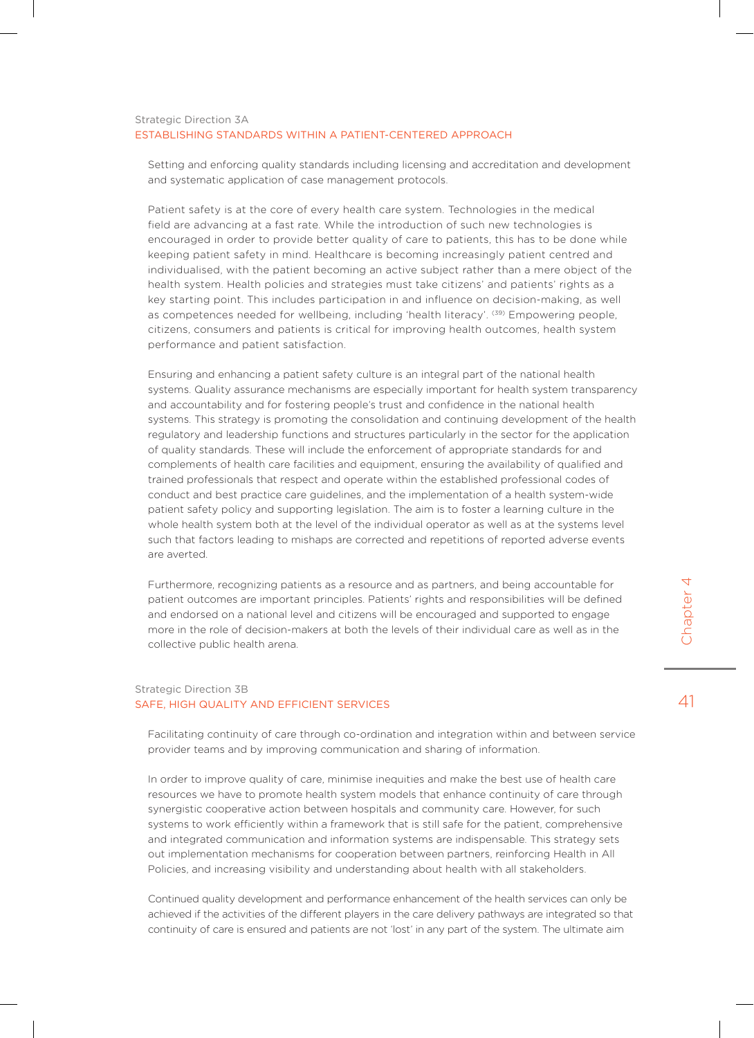Strategic Direction 3A

## ESTABLISHING STANDARDS WITHIN A PATIENT-CENTERED APPROACH

Setting and enforcing quality standards including licensing and accreditation and development and systematic application of case management protocols.

Patient safety is at the core of every health care system. Technologies in the medical field are advancing at a fast rate. While the introduction of such new technologies is encouraged in order to provide better quality of care to patients, this has to be done while keeping patient safety in mind. Healthcare is becoming increasingly patient centred and individualised, with the patient becoming an active subject rather than a mere object of the health system. Health policies and strategies must take citizens' and patients' rights as a key starting point. This includes participation in and influence on decision-making, as well as competences needed for wellbeing, including 'health literacy'. [39] Empowering people, citizens, consumers and patients is critical for improving health outcomes, health system performance and patient satisfaction.

Ensuring and enhancing a patient safety culture is an integral part of the national health systems. Quality assurance mechanisms are especially important for health system transparency and accountability and for fostering people's trust and confidence in the national health systems. This strategy is promoting the consolidation and continuing development of the health regulatory and leadership functions and structures particularly in the sector for the application of quality standards. These will include the enforcement of appropriate standards for and complements of health care facilities and equipment, ensuring the availability of qualified and trained professionals that respect and operate within the established professional codes of conduct and best practice care guidelines, and the implementation of a health system-wide patient safety policy and supporting legislation. The aim is to foster a learning culture in the whole health system both at the level of the individual operator as well as at the systems level such that factors leading to mishaps are corrected and repetitions of reported adverse events are averted.

Furthermore, recognizing patients as a resource and as partners, and being accountable for patient outcomes are important principles. Patients' rights and responsibilities will be defined and endorsed on a national level and citizens will be encouraged and supported to engage more in the role of decision-makers at both the levels of their individual care as well as in the collective public health arena.

Strategic Direction 3B

## SAFE, HIGH QUALITY AND EFFICIENT SERVICES

Facilitating continuity of care through co-ordination and integration within and between service provider teams and by improving communication and sharing of information.

In order to improve quality of care, minimise inequities and make the best use of health care resources we have to promote health system models that enhance continuity of care through synergistic cooperative action between hospitals and community care. However, for such systems to work efficiently within a framework that is still safe for the patient, comprehensive and integrated communication and information systems are indispensable. This strategy sets out implementation mechanisms for cooperation between partners, reinforcing Health in All Policies, and increasing visibility and understanding about health with all stakeholders.

Continued quality development and performance enhancement of the health services can only be achieved if the activities of the different players in the care delivery pathways are integrated so that continuity of care is ensured and patients are not 'lost' in any part of the system. The ultimate aim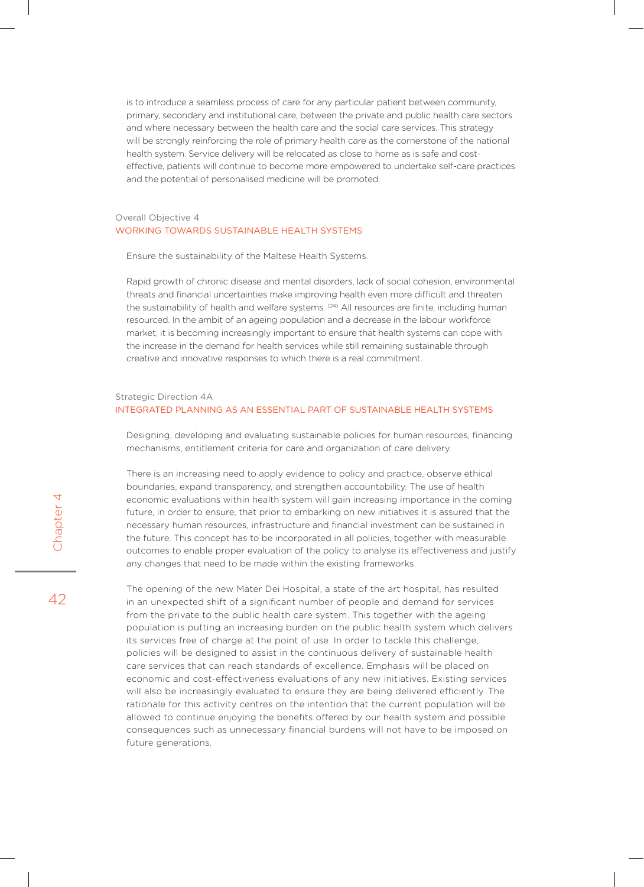is to introduce a seamless process of care for any particular patient between community, primary, secondary and institutional care, between the private and public health care sectors and where necessary between the health care and the social care services. This strategy will be strongly reinforcing the role of primary health care as the cornerstone of the national health system. Service delivery will be relocated as close to home as is safe and cost-effective, patients will continue to become more empowered to undertake self-care practices and the potential of personalised medicine will be promoted.

### Overall Objective 4
## WORKING TOWARDS SUSTAINABLE HEALTH SYSTEMS

Ensure the sustainability of the Maltese Health Systems.

Rapid growth of chronic disease and mental disorders, lack of social cohesion, environmental threats and financial uncertainties make improving health even more difficult and threaten the sustainability of health and welfare systems. [24] All resources are finite, including human resourced. In the ambit of an ageing population and a decrease in the labour workforce market, it is becoming increasingly important to ensure that health systems can cope with the increase in the demand for health services while still remaining sustainable through creative and innovative responses to which there is a real commitment.

### Strategic Direction 4A
## INTEGRATED PLANNING AS AN ESSENTIAL PART OF SUSTAINABLE HEALTH SYSTEMS

Designing, developing and evaluating sustainable policies for human resources, financing mechanisms, entitlement criteria for care and organization of care delivery.

There is an increasing need to apply evidence to policy and practice, observe ethical boundaries, expand transparency, and strengthen accountability. The use of health economic evaluations within health system will gain increasing importance in the coming future, in order to ensure, that prior to embarking on new initiatives it is assured that the necessary human resources, infrastructure and financial investment can be sustained in the future. This concept has to be incorporated in all policies, together with measurable outcomes to enable proper evaluation of the policy to analyse its effectiveness and justify any changes that need to be made within the existing frameworks.

The opening of the new Mater Dei Hospital, a state of the art hospital, has resulted in an unexpected shift of a significant number of people and demand for services from the private to the public health care system. This together with the ageing population is putting an increasing burden on the public health system which delivers its services free of charge at the point of use. In order to tackle this challenge, policies will be designed to assist in the continuous delivery of sustainable health care services that can reach standards of excellence. Emphasis will be placed on economic and cost-effectiveness evaluations of any new initiatives. Existing services will also be increasingly evaluated to ensure they are being delivered efficiently. The rationale for this activity centres on the intention that the current population will be allowed to continue enjoying the benefits offered by our health system and possible consequences such as unnecessary financial burdens will not have to be imposed on future generations.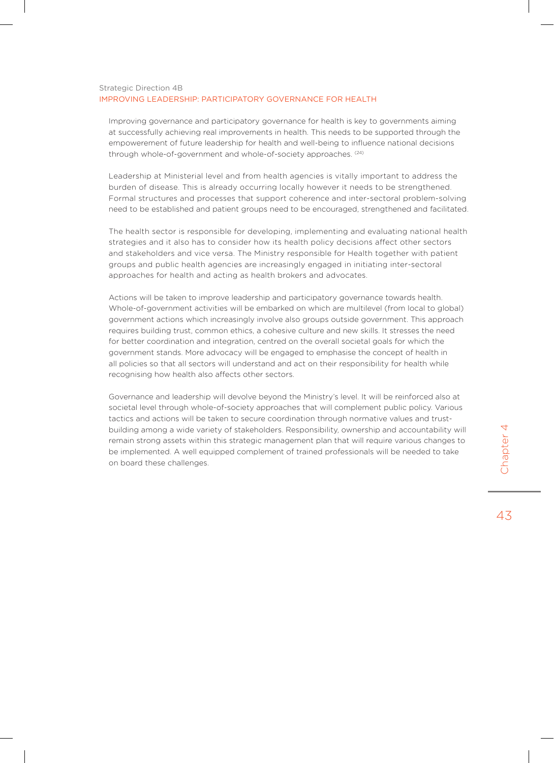Strategic Direction 4B

## IMPROVING LEADERSHIP: PARTICIPATORY GOVERNANCE FOR HEALTH

Improving governance and participatory governance for health is key to governments aiming at successfully achieving real improvements in health. This needs to be supported through the empowerement of future leadership for health and well-being to influence national decisions through whole-of-government and whole-of-society approaches. [24]

Leadership at Ministerial level and from health agencies is vitally important to address the burden of disease. This is already occurring locally however it needs to be strengthened. Formal structures and processes that support coherence and inter-sectoral problem-solving need to be established and patient groups need to be encouraged, strengthened and facilitated.

The health sector is responsible for developing, implementing and evaluating national health strategies and it also has to consider how its health policy decisions affect other sectors and stakeholders and vice versa. The Ministry responsible for Health together with patient groups and public health agencies are increasingly engaged in initiating inter-sectoral approaches for health and acting as health brokers and advocates.

Actions will be taken to improve leadership and participatory governance towards health. Whole-of-government activities will be embarked on which are multilevel (from local to global) government actions which increasingly involve also groups outside government. This approach requires building trust, common ethics, a cohesive culture and new skills. It stresses the need for better coordination and integration, centred on the overall societal goals for which the government stands. More advocacy will be engaged to emphasise the concept of health in all policies so that all sectors will understand and act on their responsibility for health while recognising how health also affects other sectors.

Governance and leadership will devolve beyond the Ministry's level. It will be reinforced also at societal level through whole-of-society approaches that will complement public policy. Various tactics and actions will be taken to secure coordination through normative values and trust-building among a wide variety of stakeholders. Responsibility, ownership and accountability will remain strong assets within this strategic management plan that will require various changes to be implemented. A well equipped complement of trained professionals will be needed to take on board these challenges.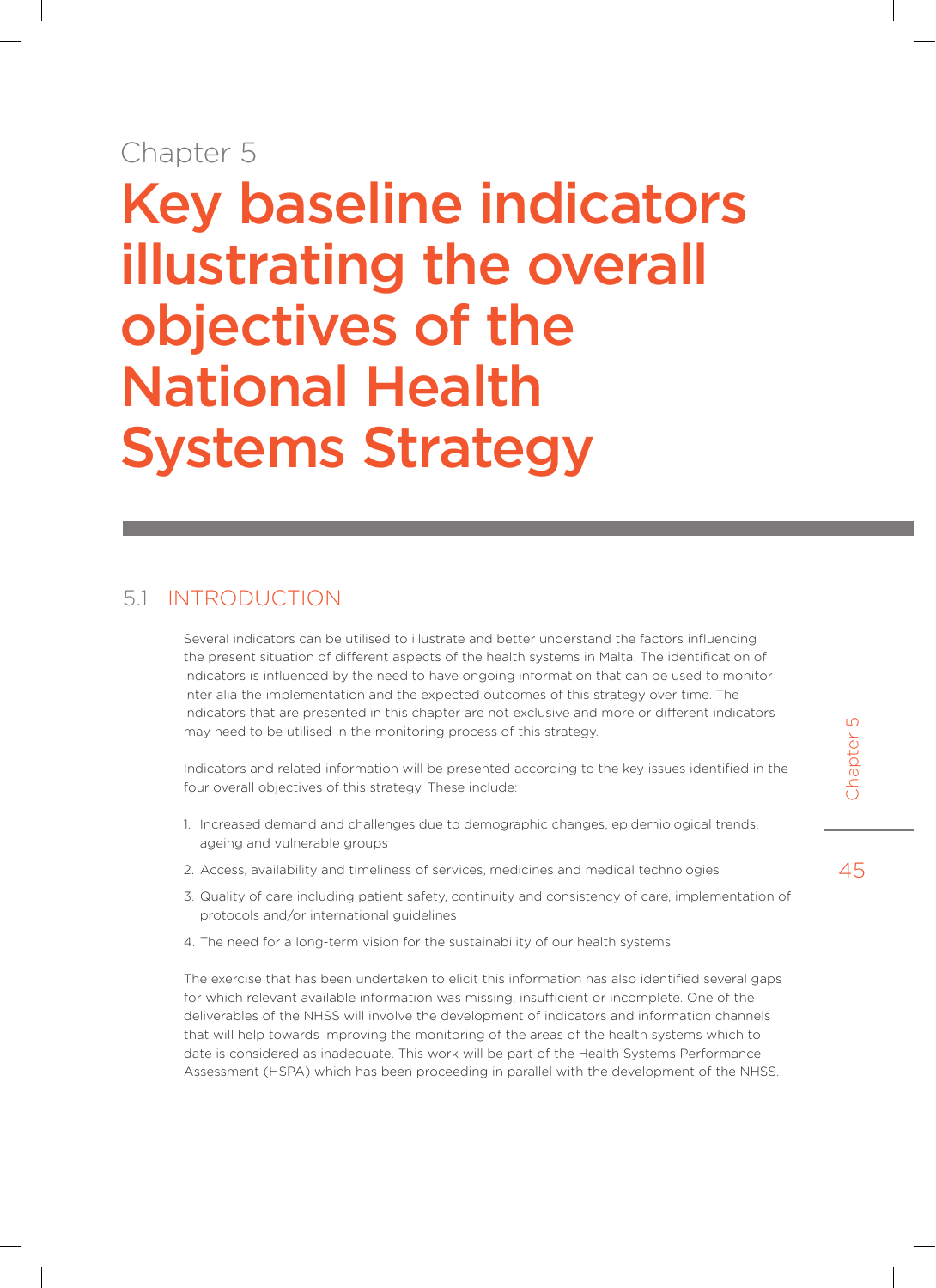Chapter 5

# Key baseline indicators illustrating the overall objectives of the National Health Systems Strategy

## 5.1 INTRODUCTION

Several indicators can be utilised to illustrate and better understand the factors influencing the present situation of different aspects of the health systems in Malta. The identification of indicators is influenced by the need to have ongoing information that can be used to monitor inter alia the implementation and the expected outcomes of this strategy over time. The indicators that are presented in this chapter are not exclusive and more or different indicators may need to be utilised in the monitoring process of this strategy.

Indicators and related information will be presented according to the key issues identified in the four overall objectives of this strategy. These include:

1. Increased demand and challenges due to demographic changes, epidemiological trends, ageing and vulnerable groups
2. Access, availability and timeliness of services, medicines and medical technologies
3. Quality of care including patient safety, continuity and consistency of care, implementation of protocols and/or international guidelines
4. The need for a long-term vision for the sustainability of our health systems

The exercise that has been undertaken to elicit this information has also identified several gaps for which relevant available information was missing, insufficient or incomplete. One of the deliverables of the NHSS will involve the development of indicators and information channels that will help towards improving the monitoring of the areas of the health systems which to date is considered as inadequate. This work will be part of the Health Systems Performance Assessment (HSPA) which has been proceeding in parallel with the development of the NHSS.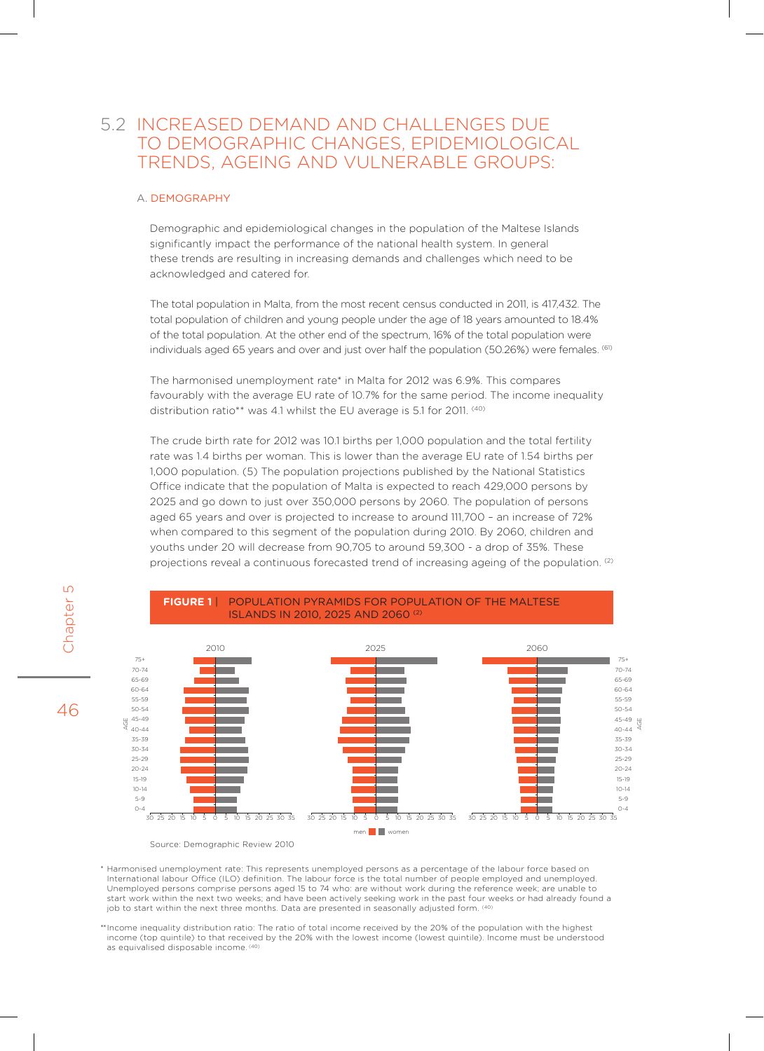## 5.2 INCREASED DEMAND AND CHALLENGES DUE TO DEMOGRAPHIC CHANGES, EPIDEMIOLOGICAL TRENDS, AGEING AND VULNERABLE GROUPS:

### A. DEMOGRAPHY

Demographic and epidemiological changes in the population of the Maltese Islands significantly impact the performance of the national health system. In general these trends are resulting in increasing demands and challenges which need to be acknowledged and catered for.

The total population in Malta, from the most recent census conducted in 2011, is 417,432. The total population of children and young people under the age of 18 years amounted to 18.4% of the total population. At the other end of the spectrum, 16% of the total population were individuals aged 65 years and over and just over half the population (50.26%) were females. (61)

The harmonised unemployment rate* in Malta for 2012 was 6.9%. This compares favourably with the average EU rate of 10.7% for the same period. The income inequality distribution ratio** was 4.1 whilst the EU average is 5.1 for 2011. (40)

The crude birth rate for 2012 was 10.1 births per 1,000 population and the total fertility rate was 1.4 births per woman. This is lower than the average EU rate of 1.54 births per 1,000 population. (5) The population projections published by the National Statistics Office indicate that the population of Malta is expected to reach 429,000 persons by 2025 and go down to just over 350,000 persons by 2060. The population of persons aged 65 years and over is projected to increase to around 111,700 – an increase of 72% when compared to this segment of the population during 2010. By 2060, children and youths under 20 will decrease from 90,705 to around 59,300 - a drop of 35%. These projections reveal a continuous forecasted trend of increasing ageing of the population. (2)

**FIGURE 1 |** POPULATION PYRAMIDS FOR POPULATION OF THE MALTESE ISLANDS IN 2010, 2025 AND 2060 (2)

Source: Demographic Review 2010

\* Harmonised unemployment rate: This represents unemployed persons as a percentage of the labour force based on International labour Office (ILO) definition. The labour force is the total number of people employed and unemployed. Unemployed persons comprise persons aged 15 to 74 who: are without work during the reference week; are unable to start work within the next two weeks; and have been actively seeking work in the past four weeks or had already found a job to start within the next three months. Data are presented in seasonally adjusted form. (40)

\*\* Income inequality distribution ratio: The ratio of total income received by the 20% of the population with the highest income (top quintile) to that received by the 20% with the lowest income (lowest quintile). Income must be understood as equivalised disposable income. (40)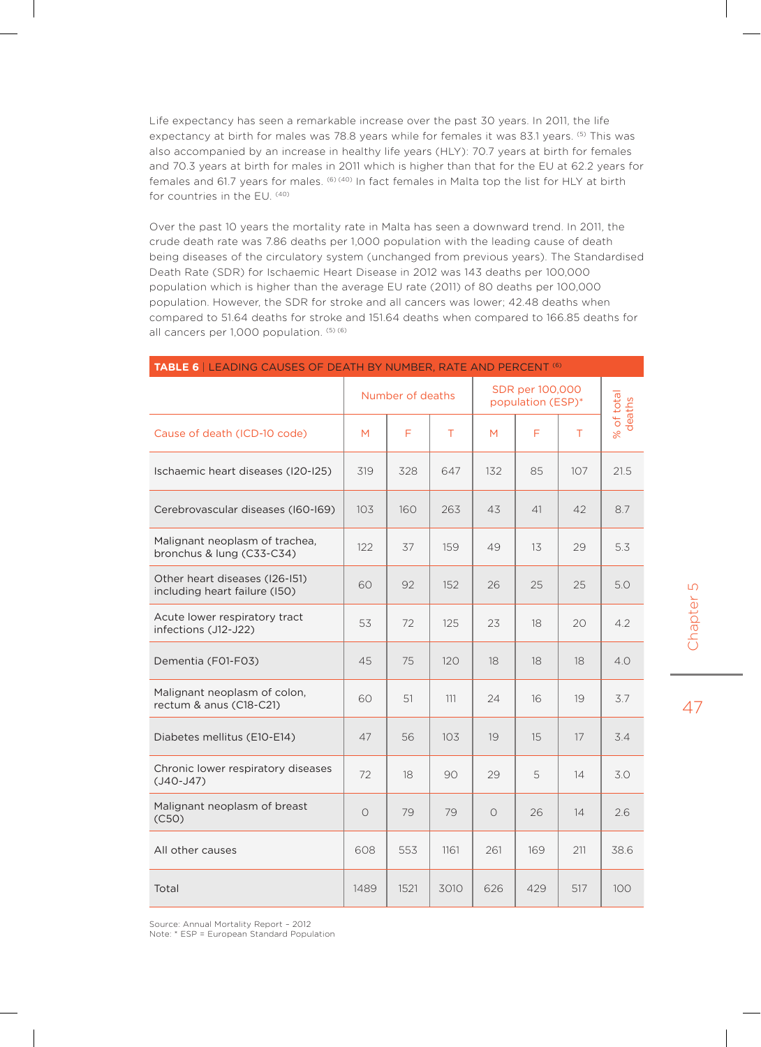Life expectancy has seen a remarkable increase over the past 30 years. In 2011, the life expectancy at birth for males was 78.8 years while for females it was 83.1 years. [5] This was also accompanied by an increase in healthy life years (HLY): 70.7 years at birth for females and 70.3 years at birth for males in 2011 which is higher than that for the EU at 62.2 years for females and 61.7 years for males. [6] [40] In fact females in Malta top the list for HLY at birth for countries in the EU. [40]

Over the past 10 years the mortality rate in Malta has seen a downward trend. In 2011, the crude death rate was 7.86 deaths per 1,000 population with the leading cause of death being diseases of the circulatory system (unchanged from previous years). The Standardised Death Rate (SDR) for Ischaemic Heart Disease in 2012 was 143 deaths per 100,000 population which is higher than the average EU rate (2011) of 80 deaths per 100,000 population. However, the SDR for stroke and all cancers was lower; 42.48 deaths when compared to 51.64 deaths for stroke and 151.64 deaths when compared to 166.85 deaths for all cancers per 1,000 population. [5] [6]

**TABLE 6** | LEADING CAUSES OF DEATH BY NUMBER, RATE AND PERCENT [6]

| | Number of deaths | | | SDR per 100,000 population (ESP)* | | | % of total deaths |
|---|---|---|---|---|---|---|---|
| Cause of death (ICD-10 code) | M | F | T | M | F | T | |
| Ischaemic heart diseases (I20-I25) | 319 | 328 | 647 | 132 | 85 | 107 | 21.5 |
| Cerebrovascular diseases (I60-I69) | 103 | 160 | 263 | 43 | 41 | 42 | 8.7 |
| Malignant neoplasm of trachea, bronchus & lung (C33-C34) | 122 | 37 | 159 | 49 | 13 | 29 | 5.3 |
| Other heart diseases (I26-I51) including heart failure (I50) | 60 | 92 | 152 | 26 | 25 | 25 | 5.0 |
| Acute lower respiratory tract infections (J12-J22) | 53 | 72 | 125 | 23 | 18 | 20 | 4.2 |
| Dementia (F01-F03) | 45 | 75 | 120 | 18 | 18 | 18 | 4.0 |
| Malignant neoplasm of colon, rectum & anus (C18-C21) | 60 | 51 | 111 | 24 | 16 | 19 | 3.7 |
| Diabetes mellitus (E10-E14) | 47 | 56 | 103 | 19 | 15 | 17 | 3.4 |
| Chronic lower respiratory diseases (J40-J47) | 72 | 18 | 90 | 29 | 5 | 14 | 3.0 |
| Malignant neoplasm of breast (C50) | 0 | 79 | 79 | 0 | 26 | 14 | 2.6 |
| All other causes | 608 | 553 | 1161 | 261 | 169 | 211 | 38.6 |
| Total | 1489 | 1521 | 3010 | 626 | 429 | 517 | 100 |

Source: Annual Mortality Report – 2012
Note: * ESP = European Standard Population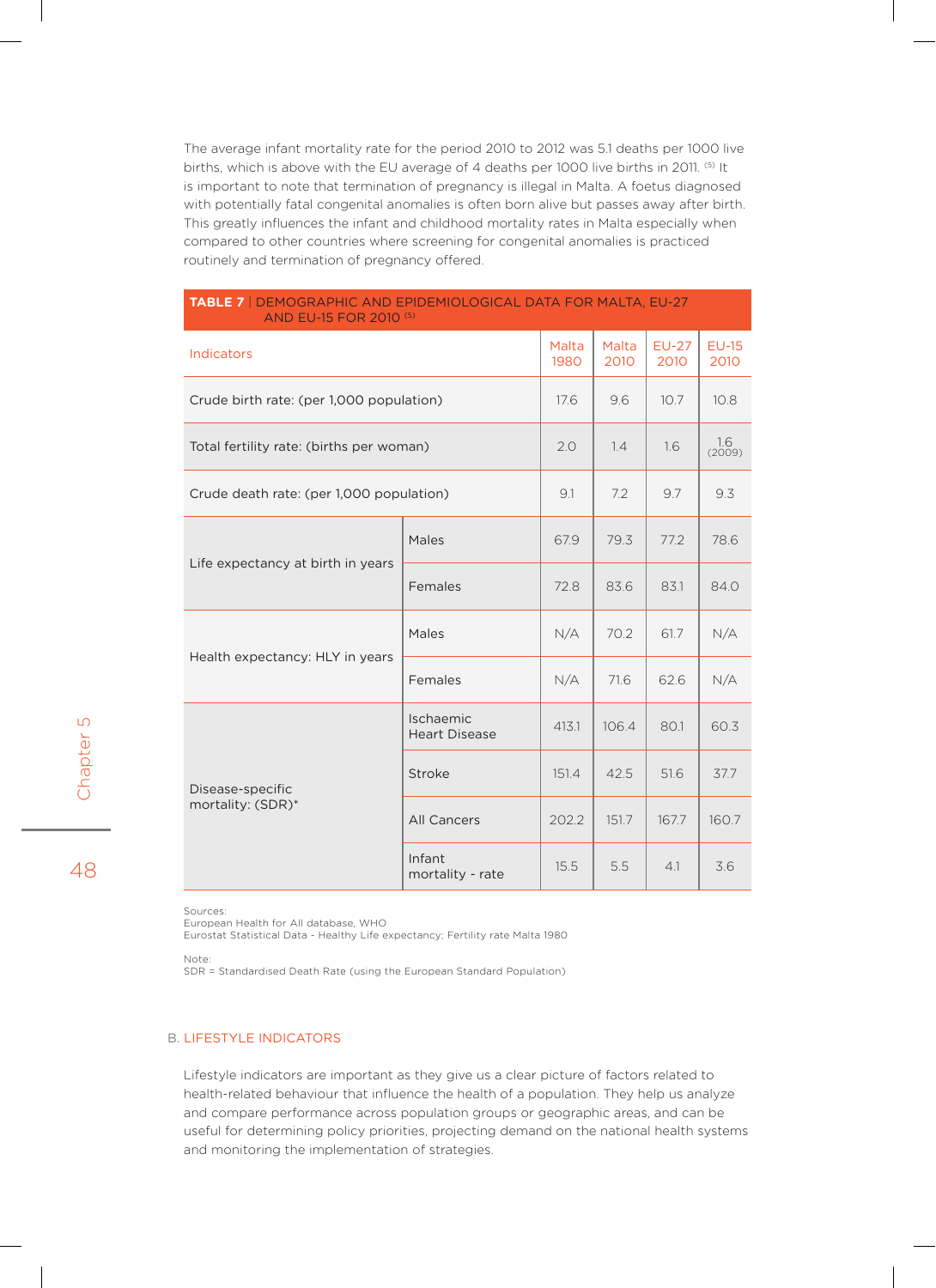The average infant mortality rate for the period 2010 to 2012 was 5.1 deaths per 1000 live births, which is above with the EU average of 4 deaths per 1000 live births in 2011. [5] It is important to note that termination of pregnancy is illegal in Malta. A foetus diagnosed with potentially fatal congenital anomalies is often born alive but passes away after birth. This greatly influences the infant and childhood mortality rates in Malta especially when compared to other countries where screening for congenital anomalies is practiced routinely and termination of pregnancy offered.

**TABLE 7** | DEMOGRAPHIC AND EPIDEMIOLOGICAL DATA FOR MALTA, EU-27 AND EU-15 FOR 2010 [5]

| Indicators | | Malta 1980 | Malta 2010 | EU-27 2010 | EU-15 2010 |
|---|---|---|---|---|---|
| Crude birth rate: (per 1,000 population) | | 17.6 | 9.6 | 10.7 | 10.8 |
| Total fertility rate: (births per woman) | | 2.0 | 1.4 | 1.6 | 1.6 (2009) |
| Crude death rate: (per 1,000 population) | | 9.1 | 7.2 | 9.7 | 9.3 |
| Life expectancy at birth in years | Males | 67.9 | 79.3 | 77.2 | 78.6 |
| | Females | 72.8 | 83.6 | 83.1 | 84.0 |
| Health expectancy: HLY in years | Males | N/A | 70.2 | 61.7 | N/A |
| | Females | N/A | 71.6 | 62.6 | N/A |
| Disease-specific mortality: (SDR)* | Ischaemic Heart Disease | 413.1 | 106.4 | 80.1 | 60.3 |
| | Stroke | 151.4 | 42.5 | 51.6 | 37.7 |
| | All Cancers | 202.2 | 151.7 | 167.7 | 160.7 |
| | Infant mortality - rate | 15.5 | 5.5 | 4.1 | 3.6 |

Sources:
European Health for All database, WHO
Eurostat Statistical Data - Healthy Life expectancy; Fertility rate Malta 1980

Note:
SDR = Standardised Death Rate (using the European Standard Population)

## B. LIFESTYLE INDICATORS

Lifestyle indicators are important as they give us a clear picture of factors related to health-related behaviour that influence the health of a population. They help us analyze and compare performance across population groups or geographic areas, and can be useful for determining policy priorities, projecting demand on the national health systems and monitoring the implementation of strategies.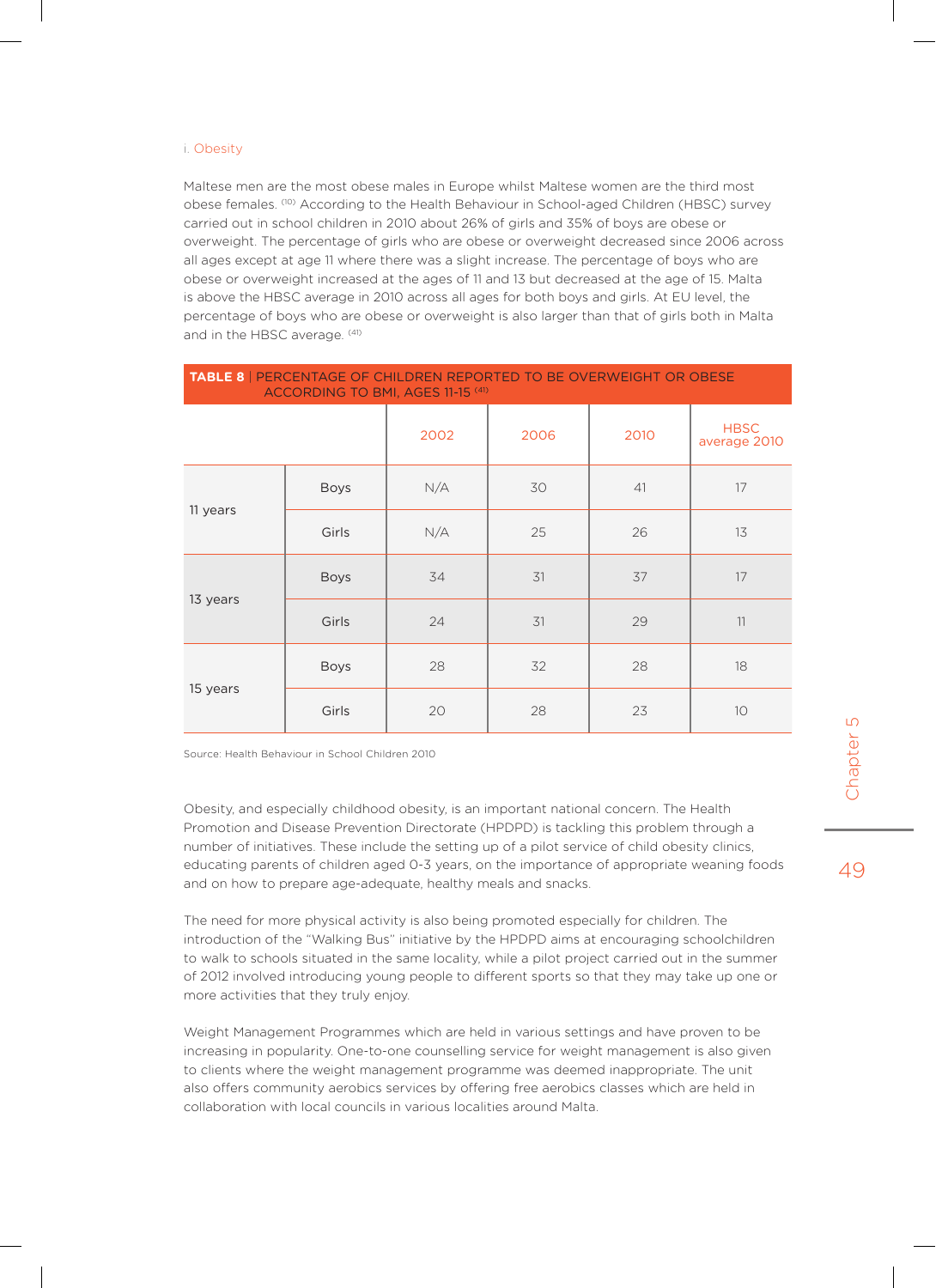### i. Obesity

Maltese men are the most obese males in Europe whilst Maltese women are the third most obese females. [10] According to the Health Behaviour in School-aged Children (HBSC) survey carried out in school children in 2010 about 26% of girls and 35% of boys are obese or overweight. The percentage of girls who are obese or overweight decreased since 2006 across all ages except at age 11 where there was a slight increase. The percentage of boys who are obese or overweight increased at the ages of 11 and 13 but decreased at the age of 15. Malta is above the HBSC average in 2010 across all ages for both boys and girls. At EU level, the percentage of boys who are obese or overweight is also larger than that of girls both in Malta and in the HBSC average. [41]

**TABLE 8** | PERCENTAGE OF CHILDREN REPORTED TO BE OVERWEIGHT OR OBESE ACCORDING TO BMI, AGES 11-15 [41]

| | | 2002 | 2006 | 2010 | HBSC average 2010 |
|---|---|---|---|---|---|
| 11 years | Boys | N/A | 30 | 41 | 17 |
| | Girls | N/A | 25 | 26 | 13 |
| 13 years | Boys | 34 | 31 | 37 | 17 |
| | Girls | 24 | 31 | 29 | 11 |
| 15 years | Boys | 28 | 32 | 28 | 18 |
| | Girls | 20 | 28 | 23 | 10 |

Source: Health Behaviour in School Children 2010

Obesity, and especially childhood obesity, is an important national concern. The Health Promotion and Disease Prevention Directorate (HPDPD) is tackling this problem through a number of initiatives. These include the setting up of a pilot service of child obesity clinics, educating parents of children aged 0-3 years, on the importance of appropriate weaning foods and on how to prepare age-adequate, healthy meals and snacks.

The need for more physical activity is also being promoted especially for children. The introduction of the "Walking Bus" initiative by the HPDPD aims at encouraging schoolchildren to walk to schools situated in the same locality, while a pilot project carried out in the summer of 2012 involved introducing young people to different sports so that they may take up one or more activities that they truly enjoy.

Weight Management Programmes which are held in various settings and have proven to be increasing in popularity. One-to-one counselling service for weight management is also given to clients where the weight management programme was deemed inappropriate. The unit also offers community aerobics services by offering free aerobics classes which are held in collaboration with local councils in various localities around Malta.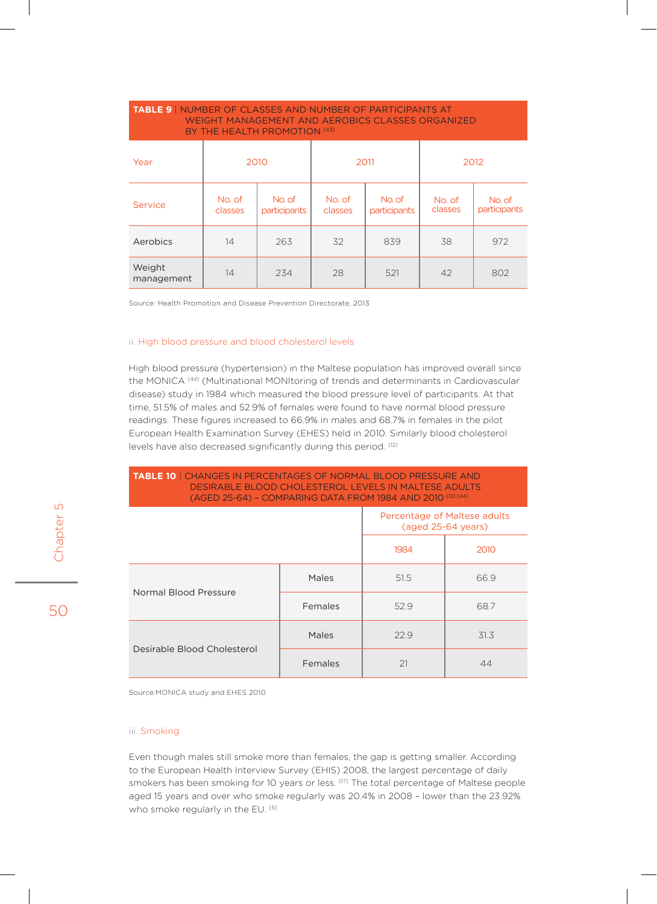**TABLE 9** | NUMBER OF CLASSES AND NUMBER OF PARTICIPANTS AT WEIGHT MANAGEMENT AND AEROBICS CLASSES ORGANIZED BY THE HEALTH PROMOTION [43]

| Year | 2010 | | 2011 | | 2012 | |
|---|---|---|---|---|---|---|
| Service | No. of classes | No. of participants | No. of classes | No. of participants | No. of classes | No. of participants |
| Aerobics | 14 | 263 | 32 | 839 | 38 | 972 |
| Weight management | 14 | 234 | 28 | 521 | 42 | 802 |

Source: Health Promotion and Disease Prevention Directorate, 2013

### ii. High blood pressure and blood cholesterol levels

High blood pressure (hypertension) in the Maltese population has improved overall since the MONICA [44] (Multinational MONItoring of trends and determinants in Cardiovascular disease) study in 1984 which measured the blood pressure level of participants. At that time, 51.5% of males and 52.9% of females were found to have normal blood pressure readings. These figures increased to 66.9% in males and 68.7% in females in the pilot European Health Examination Survey (EHES) held in 2010. Similarly blood cholesterol levels have also decreased significantly during this period. [12]

**TABLE 10** | CHANGES IN PERCENTAGES OF NORMAL BLOOD PRESSURE AND DESIRABLE BLOOD CHOLESTEROL LEVELS IN MALTESE ADULTS (AGED 25-64) – COMPARING DATA FROM 1984 AND 2010 [12] [44]

| | | Percentage of Maltese adults (aged 25-64 years) | |
|---|---|---|---|
| | | 1984 | 2010 |
| Normal Blood Pressure | Males | 51.5 | 66.9 |
| | Females | 52.9 | 68.7 |
| Desirable Blood Cholesterol | Males | 22.9 | 31.3 |
| | Females | 21 | 44 |

Source:MONICA study and EHES 2010

### iii. Smoking

Even though males still smoke more than females, the gap is getting smaller. According to the European Health Interview Survey (EHIS) 2008, the largest percentage of daily smokers has been smoking for 10 years or less. [17] The total percentage of Maltese people aged 15 years and over who smoke regularly was 20.4% in 2008 – lower than the 23.92% who smoke regularly in the EU. [5]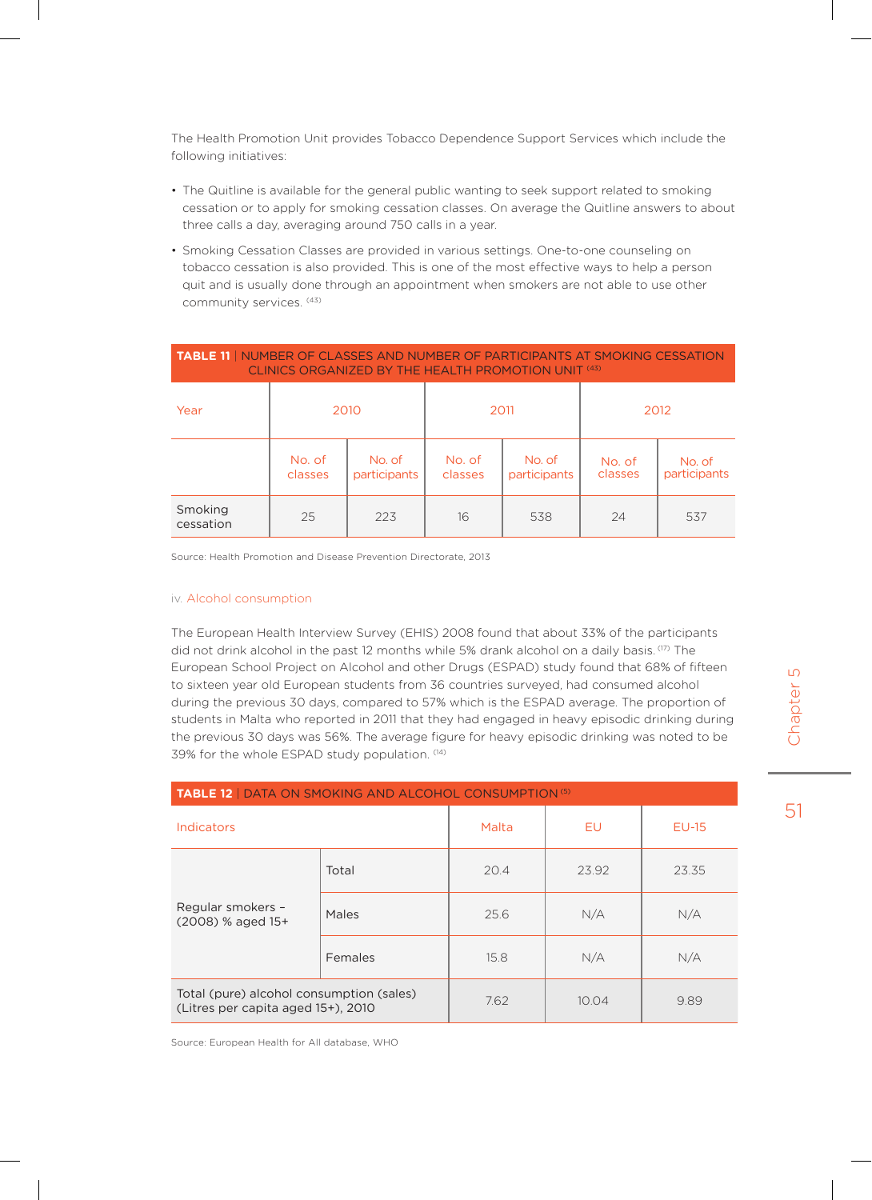The Health Promotion Unit provides Tobacco Dependence Support Services which include the following initiatives:

- The Quitline is available for the general public wanting to seek support related to smoking cessation or to apply for smoking cessation classes. On average the Quitline answers to about three calls a day, averaging around 750 calls in a year.
- Smoking Cessation Classes are provided in various settings. One-to-one counseling on tobacco cessation is also provided. This is one of the most effective ways to help a person quit and is usually done through an appointment when smokers are not able to use other community services. [43]

**TABLE 11** | NUMBER OF CLASSES AND NUMBER OF PARTICIPANTS AT SMOKING CESSATION CLINICS ORGANIZED BY THE HEALTH PROMOTION UNIT [43]

| Year | 2010 | | 2011 | | 2012 | |
|---|---|---|---|---|---|---|
| | No. of classes | No. of participants | No. of classes | No. of participants | No. of classes | No. of participants |
| Smoking cessation | 25 | 223 | 16 | 538 | 24 | 537 |

Source: Health Promotion and Disease Prevention Directorate, 2013

### iv. Alcohol consumption

The European Health Interview Survey (EHIS) 2008 found that about 33% of the participants did not drink alcohol in the past 12 months while 5% drank alcohol on a daily basis. [17] The European School Project on Alcohol and other Drugs (ESPAD) study found that 68% of fifteen to sixteen year old European students from 36 countries surveyed, had consumed alcohol during the previous 30 days, compared to 57% which is the ESPAD average. The proportion of students in Malta who reported in 2011 that they had engaged in heavy episodic drinking during the previous 30 days was 56%. The average figure for heavy episodic drinking was noted to be 39% for the whole ESPAD study population. [14]

**TABLE 12** | DATA ON SMOKING AND ALCOHOL CONSUMPTION [5]

| Indicators | | Malta | EU | EU-15 |
|---|---|---|---|---|
| Regular smokers – (2008) % aged 15+ | Total | 20.4 | 23.92 | 23.35 |
| | Males | 25.6 | N/A | N/A |
| | Females | 15.8 | N/A | N/A |
| Total (pure) alcohol consumption (sales) (Litres per capita aged 15+), 2010 | | 7.62 | 10.04 | 9.89 |

Source: European Health for All database, WHO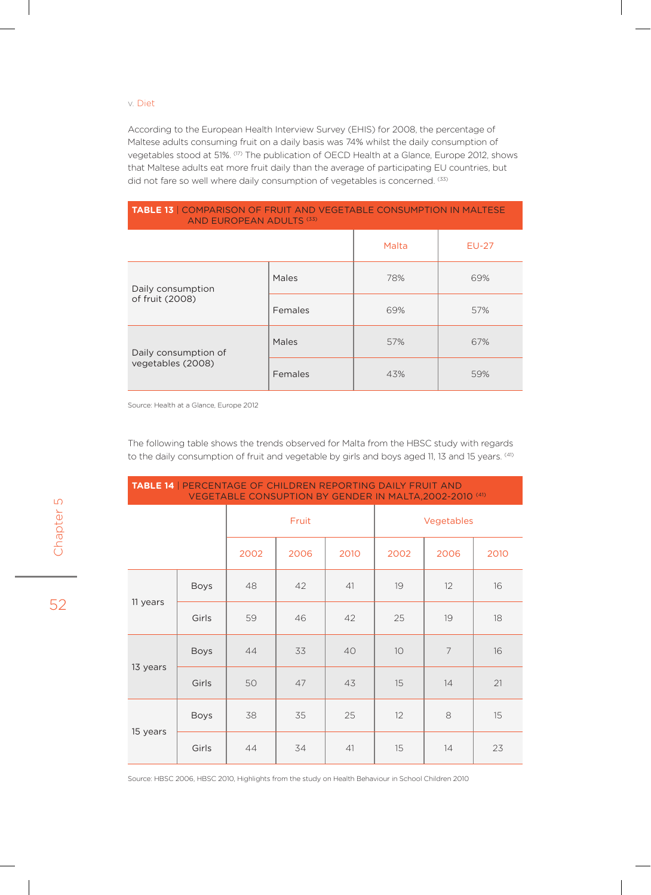v. Diet

According to the European Health Interview Survey (EHIS) for 2008, the percentage of Maltese adults consuming fruit on a daily basis was 74% whilst the daily consumption of vegetables stood at 51%. [17] The publication of OECD Health at a Glance, Europe 2012, shows that Maltese adults eat more fruit daily than the average of participating EU countries, but did not fare so well where daily consumption of vegetables is concerned. [33]

**TABLE 13** | COMPARISON OF FRUIT AND VEGETABLE CONSUMPTION IN MALTESE AND EUROPEAN ADULTS [33]

| | | Malta | EU-27 |
|---|---|---|---|
| Daily consumption of fruit (2008) | Males | 78% | 69% |
| | Females | 69% | 57% |
| Daily consumption of vegetables (2008) | Males | 57% | 67% |
| | Females | 43% | 59% |

Source: Health at a Glance, Europe 2012

The following table shows the trends observed for Malta from the HBSC study with regards to the daily consumption of fruit and vegetable by girls and boys aged 11, 13 and 15 years. [41]

**TABLE 14** | PERCENTAGE OF CHILDREN REPORTING DAILY FRUIT AND VEGETABLE CONSUPTION BY GENDER IN MALTA,2002-2010 [41]

| | | Fruit | | | Vegetables | | |
|---|---|---|---|---|---|---|---|
| | | 2002 | 2006 | 2010 | 2002 | 2006 | 2010 |
| 11 years | Boys | 48 | 42 | 41 | 19 | 12 | 16 |
| | Girls | 59 | 46 | 42 | 25 | 19 | 18 |
| 13 years | Boys | 44 | 33 | 40 | 10 | 7 | 16 |
| | Girls | 50 | 47 | 43 | 15 | 14 | 21 |
| 15 years | Boys | 38 | 35 | 25 | 12 | 8 | 15 |
| | Girls | 44 | 34 | 41 | 15 | 14 | 23 |

Source: HBSC 2006, HBSC 2010, Highlights from the study on Health Behaviour in School Children 2010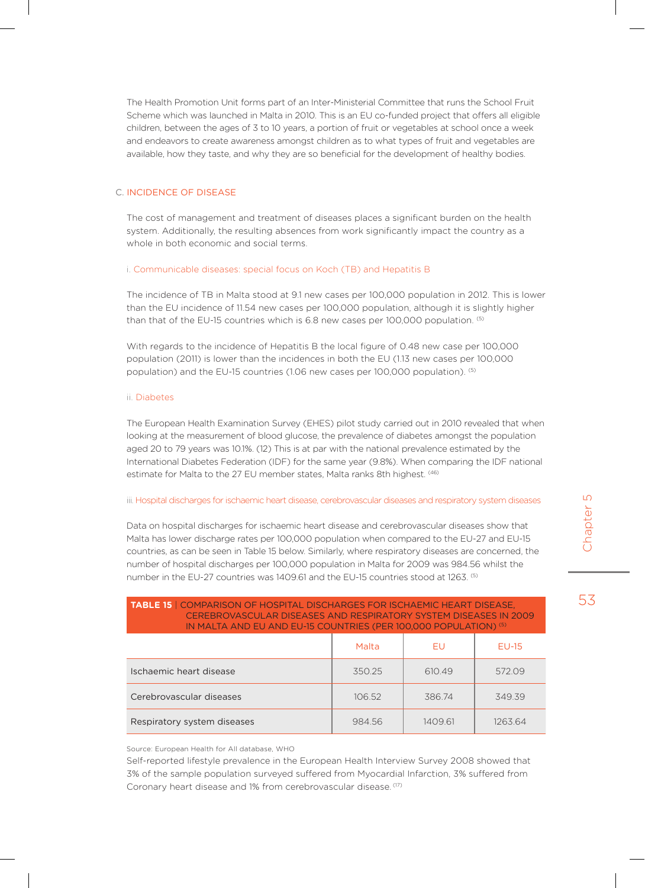The Health Promotion Unit forms part of an Inter-Ministerial Committee that runs the School Fruit Scheme which was launched in Malta in 2010. This is an EU co-funded project that offers all eligible children, between the ages of 3 to 10 years, a portion of fruit or vegetables at school once a week and endeavors to create awareness amongst children as to what types of fruit and vegetables are available, how they taste, and why they are so beneficial for the development of healthy bodies.

## C. INCIDENCE OF DISEASE

The cost of management and treatment of diseases places a significant burden on the health system. Additionally, the resulting absences from work significantly impact the country as a whole in both economic and social terms.

### i. Communicable diseases: special focus on Koch (TB) and Hepatitis B

The incidence of TB in Malta stood at 9.1 new cases per 100,000 population in 2012. This is lower than the EU incidence of 11.54 new cases per 100,000 population, although it is slightly higher than that of the EU-15 countries which is 6.8 new cases per 100,000 population. [5]

With regards to the incidence of Hepatitis B the local figure of 0.48 new case per 100,000 population (2011) is lower than the incidences in both the EU (1.13 new cases per 100,000 population) and the EU-15 countries (1.06 new cases per 100,000 population). [5]

### ii. Diabetes

The European Health Examination Survey (EHES) pilot study carried out in 2010 revealed that when looking at the measurement of blood glucose, the prevalence of diabetes amongst the population aged 20 to 79 years was 10.1%. (12) This is at par with the national prevalence estimated by the International Diabetes Federation (IDF) for the same year (9.8%). When comparing the IDF national estimate for Malta to the 27 EU member states, Malta ranks 8th highest. [46]

### iii. Hospital discharges for ischaemic heart disease, cerebrovascular diseases and respiratory system diseases

Data on hospital discharges for ischaemic heart disease and cerebrovascular diseases show that Malta has lower discharge rates per 100,000 population when compared to the EU-27 and EU-15 countries, as can be seen in Table 15 below. Similarly, where respiratory diseases are concerned, the number of hospital discharges per 100,000 population in Malta for 2009 was 984.56 whilst the number in the EU-27 countries was 1409.61 and the EU-15 countries stood at 1263. [5]

**TABLE 15** | COMPARISON OF HOSPITAL DISCHARGES FOR ISCHAEMIC HEART DISEASE, CEREBROVASCULAR DISEASES AND RESPIRATORY SYSTEM DISEASES IN 2009 IN MALTA AND EU AND EU-15 COUNTRIES (PER 100,000 POPULATION) [5]

| | Malta | EU | EU-15 |
|---|---|---|---|
| Ischaemic heart disease | 350.25 | 610.49 | 572.09 |
| Cerebrovascular diseases | 106.52 | 386.74 | 349.39 |
| Respiratory system diseases | 984.56 | 1409.61 | 1263.64 |

Source: European Health for All database, WHO

Self-reported lifestyle prevalence in the European Health Interview Survey 2008 showed that 3% of the sample population surveyed suffered from Myocardial Infarction, 3% suffered from Coronary heart disease and 1% from cerebrovascular disease. [17]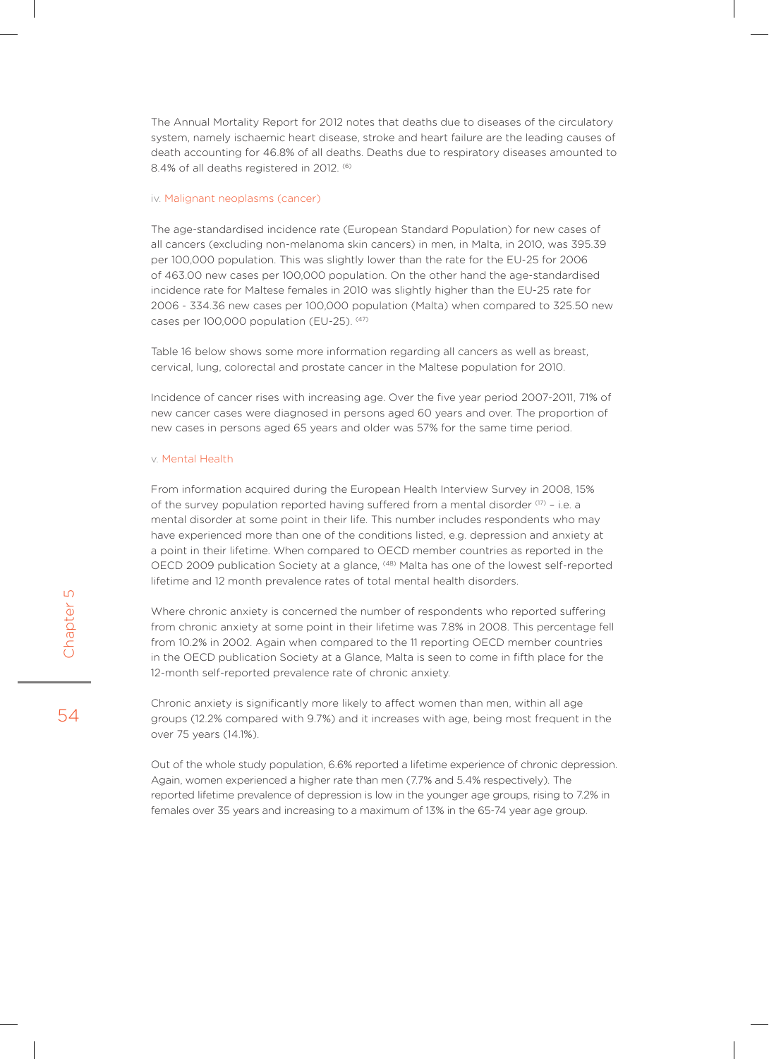The Annual Mortality Report for 2012 notes that deaths due to diseases of the circulatory system, namely ischaemic heart disease, stroke and heart failure are the leading causes of death accounting for 46.8% of all deaths. Deaths due to respiratory diseases amounted to 8.4% of all deaths registered in 2012. [6]

#### iv. Malignant neoplasms (cancer)

The age-standardised incidence rate (European Standard Population) for new cases of all cancers (excluding non-melanoma skin cancers) in men, in Malta, in 2010, was 395.39 per 100,000 population. This was slightly lower than the rate for the EU-25 for 2006 of 463.00 new cases per 100,000 population. On the other hand the age-standardised incidence rate for Maltese females in 2010 was slightly higher than the EU-25 rate for 2006 - 334.36 new cases per 100,000 population (Malta) when compared to 325.50 new cases per 100,000 population (EU-25). [47]

Table 16 below shows some more information regarding all cancers as well as breast, cervical, lung, colorectal and prostate cancer in the Maltese population for 2010.

Incidence of cancer rises with increasing age. Over the five year period 2007-2011, 71% of new cancer cases were diagnosed in persons aged 60 years and over. The proportion of new cases in persons aged 65 years and older was 57% for the same time period.

#### v. Mental Health

From information acquired during the European Health Interview Survey in 2008, 15% of the survey population reported having suffered from a mental disorder [17] – i.e. a mental disorder at some point in their life. This number includes respondents who may have experienced more than one of the conditions listed, e.g. depression and anxiety at a point in their lifetime. When compared to OECD member countries as reported in the OECD 2009 publication Society at a glance, [48] Malta has one of the lowest self-reported lifetime and 12 month prevalence rates of total mental health disorders.

Where chronic anxiety is concerned the number of respondents who reported suffering from chronic anxiety at some point in their lifetime was 7.8% in 2008. This percentage fell from 10.2% in 2002. Again when compared to the 11 reporting OECD member countries in the OECD publication Society at a Glance, Malta is seen to come in fifth place for the 12-month self-reported prevalence rate of chronic anxiety.

Chronic anxiety is significantly more likely to affect women than men, within all age groups (12.2% compared with 9.7%) and it increases with age, being most frequent in the over 75 years (14.1%).

Out of the whole study population, 6.6% reported a lifetime experience of chronic depression. Again, women experienced a higher rate than men (7.7% and 5.4% respectively). The reported lifetime prevalence of depression is low in the younger age groups, rising to 7.2% in females over 35 years and increasing to a maximum of 13% in the 65-74 year age group.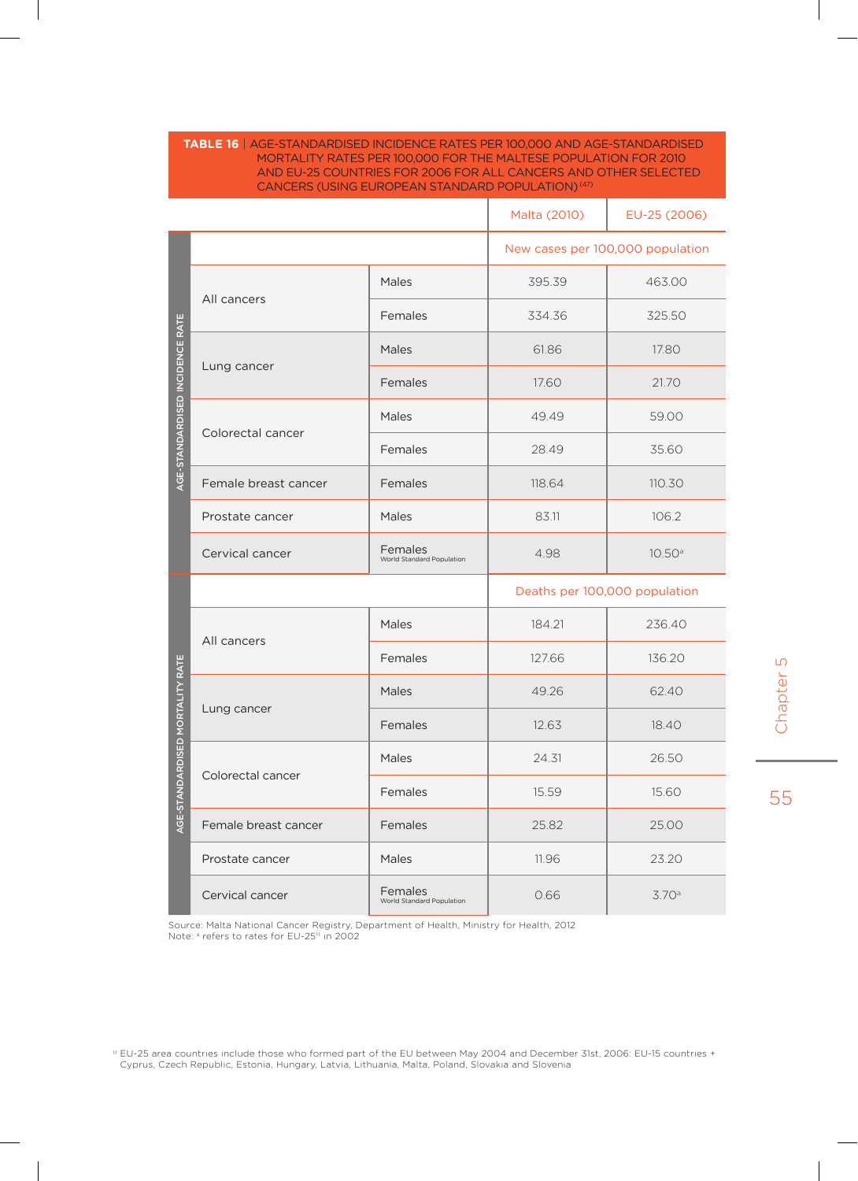**TABLE 16** | AGE-STANDARDISED INCIDENCE RATES PER 100,000 AND AGE-STANDARDISED MORTALITY RATES PER 100,000 FOR THE MALTESE POPULATION FOR 2010 AND EU-25 COUNTRIES FOR 2006 FOR ALL CANCERS AND OTHER SELECTED CANCERS (USING EUROPEAN STANDARD POPULATION) [47]

| | | | Malta (2010) | EU-25 (2006) |
|---|---|---|---|---|
| AGE-STANDARDISED INCIDENCE RATE | | | New cases per 100,000 population | |
| | All cancers | Males | 395.39 | 463.00 |
| | | Females | 334.36 | 325.50 |
| | Lung cancer | Males | 61.86 | 17.80 |
| | | Females | 17.60 | 21.70 |
| | Colorectal cancer | Males | 49.49 | 59.00 |
| | | Females | 28.49 | 35.60 |
| | Female breast cancer | Females | 118.64 | 110.30 |
| | Prostate cancer | Males | 83.11 | 106.2 |
| | Cervical cancer | Females World Standard Population | 4.98 | 10.50[a] |
| AGE-STANDARDISED MORTALITY RATE | | | Deaths per 100,000 population | |
| | All cancers | Males | 184.21 | 236.40 |
| | | Females | 127.66 | 136.20 |
| | Lung cancer | Males | 49.26 | 62.40 |
| | | Females | 12.63 | 18.40 |
| | Colorectal cancer | Males | 24.31 | 26.50 |
| | | Females | 15.59 | 15.60 |
| | Female breast cancer | Females | 25.82 | 25.00 |
| | Prostate cancer | Males | 11.96 | 23.20 |
| | Cervical cancer | Females World Standard Population | 0.66 | 3.70[a] |

Source: Malta National Cancer Registry, Department of Health, Ministry for Health, 2012
Note: [a] refers to rates for EU-25[11] in 2002

[11] EU-25 area countries include those who formed part of the EU between May 2004 and December 31st, 2006: EU-15 countries + Cyprus, Czech Republic, Estonia, Hungary, Latvia, Lithuania, Malta, Poland, Slovakia and Slovenia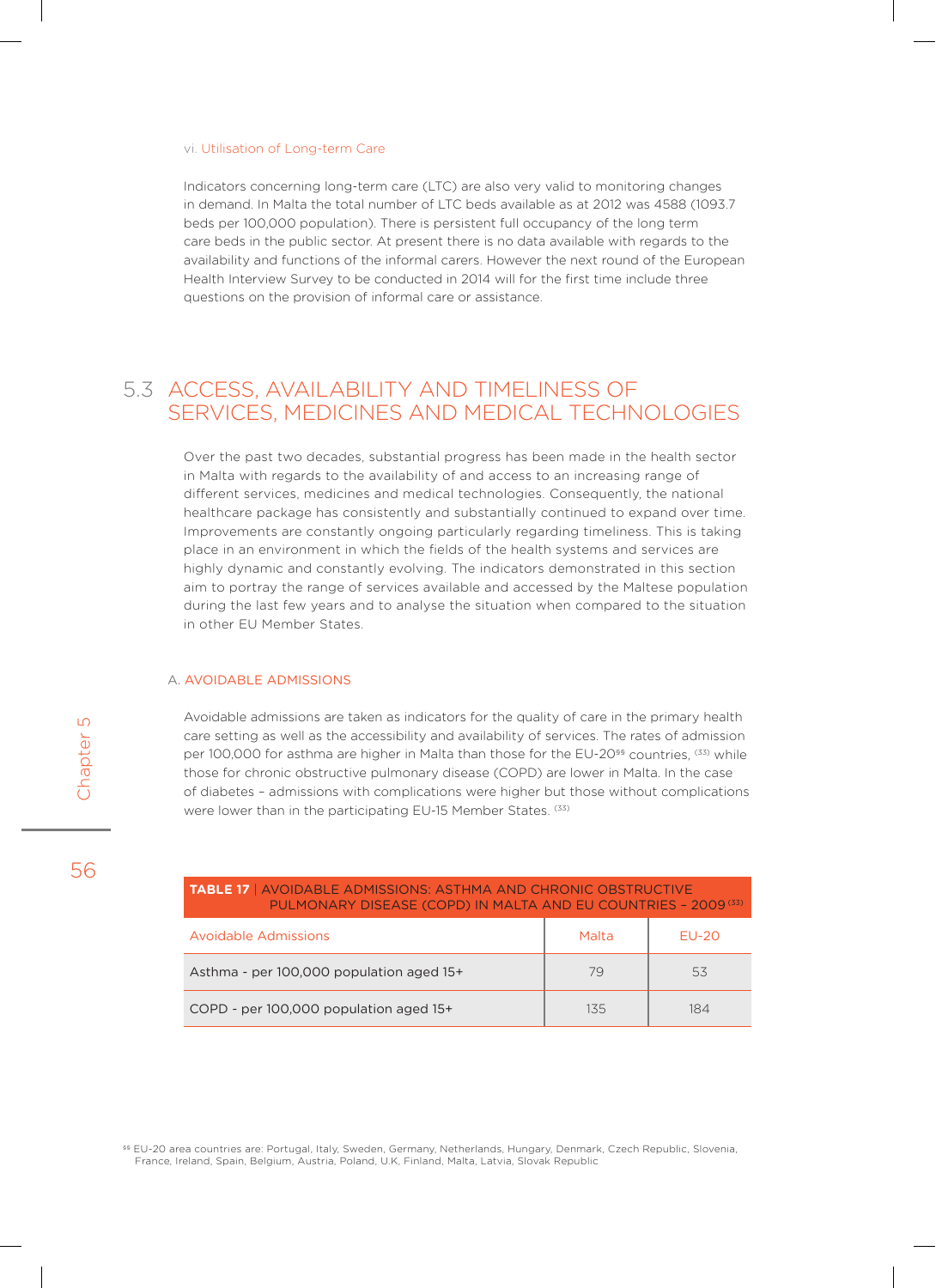vi. Utilisation of Long-term Care

Indicators concerning long-term care (LTC) are also very valid to monitoring changes in demand. In Malta the total number of LTC beds available as at 2012 was 4588 (1093.7 beds per 100,000 population). There is persistent full occupancy of the long term care beds in the public sector. At present there is no data available with regards to the availability and functions of the informal carers. However the next round of the European Health Interview Survey to be conducted in 2014 will for the first time include three questions on the provision of informal care or assistance.

## 5.3 ACCESS, AVAILABILITY AND TIMELINESS OF SERVICES, MEDICINES AND MEDICAL TECHNOLOGIES

Over the past two decades, substantial progress has been made in the health sector in Malta with regards to the availability of and access to an increasing range of different services, medicines and medical technologies. Consequently, the national healthcare package has consistently and substantially continued to expand over time. Improvements are constantly ongoing particularly regarding timeliness. This is taking place in an environment in which the fields of the health systems and services are highly dynamic and constantly evolving. The indicators demonstrated in this section aim to portray the range of services available and accessed by the Maltese population during the last few years and to analyse the situation when compared to the situation in other EU Member States.

### A. AVOIDABLE ADMISSIONS

Avoidable admissions are taken as indicators for the quality of care in the primary health care setting as well as the accessibility and availability of services. The rates of admission per 100,000 for asthma are higher in Malta than those for the EU-20[§§] countries, [33] while those for chronic obstructive pulmonary disease (COPD) are lower in Malta. In the case of diabetes – admissions with complications were higher but those without complications were lower than in the participating EU-15 Member States. [33]

**TABLE 17** | AVOIDABLE ADMISSIONS: ASTHMA AND CHRONIC OBSTRUCTIVE PULMONARY DISEASE (COPD) IN MALTA AND EU COUNTRIES – 2009 [33]

| Avoidable Admissions | Malta | EU-20 |
|---|---|---|
| Asthma - per 100,000 population aged 15+ | 79 | 53 |
| COPD - per 100,000 population aged 15+ | 135 | 184 |

[§§] EU-20 area countries are: Portugal, Italy, Sweden, Germany, Netherlands, Hungary, Denmark, Czech Republic, Slovenia, France, Ireland, Spain, Belgium, Austria, Poland, U.K, Finland, Malta, Latvia, Slovak Republic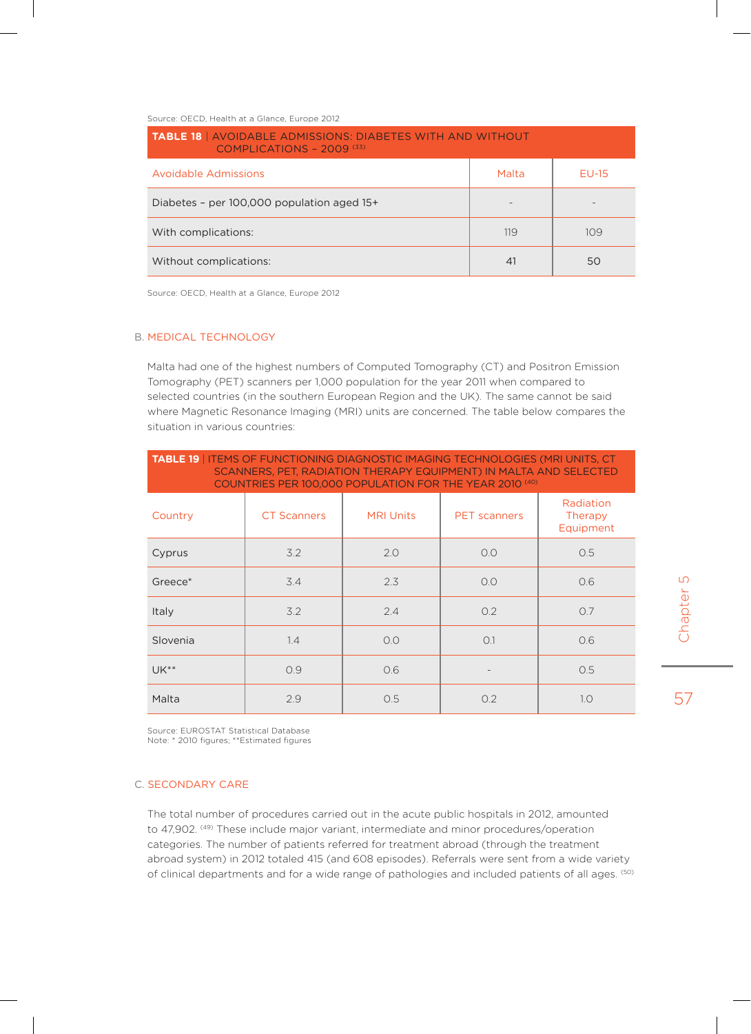Source: OECD, Health at a Glance, Europe 2012

**TABLE 18** | AVOIDABLE ADMISSIONS: DIABETES WITH AND WITHOUT COMPLICATIONS – 2009 [33]

| Avoidable Admissions | Malta | EU-15 |
|---|---|---|
| Diabetes – per 100,000 population aged 15+ | - | - |
| With complications: | 119 | 109 |
| Without complications: | 41 | 50 |

Source: OECD, Health at a Glance, Europe 2012

### B. MEDICAL TECHNOLOGY

Malta had one of the highest numbers of Computed Tomography (CT) and Positron Emission Tomography (PET) scanners per 1,000 population for the year 2011 when compared to selected countries (in the southern European Region and the UK). The same cannot be said where Magnetic Resonance Imaging (MRI) units are concerned. The table below compares the situation in various countries:

**TABLE 19** | ITEMS OF FUNCTIONING DIAGNOSTIC IMAGING TECHNOLOGIES (MRI UNITS, CT SCANNERS, PET, RADIATION THERAPY EQUIPMENT) IN MALTA AND SELECTED COUNTRIES PER 100,000 POPULATION FOR THE YEAR 2010 [40]

| Country | CT Scanners | MRI Units | PET scanners | Radiation Therapy Equipment |
|---|---|---|---|---|
| Cyprus | 3.2 | 2.0 | 0.0 | 0.5 |
| Greece* | 3.4 | 2.3 | 0.0 | 0.6 |
| Italy | 3.2 | 2.4 | 0.2 | 0.7 |
| Slovenia | 1.4 | 0.0 | 0.1 | 0.6 |
| UK** | 0.9 | 0.6 | - | 0.5 |
| Malta | 2.9 | 0.5 | 0.2 | 1.0 |

Source: EUROSTAT Statistical Database
Note: * 2010 figures; **Estimated figures

### C. SECONDARY CARE

The total number of procedures carried out in the acute public hospitals in 2012, amounted to 47,902. [49] These include major variant, intermediate and minor procedures/operation categories. The number of patients referred for treatment abroad (through the treatment abroad system) in 2012 totaled 415 (and 608 episodes). Referrals were sent from a wide variety of clinical departments and for a wide range of pathologies and included patients of all ages. [50]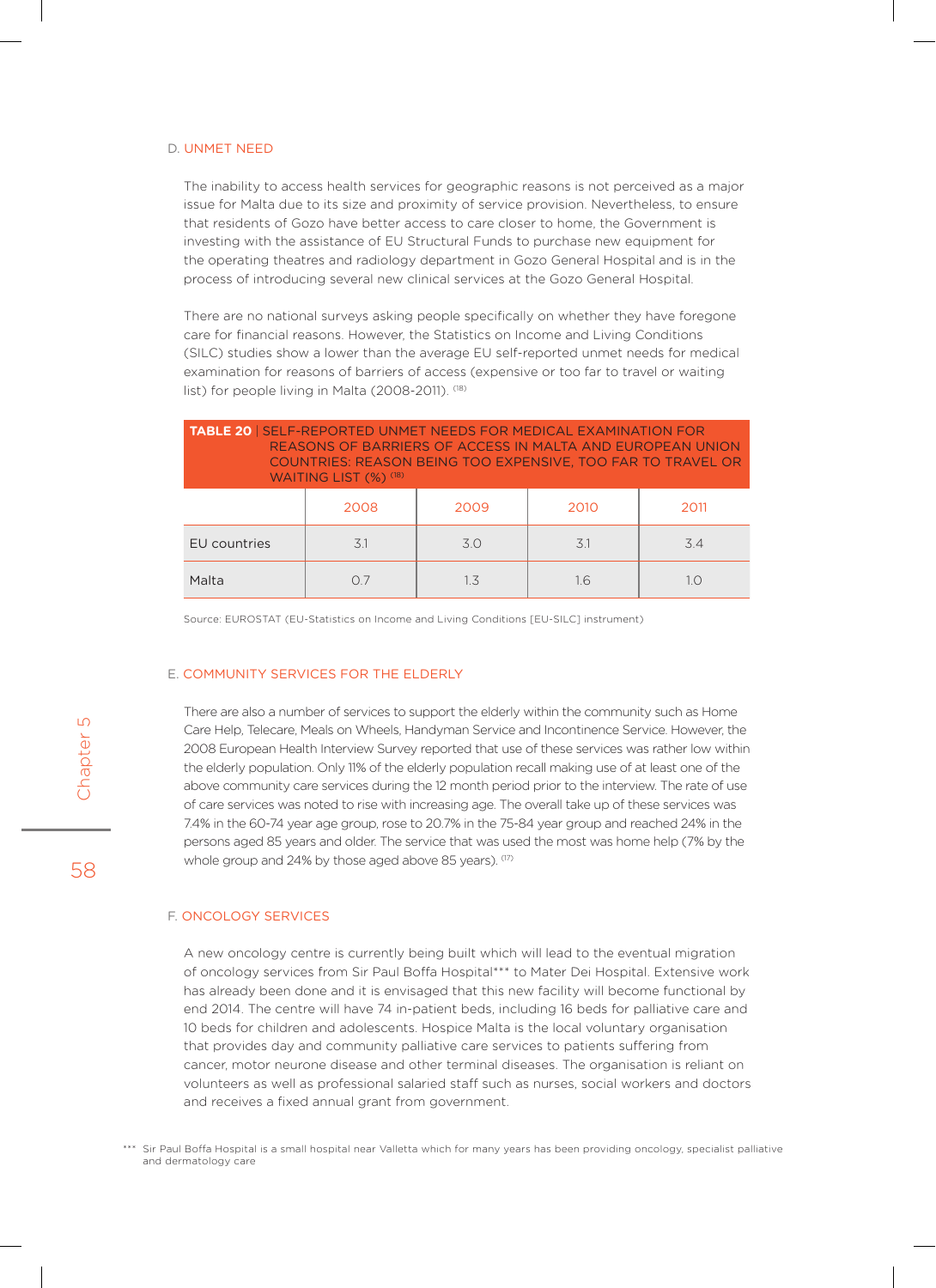### D. UNMET NEED

The inability to access health services for geographic reasons is not perceived as a major issue for Malta due to its size and proximity of service provision. Nevertheless, to ensure that residents of Gozo have better access to care closer to home, the Government is investing with the assistance of EU Structural Funds to purchase new equipment for the operating theatres and radiology department in Gozo General Hospital and is in the process of introducing several new clinical services at the Gozo General Hospital.

There are no national surveys asking people specifically on whether they have foregone care for financial reasons. However, the Statistics on Income and Living Conditions (SILC) studies show a lower than the average EU self-reported unmet needs for medical examination for reasons of barriers of access (expensive or too far to travel or waiting list) for people living in Malta (2008-2011). [18]

**TABLE 20** | SELF-REPORTED UNMET NEEDS FOR MEDICAL EXAMINATION FOR REASONS OF BARRIERS OF ACCESS IN MALTA AND EUROPEAN UNION COUNTRIES: REASON BEING TOO EXPENSIVE, TOO FAR TO TRAVEL OR WAITING LIST (%) [18]

| | 2008 | 2009 | 2010 | 2011 |
|---|---|---|---|---|
| EU countries | 3.1 | 3.0 | 3.1 | 3.4 |
| Malta | 0.7 | 1.3 | 1.6 | 1.0 |

Source: EUROSTAT (EU-Statistics on Income and Living Conditions [EU-SILC] instrument)

### E. COMMUNITY SERVICES FOR THE ELDERLY

There are also a number of services to support the elderly within the community such as Home Care Help, Telecare, Meals on Wheels, Handyman Service and Incontinence Service. However, the 2008 European Health Interview Survey reported that use of these services was rather low within the elderly population. Only 11% of the elderly population recall making use of at least one of the above community care services during the 12 month period prior to the interview. The rate of use of care services was noted to rise with increasing age. The overall take up of these services was 7.4% in the 60-74 year age group, rose to 20.7% in the 75-84 year group and reached 24% in the persons aged 85 years and older. The service that was used the most was home help (7% by the whole group and 24% by those aged above 85 years). [17]

### F. ONCOLOGY SERVICES

A new oncology centre is currently being built which will lead to the eventual migration of oncology services from Sir Paul Boffa Hospital*** to Mater Dei Hospital. Extensive work has already been done and it is envisaged that this new facility will become functional by end 2014. The centre will have 74 in-patient beds, including 16 beds for palliative care and 10 beds for children and adolescents. Hospice Malta is the local voluntary organisation that provides day and community palliative care services to patients suffering from cancer, motor neurone disease and other terminal diseases. The organisation is reliant on volunteers as well as professional salaried staff such as nurses, social workers and doctors and receives a fixed annual grant from government.

*** Sir Paul Boffa Hospital is a small hospital near Valletta which for many years has been providing oncology, specialist palliative and dermatology care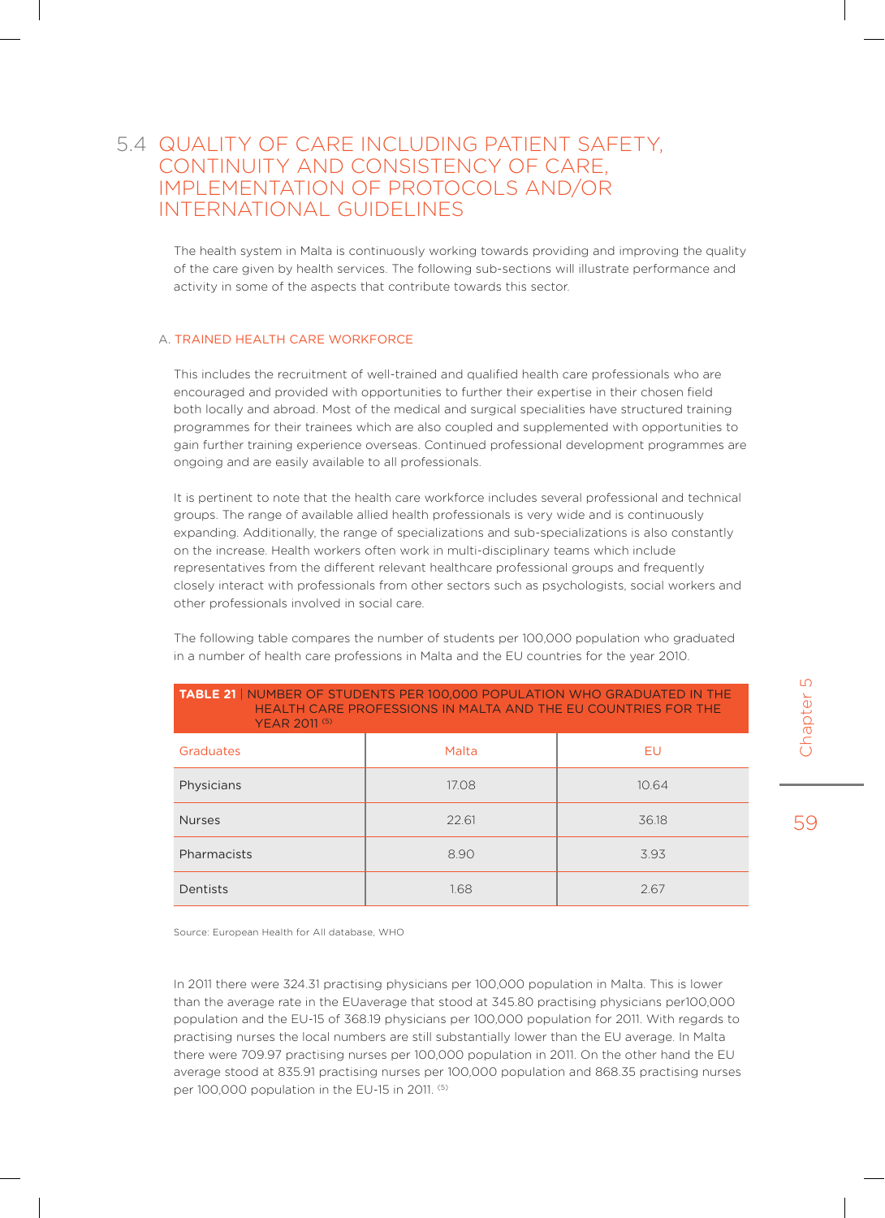## 5.4 QUALITY OF CARE INCLUDING PATIENT SAFETY, CONTINUITY AND CONSISTENCY OF CARE, IMPLEMENTATION OF PROTOCOLS AND/OR INTERNATIONAL GUIDELINES

The health system in Malta is continuously working towards providing and improving the quality of the care given by health services. The following sub-sections will illustrate performance and activity in some of the aspects that contribute towards this sector.

### A. TRAINED HEALTH CARE WORKFORCE

This includes the recruitment of well-trained and qualified health care professionals who are encouraged and provided with opportunities to further their expertise in their chosen field both locally and abroad. Most of the medical and surgical specialities have structured training programmes for their trainees which are also coupled and supplemented with opportunities to gain further training experience overseas. Continued professional development programmes are ongoing and are easily available to all professionals.

It is pertinent to note that the health care workforce includes several professional and technical groups. The range of available allied health professionals is very wide and is continuously expanding. Additionally, the range of specializations and sub-specializations is also constantly on the increase. Health workers often work in multi-disciplinary teams which include representatives from the different relevant healthcare professional groups and frequently closely interact with professionals from other sectors such as psychologists, social workers and other professionals involved in social care.

The following table compares the number of students per 100,000 population who graduated in a number of health care professions in Malta and the EU countries for the year 2010.

**TABLE 21** | NUMBER OF STUDENTS PER 100,000 POPULATION WHO GRADUATED IN THE HEALTH CARE PROFESSIONS IN MALTA AND THE EU COUNTRIES FOR THE YEAR 2011 (5)

| Graduates | Malta | EU |
|---|---|---|
| Physicians | 17.08 | 10.64 |
| Nurses | 22.61 | 36.18 |
| Pharmacists | 8.90 | 3.93 |
| Dentists | 1.68 | 2.67 |

Source: European Health for All database, WHO

In 2011 there were 324.31 practising physicians per 100,000 population in Malta. This is lower than the average rate in the EUaverage that stood at 345.80 practising physicians per100,000 population and the EU-15 of 368.19 physicians per 100,000 population for 2011. With regards to practising nurses the local numbers are still substantially lower than the EU average. In Malta there were 709.97 practising nurses per 100,000 population in 2011. On the other hand the EU average stood at 835.91 practising nurses per 100,000 population and 868.35 practising nurses per 100,000 population in the EU-15 in 2011. (5)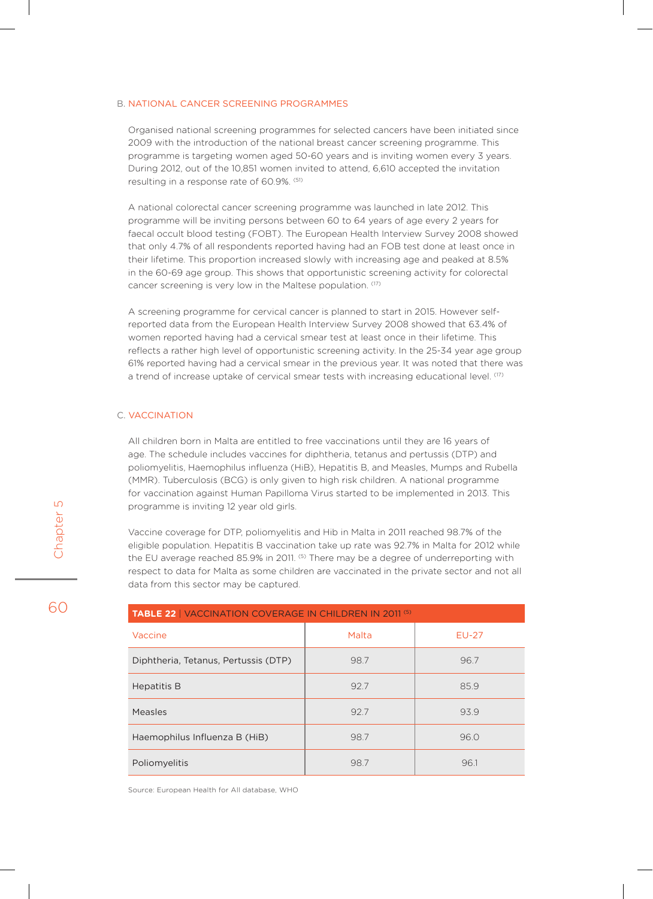### B. NATIONAL CANCER SCREENING PROGRAMMES

Organised national screening programmes for selected cancers have been initiated since 2009 with the introduction of the national breast cancer screening programme. This programme is targeting women aged 50-60 years and is inviting women every 3 years. During 2012, out of the 10,851 women invited to attend, 6,610 accepted the invitation resulting in a response rate of 60.9%. [51]

A national colorectal cancer screening programme was launched in late 2012. This programme will be inviting persons between 60 to 64 years of age every 2 years for faecal occult blood testing (FOBT). The European Health Interview Survey 2008 showed that only 4.7% of all respondents reported having had an FOB test done at least once in their lifetime. This proportion increased slowly with increasing age and peaked at 8.5% in the 60-69 age group. This shows that opportunistic screening activity for colorectal cancer screening is very low in the Maltese population. [17]

A screening programme for cervical cancer is planned to start in 2015. However self-reported data from the European Health Interview Survey 2008 showed that 63.4% of women reported having had a cervical smear test at least once in their lifetime. This reflects a rather high level of opportunistic screening activity. In the 25-34 year age group 61% reported having had a cervical smear in the previous year. It was noted that there was a trend of increase uptake of cervical smear tests with increasing educational level. [17]

### C. VACCINATION

All children born in Malta are entitled to free vaccinations until they are 16 years of age. The schedule includes vaccines for diphtheria, tetanus and pertussis (DTP) and poliomyelitis, Haemophilus influenza (HiB), Hepatitis B, and Measles, Mumps and Rubella (MMR). Tuberculosis (BCG) is only given to high risk children. A national programme for vaccination against Human Papilloma Virus started to be implemented in 2013. This programme is inviting 12 year old girls.

Vaccine coverage for DTP, poliomyelitis and Hib in Malta in 2011 reached 98.7% of the eligible population. Hepatitis B vaccination take up rate was 92.7% in Malta for 2012 while the EU average reached 85.9% in 2011. [5] There may be a degree of underreporting with respect to data for Malta as some children are vaccinated in the private sector and not all data from this sector may be captured.

**TABLE 22** | VACCINATION COVERAGE IN CHILDREN IN 2011 [5]

| Vaccine | Malta | EU-27 |
|---|---|---|
| Diphtheria, Tetanus, Pertussis (DTP) | 98.7 | 96.7 |
| Hepatitis B | 92.7 | 85.9 |
| Measles | 92.7 | 93.9 |
| Haemophilus Influenza B (HiB) | 98.7 | 96.0 |
| Poliomyelitis | 98.7 | 96.1 |

Source: European Health for All database, WHO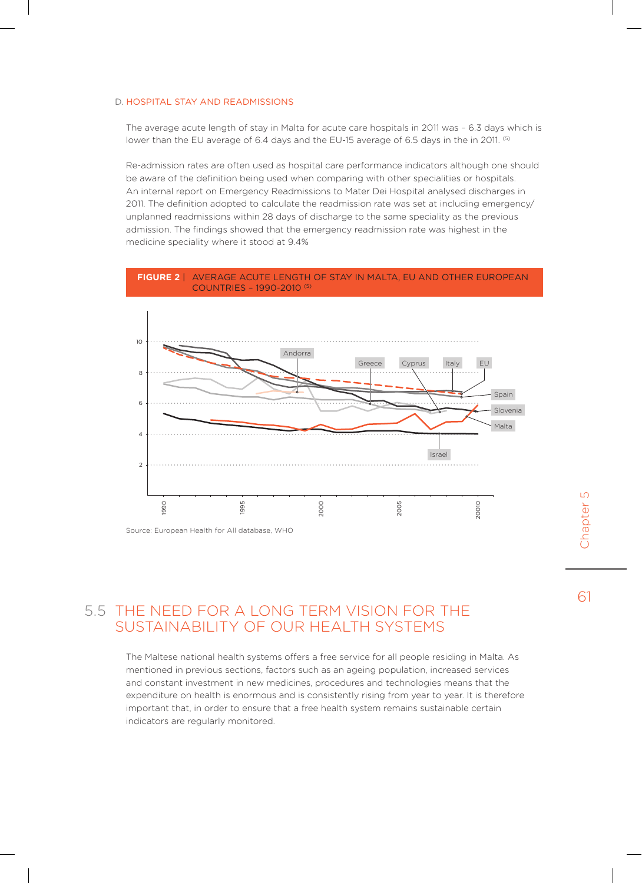D. HOSPITAL STAY AND READMISSIONS

The average acute length of stay in Malta for acute care hospitals in 2011 was – 6.3 days which is lower than the EU average of 6.4 days and the EU-15 average of 6.5 days in the in 2011. [5]

Re-admission rates are often used as hospital care performance indicators although one should be aware of the definition being used when comparing with other specialities or hospitals. An internal report on Emergency Readmissions to Mater Dei Hospital analysed discharges in 2011. The definition adopted to calculate the readmission rate was set at including emergency/ unplanned readmissions within 28 days of discharge to the same speciality as the previous admission. The findings showed that the emergency readmission rate was highest in the medicine speciality where it stood at 9.4%

**FIGURE 2 |** AVERAGE ACUTE LENGTH OF STAY IN MALTA, EU AND OTHER EUROPEAN COUNTRIES – 1990-2010 [5]

Source: European Health for All database, WHO

## 5.5 THE NEED FOR A LONG TERM VISION FOR THE SUSTAINABILITY OF OUR HEALTH SYSTEMS

The Maltese national health systems offers a free service for all people residing in Malta. As mentioned in previous sections, factors such as an ageing population, increased services and constant investment in new medicines, procedures and technologies means that the expenditure on health is enormous and is consistently rising from year to year. It is therefore important that, in order to ensure that a free health system remains sustainable certain indicators are regularly monitored.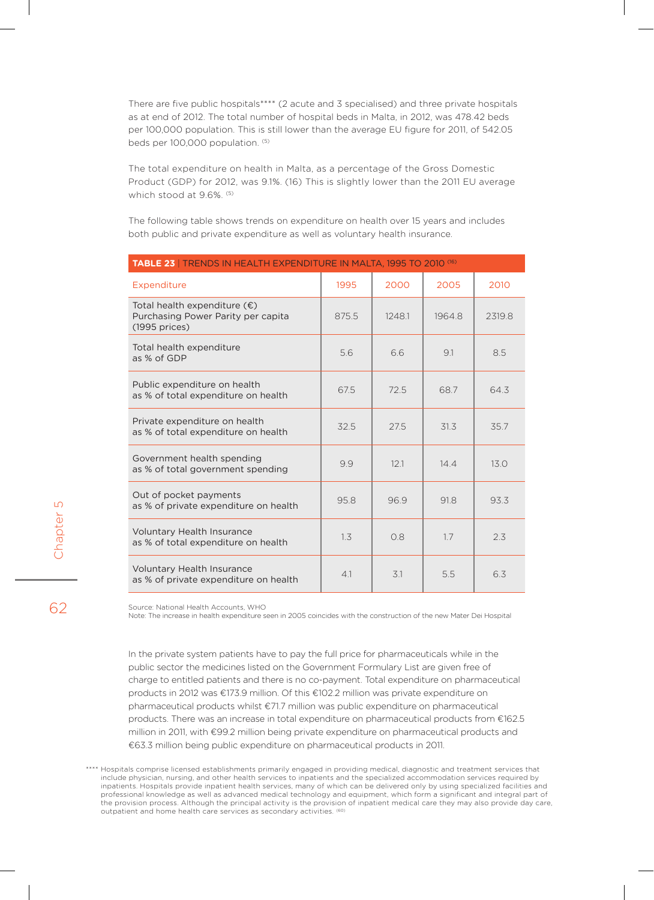There are five public hospitals**** (2 acute and 3 specialised) and three private hospitals as at end of 2012. The total number of hospital beds in Malta, in 2012, was 478.42 beds per 100,000 population. This is still lower than the average EU figure for 2011, of 542.05 beds per 100,000 population. [5]

The total expenditure on health in Malta, as a percentage of the Gross Domestic Product (GDP) for 2012, was 9.1%. (16) This is slightly lower than the 2011 EU average which stood at 9.6%. [5]

The following table shows trends on expenditure on health over 15 years and includes both public and private expenditure as well as voluntary health insurance.

**TABLE 23** | TRENDS IN HEALTH EXPENDITURE IN MALTA, 1995 TO 2010 [16]

| Expenditure | 1995 | 2000 | 2005 | 2010 |
|---|---|---|---|---|
| Total health expenditure (€) Purchasing Power Parity per capita (1995 prices) | 875.5 | 1248.1 | 1964.8 | 2319.8 |
| Total health expenditure as % of GDP | 5.6 | 6.6 | 9.1 | 8.5 |
| Public expenditure on health as % of total expenditure on health | 67.5 | 72.5 | 68.7 | 64.3 |
| Private expenditure on health as % of total expenditure on health | 32.5 | 27.5 | 31.3 | 35.7 |
| Government health spending as % of total government spending | 9.9 | 12.1 | 14.4 | 13.0 |
| Out of pocket payments as % of private expenditure on health | 95.8 | 96.9 | 91.8 | 93.3 |
| Voluntary Health Insurance as % of total expenditure on health | 1.3 | 0.8 | 1.7 | 2.3 |
| Voluntary Health Insurance as % of private expenditure on health | 4.1 | 3.1 | 5.5 | 6.3 |

Source: National Health Accounts, WHO
Note: The increase in health expenditure seen in 2005 coincides with the construction of the new Mater Dei Hospital

In the private system patients have to pay the full price for pharmaceuticals while in the public sector the medicines listed on the Government Formulary List are given free of charge to entitled patients and there is no co-payment. Total expenditure on pharmaceutical products in 2012 was €173.9 million. Of this €102.2 million was private expenditure on pharmaceutical products whilst €71.7 million was public expenditure on pharmaceutical products. There was an increase in total expenditure on pharmaceutical products from €162.5 million in 2011, with €99.2 million being private expenditure on pharmaceutical products and €63.3 million being public expenditure on pharmaceutical products in 2011.

**** Hospitals comprise licensed establishments primarily engaged in providing medical, diagnostic and treatment services that include physician, nursing, and other health services to inpatients and the specialized accommodation services required by inpatients. Hospitals provide inpatient health services, many of which can be delivered only by using specialized facilities and professional knowledge as well as advanced medical technology and equipment, which form a significant and integral part of the provision process. Although the principal activity is the provision of inpatient medical care they may also provide day care, outpatient and home health care services as secondary activities. [60]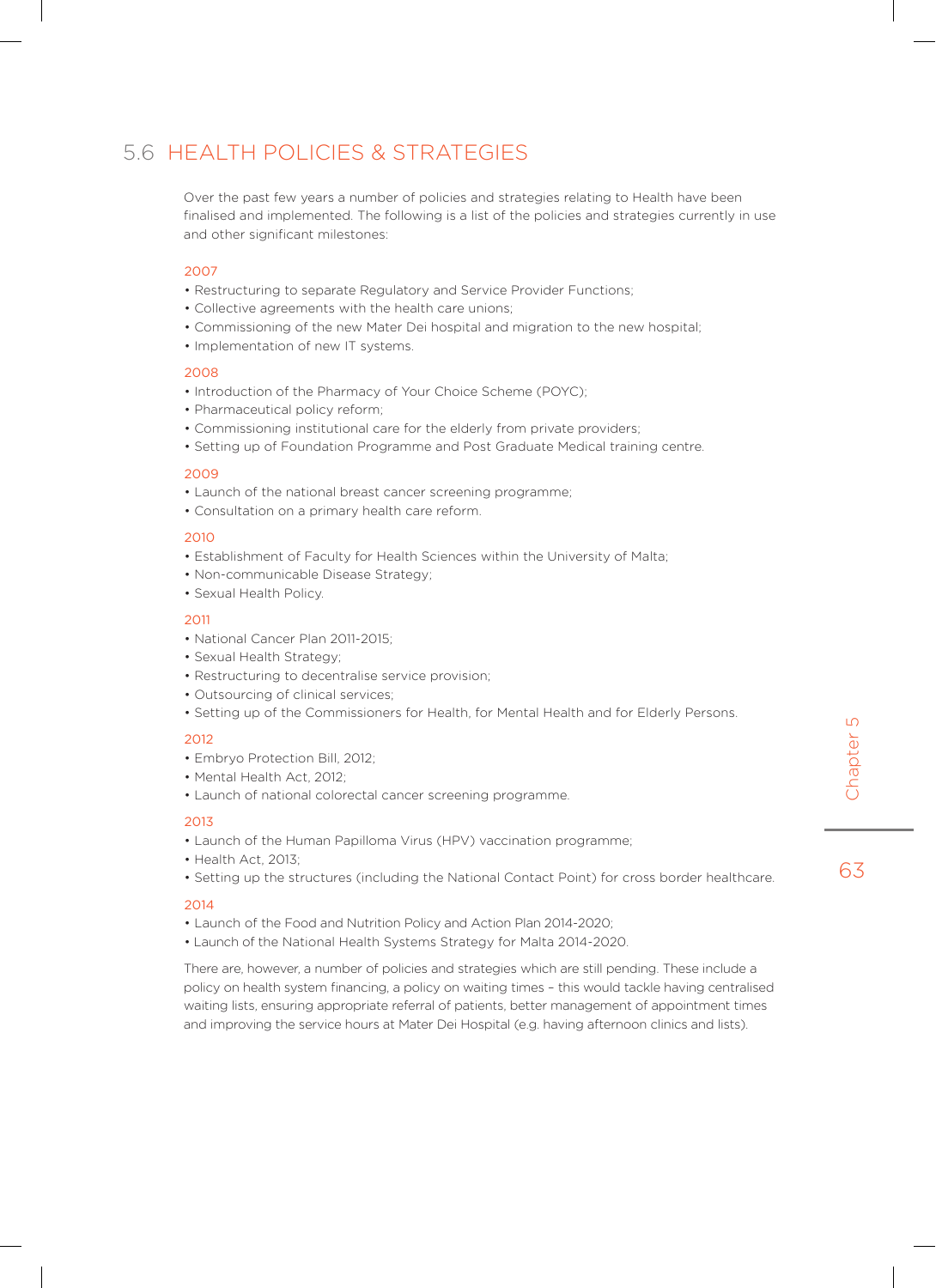## 5.6 HEALTH POLICIES & STRATEGIES

Over the past few years a number of policies and strategies relating to Health have been finalised and implemented. The following is a list of the policies and strategies currently in use and other significant milestones:

**2007**

- Restructuring to separate Regulatory and Service Provider Functions;
- Collective agreements with the health care unions;
- Commissioning of the new Mater Dei hospital and migration to the new hospital;
- Implementation of new IT systems.

**2008**

- Introduction of the Pharmacy of Your Choice Scheme (POYC);
- Pharmaceutical policy reform;
- Commissioning institutional care for the elderly from private providers;
- Setting up of Foundation Programme and Post Graduate Medical training centre.

**2009**

- Launch of the national breast cancer screening programme;
- Consultation on a primary health care reform.

**2010**

- Establishment of Faculty for Health Sciences within the University of Malta;
- Non-communicable Disease Strategy;
- Sexual Health Policy.

**2011**

- National Cancer Plan 2011-2015;
- Sexual Health Strategy;
- Restructuring to decentralise service provision;
- Outsourcing of clinical services;
- Setting up of the Commissioners for Health, for Mental Health and for Elderly Persons.

**2012**

- Embryo Protection Bill, 2012;
- Mental Health Act, 2012;
- Launch of national colorectal cancer screening programme.

**2013**

- Launch of the Human Papilloma Virus (HPV) vaccination programme;
- Health Act, 2013;
- Setting up the structures (including the National Contact Point) for cross border healthcare.

**2014**

- Launch of the Food and Nutrition Policy and Action Plan 2014-2020;
- Launch of the National Health Systems Strategy for Malta 2014-2020.

There are, however, a number of policies and strategies which are still pending. These include a policy on health system financing, a policy on waiting times – this would tackle having centralised waiting lists, ensuring appropriate referral of patients, better management of appointment times and improving the service hours at Mater Dei Hospital (e.g. having afternoon clinics and lists).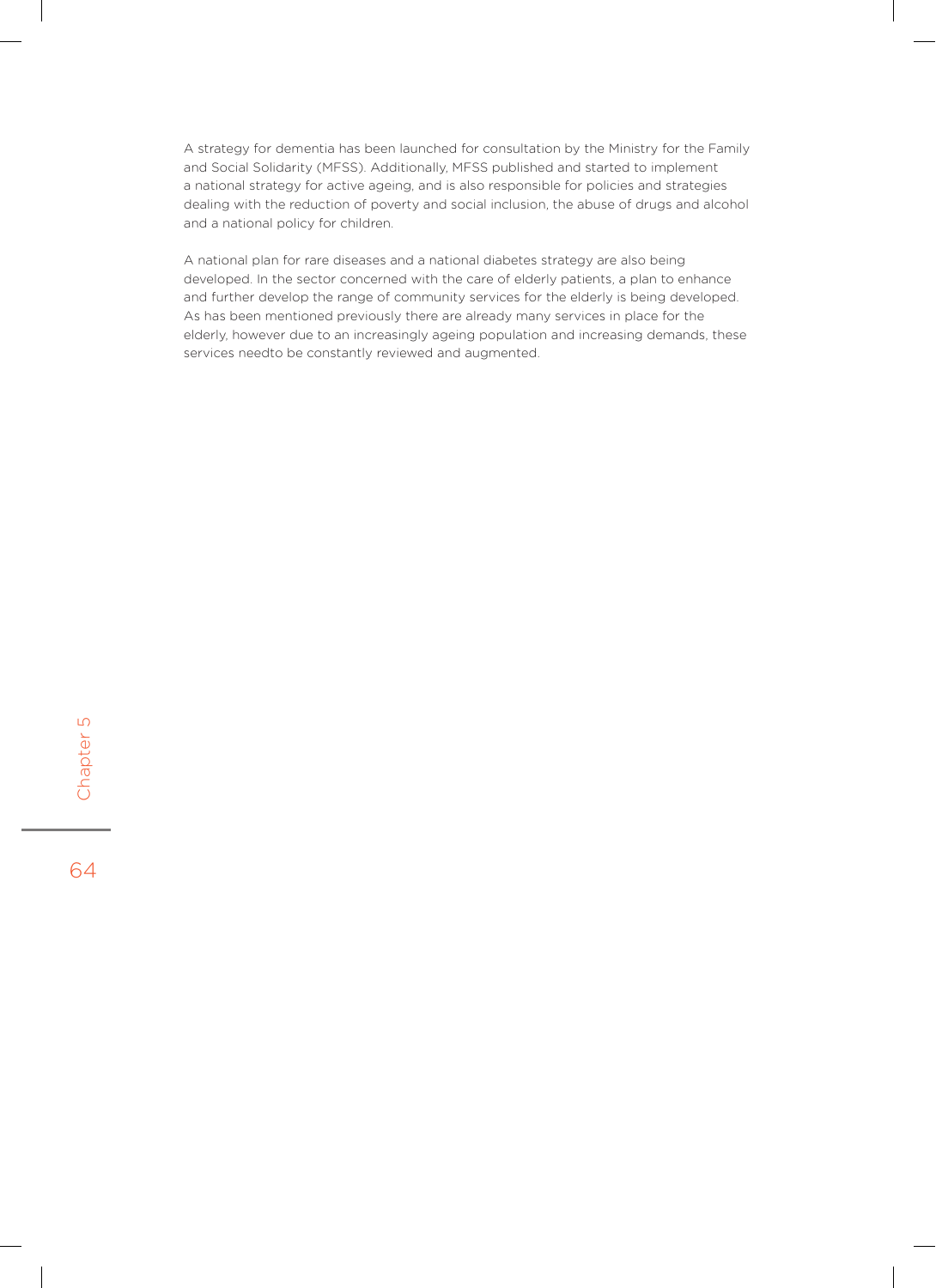A strategy for dementia has been launched for consultation by the Ministry for the Family and Social Solidarity (MFSS). Additionally, MFSS published and started to implement a national strategy for active ageing, and is also responsible for policies and strategies dealing with the reduction of poverty and social inclusion, the abuse of drugs and alcohol and a national policy for children.

A national plan for rare diseases and a national diabetes strategy are also being developed. In the sector concerned with the care of elderly patients, a plan to enhance and further develop the range of community services for the elderly is being developed. As has been mentioned previously there are already many services in place for the elderly, however due to an increasingly ageing population and increasing demands, these services needto be constantly reviewed and augmented.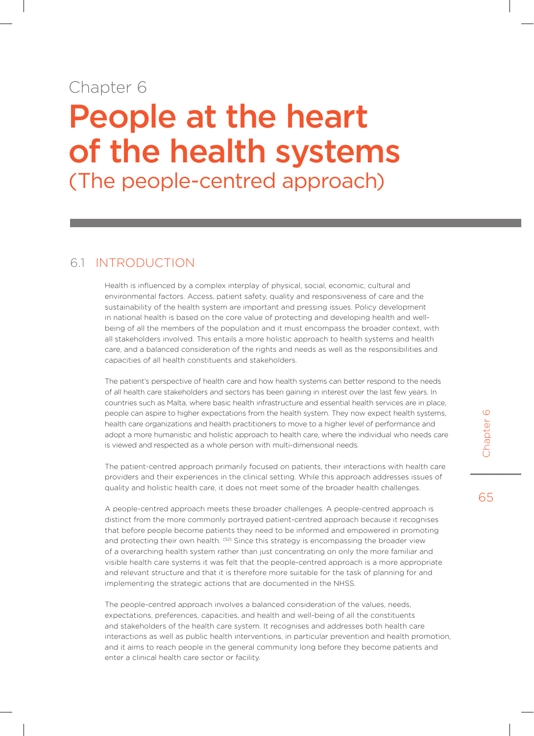Chapter 6

# People at the heart of the health systems
(The people-centred approach)

## 6.1 INTRODUCTION

Health is influenced by a complex interplay of physical, social, economic, cultural and environmental factors. Access, patient safety, quality and responsiveness of care and the sustainability of the health system are important and pressing issues. Policy development in national health is based on the core value of protecting and developing health and well-being of all the members of the population and it must encompass the broader context, with all stakeholders involved. This entails a more holistic approach to health systems and health care, and a balanced consideration of the rights and needs as well as the responsibilities and capacities of all health constituents and stakeholders.

The patient's perspective of health care and how health systems can better respond to the needs of all health care stakeholders and sectors has been gaining in interest over the last few years. In countries such as Malta, where basic health infrastructure and essential health services are in place, people can aspire to higher expectations from the health system. They now expect health systems, health care organizations and health practitioners to move to a higher level of performance and adopt a more humanistic and holistic approach to health care, where the individual who needs care is viewed and respected as a whole person with multi-dimensional needs.

The patient-centred approach primarily focused on patients, their interactions with health care providers and their experiences in the clinical setting. While this approach addresses issues of quality and holistic health care, it does not meet some of the broader health challenges.

A people-centred approach meets these broader challenges. A people-centred approach is distinct from the more commonly portrayed patient-centred approach because it recognises that before people become patients they need to be informed and empowered in promoting and protecting their own health. [52] Since this strategy is encompassing the broader view of a overarching health system rather than just concentrating on only the more familiar and visible health care systems it was felt that the people-centred approach is a more appropriate and relevant structure and that it is therefore more suitable for the task of planning for and implementing the strategic actions that are documented in the NHSS.

The people-centred approach involves a balanced consideration of the values, needs, expectations, preferences, capacities, and health and well-being of all the constituents and stakeholders of the health care system. It recognises and addresses both health care interactions as well as public health interventions, in particular prevention and health promotion, and it aims to reach people in the general community long before they become patients and enter a clinical health care sector or facility.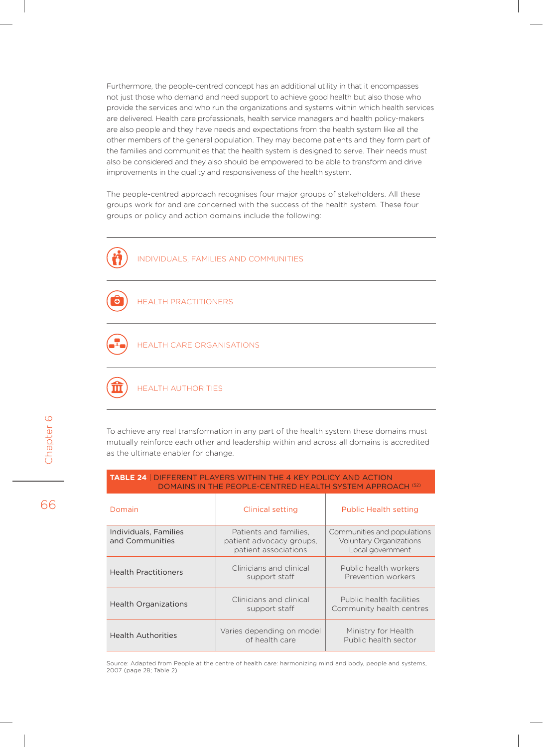Furthermore, the people-centred concept has an additional utility in that it encompasses not just those who demand and need support to achieve good health but also those who provide the services and who run the organizations and systems within which health services are delivered. Health care professionals, health service managers and health policy-makers are also people and they have needs and expectations from the health system like all the other members of the general population. They may become patients and they form part of the families and communities that the health system is designed to serve. Their needs must also be considered and they also should be empowered to be able to transform and drive improvements in the quality and responsiveness of the health system.

The people-centred approach recognises four major groups of stakeholders. All these groups work for and are concerned with the success of the health system. These four groups or policy and action domains include the following:

- INDIVIDUALS, FAMILIES AND COMMUNITIES
- HEALTH PRACTITIONERS
- HEALTH CARE ORGANISATIONS
- HEALTH AUTHORITIES

To achieve any real transformation in any part of the health system these domains must mutually reinforce each other and leadership within and across all domains is accredited as the ultimate enabler for change.

**TABLE 24** | DIFFERENT PLAYERS WITHIN THE 4 KEY POLICY AND ACTION DOMAINS IN THE PEOPLE-CENTRED HEALTH SYSTEM APPROACH [52]

| Domain | Clinical setting | Public Health setting |
|---|---|---|
| Individuals, Families and Communities | Patients and families, patient advocacy groups, patient associations | Communities and populations Voluntary Organizations Local government |
| Health Practitioners | Clinicians and clinical support staff | Public health workers Prevention workers |
| Health Organizations | Clinicians and clinical support staff | Public health facilities Community health centres |
| Health Authorities | Varies depending on model of health care | Ministry for Health Public health sector |

Source: Adapted from People at the centre of health care: harmonizing mind and body, people and systems, 2007 (page 28; Table 2)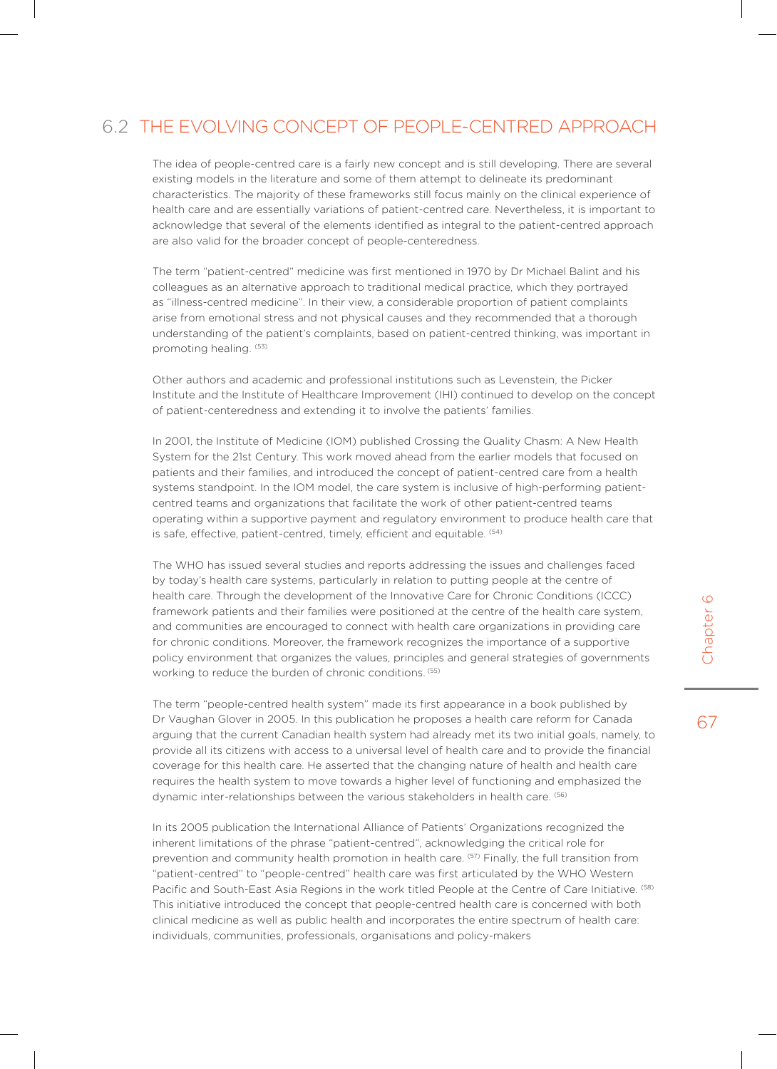## 6.2 THE EVOLVING CONCEPT OF PEOPLE-CENTRED APPROACH

The idea of people-centred care is a fairly new concept and is still developing. There are several existing models in the literature and some of them attempt to delineate its predominant characteristics. The majority of these frameworks still focus mainly on the clinical experience of health care and are essentially variations of patient-centred care. Nevertheless, it is important to acknowledge that several of the elements identified as integral to the patient-centred approach are also valid for the broader concept of people-centeredness.

The term "patient-centred" medicine was first mentioned in 1970 by Dr Michael Balint and his colleagues as an alternative approach to traditional medical practice, which they portrayed as "illness-centred medicine". In their view, a considerable proportion of patient complaints arise from emotional stress and not physical causes and they recommended that a thorough understanding of the patient's complaints, based on patient-centred thinking, was important in promoting healing. [53]

Other authors and academic and professional institutions such as Levenstein, the Picker Institute and the Institute of Healthcare Improvement (IHI) continued to develop on the concept of patient-centeredness and extending it to involve the patients' families.

In 2001, the Institute of Medicine (IOM) published Crossing the Quality Chasm: A New Health System for the 21st Century. This work moved ahead from the earlier models that focused on patients and their families, and introduced the concept of patient-centred care from a health systems standpoint. In the IOM model, the care system is inclusive of high-performing patient-centred teams and organizations that facilitate the work of other patient-centred teams operating within a supportive payment and regulatory environment to produce health care that is safe, effective, patient-centred, timely, efficient and equitable. [54]

The WHO has issued several studies and reports addressing the issues and challenges faced by today's health care systems, particularly in relation to putting people at the centre of health care. Through the development of the Innovative Care for Chronic Conditions (ICCC) framework patients and their families were positioned at the centre of the health care system, and communities are encouraged to connect with health care organizations in providing care for chronic conditions. Moreover, the framework recognizes the importance of a supportive policy environment that organizes the values, principles and general strategies of governments working to reduce the burden of chronic conditions. [55]

The term "people-centred health system" made its first appearance in a book published by Dr Vaughan Glover in 2005. In this publication he proposes a health care reform for Canada arguing that the current Canadian health system had already met its two initial goals, namely, to provide all its citizens with access to a universal level of health care and to provide the financial coverage for this health care. He asserted that the changing nature of health and health care requires the health system to move towards a higher level of functioning and emphasized the dynamic inter-relationships between the various stakeholders in health care. [56]

In its 2005 publication the International Alliance of Patients' Organizations recognized the inherent limitations of the phrase "patient-centred", acknowledging the critical role for prevention and community health promotion in health care. [57] Finally, the full transition from "patient-centred" to "people-centred" health care was first articulated by the WHO Western Pacific and South-East Asia Regions in the work titled People at the Centre of Care Initiative. [58] This initiative introduced the concept that people-centred health care is concerned with both clinical medicine as well as public health and incorporates the entire spectrum of health care: individuals, communities, professionals, organisations and policy-makers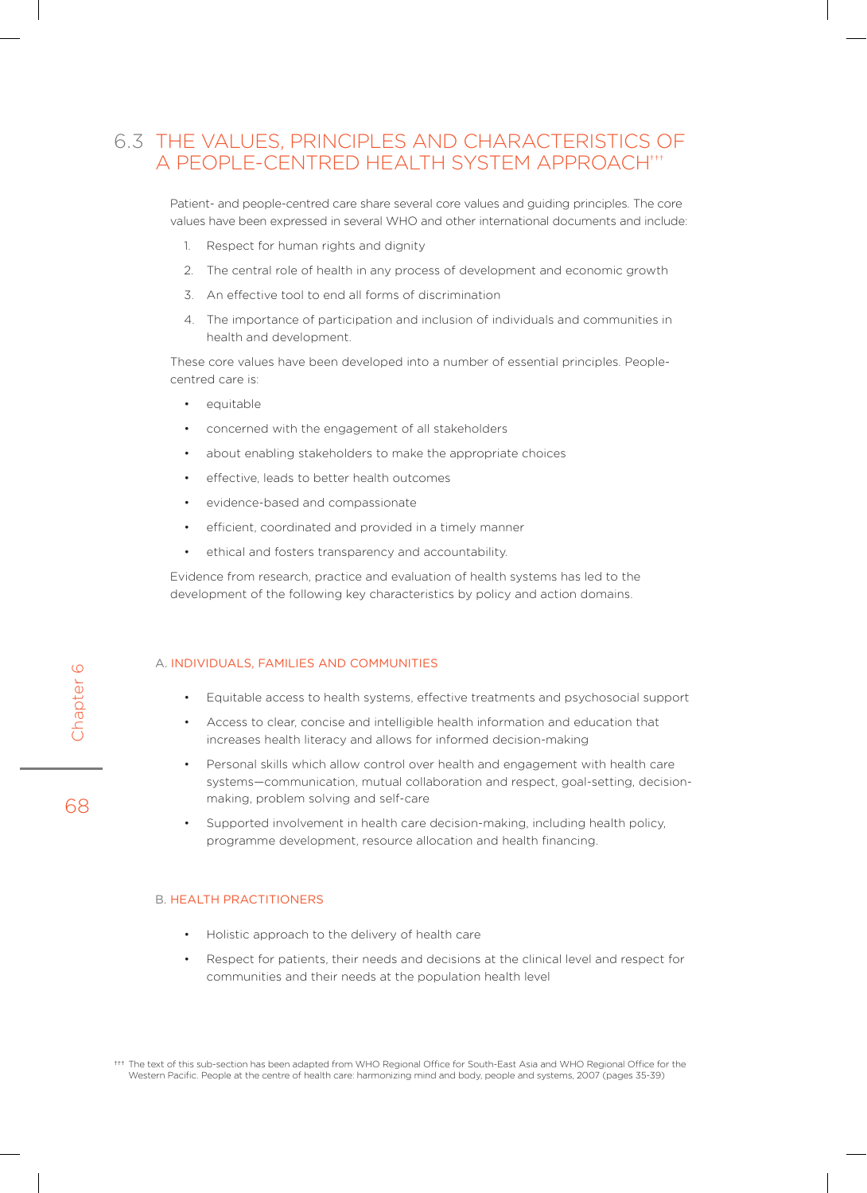## 6.3 THE VALUES, PRINCIPLES AND CHARACTERISTICS OF A PEOPLE-CENTRED HEALTH SYSTEM APPROACH†††

Patient- and people-centred care share several core values and guiding principles. The core values have been expressed in several WHO and other international documents and include:

1. Respect for human rights and dignity
2. The central role of health in any process of development and economic growth
3. An effective tool to end all forms of discrimination
4. The importance of participation and inclusion of individuals and communities in health and development.

These core values have been developed into a number of essential principles. People-centred care is:

- equitable
- concerned with the engagement of all stakeholders
- about enabling stakeholders to make the appropriate choices
- effective, leads to better health outcomes
- evidence-based and compassionate
- efficient, coordinated and provided in a timely manner
- ethical and fosters transparency and accountability.

Evidence from research, practice and evaluation of health systems has led to the development of the following key characteristics by policy and action domains.

### A. INDIVIDUALS, FAMILIES AND COMMUNITIES

- Equitable access to health systems, effective treatments and psychosocial support
- Access to clear, concise and intelligible health information and education that increases health literacy and allows for informed decision-making
- Personal skills which allow control over health and engagement with health care systems—communication, mutual collaboration and respect, goal-setting, decision-making, problem solving and self-care
- Supported involvement in health care decision-making, including health policy, programme development, resource allocation and health financing.

### B. HEALTH PRACTITIONERS

- Holistic approach to the delivery of health care
- Respect for patients, their needs and decisions at the clinical level and respect for communities and their needs at the population health level

††† The text of this sub-section has been adapted from WHO Regional Office for South-East Asia and WHO Regional Office for the Western Pacific. People at the centre of health care: harmonizing mind and body, people and systems, 2007 (pages 35-39)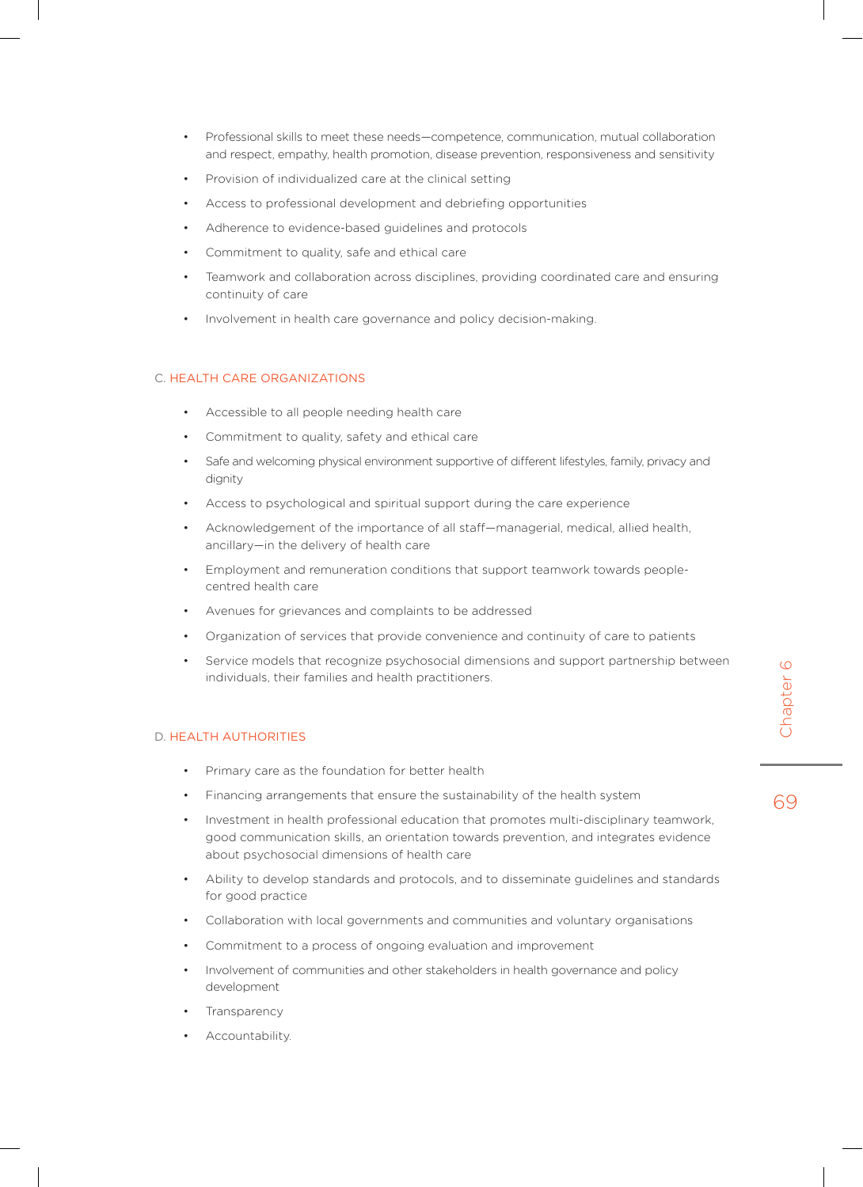- Professional skills to meet these needs—competence, communication, mutual collaboration and respect, empathy, health promotion, disease prevention, responsiveness and sensitivity
- Provision of individualized care at the clinical setting
- Access to professional development and debriefing opportunities
- Adherence to evidence-based guidelines and protocols
- Commitment to quality, safe and ethical care
- Teamwork and collaboration across disciplines, providing coordinated care and ensuring continuity of care
- Involvement in health care governance and policy decision-making.

### C. HEALTH CARE ORGANIZATIONS

- Accessible to all people needing health care
- Commitment to quality, safety and ethical care
- Safe and welcoming physical environment supportive of different lifestyles, family, privacy and dignity
- Access to psychological and spiritual support during the care experience
- Acknowledgement of the importance of all staff—managerial, medical, allied health, ancillary—in the delivery of health care
- Employment and remuneration conditions that support teamwork towards people-centred health care
- Avenues for grievances and complaints to be addressed
- Organization of services that provide convenience and continuity of care to patients
- Service models that recognize psychosocial dimensions and support partnership between individuals, their families and health practitioners.

### D. HEALTH AUTHORITIES

- Primary care as the foundation for better health
- Financing arrangements that ensure the sustainability of the health system
- Investment in health professional education that promotes multi-disciplinary teamwork, good communication skills, an orientation towards prevention, and integrates evidence about psychosocial dimensions of health care
- Ability to develop standards and protocols, and to disseminate guidelines and standards for good practice
- Collaboration with local governments and communities and voluntary organisations
- Commitment to a process of ongoing evaluation and improvement
- Involvement of communities and other stakeholders in health governance and policy development
- Transparency
- Accountability.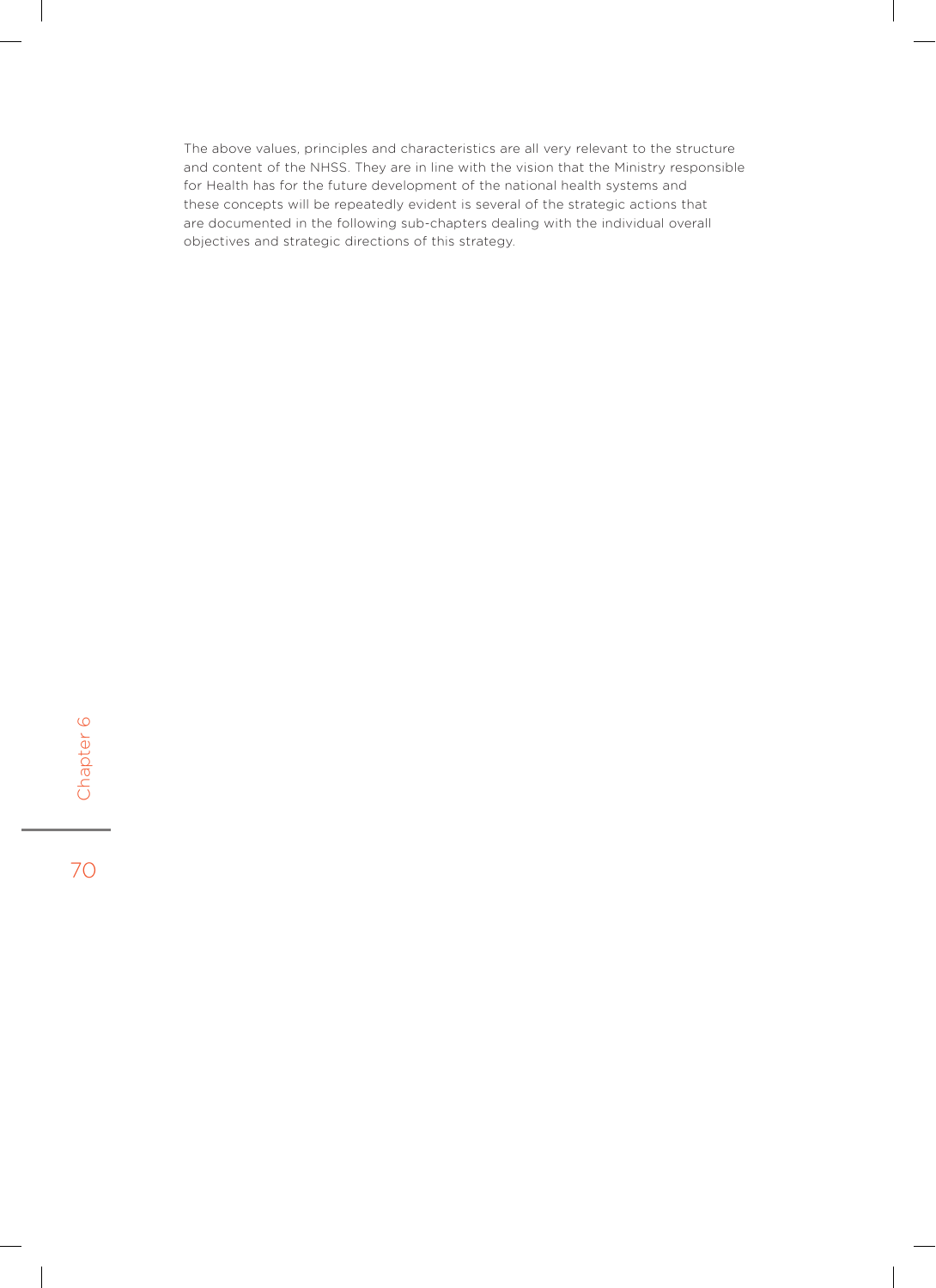The above values, principles and characteristics are all very relevant to the structure and content of the NHSS. They are in line with the vision that the Ministry responsible for Health has for the future development of the national health systems and these concepts will be repeatedly evident is several of the strategic actions that are documented in the following sub-chapters dealing with the individual overall objectives and strategic directions of this strategy.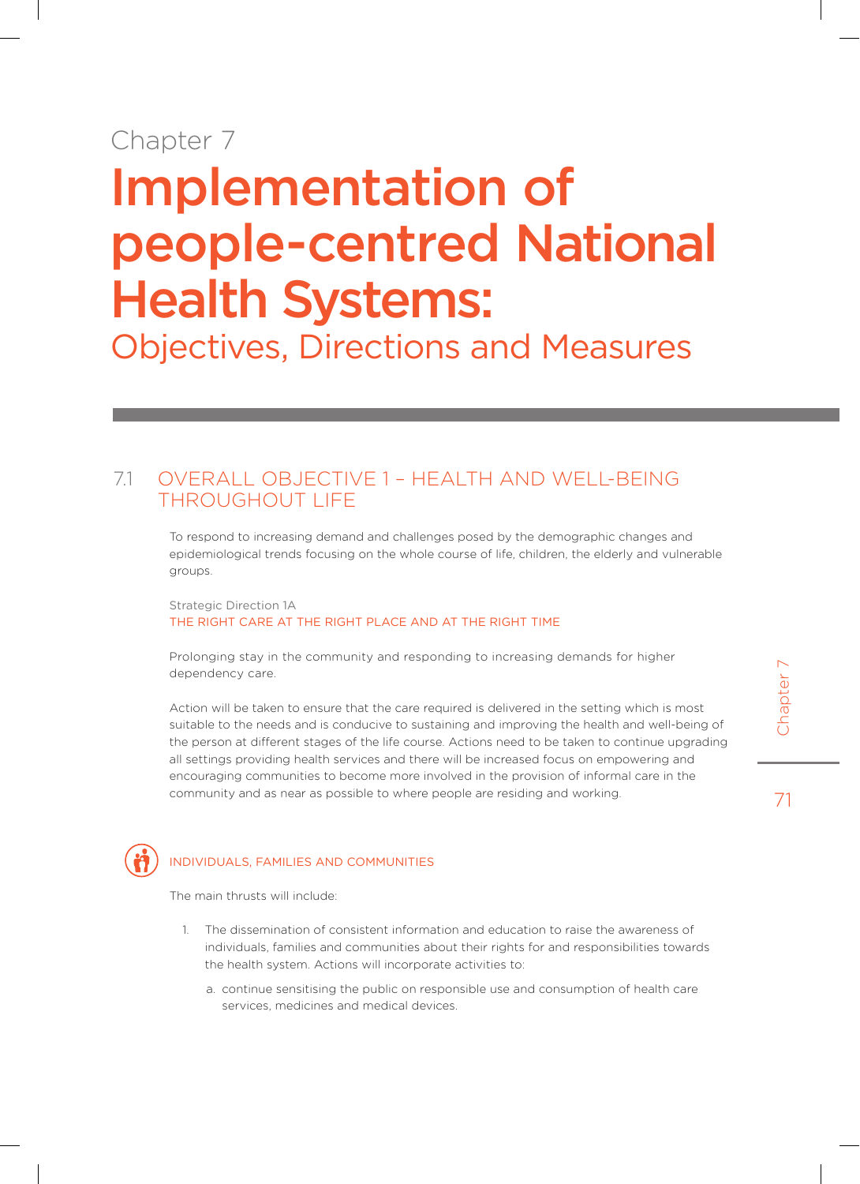Chapter 7

# Implementation of people-centred National Health Systems:

Objectives, Directions and Measures

## 7.1 OVERALL OBJECTIVE 1 – HEALTH AND WELL-BEING THROUGHOUT LIFE

To respond to increasing demand and challenges posed by the demographic changes and epidemiological trends focusing on the whole course of life, children, the elderly and vulnerable groups.

Strategic Direction 1A

### THE RIGHT CARE AT THE RIGHT PLACE AND AT THE RIGHT TIME

Prolonging stay in the community and responding to increasing demands for higher dependency care.

Action will be taken to ensure that the care required is delivered in the setting which is most suitable to the needs and is conducive to sustaining and improving the health and well-being of the person at different stages of the life course. Actions need to be taken to continue upgrading all settings providing health services and there will be increased focus on empowering and encouraging communities to become more involved in the provision of informal care in the community and as near as possible to where people are residing and working.

#### INDIVIDUALS, FAMILIES AND COMMUNITIES

The main thrusts will include:

1. The dissemination of consistent information and education to raise the awareness of individuals, families and communities about their rights for and responsibilities towards the health system. Actions will incorporate activities to:

   a. continue sensitising the public on responsible use and consumption of health care services, medicines and medical devices.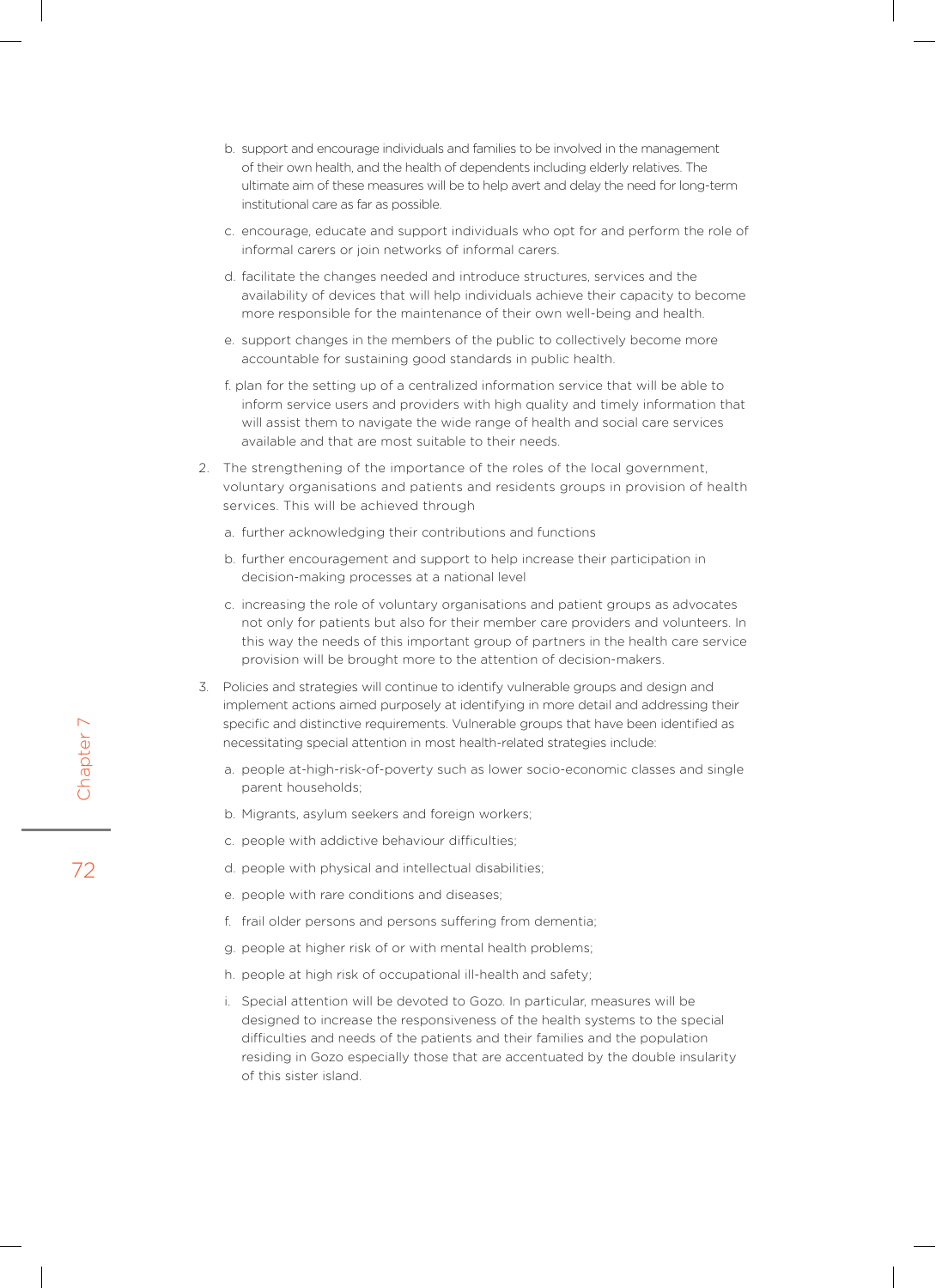b. support and encourage individuals and families to be involved in the management of their own health, and the health of dependents including elderly relatives. The ultimate aim of these measures will be to help avert and delay the need for long-term institutional care as far as possible.

c. encourage, educate and support individuals who opt for and perform the role of informal carers or join networks of informal carers.

d. facilitate the changes needed and introduce structures, services and the availability of devices that will help individuals achieve their capacity to become more responsible for the maintenance of their own well-being and health.

e. support changes in the members of the public to collectively become more accountable for sustaining good standards in public health.

f. plan for the setting up of a centralized information service that will be able to inform service users and providers with high quality and timely information that will assist them to navigate the wide range of health and social care services available and that are most suitable to their needs.

2. The strengthening of the importance of the roles of the local government, voluntary organisations and patients and residents groups in provision of health services. This will be achieved through

   a. further acknowledging their contributions and functions

   b. further encouragement and support to help increase their participation in decision-making processes at a national level

   c. increasing the role of voluntary organisations and patient groups as advocates not only for patients but also for their member care providers and volunteers. In this way the needs of this important group of partners in the health care service provision will be brought more to the attention of decision-makers.

3. Policies and strategies will continue to identify vulnerable groups and design and implement actions aimed purposely at identifying in more detail and addressing their specific and distinctive requirements. Vulnerable groups that have been identified as necessitating special attention in most health-related strategies include:

   a. people at-high-risk-of-poverty such as lower socio-economic classes and single parent households;

   b. Migrants, asylum seekers and foreign workers;

   c. people with addictive behaviour difficulties;

   d. people with physical and intellectual disabilities;

   e. people with rare conditions and diseases;

   f. frail older persons and persons suffering from dementia;

   g. people at higher risk of or with mental health problems;

   h. people at high risk of occupational ill-health and safety;

   i. Special attention will be devoted to Gozo. In particular, measures will be designed to increase the responsiveness of the health systems to the special difficulties and needs of the patients and their families and the population residing in Gozo especially those that are accentuated by the double insularity of this sister island.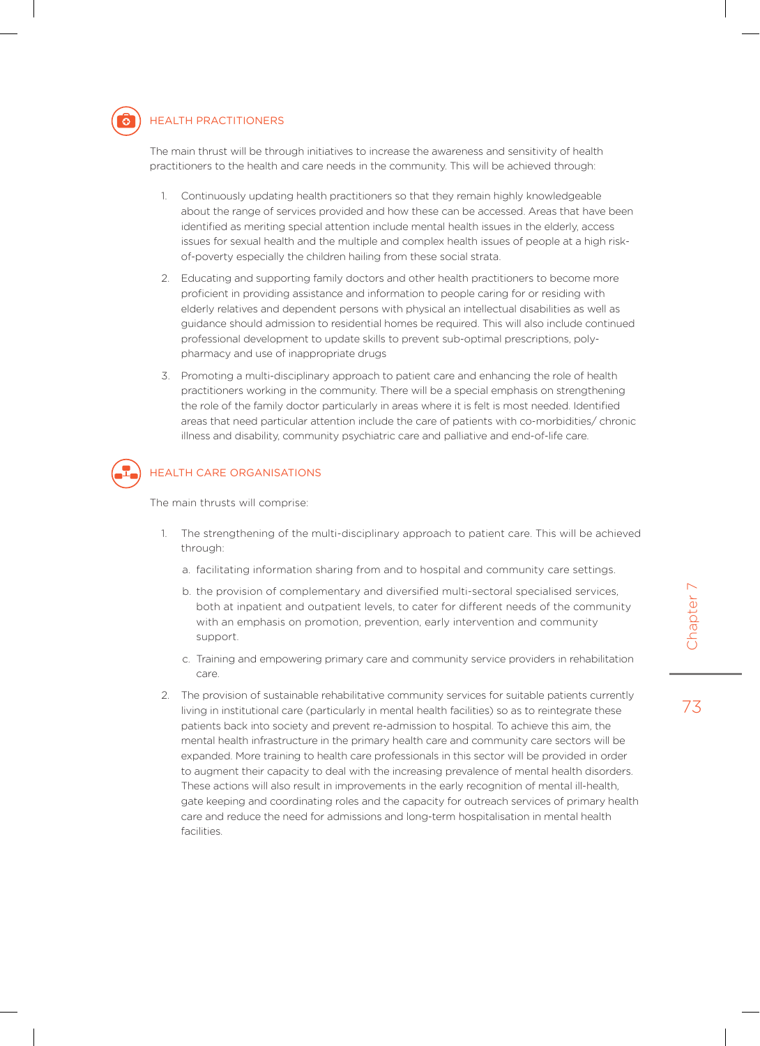## HEALTH PRACTITIONERS

The main thrust will be through initiatives to increase the awareness and sensitivity of health practitioners to the health and care needs in the community. This will be achieved through:

1. Continuously updating health practitioners so that they remain highly knowledgeable about the range of services provided and how these can be accessed. Areas that have been identified as meriting special attention include mental health issues in the elderly, access issues for sexual health and the multiple and complex health issues of people at a high risk-of-poverty especially the children hailing from these social strata.
2. Educating and supporting family doctors and other health practitioners to become more proficient in providing assistance and information to people caring for or residing with elderly relatives and dependent persons with physical an intellectual disabilities as well as guidance should admission to residential homes be required. This will also include continued professional development to update skills to prevent sub-optimal prescriptions, poly-pharmacy and use of inappropriate drugs
3. Promoting a multi-disciplinary approach to patient care and enhancing the role of health practitioners working in the community. There will be a special emphasis on strengthening the role of the family doctor particularly in areas where it is felt is most needed. Identified areas that need particular attention include the care of patients with co-morbidities/ chronic illness and disability, community psychiatric care and palliative and end-of-life care.

## HEALTH CARE ORGANISATIONS

The main thrusts will comprise:

1. The strengthening of the multi-disciplinary approach to patient care. This will be achieved through:
   a. facilitating information sharing from and to hospital and community care settings.
   b. the provision of complementary and diversified multi-sectoral specialised services, both at inpatient and outpatient levels, to cater for different needs of the community with an emphasis on promotion, prevention, early intervention and community support.
   c. Training and empowering primary care and community service providers in rehabilitation care.
2. The provision of sustainable rehabilitative community services for suitable patients currently living in institutional care (particularly in mental health facilities) so as to reintegrate these patients back into society and prevent re-admission to hospital. To achieve this aim, the mental health infrastructure in the primary health care and community care sectors will be expanded. More training to health care professionals in this sector will be provided in order to augment their capacity to deal with the increasing prevalence of mental health disorders. These actions will also result in improvements in the early recognition of mental ill-health, gate keeping and coordinating roles and the capacity for outreach services of primary health care and reduce the need for admissions and long-term hospitalisation in mental health facilities.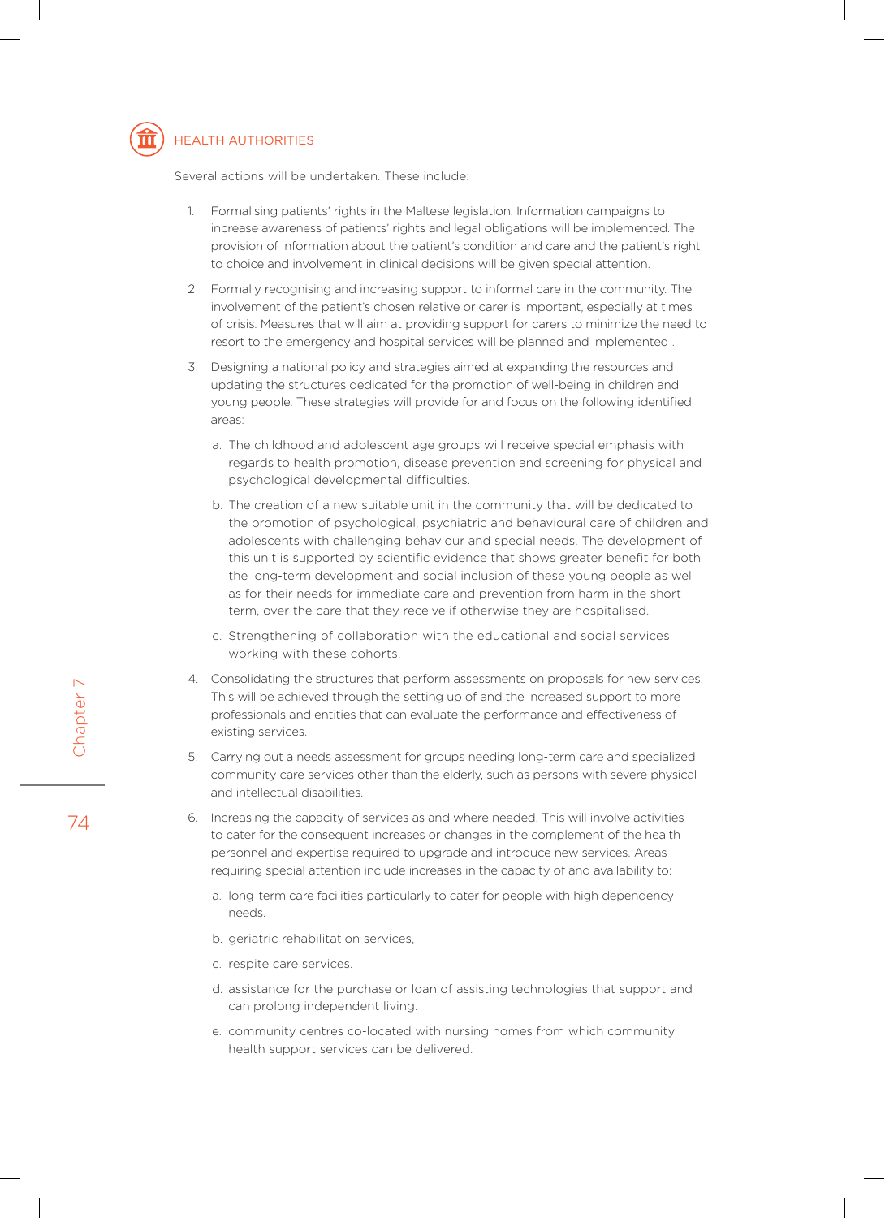## HEALTH AUTHORITIES

Several actions will be undertaken. These include:

1. Formalising patients' rights in the Maltese legislation. Information campaigns to increase awareness of patients' rights and legal obligations will be implemented. The provision of information about the patient's condition and care and the patient's right to choice and involvement in clinical decisions will be given special attention.
2. Formally recognising and increasing support to informal care in the community. The involvement of the patient's chosen relative or carer is important, especially at times of crisis. Measures that will aim at providing support for carers to minimize the need to resort to the emergency and hospital services will be planned and implemented .
3. Designing a national policy and strategies aimed at expanding the resources and updating the structures dedicated for the promotion of well-being in children and young people. These strategies will provide for and focus on the following identified areas:
   a. The childhood and adolescent age groups will receive special emphasis with regards to health promotion, disease prevention and screening for physical and psychological developmental difficulties.
   b. The creation of a new suitable unit in the community that will be dedicated to the promotion of psychological, psychiatric and behavioural care of children and adolescents with challenging behaviour and special needs. The development of this unit is supported by scientific evidence that shows greater benefit for both the long-term development and social inclusion of these young people as well as for their needs for immediate care and prevention from harm in the short-term, over the care that they receive if otherwise they are hospitalised.
   c. Strengthening of collaboration with the educational and social services working with these cohorts.
4. Consolidating the structures that perform assessments on proposals for new services. This will be achieved through the setting up of and the increased support to more professionals and entities that can evaluate the performance and effectiveness of existing services.
5. Carrying out a needs assessment for groups needing long-term care and specialized community care services other than the elderly, such as persons with severe physical and intellectual disabilities.
6. Increasing the capacity of services as and where needed. This will involve activities to cater for the consequent increases or changes in the complement of the health personnel and expertise required to upgrade and introduce new services. Areas requiring special attention include increases in the capacity of and availability to:
   a. long-term care facilities particularly to cater for people with high dependency needs.
   b. geriatric rehabilitation services,
   c. respite care services.
   d. assistance for the purchase or loan of assisting technologies that support and can prolong independent living.
   e. community centres co-located with nursing homes from which community health support services can be delivered.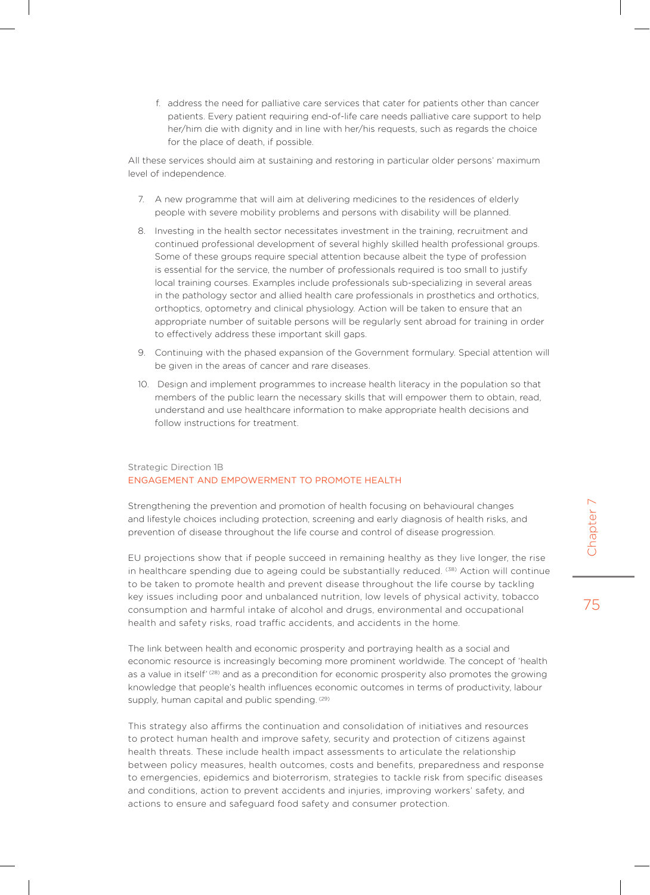f. address the need for palliative care services that cater for patients other than cancer patients. Every patient requiring end-of-life care needs palliative care support to help her/him die with dignity and in line with her/his requests, such as regards the choice for the place of death, if possible.

All these services should aim at sustaining and restoring in particular older persons' maximum level of independence.

7. A new programme that will aim at delivering medicines to the residences of elderly people with severe mobility problems and persons with disability will be planned.

8. Investing in the health sector necessitates investment in the training, recruitment and continued professional development of several highly skilled health professional groups. Some of these groups require special attention because albeit the type of profession is essential for the service, the number of professionals required is too small to justify local training courses. Examples include professionals sub-specializing in several areas in the pathology sector and allied health care professionals in prosthetics and orthotics, orthoptics, optometry and clinical physiology. Action will be taken to ensure that an appropriate number of suitable persons will be regularly sent abroad for training in order to effectively address these important skill gaps.

9. Continuing with the phased expansion of the Government formulary. Special attention will be given in the areas of cancer and rare diseases.

10. Design and implement programmes to increase health literacy in the population so that members of the public learn the necessary skills that will empower them to obtain, read, understand and use healthcare information to make appropriate health decisions and follow instructions for treatment.

### Strategic Direction 1B
### ENGAGEMENT AND EMPOWERMENT TO PROMOTE HEALTH

Strengthening the prevention and promotion of health focusing on behavioural changes and lifestyle choices including protection, screening and early diagnosis of health risks, and prevention of disease throughout the life course and control of disease progression.

EU projections show that if people succeed in remaining healthy as they live longer, the rise in healthcare spending due to ageing could be substantially reduced. [38] Action will continue to be taken to promote health and prevent disease throughout the life course by tackling key issues including poor and unbalanced nutrition, low levels of physical activity, tobacco consumption and harmful intake of alcohol and drugs, environmental and occupational health and safety risks, road traffic accidents, and accidents in the home.

The link between health and economic prosperity and portraying health as a social and economic resource is increasingly becoming more prominent worldwide. The concept of 'health as a value in itself' [28] and as a precondition for economic prosperity also promotes the growing knowledge that people's health influences economic outcomes in terms of productivity, labour supply, human capital and public spending. [29]

This strategy also affirms the continuation and consolidation of initiatives and resources to protect human health and improve safety, security and protection of citizens against health threats. These include health impact assessments to articulate the relationship between policy measures, health outcomes, costs and benefits, preparedness and response to emergencies, epidemics and bioterrorism, strategies to tackle risk from specific diseases and conditions, action to prevent accidents and injuries, improving workers' safety, and actions to ensure and safeguard food safety and consumer protection.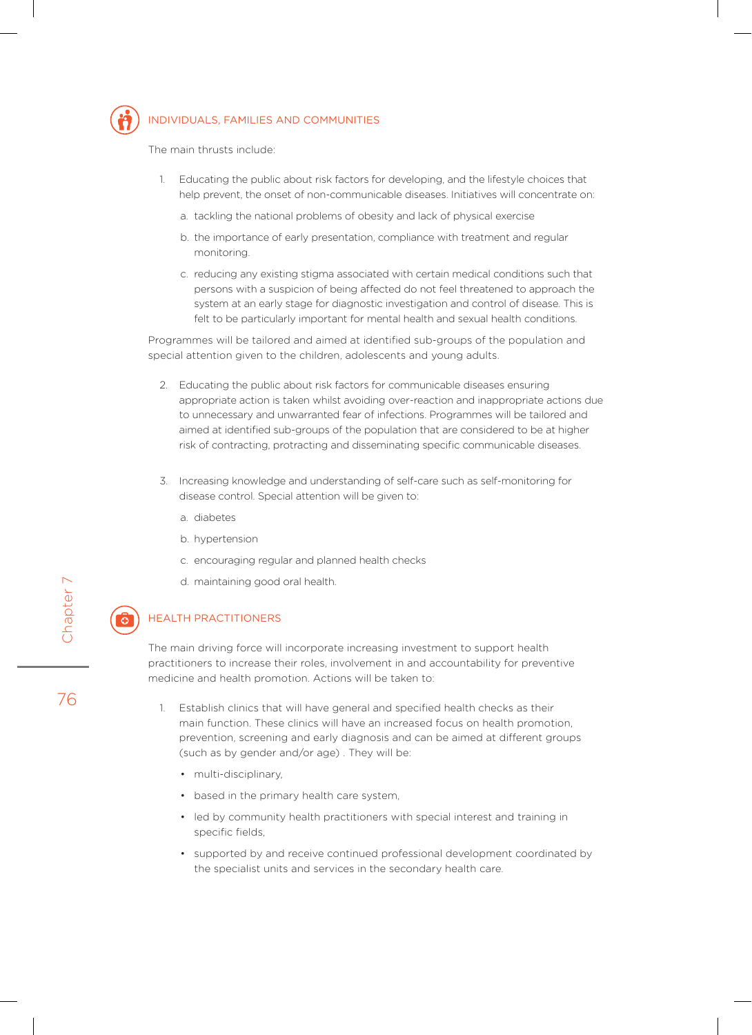## INDIVIDUALS, FAMILIES AND COMMUNITIES

The main thrusts include:

1. Educating the public about risk factors for developing, and the lifestyle choices that help prevent, the onset of non-communicable diseases. Initiatives will concentrate on:
   a. tackling the national problems of obesity and lack of physical exercise
   b. the importance of early presentation, compliance with treatment and regular monitoring.
   c. reducing any existing stigma associated with certain medical conditions such that persons with a suspicion of being affected do not feel threatened to approach the system at an early stage for diagnostic investigation and control of disease. This is felt to be particularly important for mental health and sexual health conditions.

Programmes will be tailored and aimed at identified sub-groups of the population and special attention given to the children, adolescents and young adults.

2. Educating the public about risk factors for communicable diseases ensuring appropriate action is taken whilst avoiding over-reaction and inappropriate actions due to unnecessary and unwarranted fear of infections. Programmes will be tailored and aimed at identified sub-groups of the population that are considered to be at higher risk of contracting, protracting and disseminating specific communicable diseases.

3. Increasing knowledge and understanding of self-care such as self-monitoring for disease control. Special attention will be given to:
   a. diabetes
   b. hypertension
   c. encouraging regular and planned health checks
   d. maintaining good oral health.

## HEALTH PRACTITIONERS

The main driving force will incorporate increasing investment to support health practitioners to increase their roles, involvement in and accountability for preventive medicine and health promotion. Actions will be taken to:

1. Establish clinics that will have general and specified health checks as their main function. These clinics will have an increased focus on health promotion, prevention, screening and early diagnosis and can be aimed at different groups (such as by gender and/or age) . They will be:
   - multi-disciplinary,
   - based in the primary health care system,
   - led by community health practitioners with special interest and training in specific fields,
   - supported by and receive continued professional development coordinated by the specialist units and services in the secondary health care.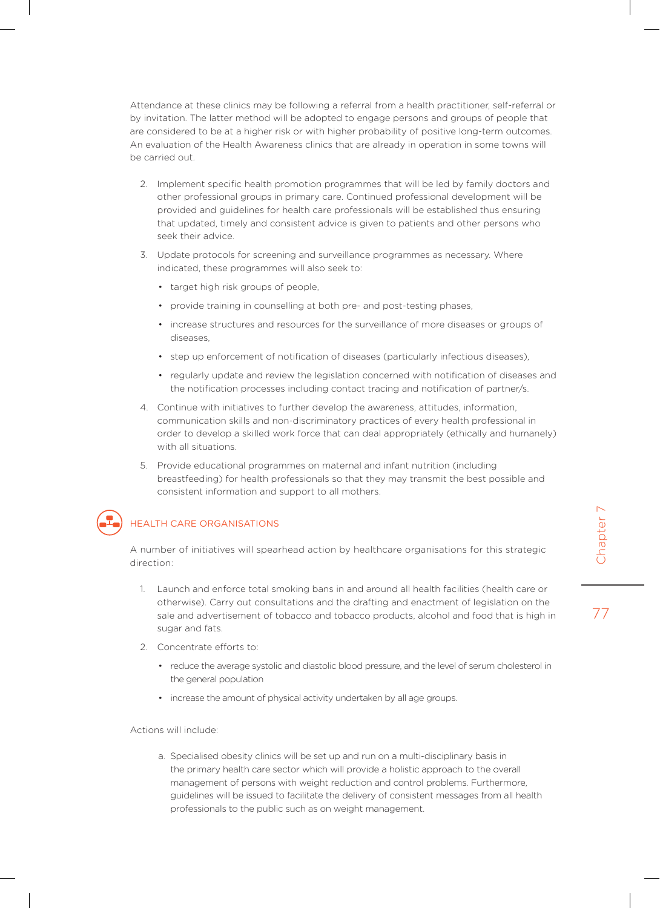Attendance at these clinics may be following a referral from a health practitioner, self-referral or by invitation. The latter method will be adopted to engage persons and groups of people that are considered to be at a higher risk or with higher probability of positive long-term outcomes. An evaluation of the Health Awareness clinics that are already in operation in some towns will be carried out.

2. Implement specific health promotion programmes that will be led by family doctors and other professional groups in primary care. Continued professional development will be provided and guidelines for health care professionals will be established thus ensuring that updated, timely and consistent advice is given to patients and other persons who seek their advice.
3. Update protocols for screening and surveillance programmes as necessary. Where indicated, these programmes will also seek to:
   - target high risk groups of people,
   - provide training in counselling at both pre- and post-testing phases,
   - increase structures and resources for the surveillance of more diseases or groups of diseases,
   - step up enforcement of notification of diseases (particularly infectious diseases),
   - regularly update and review the legislation concerned with notification of diseases and the notification processes including contact tracing and notification of partner/s.
4. Continue with initiatives to further develop the awareness, attitudes, information, communication skills and non-discriminatory practices of every health professional in order to develop a skilled work force that can deal appropriately (ethically and humanely) with all situations.
5. Provide educational programmes on maternal and infant nutrition (including breastfeeding) for health professionals so that they may transmit the best possible and consistent information and support to all mothers.

## HEALTH CARE ORGANISATIONS

A number of initiatives will spearhead action by healthcare organisations for this strategic direction:

1. Launch and enforce total smoking bans in and around all health facilities (health care or otherwise). Carry out consultations and the drafting and enactment of legislation on the sale and advertisement of tobacco and tobacco products, alcohol and food that is high in sugar and fats.
2. Concentrate efforts to:
   - reduce the average systolic and diastolic blood pressure, and the level of serum cholesterol in the general population
   - increase the amount of physical activity undertaken by all age groups.

Actions will include:

a. Specialised obesity clinics will be set up and run on a multi-disciplinary basis in the primary health care sector which will provide a holistic approach to the overall management of persons with weight reduction and control problems. Furthermore, guidelines will be issued to facilitate the delivery of consistent messages from all health professionals to the public such as on weight management.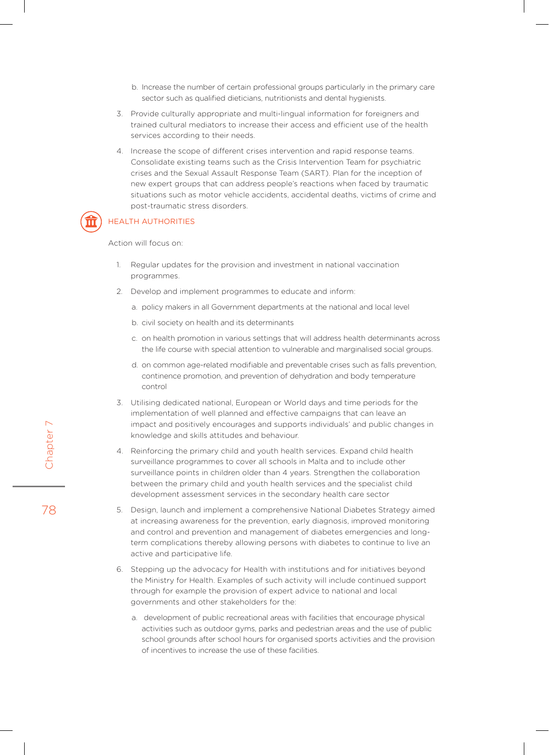b. Increase the number of certain professional groups particularly in the primary care sector such as qualified dieticians, nutritionists and dental hygienists.

3. Provide culturally appropriate and multi-lingual information for foreigners and trained cultural mediators to increase their access and efficient use of the health services according to their needs.

4. Increase the scope of different crises intervention and rapid response teams. Consolidate existing teams such as the Crisis Intervention Team for psychiatric crises and the Sexual Assault Response Team (SART). Plan for the inception of new expert groups that can address people's reactions when faced by traumatic situations such as motor vehicle accidents, accidental deaths, victims of crime and post-traumatic stress disorders.

## HEALTH AUTHORITIES

Action will focus on:

1. Regular updates for the provision and investment in national vaccination programmes.

2. Develop and implement programmes to educate and inform:

   a. policy makers in all Government departments at the national and local level

   b. civil society on health and its determinants

   c. on health promotion in various settings that will address health determinants across the life course with special attention to vulnerable and marginalised social groups.

   d. on common age-related modifiable and preventable crises such as falls prevention, continence promotion, and prevention of dehydration and body temperature control

3. Utilising dedicated national, European or World days and time periods for the implementation of well planned and effective campaigns that can leave an impact and positively encourages and supports individuals' and public changes in knowledge and skills attitudes and behaviour.

4. Reinforcing the primary child and youth health services. Expand child health surveillance programmes to cover all schools in Malta and to include other surveillance points in children older than 4 years. Strengthen the collaboration between the primary child and youth health services and the specialist child development assessment services in the secondary health care sector

5. Design, launch and implement a comprehensive National Diabetes Strategy aimed at increasing awareness for the prevention, early diagnosis, improved monitoring and control and prevention and management of diabetes emergencies and long-term complications thereby allowing persons with diabetes to continue to live an active and participative life.

6. Stepping up the advocacy for Health with institutions and for initiatives beyond the Ministry for Health. Examples of such activity will include continued support through for example the provision of expert advice to national and local governments and other stakeholders for the:

   a. development of public recreational areas with facilities that encourage physical activities such as outdoor gyms, parks and pedestrian areas and the use of public school grounds after school hours for organised sports activities and the provision of incentives to increase the use of these facilities.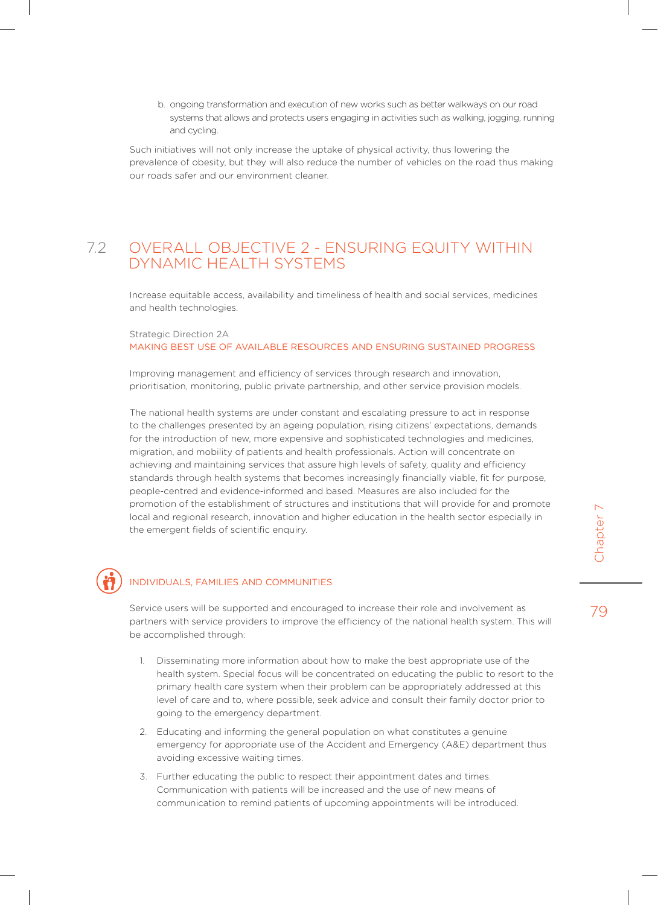b. ongoing transformation and execution of new works such as better walkways on our road systems that allows and protects users engaging in activities such as walking, jogging, running and cycling.

Such initiatives will not only increase the uptake of physical activity, thus lowering the prevalence of obesity, but they will also reduce the number of vehicles on the road thus making our roads safer and our environment cleaner.

## 7.2 OVERALL OBJECTIVE 2 - ENSURING EQUITY WITHIN DYNAMIC HEALTH SYSTEMS

Increase equitable access, availability and timeliness of health and social services, medicines and health technologies.

Strategic Direction 2A

### MAKING BEST USE OF AVAILABLE RESOURCES AND ENSURING SUSTAINED PROGRESS

Improving management and efficiency of services through research and innovation, prioritisation, monitoring, public private partnership, and other service provision models.

The national health systems are under constant and escalating pressure to act in response to the challenges presented by an ageing population, rising citizens' expectations, demands for the introduction of new, more expensive and sophisticated technologies and medicines, migration, and mobility of patients and health professionals. Action will concentrate on achieving and maintaining services that assure high levels of safety, quality and efficiency standards through health systems that becomes increasingly financially viable, fit for purpose, people-centred and evidence-informed and based. Measures are also included for the promotion of the establishment of structures and institutions that will provide for and promote local and regional research, innovation and higher education in the health sector especially in the emergent fields of scientific enquiry.

#### INDIVIDUALS, FAMILIES AND COMMUNITIES

Service users will be supported and encouraged to increase their role and involvement as partners with service providers to improve the efficiency of the national health system. This will be accomplished through:

1. Disseminating more information about how to make the best appropriate use of the health system. Special focus will be concentrated on educating the public to resort to the primary health care system when their problem can be appropriately addressed at this level of care and to, where possible, seek advice and consult their family doctor prior to going to the emergency department.
2. Educating and informing the general population on what constitutes a genuine emergency for appropriate use of the Accident and Emergency (A&E) department thus avoiding excessive waiting times.
3. Further educating the public to respect their appointment dates and times. Communication with patients will be increased and the use of new means of communication to remind patients of upcoming appointments will be introduced.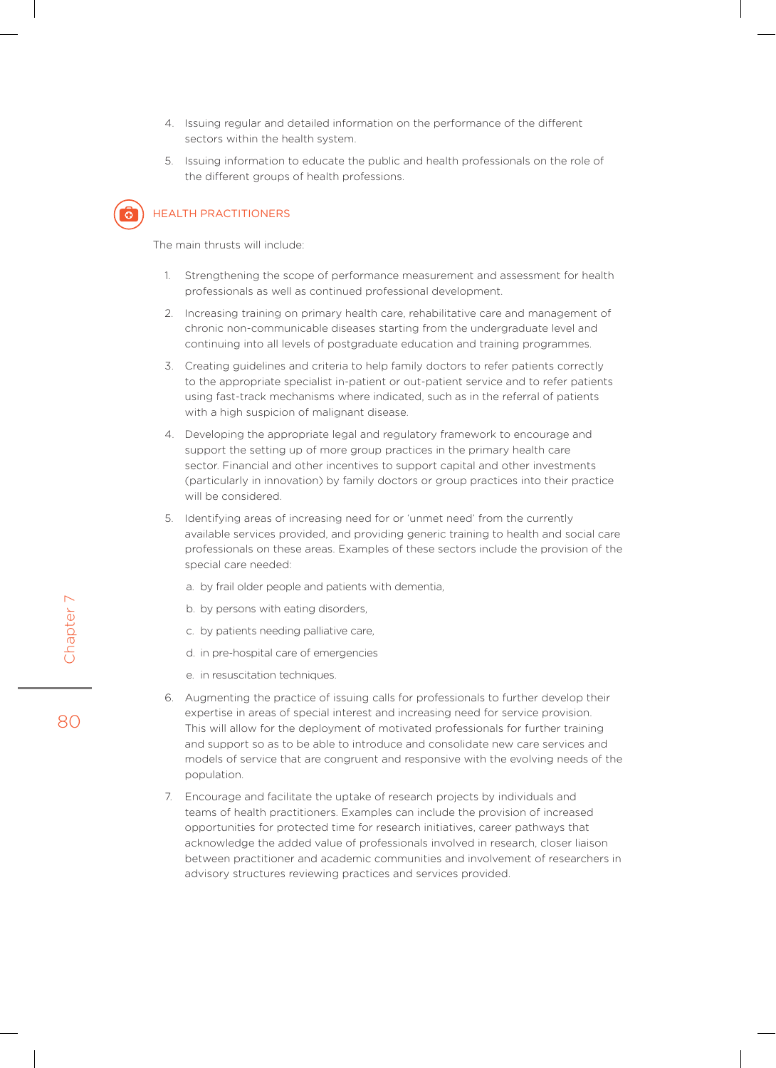4. Issuing regular and detailed information on the performance of the different sectors within the health system.
5. Issuing information to educate the public and health professionals on the role of the different groups of health professions.

## HEALTH PRACTITIONERS

The main thrusts will include:

1. Strengthening the scope of performance measurement and assessment for health professionals as well as continued professional development.
2. Increasing training on primary health care, rehabilitative care and management of chronic non-communicable diseases starting from the undergraduate level and continuing into all levels of postgraduate education and training programmes.
3. Creating guidelines and criteria to help family doctors to refer patients correctly to the appropriate specialist in-patient or out-patient service and to refer patients using fast-track mechanisms where indicated, such as in the referral of patients with a high suspicion of malignant disease.
4. Developing the appropriate legal and regulatory framework to encourage and support the setting up of more group practices in the primary health care sector. Financial and other incentives to support capital and other investments (particularly in innovation) by family doctors or group practices into their practice will be considered.
5. Identifying areas of increasing need for or 'unmet need' from the currently available services provided, and providing generic training to health and social care professionals on these areas. Examples of these sectors include the provision of the special care needed:
   a. by frail older people and patients with dementia,
   b. by persons with eating disorders,
   c. by patients needing palliative care,
   d. in pre-hospital care of emergencies
   e. in resuscitation techniques.
6. Augmenting the practice of issuing calls for professionals to further develop their expertise in areas of special interest and increasing need for service provision. This will allow for the deployment of motivated professionals for further training and support so as to be able to introduce and consolidate new care services and models of service that are congruent and responsive with the evolving needs of the population.
7. Encourage and facilitate the uptake of research projects by individuals and teams of health practitioners. Examples can include the provision of increased opportunities for protected time for research initiatives, career pathways that acknowledge the added value of professionals involved in research, closer liaison between practitioner and academic communities and involvement of researchers in advisory structures reviewing practices and services provided.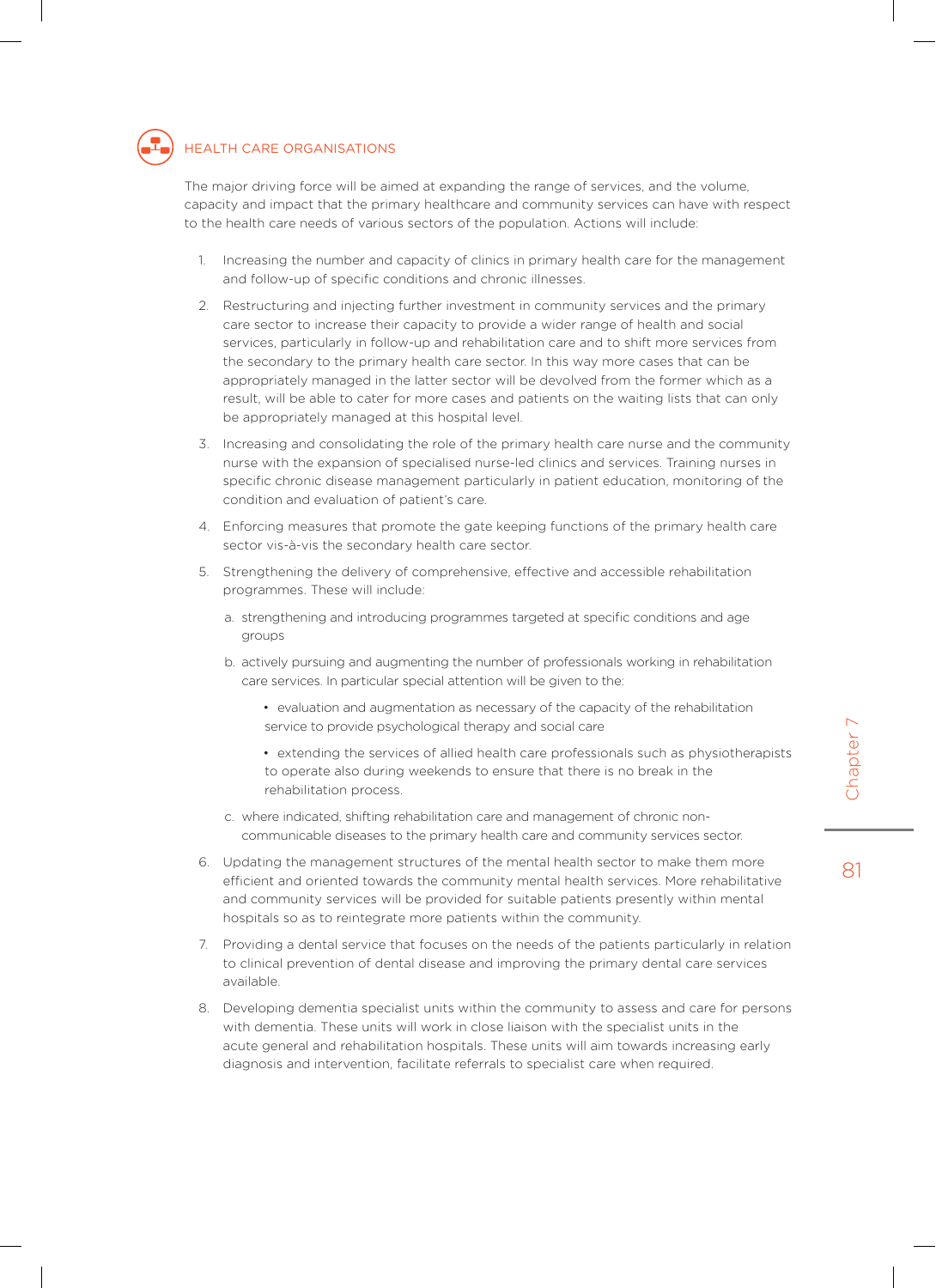## HEALTH CARE ORGANISATIONS

The major driving force will be aimed at expanding the range of services, and the volume, capacity and impact that the primary healthcare and community services can have with respect to the health care needs of various sectors of the population. Actions will include:

1. Increasing the number and capacity of clinics in primary health care for the management and follow-up of specific conditions and chronic illnesses.
2. Restructuring and injecting further investment in community services and the primary care sector to increase their capacity to provide a wider range of health and social services, particularly in follow-up and rehabilitation care and to shift more services from the secondary to the primary health care sector. In this way more cases that can be appropriately managed in the latter sector will be devolved from the former which as a result, will be able to cater for more cases and patients on the waiting lists that can only be appropriately managed at this hospital level.
3. Increasing and consolidating the role of the primary health care nurse and the community nurse with the expansion of specialised nurse-led clinics and services. Training nurses in specific chronic disease management particularly in patient education, monitoring of the condition and evaluation of patient's care.
4. Enforcing measures that promote the gate keeping functions of the primary health care sector vis-à-vis the secondary health care sector.
5. Strengthening the delivery of comprehensive, effective and accessible rehabilitation programmes. These will include:
   a. strengthening and introducing programmes targeted at specific conditions and age groups
   b. actively pursuing and augmenting the number of professionals working in rehabilitation care services. In particular special attention will be given to the:
      - evaluation and augmentation as necessary of the capacity of the rehabilitation service to provide psychological therapy and social care
      - extending the services of allied health care professionals such as physiotherapists to operate also during weekends to ensure that there is no break in the rehabilitation process.
   c. where indicated, shifting rehabilitation care and management of chronic non-communicable diseases to the primary health care and community services sector.
6. Updating the management structures of the mental health sector to make them more efficient and oriented towards the community mental health services. More rehabilitative and community services will be provided for suitable patients presently within mental hospitals so as to reintegrate more patients within the community.
7. Providing a dental service that focuses on the needs of the patients particularly in relation to clinical prevention of dental disease and improving the primary dental care services available.
8. Developing dementia specialist units within the community to assess and care for persons with dementia. These units will work in close liaison with the specialist units in the acute general and rehabilitation hospitals. These units will aim towards increasing early diagnosis and intervention, facilitate referrals to specialist care when required.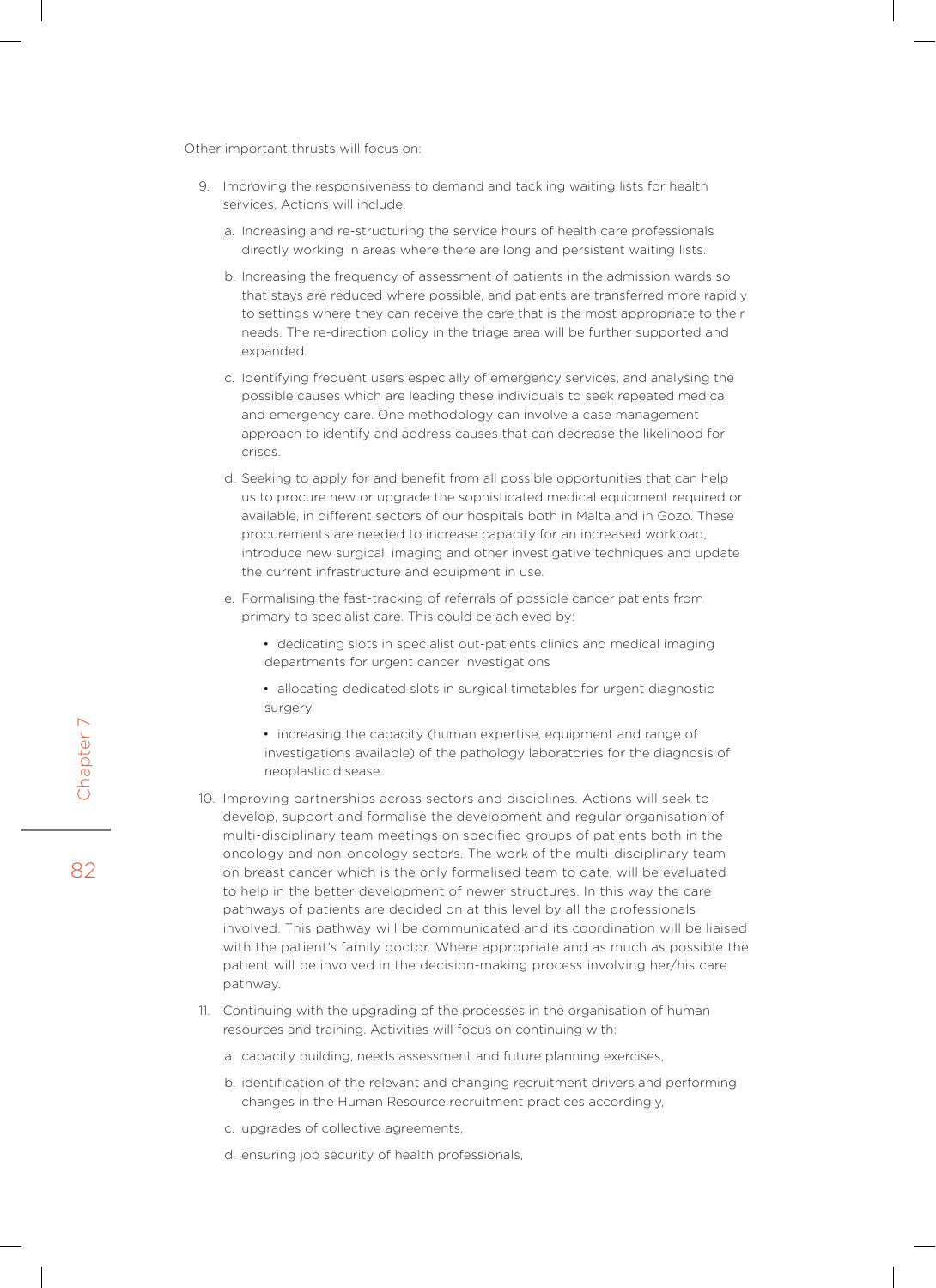Other important thrusts will focus on:

9. Improving the responsiveness to demand and tackling waiting lists for health services. Actions will include:

   a. Increasing and re-structuring the service hours of health care professionals directly working in areas where there are long and persistent waiting lists.

   b. Increasing the frequency of assessment of patients in the admission wards so that stays are reduced where possible, and patients are transferred more rapidly to settings where they can receive the care that is the most appropriate to their needs. The re-direction policy in the triage area will be further supported and expanded.

   c. Identifying frequent users especially of emergency services, and analysing the possible causes which are leading these individuals to seek repeated medical and emergency care. One methodology can involve a case management approach to identify and address causes that can decrease the likelihood for crises.

   d. Seeking to apply for and benefit from all possible opportunities that can help us to procure new or upgrade the sophisticated medical equipment required or available, in different sectors of our hospitals both in Malta and in Gozo. These procurements are needed to increase capacity for an increased workload, introduce new surgical, imaging and other investigative techniques and update the current infrastructure and equipment in use.

   e. Formalising the fast-tracking of referrals of possible cancer patients from primary to specialist care. This could be achieved by:

      - dedicating slots in specialist out-patients clinics and medical imaging departments for urgent cancer investigations
      - allocating dedicated slots in surgical timetables for urgent diagnostic surgery
      - increasing the capacity (human expertise, equipment and range of investigations available) of the pathology laboratories for the diagnosis of neoplastic disease.

10. Improving partnerships across sectors and disciplines. Actions will seek to develop, support and formalise the development and regular organisation of multi-disciplinary team meetings on specified groups of patients both in the oncology and non-oncology sectors. The work of the multi-disciplinary team on breast cancer which is the only formalised team to date, will be evaluated to help in the better development of newer structures. In this way the care pathways of patients are decided on at this level by all the professionals involved. This pathway will be communicated and its coordination will be liaised with the patient's family doctor. Where appropriate and as much as possible the patient will be involved in the decision-making process involving her/his care pathway.

11. Continuing with the upgrading of the processes in the organisation of human resources and training. Activities will focus on continuing with:

    a. capacity building, needs assessment and future planning exercises,

    b. identification of the relevant and changing recruitment drivers and performing changes in the Human Resource recruitment practices accordingly,

    c. upgrades of collective agreements,

    d. ensuring job security of health professionals,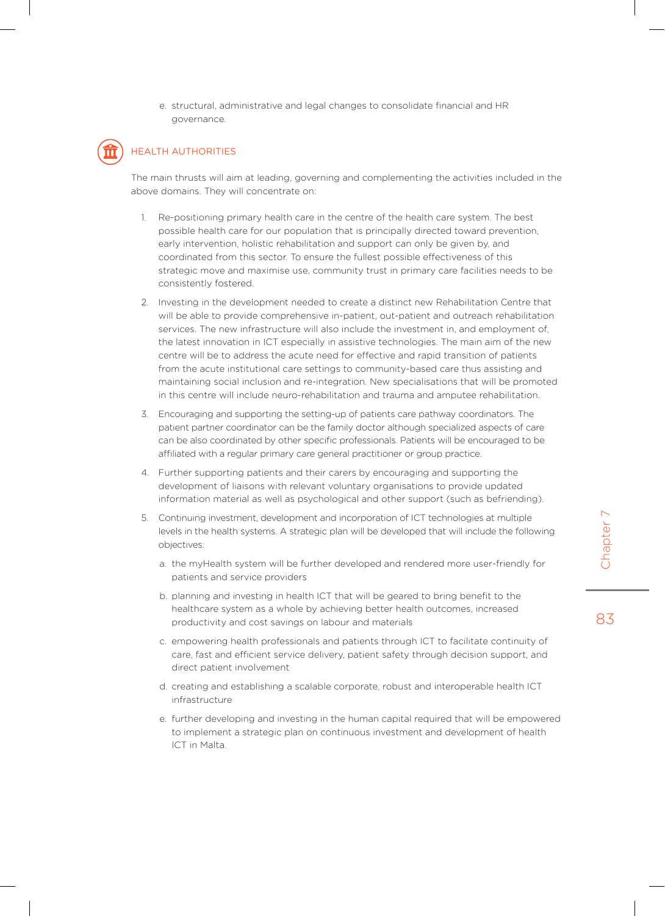e. structural, administrative and legal changes to consolidate financial and HR governance.

## HEALTH AUTHORITIES

The main thrusts will aim at leading, governing and complementing the activities included in the above domains. They will concentrate on:

1. Re-positioning primary health care in the centre of the health care system. The best possible health care for our population that is principally directed toward prevention, early intervention, holistic rehabilitation and support can only be given by, and coordinated from this sector. To ensure the fullest possible effectiveness of this strategic move and maximise use, community trust in primary care facilities needs to be consistently fostered.

2. Investing in the development needed to create a distinct new Rehabilitation Centre that will be able to provide comprehensive in-patient, out-patient and outreach rehabilitation services. The new infrastructure will also include the investment in, and employment of, the latest innovation in ICT especially in assistive technologies. The main aim of the new centre will be to address the acute need for effective and rapid transition of patients from the acute institutional care settings to community-based care thus assisting and maintaining social inclusion and re-integration. New specialisations that will be promoted in this centre will include neuro-rehabilitation and trauma and amputee rehabilitation.

3. Encouraging and supporting the setting-up of patients care pathway coordinators. The patient partner coordinator can be the family doctor although specialized aspects of care can be also coordinated by other specific professionals. Patients will be encouraged to be affiliated with a regular primary care general practitioner or group practice.

4. Further supporting patients and their carers by encouraging and supporting the development of liaisons with relevant voluntary organisations to provide updated information material as well as psychological and other support (such as befriending).

5. Continuing investment, development and incorporation of ICT technologies at multiple levels in the health systems. A strategic plan will be developed that will include the following objectives:

   a. the myHealth system will be further developed and rendered more user-friendly for patients and service providers

   b. planning and investing in health ICT that will be geared to bring benefit to the healthcare system as a whole by achieving better health outcomes, increased productivity and cost savings on labour and materials

   c. empowering health professionals and patients through ICT to facilitate continuity of care, fast and efficient service delivery, patient safety through decision support, and direct patient involvement

   d. creating and establishing a scalable corporate, robust and interoperable health ICT infrastructure

   e. further developing and investing in the human capital required that will be empowered to implement a strategic plan on continuous investment and development of health ICT in Malta.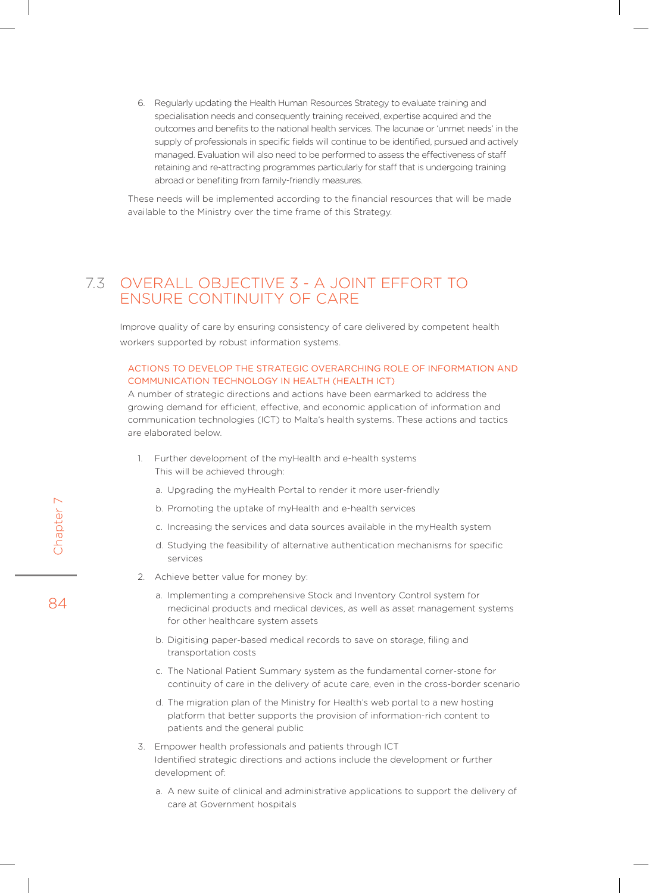6. Regularly updating the Health Human Resources Strategy to evaluate training and specialisation needs and consequently training received, expertise acquired and the outcomes and benefits to the national health services. The lacunae or 'unmet needs' in the supply of professionals in specific fields will continue to be identified, pursued and actively managed. Evaluation will also need to be performed to assess the effectiveness of staff retaining and re-attracting programmes particularly for staff that is undergoing training abroad or benefiting from family-friendly measures.

These needs will be implemented according to the financial resources that will be made available to the Ministry over the time frame of this Strategy.

## 7.3 OVERALL OBJECTIVE 3 - A JOINT EFFORT TO ENSURE CONTINUITY OF CARE

Improve quality of care by ensuring consistency of care delivered by competent health workers supported by robust information systems.

### ACTIONS TO DEVELOP THE STRATEGIC OVERARCHING ROLE OF INFORMATION AND COMMUNICATION TECHNOLOGY IN HEALTH (HEALTH ICT)

A number of strategic directions and actions have been earmarked to address the growing demand for efficient, effective, and economic application of information and communication technologies (ICT) to Malta's health systems. These actions and tactics are elaborated below.

1. Further development of the myHealth and e-health systems
   This will be achieved through:
   a. Upgrading the myHealth Portal to render it more user-friendly
   b. Promoting the uptake of myHealth and e-health services
   c. Increasing the services and data sources available in the myHealth system
   d. Studying the feasibility of alternative authentication mechanisms for specific services
2. Achieve better value for money by:
   a. Implementing a comprehensive Stock and Inventory Control system for medicinal products and medical devices, as well as asset management systems for other healthcare system assets
   b. Digitising paper-based medical records to save on storage, filing and transportation costs
   c. The National Patient Summary system as the fundamental corner-stone for continuity of care in the delivery of acute care, even in the cross-border scenario
   d. The migration plan of the Ministry for Health's web portal to a new hosting platform that better supports the provision of information-rich content to patients and the general public
3. Empower health professionals and patients through ICT
   Identified strategic directions and actions include the development or further development of:
   a. A new suite of clinical and administrative applications to support the delivery of care at Government hospitals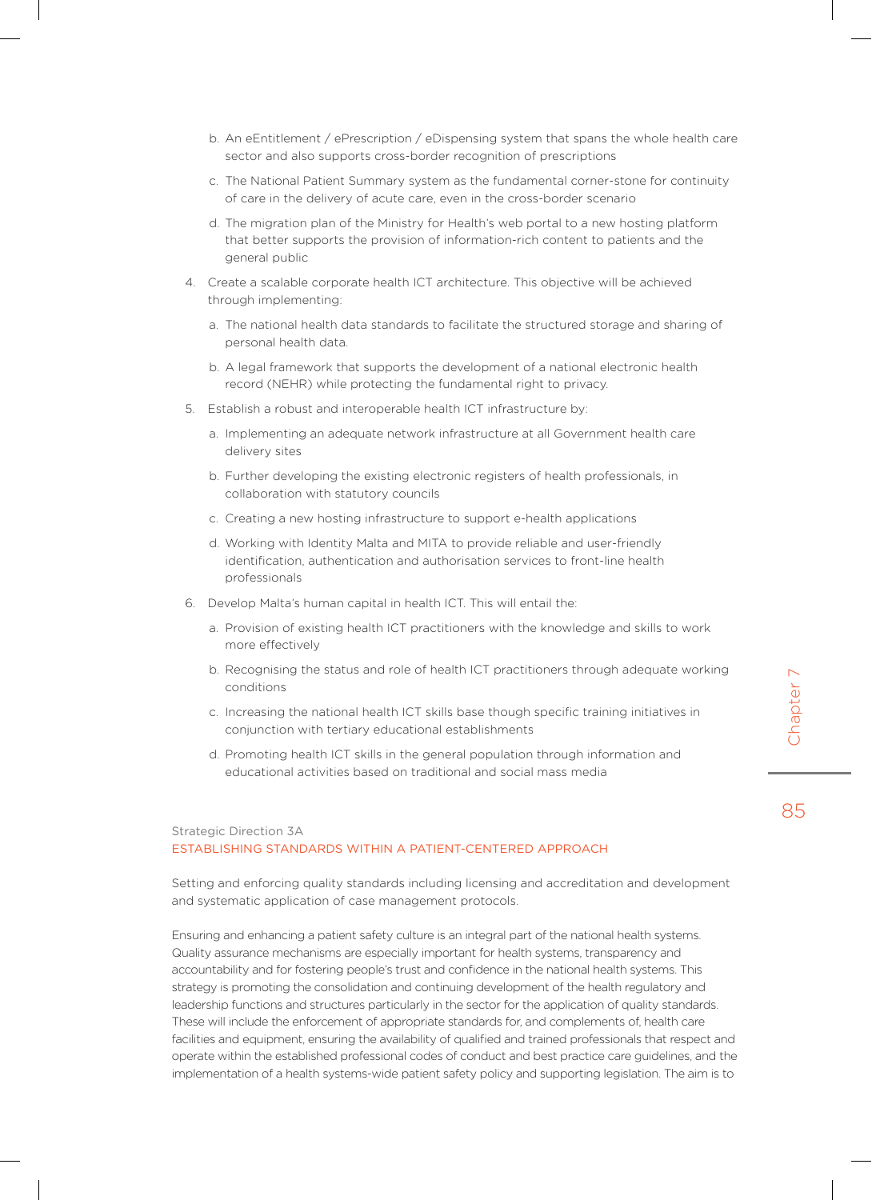b. An eEntitlement / ePrescription / eDispensing system that spans the whole health care sector and also supports cross-border recognition of prescriptions

   c. The National Patient Summary system as the fundamental corner-stone for continuity of care in the delivery of acute care, even in the cross-border scenario

   d. The migration plan of the Ministry for Health's web portal to a new hosting platform that better supports the provision of information-rich content to patients and the general public

4. Create a scalable corporate health ICT architecture. This objective will be achieved through implementing:

   a. The national health data standards to facilitate the structured storage and sharing of personal health data.

   b. A legal framework that supports the development of a national electronic health record (NEHR) while protecting the fundamental right to privacy.

5. Establish a robust and interoperable health ICT infrastructure by:

   a. Implementing an adequate network infrastructure at all Government health care delivery sites

   b. Further developing the existing electronic registers of health professionals, in collaboration with statutory councils

   c. Creating a new hosting infrastructure to support e-health applications

   d. Working with Identity Malta and MITA to provide reliable and user-friendly identification, authentication and authorisation services to front-line health professionals

6. Develop Malta's human capital in health ICT. This will entail the:

   a. Provision of existing health ICT practitioners with the knowledge and skills to work more effectively

   b. Recognising the status and role of health ICT practitioners through adequate working conditions

   c. Increasing the national health ICT skills base though specific training initiatives in conjunction with tertiary educational establishments

   d. Promoting health ICT skills in the general population through information and educational activities based on traditional and social mass media

### Strategic Direction 3A
### ESTABLISHING STANDARDS WITHIN A PATIENT-CENTERED APPROACH

Setting and enforcing quality standards including licensing and accreditation and development and systematic application of case management protocols.

Ensuring and enhancing a patient safety culture is an integral part of the national health systems. Quality assurance mechanisms are especially important for health systems, transparency and accountability and for fostering people's trust and confidence in the national health systems. This strategy is promoting the consolidation and continuing development of the health regulatory and leadership functions and structures particularly in the sector for the application of quality standards. These will include the enforcement of appropriate standards for, and complements of, health care facilities and equipment, ensuring the availability of qualified and trained professionals that respect and operate within the established professional codes of conduct and best practice care guidelines, and the implementation of a health systems-wide patient safety policy and supporting legislation. The aim is to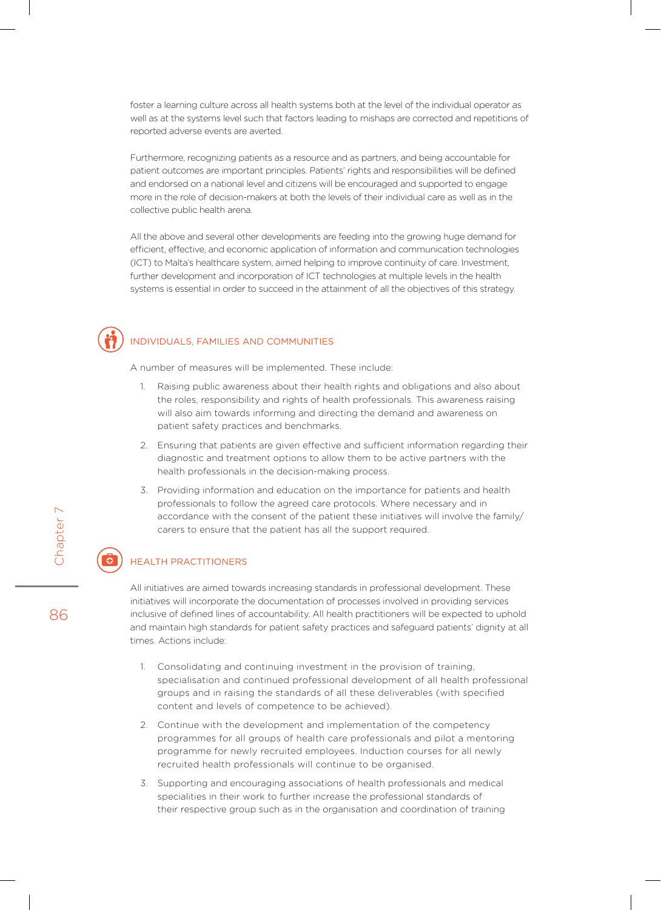foster a learning culture across all health systems both at the level of the individual operator as well as at the systems level such that factors leading to mishaps are corrected and repetitions of reported adverse events are averted.

Furthermore, recognizing patients as a resource and as partners, and being accountable for patient outcomes are important principles. Patients' rights and responsibilities will be defined and endorsed on a national level and citizens will be encouraged and supported to engage more in the role of decision-makers at both the levels of their individual care as well as in the collective public health arena.

All the above and several other developments are feeding into the growing huge demand for efficient, effective, and economic application of information and communication technologies (ICT) to Malta's healthcare system, aimed helping to improve continuity of care. Investment, further development and incorporation of ICT technologies at multiple levels in the health systems is essential in order to succeed in the attainment of all the objectives of this strategy.

## INDIVIDUALS, FAMILIES AND COMMUNITIES

A number of measures will be implemented. These include:

1. Raising public awareness about their health rights and obligations and also about the roles, responsibility and rights of health professionals. This awareness raising will also aim towards informing and directing the demand and awareness on patient safety practices and benchmarks.
2. Ensuring that patients are given effective and sufficient information regarding their diagnostic and treatment options to allow them to be active partners with the health professionals in the decision-making process.
3. Providing information and education on the importance for patients and health professionals to follow the agreed care protocols. Where necessary and in accordance with the consent of the patient these initiatives will involve the family/carers to ensure that the patient has all the support required.

## HEALTH PRACTITIONERS

All initiatives are aimed towards increasing standards in professional development. These initiatives will incorporate the documentation of processes involved in providing services inclusive of defined lines of accountability. All health practitioners will be expected to uphold and maintain high standards for patient safety practices and safeguard patients' dignity at all times. Actions include:

1. Consolidating and continuing investment in the provision of training, specialisation and continued professional development of all health professional groups and in raising the standards of all these deliverables (with specified content and levels of competence to be achieved).
2. Continue with the development and implementation of the competency programmes for all groups of health care professionals and pilot a mentoring programme for newly recruited employees. Induction courses for all newly recruited health professionals will continue to be organised.
3. Supporting and encouraging associations of health professionals and medical specialities in their work to further increase the professional standards of their respective group such as in the organisation and coordination of training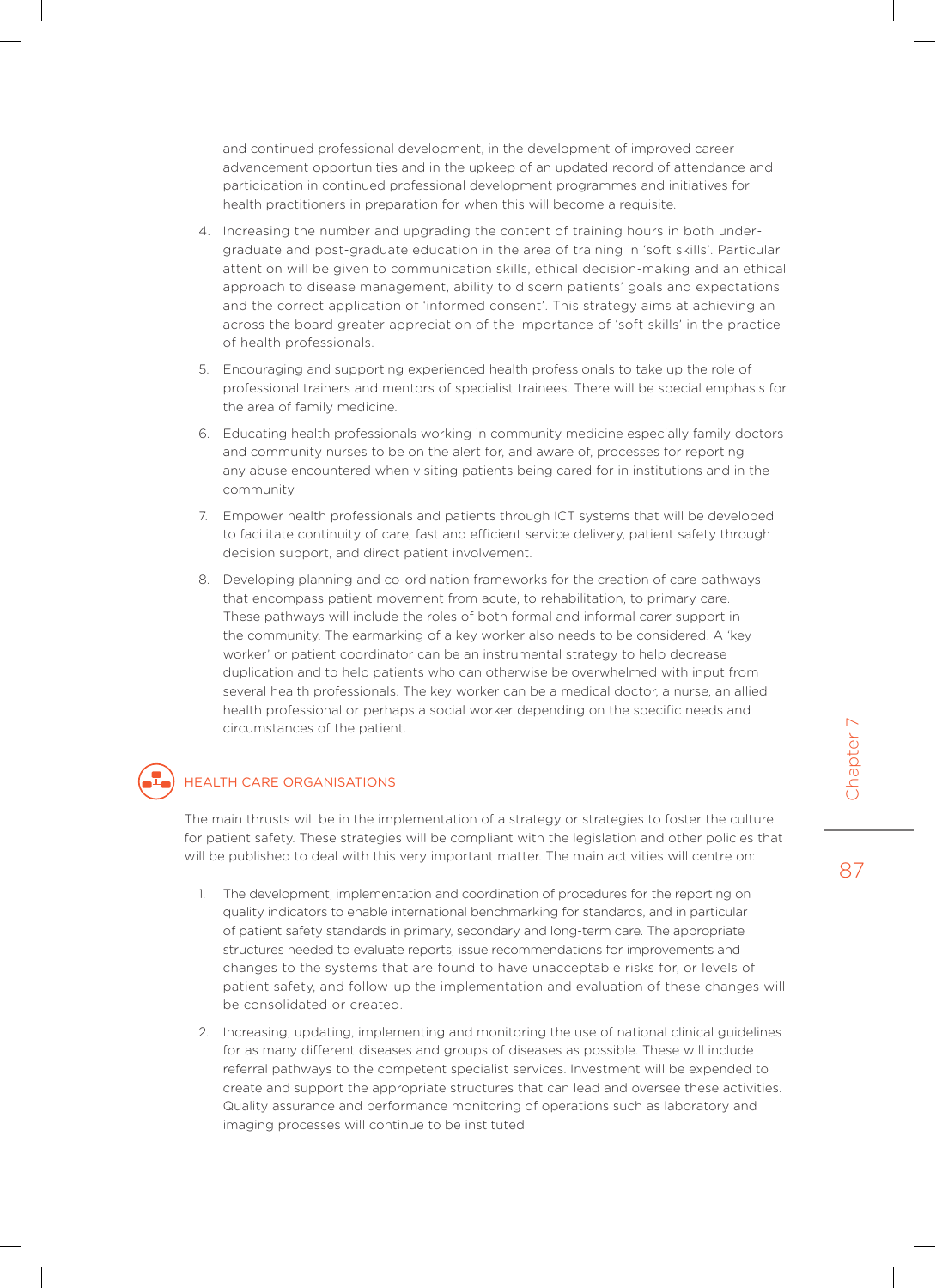and continued professional development, in the development of improved career advancement opportunities and in the upkeep of an updated record of attendance and participation in continued professional development programmes and initiatives for health practitioners in preparation for when this will become a requisite.

4. Increasing the number and upgrading the content of training hours in both under-graduate and post-graduate education in the area of training in 'soft skills'. Particular attention will be given to communication skills, ethical decision-making and an ethical approach to disease management, ability to discern patients' goals and expectations and the correct application of 'informed consent'. This strategy aims at achieving an across the board greater appreciation of the importance of 'soft skills' in the practice of health professionals.
5. Encouraging and supporting experienced health professionals to take up the role of professional trainers and mentors of specialist trainees. There will be special emphasis for the area of family medicine.
6. Educating health professionals working in community medicine especially family doctors and community nurses to be on the alert for, and aware of, processes for reporting any abuse encountered when visiting patients being cared for in institutions and in the community.
7. Empower health professionals and patients through ICT systems that will be developed to facilitate continuity of care, fast and efficient service delivery, patient safety through decision support, and direct patient involvement.
8. Developing planning and co-ordination frameworks for the creation of care pathways that encompass patient movement from acute, to rehabilitation, to primary care. These pathways will include the roles of both formal and informal carer support in the community. The earmarking of a key worker also needs to be considered. A 'key worker' or patient coordinator can be an instrumental strategy to help decrease duplication and to help patients who can otherwise be overwhelmed with input from several health professionals. The key worker can be a medical doctor, a nurse, an allied health professional or perhaps a social worker depending on the specific needs and circumstances of the patient.

## HEALTH CARE ORGANISATIONS

The main thrusts will be in the implementation of a strategy or strategies to foster the culture for patient safety. These strategies will be compliant with the legislation and other policies that will be published to deal with this very important matter. The main activities will centre on:

1. The development, implementation and coordination of procedures for the reporting on quality indicators to enable international benchmarking for standards, and in particular of patient safety standards in primary, secondary and long-term care. The appropriate structures needed to evaluate reports, issue recommendations for improvements and changes to the systems that are found to have unacceptable risks for, or levels of patient safety, and follow-up the implementation and evaluation of these changes will be consolidated or created.
2. Increasing, updating, implementing and monitoring the use of national clinical guidelines for as many different diseases and groups of diseases as possible. These will include referral pathways to the competent specialist services. Investment will be expended to create and support the appropriate structures that can lead and oversee these activities. Quality assurance and performance monitoring of operations such as laboratory and imaging processes will continue to be instituted.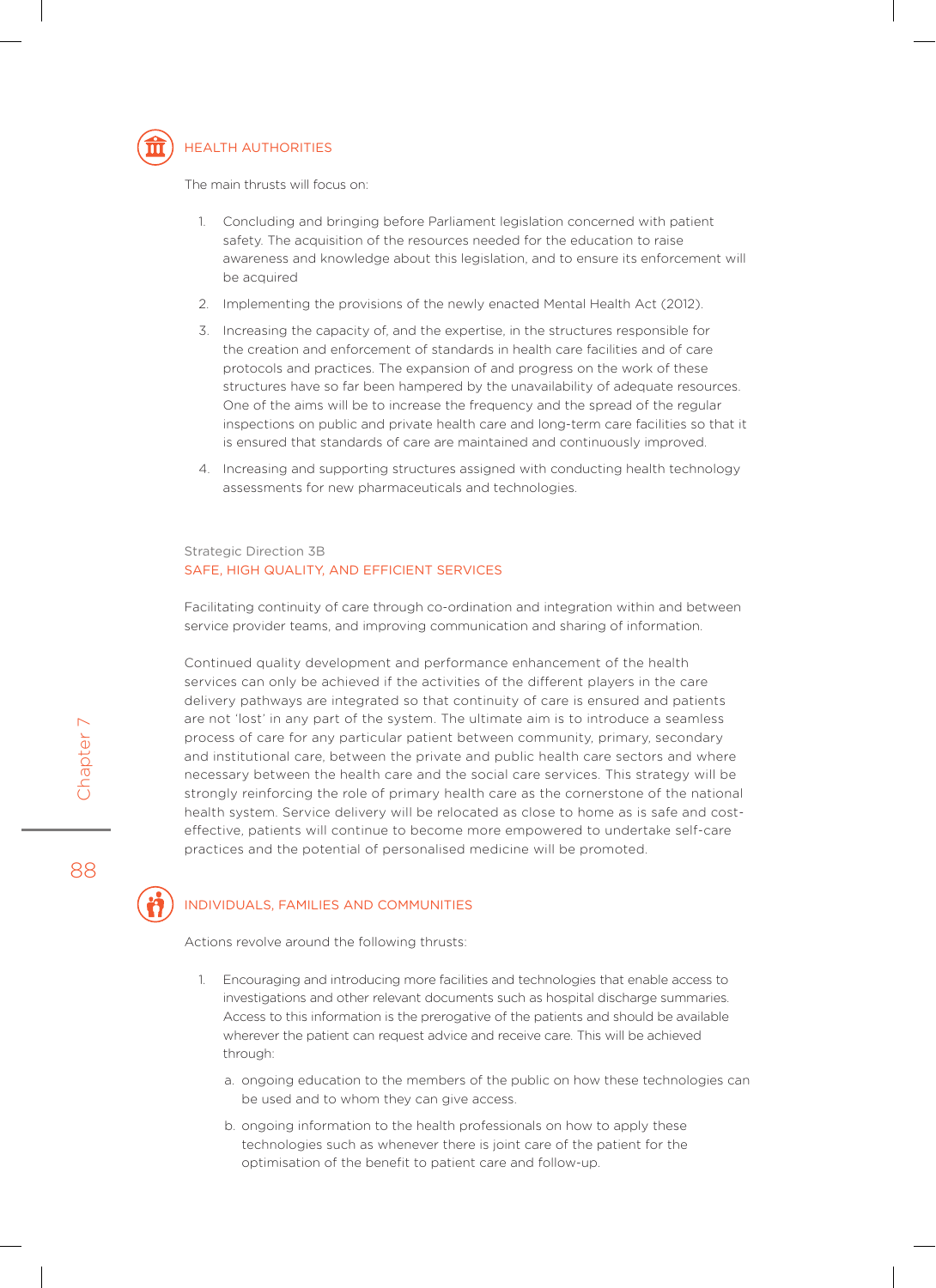### HEALTH AUTHORITIES

The main thrusts will focus on:

1. Concluding and bringing before Parliament legislation concerned with patient safety. The acquisition of the resources needed for the education to raise awareness and knowledge about this legislation, and to ensure its enforcement will be acquired
2. Implementing the provisions of the newly enacted Mental Health Act (2012).
3. Increasing the capacity of, and the expertise, in the structures responsible for the creation and enforcement of standards in health care facilities and of care protocols and practices. The expansion of and progress on the work of these structures have so far been hampered by the unavailability of adequate resources. One of the aims will be to increase the frequency and the spread of the regular inspections on public and private health care and long-term care facilities so that it is ensured that standards of care are maintained and continuously improved.
4. Increasing and supporting structures assigned with conducting health technology assessments for new pharmaceuticals and technologies.

## Strategic Direction 3B
## SAFE, HIGH QUALITY, AND EFFICIENT SERVICES

Facilitating continuity of care through co-ordination and integration within and between service provider teams, and improving communication and sharing of information.

Continued quality development and performance enhancement of the health services can only be achieved if the activities of the different players in the care delivery pathways are integrated so that continuity of care is ensured and patients are not 'lost' in any part of the system. The ultimate aim is to introduce a seamless process of care for any particular patient between community, primary, secondary and institutional care, between the private and public health care sectors and where necessary between the health care and the social care services. This strategy will be strongly reinforcing the role of primary health care as the cornerstone of the national health system. Service delivery will be relocated as close to home as is safe and cost-effective, patients will continue to become more empowered to undertake self-care practices and the potential of personalised medicine will be promoted.

### INDIVIDUALS, FAMILIES AND COMMUNITIES

Actions revolve around the following thrusts:

1. Encouraging and introducing more facilities and technologies that enable access to investigations and other relevant documents such as hospital discharge summaries. Access to this information is the prerogative of the patients and should be available wherever the patient can request advice and receive care. This will be achieved through:
   a. ongoing education to the members of the public on how these technologies can be used and to whom they can give access.
   b. ongoing information to the health professionals on how to apply these technologies such as whenever there is joint care of the patient for the optimisation of the benefit to patient care and follow-up.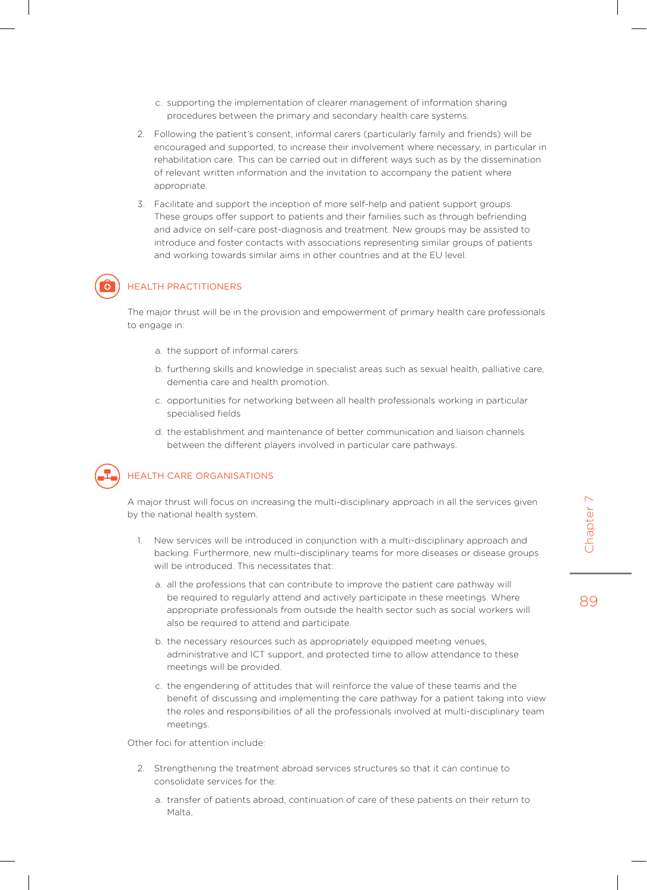c. supporting the implementation of clearer management of information sharing procedures between the primary and secondary health care systems.

2. Following the patient's consent, informal carers (particularly family and friends) will be encouraged and supported, to increase their involvement where necessary, in particular in rehabilitation care. This can be carried out in different ways such as by the dissemination of relevant written information and the invitation to accompany the patient where appropriate.

3. Facilitate and support the inception of more self-help and patient support groups. These groups offer support to patients and their families such as through befriending and advice on self-care post-diagnosis and treatment. New groups may be assisted to introduce and foster contacts with associations representing similar groups of patients and working towards similar aims in other countries and at the EU level.

## HEALTH PRACTITIONERS

The major thrust will be in the provision and empowerment of primary health care professionals to engage in:

a. the support of informal carers.

b. furthering skills and knowledge in specialist areas such as sexual health, palliative care, dementia care and health promotion.

c. opportunities for networking between all health professionals working in particular specialised fields

d. the establishment and maintenance of better communication and liaison channels between the different players involved in particular care pathways.

## HEALTH CARE ORGANISATIONS

A major thrust will focus on increasing the multi-disciplinary approach in all the services given by the national health system.

1. New services will be introduced in conjunction with a multi-disciplinary approach and backing. Furthermore, new multi-disciplinary teams for more diseases or disease groups will be introduced. This necessitates that:

   a. all the professions that can contribute to improve the patient care pathway will be required to regularly attend and actively participate in these meetings. Where appropriate professionals from outside the health sector such as social workers will also be required to attend and participate.

   b. the necessary resources such as appropriately equipped meeting venues, administrative and ICT support, and protected time to allow attendance to these meetings will be provided.

   c. the engendering of attitudes that will reinforce the value of these teams and the benefit of discussing and implementing the care pathway for a patient taking into view the roles and responsibilities of all the professionals involved at multi-disciplinary team meetings.

Other foci for attention include:

2. Strengthening the treatment abroad services structures so that it can continue to consolidate services for the:

   a. transfer of patients abroad, continuation of care of these patients on their return to Malta,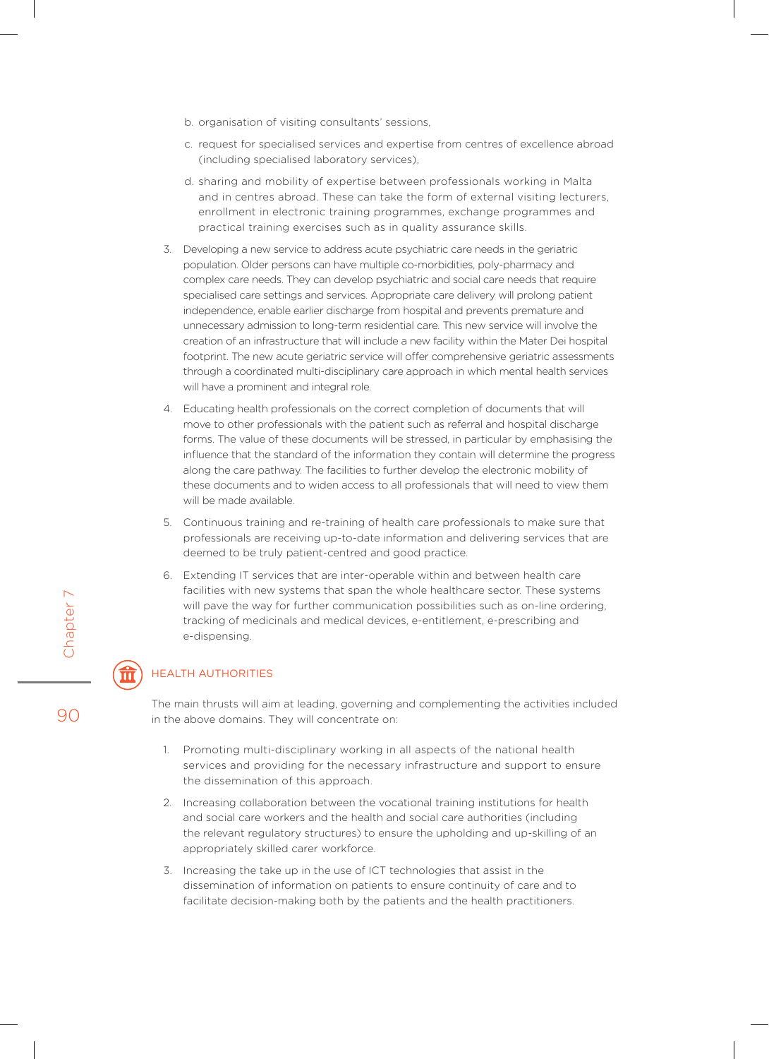b. organisation of visiting consultants' sessions,

c. request for specialised services and expertise from centres of excellence abroad (including specialised laboratory services),

d. sharing and mobility of expertise between professionals working in Malta and in centres abroad. These can take the form of external visiting lecturers, enrollment in electronic training programmes, exchange programmes and practical training exercises such as in quality assurance skills.

3. Developing a new service to address acute psychiatric care needs in the geriatric population. Older persons can have multiple co-morbidities, poly-pharmacy and complex care needs. They can develop psychiatric and social care needs that require specialised care settings and services. Appropriate care delivery will prolong patient independence, enable earlier discharge from hospital and prevents premature and unnecessary admission to long-term residential care. This new service will involve the creation of an infrastructure that will include a new facility within the Mater Dei hospital footprint. The new acute geriatric service will offer comprehensive geriatric assessments through a coordinated multi-disciplinary care approach in which mental health services will have a prominent and integral role.

4. Educating health professionals on the correct completion of documents that will move to other professionals with the patient such as referral and hospital discharge forms. The value of these documents will be stressed, in particular by emphasising the influence that the standard of the information they contain will determine the progress along the care pathway. The facilities to further develop the electronic mobility of these documents and to widen access to all professionals that will need to view them will be made available.

5. Continuous training and re-training of health care professionals to make sure that professionals are receiving up-to-date information and delivering services that are deemed to be truly patient-centred and good practice.

6. Extending IT services that are inter-operable within and between health care facilities with new systems that span the whole healthcare sector. These systems will pave the way for further communication possibilities such as on-line ordering, tracking of medicinals and medical devices, e-entitlement, e-prescribing and e-dispensing.

## HEALTH AUTHORITIES

The main thrusts will aim at leading, governing and complementing the activities included in the above domains. They will concentrate on:

1. Promoting multi-disciplinary working in all aspects of the national health services and providing for the necessary infrastructure and support to ensure the dissemination of this approach.

2. Increasing collaboration between the vocational training institutions for health and social care workers and the health and social care authorities (including the relevant regulatory structures) to ensure the upholding and up-skilling of an appropriately skilled carer workforce.

3. Increasing the take up in the use of ICT technologies that assist in the dissemination of information on patients to ensure continuity of care and to facilitate decision-making both by the patients and the health practitioners.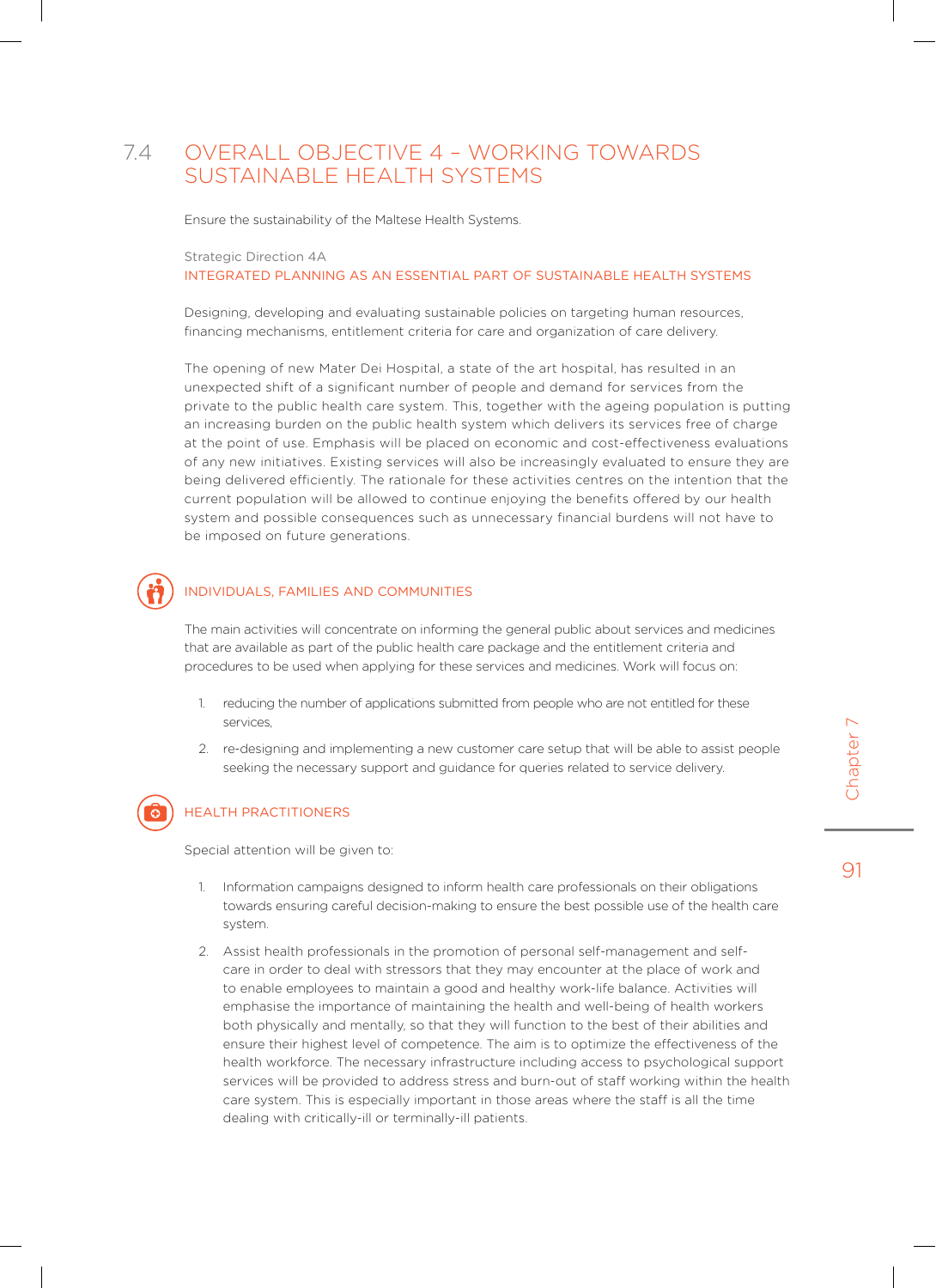## 7.4 OVERALL OBJECTIVE 4 – WORKING TOWARDS SUSTAINABLE HEALTH SYSTEMS

Ensure the sustainability of the Maltese Health Systems.

Strategic Direction 4A

### INTEGRATED PLANNING AS AN ESSENTIAL PART OF SUSTAINABLE HEALTH SYSTEMS

Designing, developing and evaluating sustainable policies on targeting human resources, financing mechanisms, entitlement criteria for care and organization of care delivery.

The opening of new Mater Dei Hospital, a state of the art hospital, has resulted in an unexpected shift of a significant number of people and demand for services from the private to the public health care system. This, together with the ageing population is putting an increasing burden on the public health system which delivers its services free of charge at the point of use. Emphasis will be placed on economic and cost-effectiveness evaluations of any new initiatives. Existing services will also be increasingly evaluated to ensure they are being delivered efficiently. The rationale for these activities centres on the intention that the current population will be allowed to continue enjoying the benefits offered by our health system and possible consequences such as unnecessary financial burdens will not have to be imposed on future generations.

#### INDIVIDUALS, FAMILIES AND COMMUNITIES

The main activities will concentrate on informing the general public about services and medicines that are available as part of the public health care package and the entitlement criteria and procedures to be used when applying for these services and medicines. Work will focus on:

1. reducing the number of applications submitted from people who are not entitled for these services,
2. re-designing and implementing a new customer care setup that will be able to assist people seeking the necessary support and guidance for queries related to service delivery.

#### HEALTH PRACTITIONERS

Special attention will be given to:

1. Information campaigns designed to inform health care professionals on their obligations towards ensuring careful decision-making to ensure the best possible use of the health care system.
2. Assist health professionals in the promotion of personal self-management and self-care in order to deal with stressors that they may encounter at the place of work and to enable employees to maintain a good and healthy work-life balance. Activities will emphasise the importance of maintaining the health and well-being of health workers both physically and mentally, so that they will function to the best of their abilities and ensure their highest level of competence. The aim is to optimize the effectiveness of the health workforce. The necessary infrastructure including access to psychological support services will be provided to address stress and burn-out of staff working within the health care system. This is especially important in those areas where the staff is all the time dealing with critically-ill or terminally-ill patients.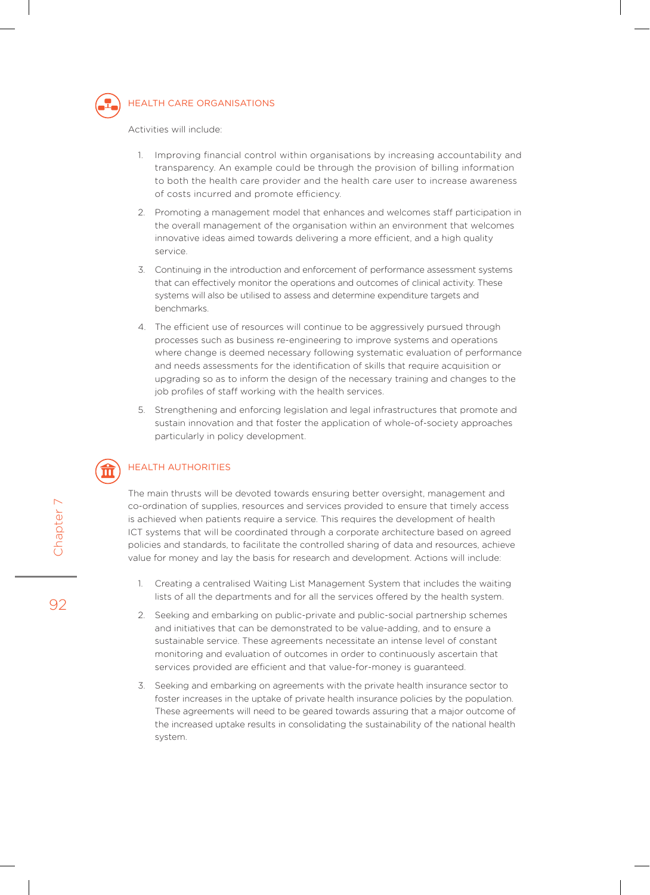## HEALTH CARE ORGANISATIONS

Activities will include:

1. Improving financial control within organisations by increasing accountability and transparency. An example could be through the provision of billing information to both the health care provider and the health care user to increase awareness of costs incurred and promote efficiency.
2. Promoting a management model that enhances and welcomes staff participation in the overall management of the organisation within an environment that welcomes innovative ideas aimed towards delivering a more efficient, and a high quality service.
3. Continuing in the introduction and enforcement of performance assessment systems that can effectively monitor the operations and outcomes of clinical activity. These systems will also be utilised to assess and determine expenditure targets and benchmarks.
4. The efficient use of resources will continue to be aggressively pursued through processes such as business re-engineering to improve systems and operations where change is deemed necessary following systematic evaluation of performance and needs assessments for the identification of skills that require acquisition or upgrading so as to inform the design of the necessary training and changes to the job profiles of staff working with the health services.
5. Strengthening and enforcing legislation and legal infrastructures that promote and sustain innovation and that foster the application of whole-of-society approaches particularly in policy development.

## HEALTH AUTHORITIES

The main thrusts will be devoted towards ensuring better oversight, management and co-ordination of supplies, resources and services provided to ensure that timely access is achieved when patients require a service. This requires the development of health ICT systems that will be coordinated through a corporate architecture based on agreed policies and standards, to facilitate the controlled sharing of data and resources, achieve value for money and lay the basis for research and development. Actions will include:

1. Creating a centralised Waiting List Management System that includes the waiting lists of all the departments and for all the services offered by the health system.
2. Seeking and embarking on public-private and public-social partnership schemes and initiatives that can be demonstrated to be value-adding, and to ensure a sustainable service. These agreements necessitate an intense level of constant monitoring and evaluation of outcomes in order to continuously ascertain that services provided are efficient and that value-for-money is guaranteed.
3. Seeking and embarking on agreements with the private health insurance sector to foster increases in the uptake of private health insurance policies by the population. These agreements will need to be geared towards assuring that a major outcome of the increased uptake results in consolidating the sustainability of the national health system.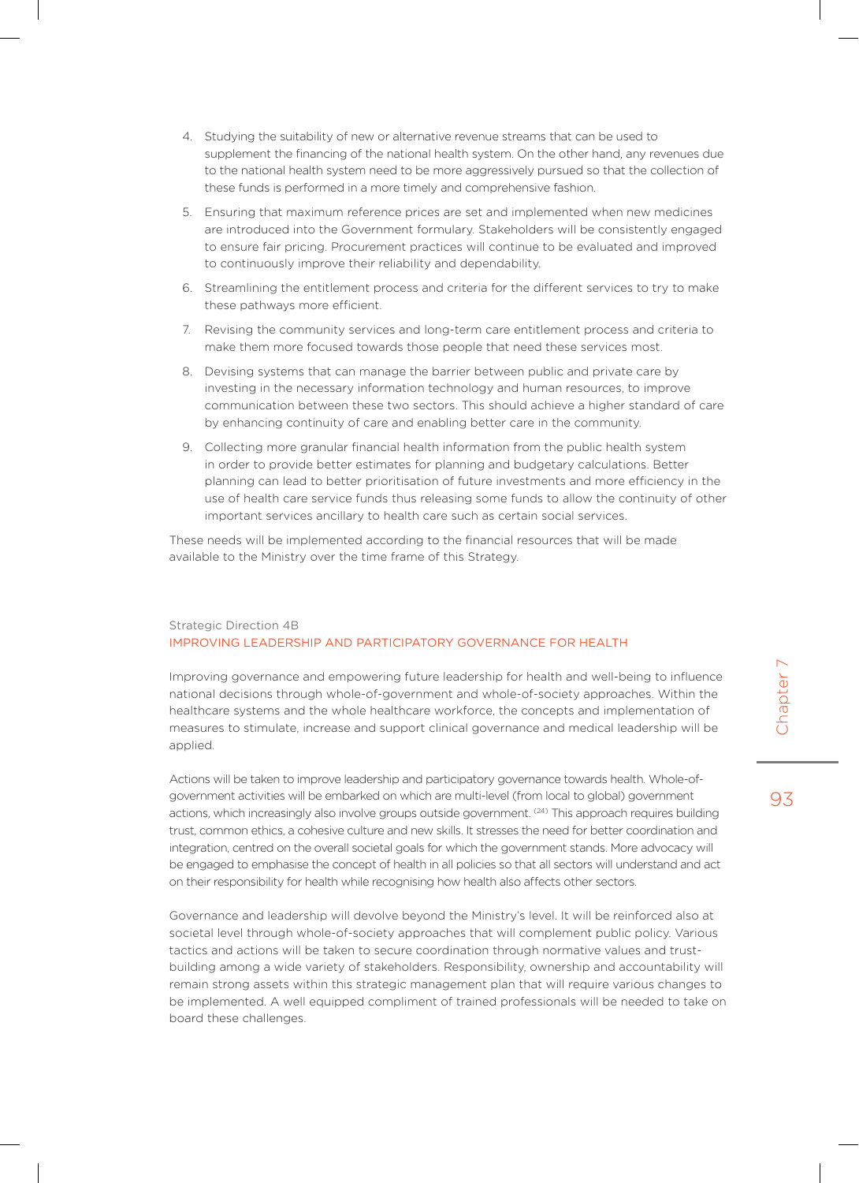4. Studying the suitability of new or alternative revenue streams that can be used to supplement the financing of the national health system. On the other hand, any revenues due to the national health system need to be more aggressively pursued so that the collection of these funds is performed in a more timely and comprehensive fashion.
5. Ensuring that maximum reference prices are set and implemented when new medicines are introduced into the Government formulary. Stakeholders will be consistently engaged to ensure fair pricing. Procurement practices will continue to be evaluated and improved to continuously improve their reliability and dependability.
6. Streamlining the entitlement process and criteria for the different services to try to make these pathways more efficient.
7. Revising the community services and long-term care entitlement process and criteria to make them more focused towards those people that need these services most.
8. Devising systems that can manage the barrier between public and private care by investing in the necessary information technology and human resources, to improve communication between these two sectors. This should achieve a higher standard of care by enhancing continuity of care and enabling better care in the community.
9. Collecting more granular financial health information from the public health system in order to provide better estimates for planning and budgetary calculations. Better planning can lead to better prioritisation of future investments and more efficiency in the use of health care service funds thus releasing some funds to allow the continuity of other important services ancillary to health care such as certain social services.

These needs will be implemented according to the financial resources that will be made available to the Ministry over the time frame of this Strategy.

### Strategic Direction 4B
## IMPROVING LEADERSHIP AND PARTICIPATORY GOVERNANCE FOR HEALTH

Improving governance and empowering future leadership for health and well-being to influence national decisions through whole-of-government and whole-of-society approaches. Within the healthcare systems and the whole healthcare workforce, the concepts and implementation of measures to stimulate, increase and support clinical governance and medical leadership will be applied.

Actions will be taken to improve leadership and participatory governance towards health. Whole-of-government activities will be embarked on which are multi-level (from local to global) government actions, which increasingly also involve groups outside government. [24] This approach requires building trust, common ethics, a cohesive culture and new skills. It stresses the need for better coordination and integration, centred on the overall societal goals for which the government stands. More advocacy will be engaged to emphasise the concept of health in all policies so that all sectors will understand and act on their responsibility for health while recognising how health also affects other sectors.

Governance and leadership will devolve beyond the Ministry's level. It will be reinforced also at societal level through whole-of-society approaches that will complement public policy. Various tactics and actions will be taken to secure coordination through normative values and trust-building among a wide variety of stakeholders. Responsibility, ownership and accountability will remain strong assets within this strategic management plan that will require various changes to be implemented. A well equipped compliment of trained professionals will be needed to take on board these challenges.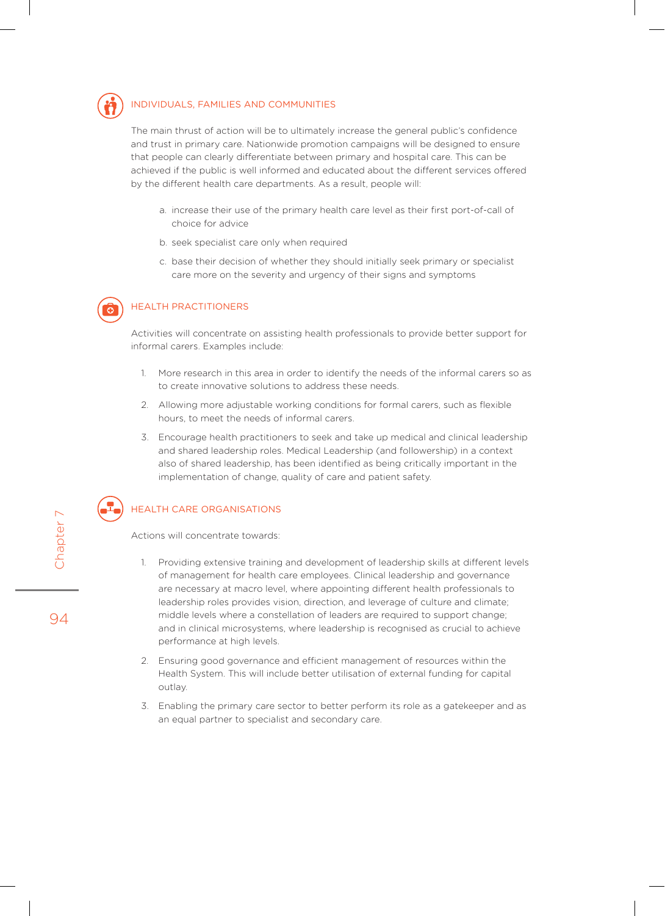### INDIVIDUALS, FAMILIES AND COMMUNITIES

The main thrust of action will be to ultimately increase the general public's confidence and trust in primary care. Nationwide promotion campaigns will be designed to ensure that people can clearly differentiate between primary and hospital care. This can be achieved if the public is well informed and educated about the different services offered by the different health care departments. As a result, people will:

a. increase their use of the primary health care level as their first port-of-call of choice for advice

b. seek specialist care only when required

c. base their decision of whether they should initially seek primary or specialist care more on the severity and urgency of their signs and symptoms

### HEALTH PRACTITIONERS

Activities will concentrate on assisting health professionals to provide better support for informal carers. Examples include:

1. More research in this area in order to identify the needs of the informal carers so as to create innovative solutions to address these needs.
2. Allowing more adjustable working conditions for formal carers, such as flexible hours, to meet the needs of informal carers.
3. Encourage health practitioners to seek and take up medical and clinical leadership and shared leadership roles. Medical Leadership (and followership) in a context also of shared leadership, has been identified as being critically important in the implementation of change, quality of care and patient safety.

### HEALTH CARE ORGANISATIONS

Actions will concentrate towards:

1. Providing extensive training and development of leadership skills at different levels of management for health care employees. Clinical leadership and governance are necessary at macro level, where appointing different health professionals to leadership roles provides vision, direction, and leverage of culture and climate; middle levels where a constellation of leaders are required to support change; and in clinical microsystems, where leadership is recognised as crucial to achieve performance at high levels.
2. Ensuring good governance and efficient management of resources within the Health System. This will include better utilisation of external funding for capital outlay.
3. Enabling the primary care sector to better perform its role as a gatekeeper and as an equal partner to specialist and secondary care.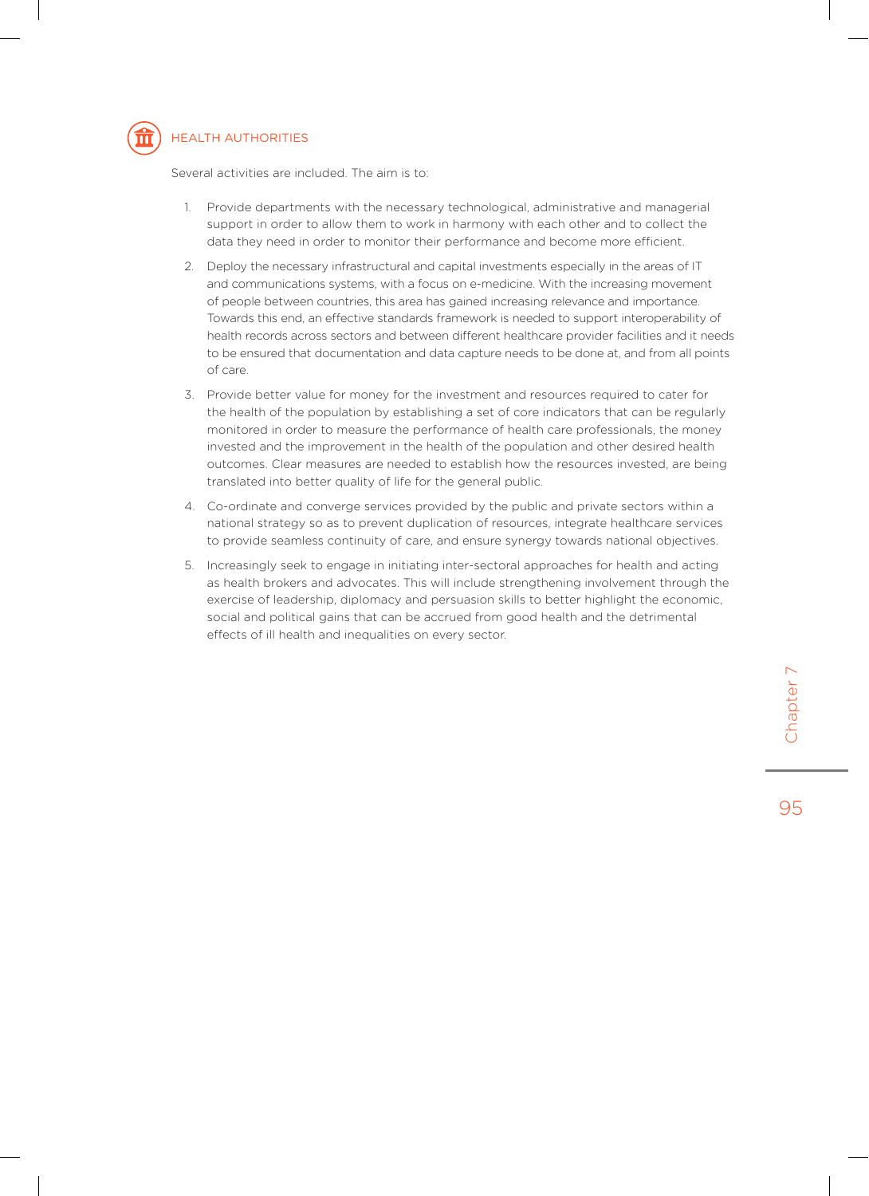### HEALTH AUTHORITIES

Several activities are included. The aim is to:

1. Provide departments with the necessary technological, administrative and managerial support in order to allow them to work in harmony with each other and to collect the data they need in order to monitor their performance and become more efficient.

2. Deploy the necessary infrastructural and capital investments especially in the areas of IT and communications systems, with a focus on e-medicine. With the increasing movement of people between countries, this area has gained increasing relevance and importance. Towards this end, an effective standards framework is needed to support interoperability of health records across sectors and between different healthcare provider facilities and it needs to be ensured that documentation and data capture needs to be done at, and from all points of care.

3. Provide better value for money for the investment and resources required to cater for the health of the population by establishing a set of core indicators that can be regularly monitored in order to measure the performance of health care professionals, the money invested and the improvement in the health of the population and other desired health outcomes. Clear measures are needed to establish how the resources invested, are being translated into better quality of life for the general public.

4. Co-ordinate and converge services provided by the public and private sectors within a national strategy so as to prevent duplication of resources, integrate healthcare services to provide seamless continuity of care, and ensure synergy towards national objectives.

5. Increasingly seek to engage in initiating inter-sectoral approaches for health and acting as health brokers and advocates. This will include strengthening involvement through the exercise of leadership, diplomacy and persuasion skills to better highlight the economic, social and political gains that can be accrued from good health and the detrimental effects of ill health and inequalities on every sector.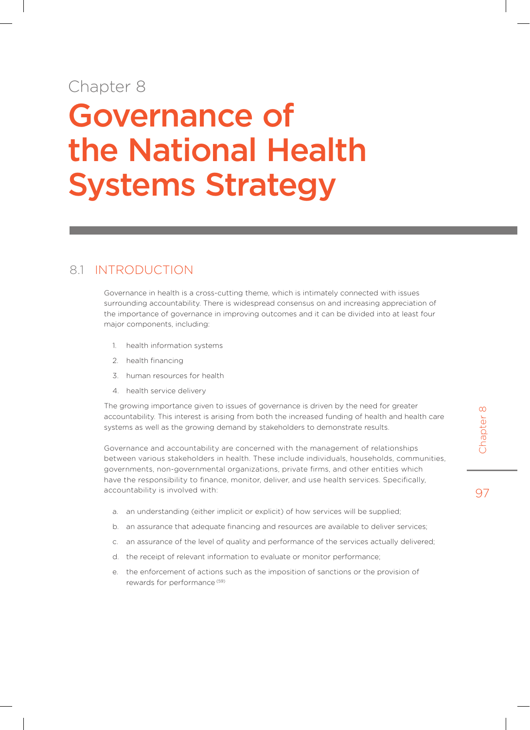Chapter 8

# Governance of the National Health Systems Strategy

## 8.1 INTRODUCTION

Governance in health is a cross-cutting theme, which is intimately connected with issues surrounding accountability. There is widespread consensus on and increasing appreciation of the importance of governance in improving outcomes and it can be divided into at least four major components, including:

1. health information systems
2. health financing
3. human resources for health
4. health service delivery

The growing importance given to issues of governance is driven by the need for greater accountability. This interest is arising from both the increased funding of health and health care systems as well as the growing demand by stakeholders to demonstrate results.

Governance and accountability are concerned with the management of relationships between various stakeholders in health. These include individuals, households, communities, governments, non-governmental organizations, private firms, and other entities which have the responsibility to finance, monitor, deliver, and use health services. Specifically, accountability is involved with:

a. an understanding (either implicit or explicit) of how services will be supplied;
b. an assurance that adequate financing and resources are available to deliver services;
c. an assurance of the level of quality and performance of the services actually delivered;
d. the receipt of relevant information to evaluate or monitor performance;
e. the enforcement of actions such as the imposition of sanctions or the provision of rewards for performance [59]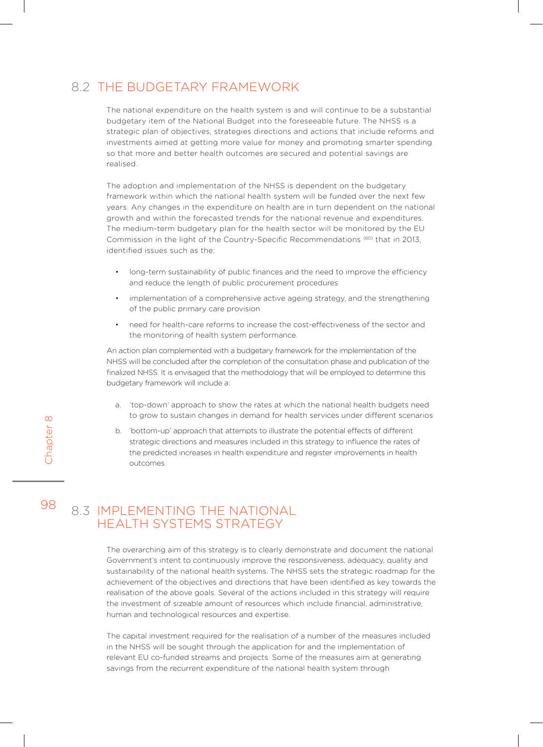## 8.2 THE BUDGETARY FRAMEWORK

The national expenditure on the health system is and will continue to be a substantial budgetary item of the National Budget into the foreseeable future. The NHSS is a strategic plan of objectives, strategies directions and actions that include reforms and investments aimed at getting more value for money and promoting smarter spending so that more and better health outcomes are secured and potential savings are realised.

The adoption and implementation of the NHSS is dependent on the budgetary framework within which the national health system will be funded over the next few years. Any changes in the expenditure on health are in turn dependent on the national growth and within the forecasted trends for the national revenue and expenditures. The medium-term budgetary plan for the health sector will be monitored by the EU Commission in the light of the Country-Specific Recommendations [60] that in 2013, identified issues such as the:

- long-term sustainability of public finances and the need to improve the efficiency and reduce the length of public procurement procedures
- implementation of a comprehensive active ageing strategy, and the strengthening of the public primary care provision
- need for health-care reforms to increase the cost-effectiveness of the sector and the monitoring of health system performance.

An action plan complemented with a budgetary framework for the implementation of the NHSS will be concluded after the completion of the consultation phase and publication of the finalized NHSS. It is envisaged that the methodology that will be employed to determine this budgetary framework will include a:

a. 'top-down' approach to show the rates at which the national health budgets need to grow to sustain changes in demand for health services under different scenarios

b. 'bottom-up' approach that attempts to illustrate the potential effects of different strategic directions and measures included in this strategy to influence the rates of the predicted increases in health expenditure and register improvements in health outcomes.

## 8.3 IMPLEMENTING THE NATIONAL HEALTH SYSTEMS STRATEGY

The overarching aim of this strategy is to clearly demonstrate and document the national Government's intent to continuously improve the responsiveness, adequacy, quality and sustainability of the national health systems. The NHSS sets the strategic roadmap for the achievement of the objectives and directions that have been identified as key towards the realisation of the above goals. Several of the actions included in this strategy will require the investment of sizeable amount of resources which include financial, administrative, human and technological resources and expertise.

The capital investment required for the realisation of a number of the measures included in the NHSS will be sought through the application for and the implementation of relevant EU co-funded streams and projects. Some of the measures aim at generating savings from the recurrent expenditure of the national health system through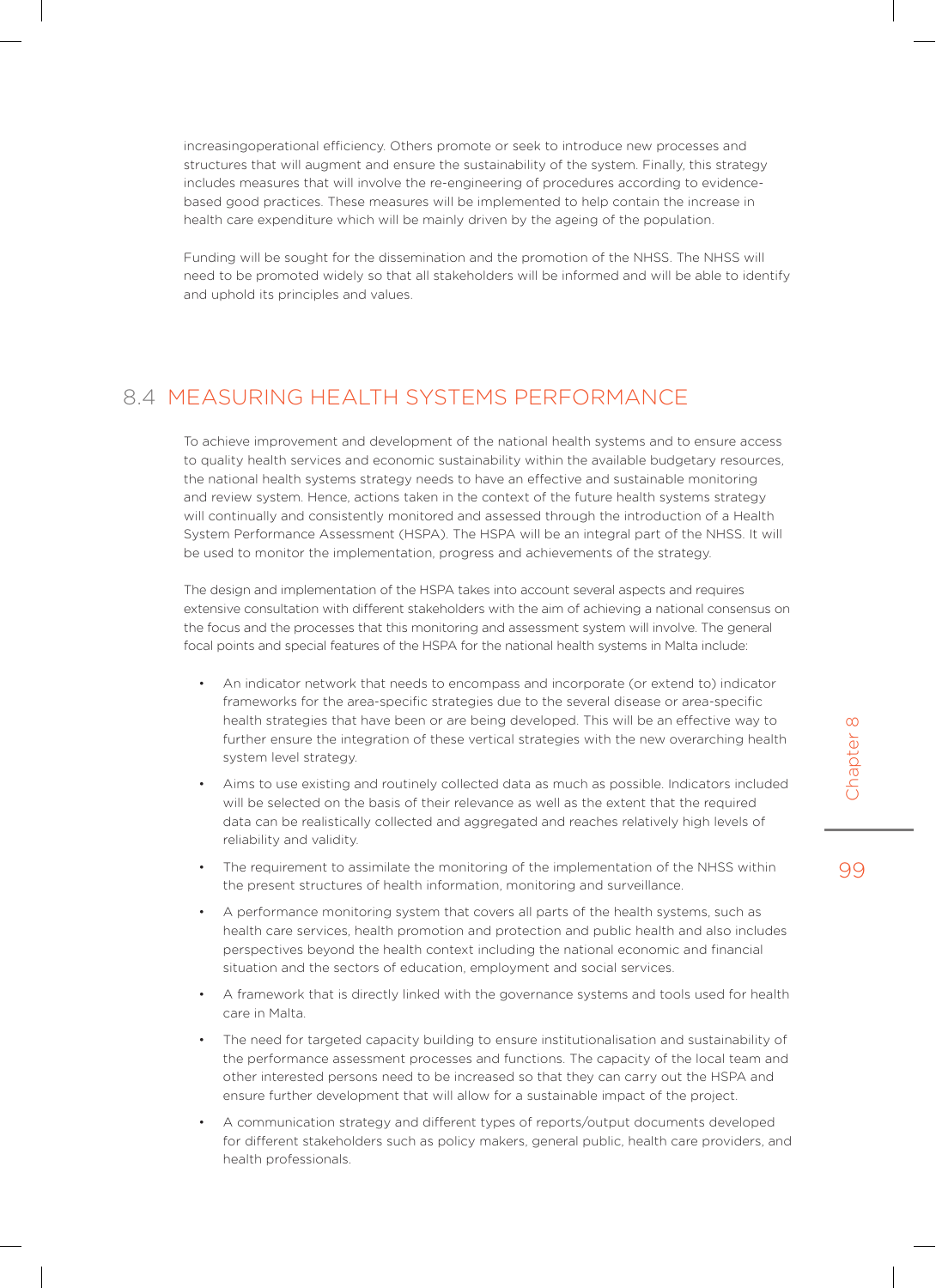increasingoperational efficiency. Others promote or seek to introduce new processes and structures that will augment and ensure the sustainability of the system. Finally, this strategy includes measures that will involve the re-engineering of procedures according to evidence-based good practices. These measures will be implemented to help contain the increase in health care expenditure which will be mainly driven by the ageing of the population.

Funding will be sought for the dissemination and the promotion of the NHSS. The NHSS will need to be promoted widely so that all stakeholders will be informed and will be able to identify and uphold its principles and values.

## 8.4 MEASURING HEALTH SYSTEMS PERFORMANCE

To achieve improvement and development of the national health systems and to ensure access to quality health services and economic sustainability within the available budgetary resources, the national health systems strategy needs to have an effective and sustainable monitoring and review system. Hence, actions taken in the context of the future health systems strategy will continually and consistently monitored and assessed through the introduction of a Health System Performance Assessment (HSPA). The HSPA will be an integral part of the NHSS. It will be used to monitor the implementation, progress and achievements of the strategy.

The design and implementation of the HSPA takes into account several aspects and requires extensive consultation with different stakeholders with the aim of achieving a national consensus on the focus and the processes that this monitoring and assessment system will involve. The general focal points and special features of the HSPA for the national health systems in Malta include:

- An indicator network that needs to encompass and incorporate (or extend to) indicator frameworks for the area-specific strategies due to the several disease or area-specific health strategies that have been or are being developed. This will be an effective way to further ensure the integration of these vertical strategies with the new overarching health system level strategy.
- Aims to use existing and routinely collected data as much as possible. Indicators included will be selected on the basis of their relevance as well as the extent that the required data can be realistically collected and aggregated and reaches relatively high levels of reliability and validity.
- The requirement to assimilate the monitoring of the implementation of the NHSS within the present structures of health information, monitoring and surveillance.
- A performance monitoring system that covers all parts of the health systems, such as health care services, health promotion and protection and public health and also includes perspectives beyond the health context including the national economic and financial situation and the sectors of education, employment and social services.
- A framework that is directly linked with the governance systems and tools used for health care in Malta.
- The need for targeted capacity building to ensure institutionalisation and sustainability of the performance assessment processes and functions. The capacity of the local team and other interested persons need to be increased so that they can carry out the HSPA and ensure further development that will allow for a sustainable impact of the project.
- A communication strategy and different types of reports/output documents developed for different stakeholders such as policy makers, general public, health care providers, and health professionals.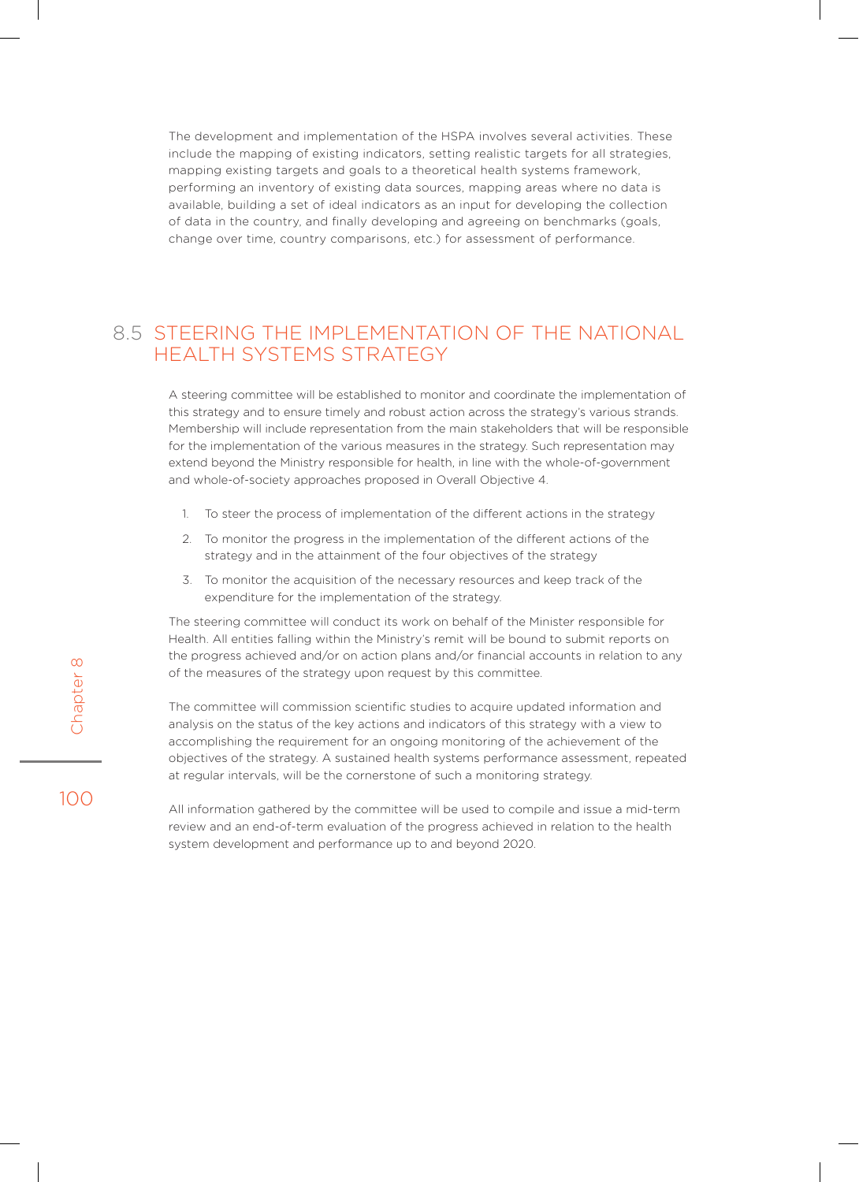The development and implementation of the HSPA involves several activities. These include the mapping of existing indicators, setting realistic targets for all strategies, mapping existing targets and goals to a theoretical health systems framework, performing an inventory of existing data sources, mapping areas where no data is available, building a set of ideal indicators as an input for developing the collection of data in the country, and finally developing and agreeing on benchmarks (goals, change over time, country comparisons, etc.) for assessment of performance.

## 8.5 STEERING THE IMPLEMENTATION OF THE NATIONAL HEALTH SYSTEMS STRATEGY

A steering committee will be established to monitor and coordinate the implementation of this strategy and to ensure timely and robust action across the strategy's various strands. Membership will include representation from the main stakeholders that will be responsible for the implementation of the various measures in the strategy. Such representation may extend beyond the Ministry responsible for health, in line with the whole-of-government and whole-of-society approaches proposed in Overall Objective 4.

1. To steer the process of implementation of the different actions in the strategy
2. To monitor the progress in the implementation of the different actions of the strategy and in the attainment of the four objectives of the strategy
3. To monitor the acquisition of the necessary resources and keep track of the expenditure for the implementation of the strategy.

The steering committee will conduct its work on behalf of the Minister responsible for Health. All entities falling within the Ministry's remit will be bound to submit reports on the progress achieved and/or on action plans and/or financial accounts in relation to any of the measures of the strategy upon request by this committee.

The committee will commission scientific studies to acquire updated information and analysis on the status of the key actions and indicators of this strategy with a view to accomplishing the requirement for an ongoing monitoring of the achievement of the objectives of the strategy. A sustained health systems performance assessment, repeated at regular intervals, will be the cornerstone of such a monitoring strategy.

All information gathered by the committee will be used to compile and issue a mid-term review and an end-of-term evaluation of the progress achieved in relation to the health system development and performance up to and beyond 2020.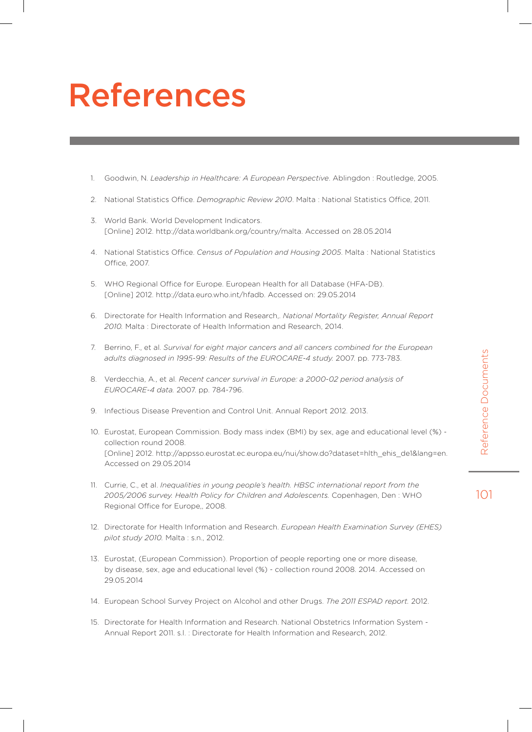# References

1. Goodwin, N. *Leadership in Healthcare: A European Perspective*. Ablingdon : Routledge, 2005.

2. National Statistics Office. *Demographic Review 2010*. Malta : National Statistics Office, 2011.

3. World Bank. World Development Indicators. [Online] 2012. http://data.worldbank.org/country/malta. Accessed on 28.05.2014

4. National Statistics Office. *Census of Population and Housing 2005*. Malta : National Statistics Office, 2007.

5. WHO Regional Office for Europe. European Health for all Database (HFA-DB). [Online] 2012. http://data.euro.who.int/hfadb. Accessed on: 29.05.2014

6. Directorate for Health Information and Research,. *National Mortality Register, Annual Report 2010.* Malta : Directorate of Health Information and Research, 2014.

7. Berrino, F., et al. *Survival for eight major cancers and all cancers combined for the European adults diagnosed in 1995-99: Results of the EUROCARE-4 study.* 2007. pp. 773-783.

8. Verdecchia, A., et al. *Recent cancer survival in Europe: a 2000-02 period analysis of EUROCARE-4 data.* 2007. pp. 784-796.

9. Infectious Disease Prevention and Control Unit. Annual Report 2012. 2013.

10. Eurostat, European Commission. Body mass index (BMI) by sex, age and educational level (%) - collection round 2008. [Online] 2012. http://appsso.eurostat.ec.europa.eu/nui/show.do?dataset=hlth_ehis_de1&lang=en. Accessed on 29.05.2014

11. Currie, C., et al. *Inequalities in young people's health. HBSC international report from the 2005/2006 survey. Health Policy for Children and Adolescents.* Copenhagen, Den : WHO Regional Office for Europe,, 2008.

12. Directorate for Health Information and Research. *European Health Examination Survey (EHES) pilot study 2010.* Malta : s.n., 2012.

13. Eurostat, (European Commission). Proportion of people reporting one or more disease, by disease, sex, age and educational level (%) - collection round 2008. 2014. Accessed on 29.05.2014

14. European School Survey Project on Alcohol and other Drugs. *The 2011 ESPAD report.* 2012.

15. Directorate for Health Information and Research. National Obstetrics Information System - Annual Report 2011. s.l. : Directorate for Health Information and Research, 2012.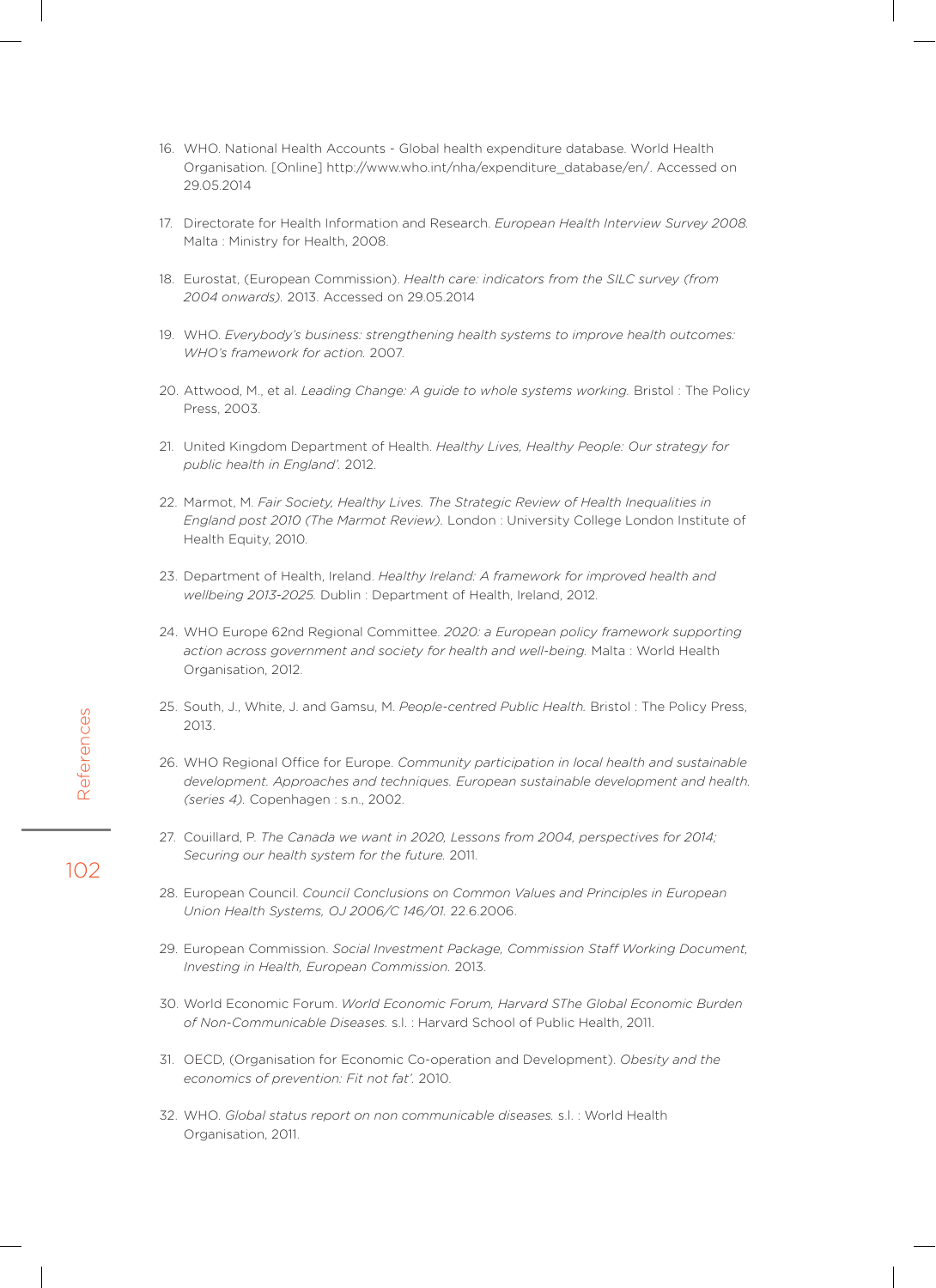16. WHO. National Health Accounts - Global health expenditure database. World Health Organisation. [Online] http://www.who.int/nha/expenditure_database/en/. Accessed on 29.05.2014

17. Directorate for Health Information and Research. *European Health Interview Survey 2008.* Malta : Ministry for Health, 2008.

18. Eurostat, (European Commission). *Health care: indicators from the SILC survey (from 2004 onwards).* 2013. Accessed on 29.05.2014

19. WHO. *Everybody's business: strengthening health systems to improve health outcomes: WHO's framework for action.* 2007.

20. Attwood, M., et al. *Leading Change: A guide to whole systems working.* Bristol : The Policy Press, 2003.

21. United Kingdom Department of Health. *Healthy Lives, Healthy People: Our strategy for public health in England'.* 2012.

22. Marmot, M. *Fair Society, Healthy Lives. The Strategic Review of Health Inequalities in England post 2010 (The Marmot Review).* London : University College London Institute of Health Equity, 2010.

23. Department of Health, Ireland. *Healthy Ireland: A framework for improved health and wellbeing 2013-2025.* Dublin : Department of Health, Ireland, 2012.

24. WHO Europe 62nd Regional Committee. *2020: a European policy framework supporting action across government and society for health and well-being.* Malta : World Health Organisation, 2012.

25. South, J., White, J. and Gamsu, M. *People-centred Public Health.* Bristol : The Policy Press, 2013.

26. WHO Regional Office for Europe. *Community participation in local health and sustainable development. Approaches and techniques. European sustainable development and health. (series 4).* Copenhagen : s.n., 2002.

27. Couillard, P. *The Canada we want in 2020, Lessons from 2004, perspectives for 2014; Securing our health system for the future.* 2011.

28. European Council. *Council Conclusions on Common Values and Principles in European Union Health Systems, OJ 2006/C 146/01.* 22.6.2006.

29. European Commission. *Social Investment Package, Commission Staff Working Document, Investing in Health, European Commission.* 2013.

30. World Economic Forum. *World Economic Forum, Harvard SThe Global Economic Burden of Non-Communicable Diseases.* s.l. : Harvard School of Public Health, 2011.

31. OECD, (Organisation for Economic Co-operation and Development). *Obesity and the economics of prevention: Fit not fat'.* 2010.

32. WHO. *Global status report on non communicable diseases.* s.l. : World Health Organisation, 2011.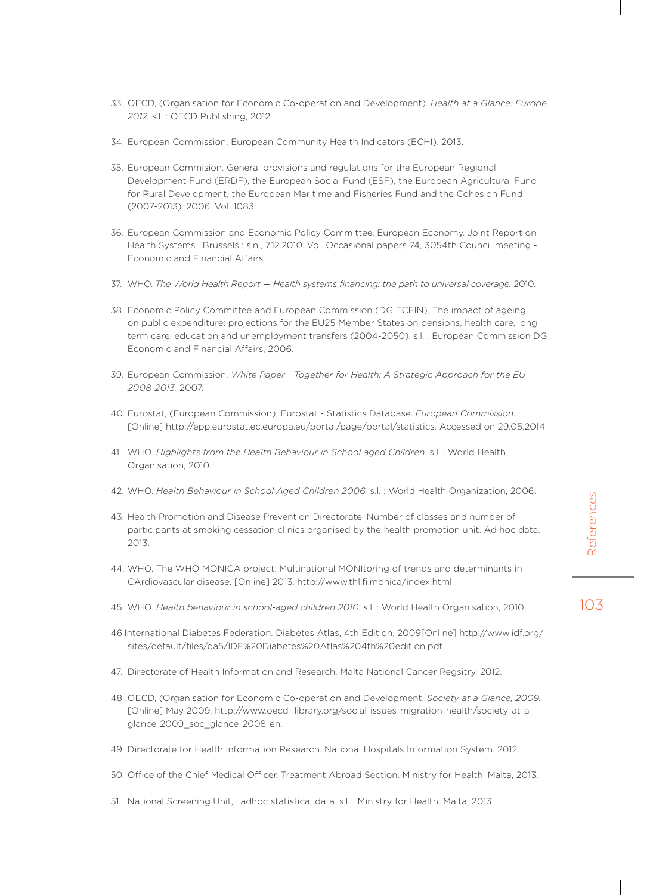33. OECD, (Organisation for Economic Co-operation and Development). *Health at a Glance: Europe 2012.* s.l. : OECD Publishing, 2012.

34. European Commission. European Community Health Indicators (ECHI). 2013.

35. European Commision. General provisions and regulations for the European Regional Development Fund (ERDF), the European Social Fund (ESF), the European Agricultural Fund for Rural Development, the European Maritime and Fisheries Fund and the Cohesion Fund (2007-2013). 2006. Vol. 1083.

36. European Commission and Economic Policy Committee, European Economy. Joint Report on Health Systems . Brussels : s.n., 7.12.2010. Vol. Occasional papers 74, 3054th Council meeting - Economic and Financial Affairs.

37. WHO. *The World Health Report — Health systems financing: the path to universal coverage.* 2010.

38. Economic Policy Committee and European Commission (DG ECFIN). The impact of ageing on public expenditure: projections for the EU25 Member States on pensions, health care, long term care, education and unemployment transfers (2004-2050). s.l. : European Commission DG Economic and Financial Affairs, 2006.

39. European Commission. *White Paper - Together for Health: A Strategic Approach for the EU 2008-2013.* 2007.

40. Eurostat, (European Commission). Eurostat - Statistics Database. *European Commission.* [Online] http://epp.eurostat.ec.europa.eu/portal/page/portal/statistics. Accessed on 29.05.2014

41. WHO. *Highlights from the Health Behaviour in School aged Children.* s.l. : World Health Organisation, 2010.

42. WHO. *Health Behaviour in School Aged Children 2006.* s.l. : World Health Organization, 2006.

43. Health Promotion and Disease Prevention Directorate. Number of classes and number of participants at smoking cessation clinics organised by the health promotion unit. Ad hoc data. 2013.

44. WHO. The WHO MONICA project: Multinational MONItoring of trends and determinants in CArdiovascular disease. [Online] 2013. http://www.thl.fi.monica/index.html.

45. WHO. *Health behaviour in school-aged children 2010.* s.l. : World Health Organisation, 2010.

46. International Diabetes Federation. Diabetes Atlas, 4th Edition, 2009[Online] http://www.idf.org/sites/default/files/da5/IDF%20Diabetes%20Atlas%204th%20edition.pdf.

47. Directorate of Health Information and Research. Malta National Cancer Regsitry. 2012.

48. OECD, (Organisation for Economic Co-operation and Development. *Society at a Glance, 2009.* [Online] May 2009. http://www.oecd-ilibrary.org/social-issues-migration-health/society-at-a-glance-2009_soc_glance-2008-en.

49. Directorate for Health Information Research. National Hospitals Information System. 2012.

50. Office of the Chief Medical Officer. Treatment Abroad Section. Ministry for Health, Malta, 2013.

51. National Screening Unit, . adhoc statistical data. s.l. : Ministry for Health, Malta, 2013.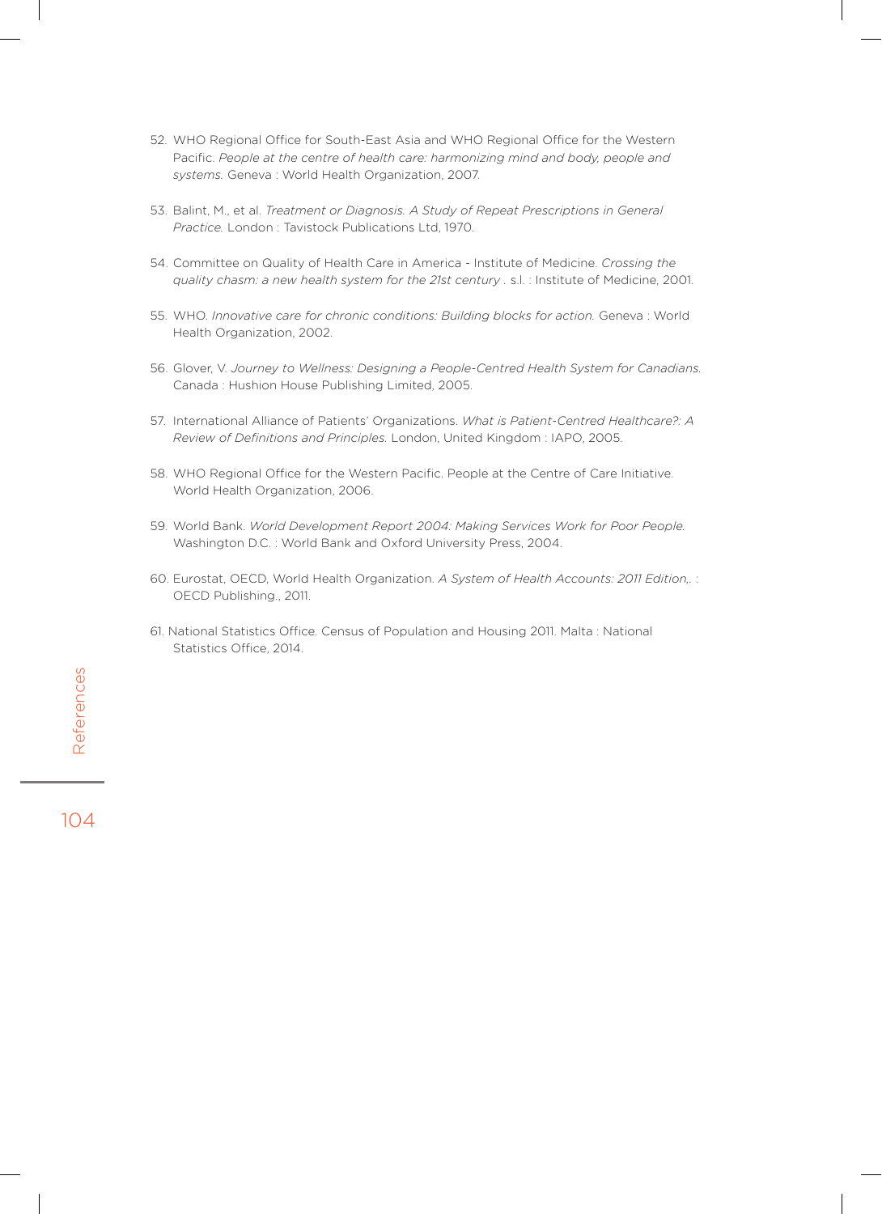52. WHO Regional Office for South-East Asia and WHO Regional Office for the Western Pacific. *People at the centre of health care: harmonizing mind and body, people and systems.* Geneva : World Health Organization, 2007.

53. Balint, M., et al. *Treatment or Diagnosis. A Study of Repeat Prescriptions in General Practice.* London : Tavistock Publications Ltd, 1970.

54. Committee on Quality of Health Care in America - Institute of Medicine. *Crossing the quality chasm: a new health system for the 21st century* . s.l. : Institute of Medicine, 2001.

55. WHO. *Innovative care for chronic conditions: Building blocks for action.* Geneva : World Health Organization, 2002.

56. Glover, V. *Journey to Wellness: Designing a People-Centred Health System for Canadians.* Canada : Hushion House Publishing Limited, 2005.

57. International Alliance of Patients' Organizations. *What is Patient-Centred Healthcare?: A Review of Definitions and Principles.* London, United Kingdom : IAPO, 2005.

58. WHO Regional Office for the Western Pacific. People at the Centre of Care Initiative. World Health Organization, 2006.

59. World Bank. *World Development Report 2004: Making Services Work for Poor People.* Washington D.C. : World Bank and Oxford University Press, 2004.

60. Eurostat, OECD, World Health Organization. *A System of Health Accounts: 2011 Edition,.* : OECD Publishing., 2011.

61. National Statistics Office. Census of Population and Housing 2011. Malta : National Statistics Office, 2014.